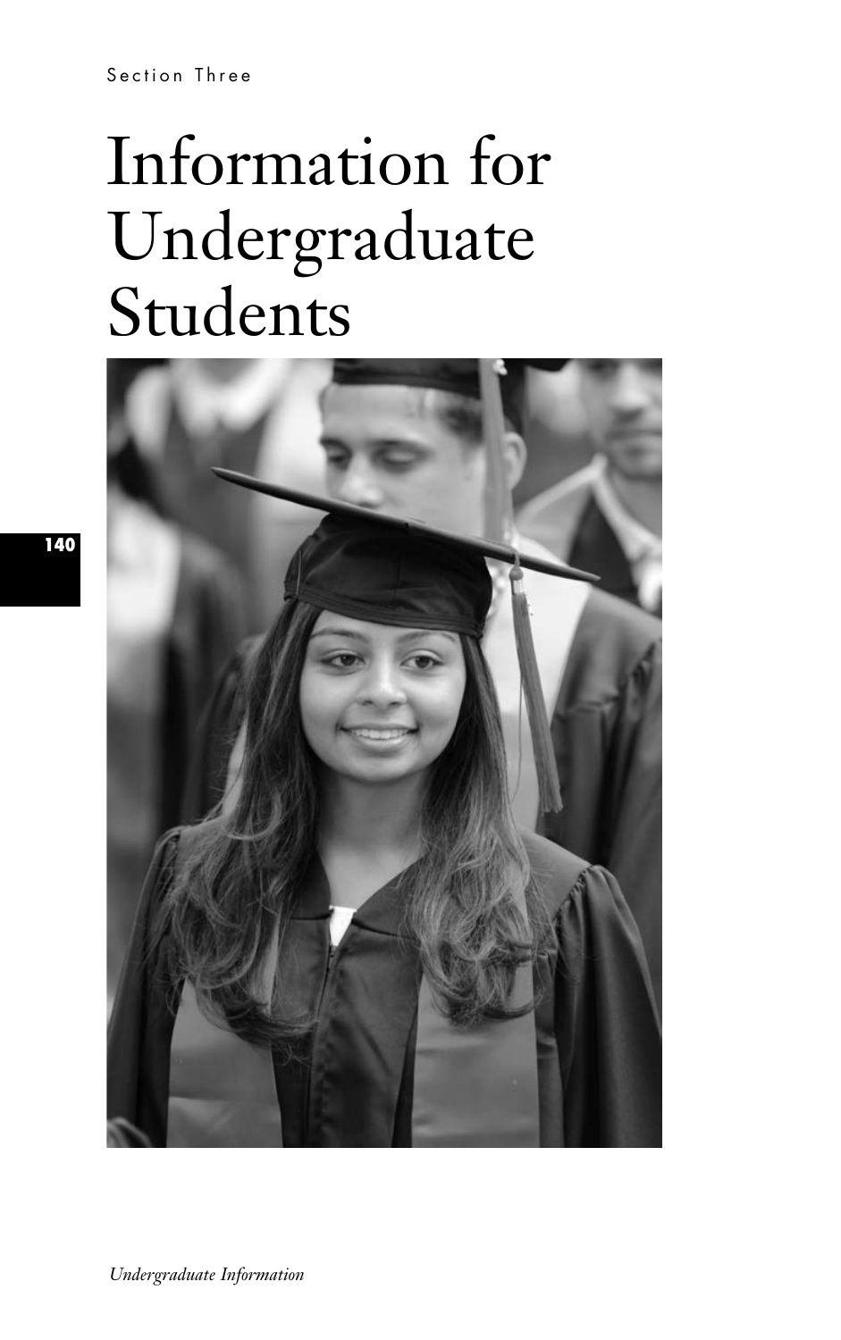Section Three

# Information for Undergraduate Students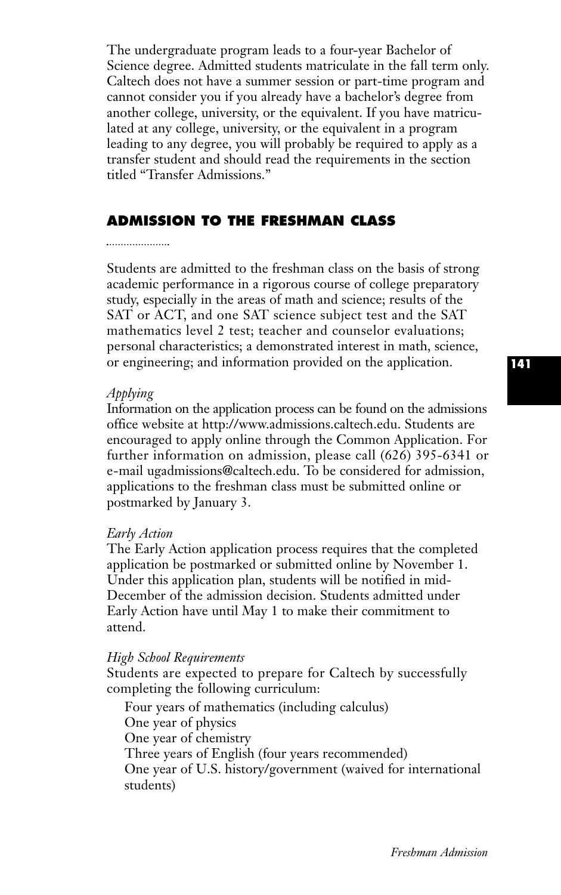The undergraduate program leads to a four-year Bachelor of Science degree. Admitted students matriculate in the fall term only. Caltech does not have a summer session or part-time program and cannot consider you if you already have a bachelor's degree from another college, university, or the equivalent. If you have matriculated at any college, university, or the equivalent in a program leading to any degree, you will probably be required to apply as a transfer student and should read the requirements in the section titled "Transfer Admissions."

## ADMISSION TO THE FRESHMAN CLASS

Students are admitted to the freshman class on the basis of strong academic performance in a rigorous course of college preparatory study, especially in the areas of math and science; results of the SAT or ACT, and one SAT science subject test and the SAT mathematics level 2 test; teacher and counselor evaluations; personal characteristics; a demonstrated interest in math, science, or engineering; and information provided on the application.

*Applying*

Information on the application process can be found on the admissions office website at http://www.admissions.caltech.edu. Students are encouraged to apply online through the Common Application. For further information on admission, please call (626) 395-6341 or e-mail ugadmissions@caltech.edu. To be considered for admission, applications to the freshman class must be submitted online or postmarked by January 3.

*Early Action*

The Early Action application process requires that the completed application be postmarked or submitted online by November 1. Under this application plan, students will be notified in mid-December of the admission decision. Students admitted under Early Action have until May 1 to make their commitment to attend.

*High School Requirements*

Students are expected to prepare for Caltech by successfully completing the following curriculum:

- Four years of mathematics (including calculus)
- One year of physics
- One year of chemistry
- Three years of English (four years recommended)
- One year of U.S. history/government (waived for international students)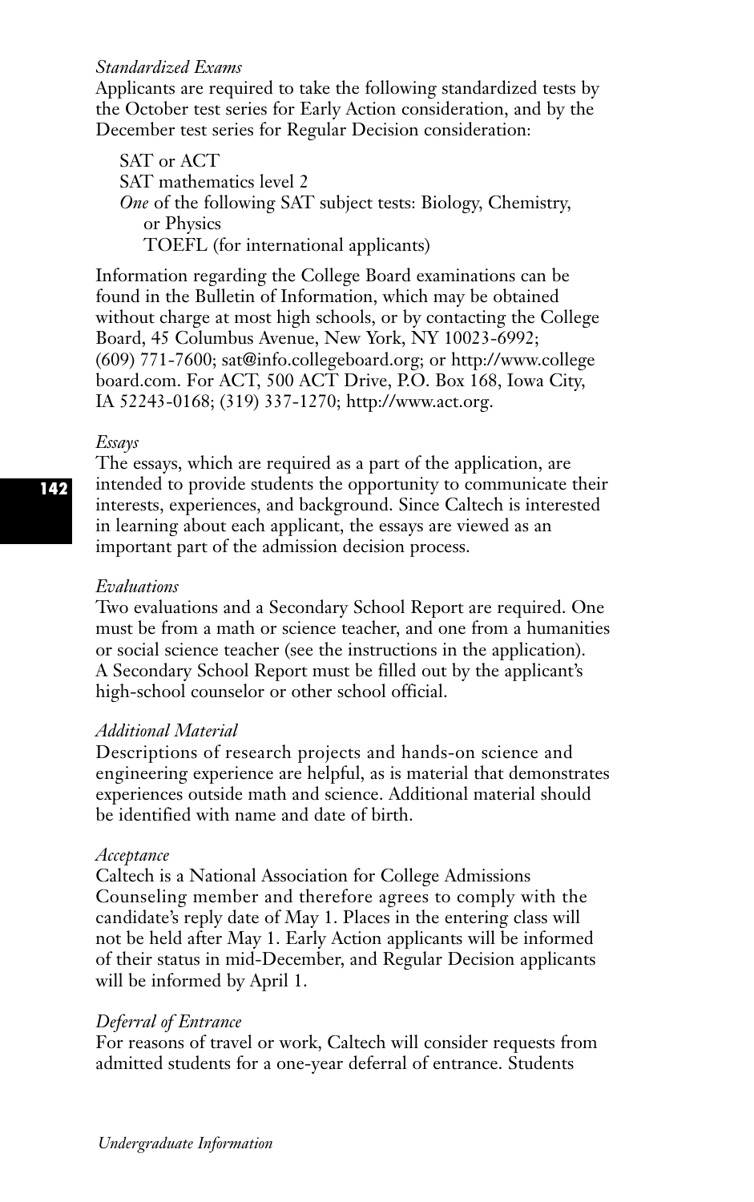*Standardized Exams*

Applicants are required to take the following standardized tests by the October test series for Early Action consideration, and by the December test series for Regular Decision consideration:

SAT or ACT
SAT mathematics level 2
*One* of the following SAT subject tests: Biology, Chemistry, or Physics
TOEFL (for international applicants)

Information regarding the College Board examinations can be found in the Bulletin of Information, which may be obtained without charge at most high schools, or by contacting the College Board, 45 Columbus Avenue, New York, NY 10023-6992; (609) 771-7600; sat@info.collegeboard.org; or http://www.collegeboard.com. For ACT, 500 ACT Drive, P.O. Box 168, Iowa City, IA 52243-0168; (319) 337-1270; http://www.act.org.

*Essays*

The essays, which are required as a part of the application, are intended to provide students the opportunity to communicate their interests, experiences, and background. Since Caltech is interested in learning about each applicant, the essays are viewed as an important part of the admission decision process.

*Evaluations*

Two evaluations and a Secondary School Report are required. One must be from a math or science teacher, and one from a humanities or social science teacher (see the instructions in the application). A Secondary School Report must be filled out by the applicant's high-school counselor or other school official.

*Additional Material*

Descriptions of research projects and hands-on science and engineering experience are helpful, as is material that demonstrates experiences outside math and science. Additional material should be identified with name and date of birth.

*Acceptance*

Caltech is a National Association for College Admissions Counseling member and therefore agrees to comply with the candidate's reply date of May 1. Places in the entering class will not be held after May 1. Early Action applicants will be informed of their status in mid-December, and Regular Decision applicants will be informed by April 1.

*Deferral of Entrance*

For reasons of travel or work, Caltech will consider requests from admitted students for a one-year deferral of entrance. Students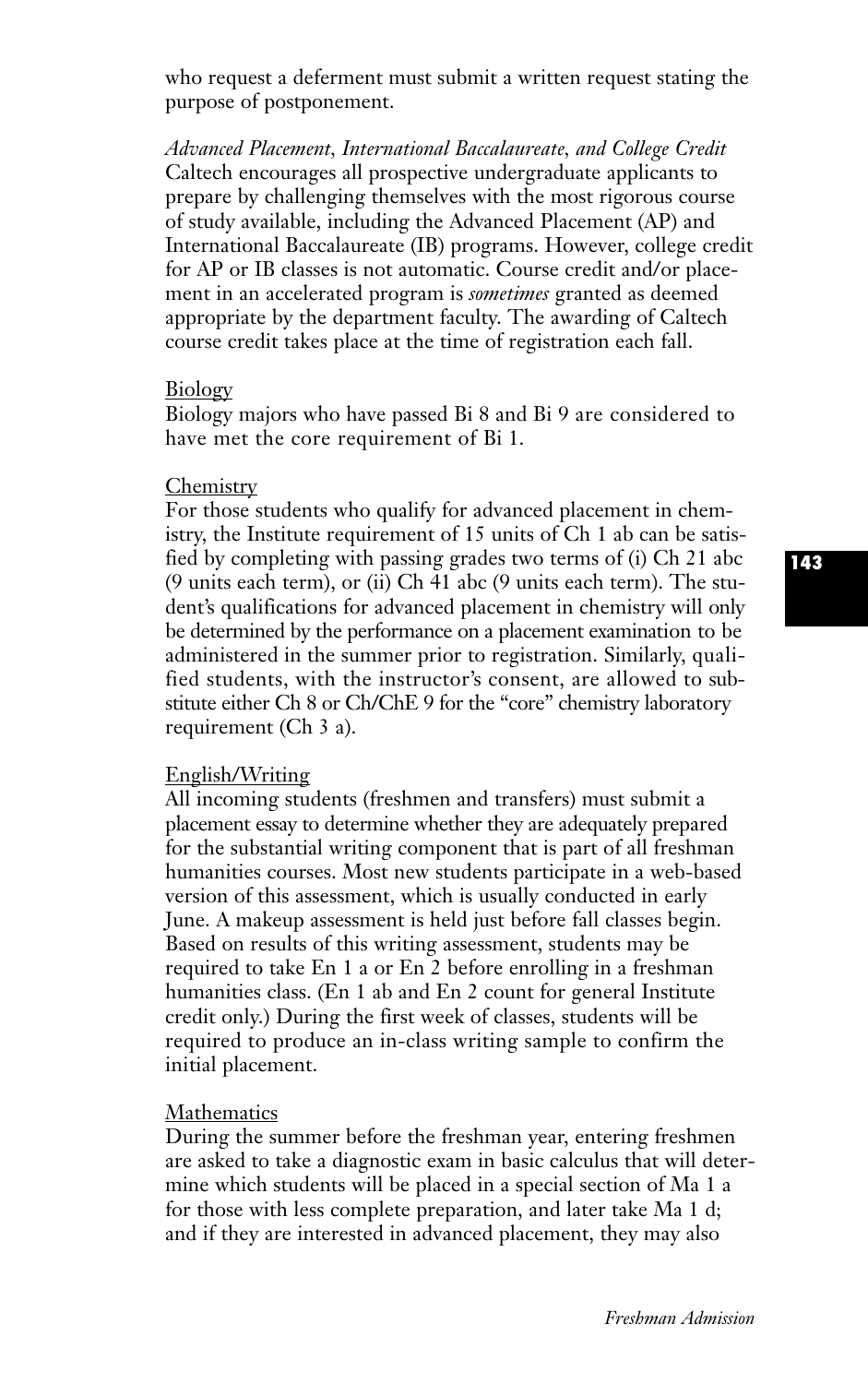who request a deferment must submit a written request stating the purpose of postponement.

*Advanced Placement, International Baccalaureate, and College Credit*

Caltech encourages all prospective undergraduate applicants to prepare by challenging themselves with the most rigorous course of study available, including the Advanced Placement (AP) and International Baccalaureate (IB) programs. However, college credit for AP or IB classes is not automatic. Course credit and/or placement in an accelerated program is *sometimes* granted as deemed appropriate by the department faculty. The awarding of Caltech course credit takes place at the time of registration each fall.

Biology

Biology majors who have passed Bi 8 and Bi 9 are considered to have met the core requirement of Bi 1.

Chemistry

For those students who qualify for advanced placement in chemistry, the Institute requirement of 15 units of Ch 1 ab can be satisfied by completing with passing grades two terms of (i) Ch 21 abc (9 units each term), or (ii) Ch 41 abc (9 units each term). The student's qualifications for advanced placement in chemistry will only be determined by the performance on a placement examination to be administered in the summer prior to registration. Similarly, qualified students, with the instructor's consent, are allowed to substitute either Ch 8 or Ch/ChE 9 for the "core" chemistry laboratory requirement (Ch 3 a).

English/Writing

All incoming students (freshmen and transfers) must submit a placement essay to determine whether they are adequately prepared for the substantial writing component that is part of all freshman humanities courses. Most new students participate in a web-based version of this assessment, which is usually conducted in early June. A makeup assessment is held just before fall classes begin. Based on results of this writing assessment, students may be required to take En 1 a or En 2 before enrolling in a freshman humanities class. (En 1 ab and En 2 count for general Institute credit only.) During the first week of classes, students will be required to produce an in-class writing sample to confirm the initial placement.

Mathematics

During the summer before the freshman year, entering freshmen are asked to take a diagnostic exam in basic calculus that will determine which students will be placed in a special section of Ma 1 a for those with less complete preparation, and later take Ma 1 d; and if they are interested in advanced placement, they may also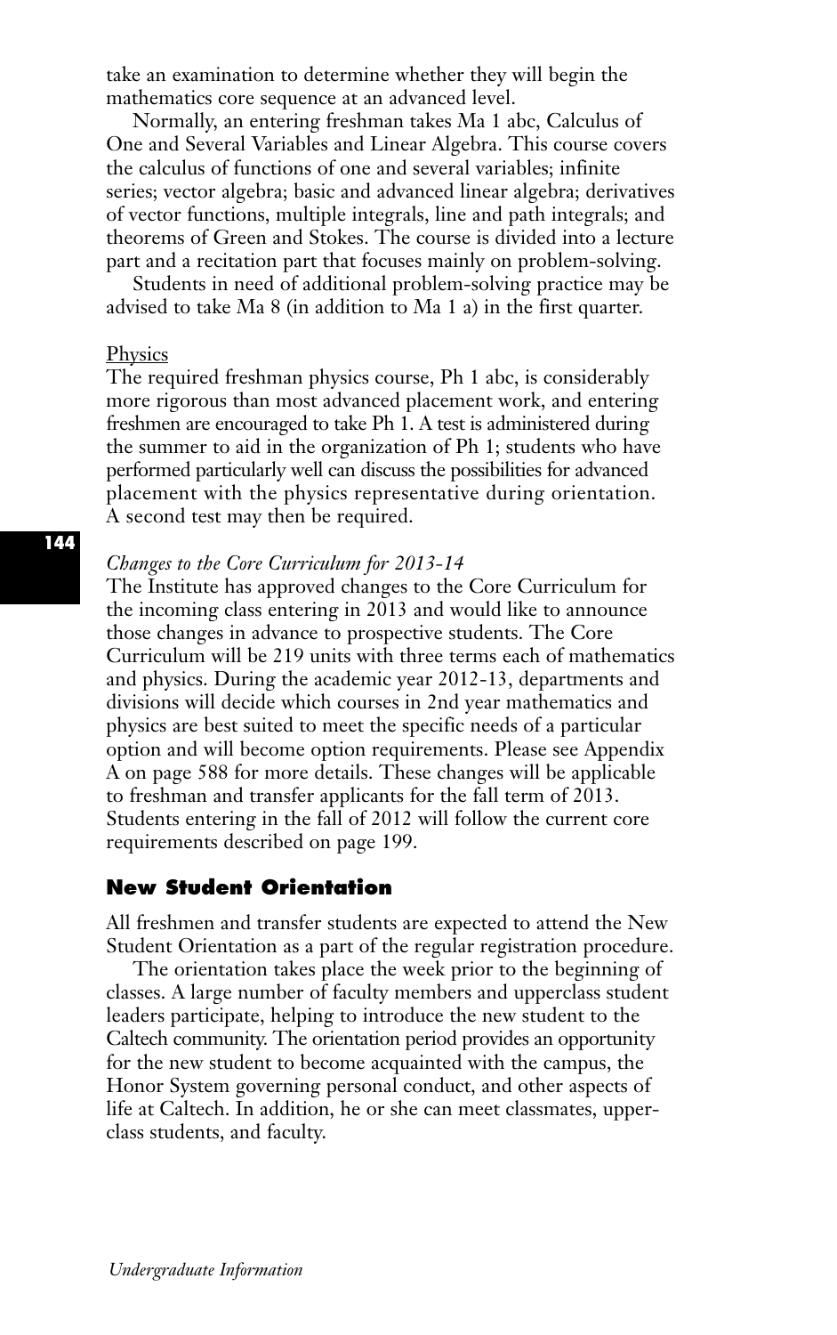take an examination to determine whether they will begin the mathematics core sequence at an advanced level.

Normally, an entering freshman takes Ma 1 abc, Calculus of One and Several Variables and Linear Algebra. This course covers the calculus of functions of one and several variables; infinite series; vector algebra; basic and advanced linear algebra; derivatives of vector functions, multiple integrals, line and path integrals; and theorems of Green and Stokes. The course is divided into a lecture part and a recitation part that focuses mainly on problem-solving.

Students in need of additional problem-solving practice may be advised to take Ma 8 (in addition to Ma 1 a) in the first quarter.

Physics

The required freshman physics course, Ph 1 abc, is considerably more rigorous than most advanced placement work, and entering freshmen are encouraged to take Ph 1. A test is administered during the summer to aid in the organization of Ph 1; students who have performed particularly well can discuss the possibilities for advanced placement with the physics representative during orientation. A second test may then be required.

*Changes to the Core Curriculum for 2013-14*

The Institute has approved changes to the Core Curriculum for the incoming class entering in 2013 and would like to announce those changes in advance to prospective students. The Core Curriculum will be 219 units with three terms each of mathematics and physics. During the academic year 2012-13, departments and divisions will decide which courses in 2nd year mathematics and physics are best suited to meet the specific needs of a particular option and will become option requirements. Please see Appendix A on page 588 for more details. These changes will be applicable to freshman and transfer applicants for the fall term of 2013. Students entering in the fall of 2012 will follow the current core requirements described on page 199.

## New Student Orientation

All freshmen and transfer students are expected to attend the New Student Orientation as a part of the regular registration procedure.

The orientation takes place the week prior to the beginning of classes. A large number of faculty members and upperclass student leaders participate, helping to introduce the new student to the Caltech community. The orientation period provides an opportunity for the new student to become acquainted with the campus, the Honor System governing personal conduct, and other aspects of life at Caltech. In addition, he or she can meet classmates, upperclass students, and faculty.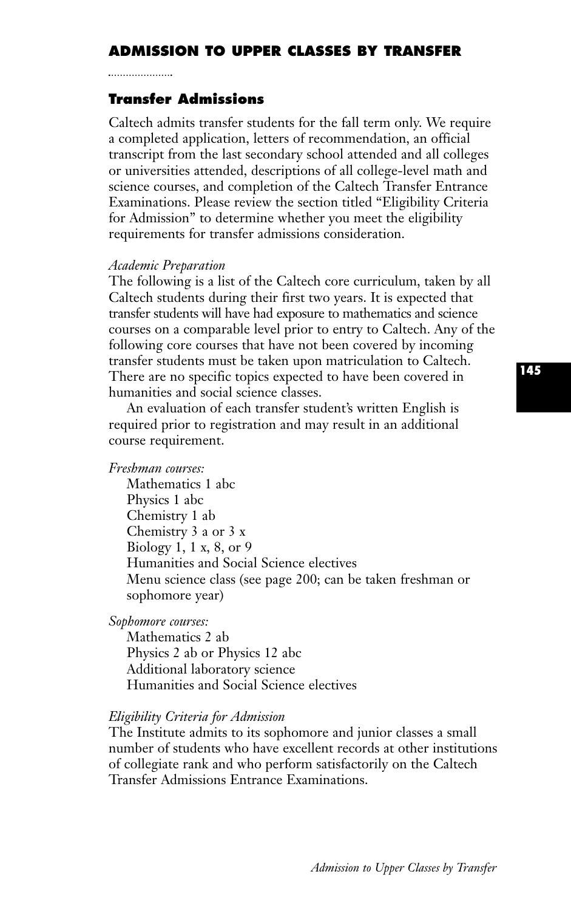## ADMISSION TO UPPER CLASSES BY TRANSFER

### Transfer Admissions

Caltech admits transfer students for the fall term only. We require a completed application, letters of recommendation, an official transcript from the last secondary school attended and all colleges or universities attended, descriptions of all college-level math and science courses, and completion of the Caltech Transfer Entrance Examinations. Please review the section titled "Eligibility Criteria for Admission" to determine whether you meet the eligibility requirements for transfer admissions consideration.

*Academic Preparation*

The following is a list of the Caltech core curriculum, taken by all Caltech students during their first two years. It is expected that transfer students will have had exposure to mathematics and science courses on a comparable level prior to entry to Caltech. Any of the following core courses that have not been covered by incoming transfer students must be taken upon matriculation to Caltech. There are no specific topics expected to have been covered in humanities and social science classes.

An evaluation of each transfer student's written English is required prior to registration and may result in an additional course requirement.

*Freshman courses:*

- Mathematics 1 abc
- Physics 1 abc
- Chemistry 1 ab
- Chemistry 3 a or 3 x
- Biology 1, 1 x, 8, or 9
- Humanities and Social Science electives
- Menu science class (see page 200; can be taken freshman or sophomore year)

*Sophomore courses:*

- Mathematics 2 ab
- Physics 2 ab or Physics 12 abc
- Additional laboratory science
- Humanities and Social Science electives

*Eligibility Criteria for Admission*

The Institute admits to its sophomore and junior classes a small number of students who have excellent records at other institutions of collegiate rank and who perform satisfactorily on the Caltech Transfer Admissions Entrance Examinations.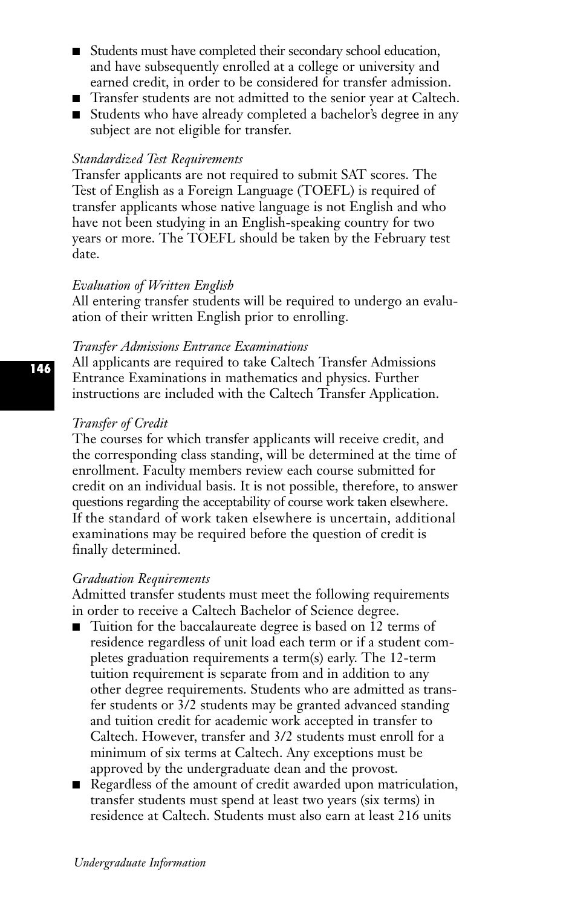- Students must have completed their secondary school education, and have subsequently enrolled at a college or university and earned credit, in order to be considered for transfer admission.
- Transfer students are not admitted to the senior year at Caltech.
- Students who have already completed a bachelor's degree in any subject are not eligible for transfer.

*Standardized Test Requirements*

Transfer applicants are not required to submit SAT scores. The Test of English as a Foreign Language (TOEFL) is required of transfer applicants whose native language is not English and who have not been studying in an English-speaking country for two years or more. The TOEFL should be taken by the February test date.

*Evaluation of Written English*

All entering transfer students will be required to undergo an evaluation of their written English prior to enrolling.

*Transfer Admissions Entrance Examinations*

All applicants are required to take Caltech Transfer Admissions Entrance Examinations in mathematics and physics. Further instructions are included with the Caltech Transfer Application.

*Transfer of Credit*

The courses for which transfer applicants will receive credit, and the corresponding class standing, will be determined at the time of enrollment. Faculty members review each course submitted for credit on an individual basis. It is not possible, therefore, to answer questions regarding the acceptability of course work taken elsewhere. If the standard of work taken elsewhere is uncertain, additional examinations may be required before the question of credit is finally determined.

*Graduation Requirements*

Admitted transfer students must meet the following requirements in order to receive a Caltech Bachelor of Science degree.

- Tuition for the baccalaureate degree is based on 12 terms of residence regardless of unit load each term or if a student completes graduation requirements a term(s) early. The 12-term tuition requirement is separate from and in addition to any other degree requirements. Students who are admitted as transfer students or 3/2 students may be granted advanced standing and tuition credit for academic work accepted in transfer to Caltech. However, transfer and 3/2 students must enroll for a minimum of six terms at Caltech. Any exceptions must be approved by the undergraduate dean and the provost.
- Regardless of the amount of credit awarded upon matriculation, transfer students must spend at least two years (six terms) in residence at Caltech. Students must also earn at least 216 units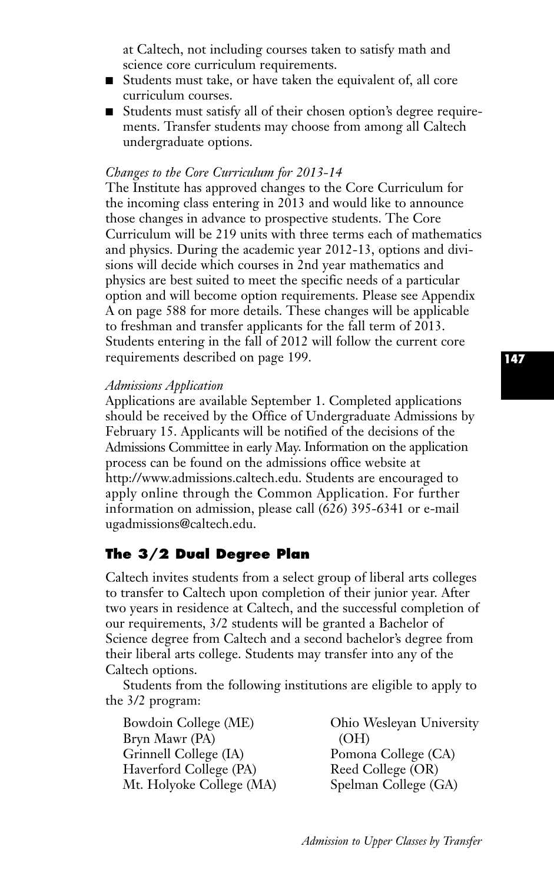at Caltech, not including courses taken to satisfy math and science core curriculum requirements.

- Students must take, or have taken the equivalent of, all core curriculum courses.
- Students must satisfy all of their chosen option's degree requirements. Transfer students may choose from among all Caltech undergraduate options.

*Changes to the Core Curriculum for 2013-14*

The Institute has approved changes to the Core Curriculum for the incoming class entering in 2013 and would like to announce those changes in advance to prospective students. The Core Curriculum will be 219 units with three terms each of mathematics and physics. During the academic year 2012-13, options and divisions will decide which courses in 2nd year mathematics and physics are best suited to meet the specific needs of a particular option and will become option requirements. Please see Appendix A on page 588 for more details. These changes will be applicable to freshman and transfer applicants for the fall term of 2013. Students entering in the fall of 2012 will follow the current core requirements described on page 199.

*Admissions Application*

Applications are available September 1. Completed applications should be received by the Office of Undergraduate Admissions by February 15. Applicants will be notified of the decisions of the Admissions Committee in early May. Information on the application process can be found on the admissions office website at http://www.admissions.caltech.edu. Students are encouraged to apply online through the Common Application. For further information on admission, please call (626) 395-6341 or e-mail ugadmissions@caltech.edu.

## The 3/2 Dual Degree Plan

Caltech invites students from a select group of liberal arts colleges to transfer to Caltech upon completion of their junior year. After two years in residence at Caltech, and the successful completion of our requirements, 3/2 students will be granted a Bachelor of Science degree from Caltech and a second bachelor's degree from their liberal arts college. Students may transfer into any of the Caltech options.

Students from the following institutions are eligible to apply to the 3/2 program:

Bowdoin College (ME)
Bryn Mawr (PA)
Grinnell College (IA)
Haverford College (PA)
Mt. Holyoke College (MA)
Ohio Wesleyan University (OH)
Pomona College (CA)
Reed College (OR)
Spelman College (GA)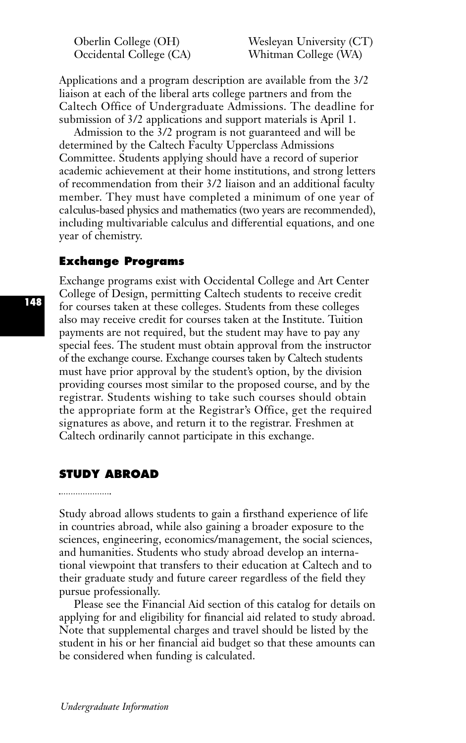Oberlin College (OH)
Occidental College (CA)
Wesleyan University (CT)
Whitman College (WA)

Applications and a program description are available from the 3/2 liaison at each of the liberal arts college partners and from the Caltech Office of Undergraduate Admissions. The deadline for submission of 3/2 applications and support materials is April 1.

Admission to the 3/2 program is not guaranteed and will be determined by the Caltech Faculty Upperclass Admissions Committee. Students applying should have a record of superior academic achievement at their home institutions, and strong letters of recommendation from their 3/2 liaison and an additional faculty member. They must have completed a minimum of one year of calculus-based physics and mathematics (two years are recommended), including multivariable calculus and differential equations, and one year of chemistry.

### Exchange Programs

Exchange programs exist with Occidental College and Art Center College of Design, permitting Caltech students to receive credit for courses taken at these colleges. Students from these colleges also may receive credit for courses taken at the Institute. Tuition payments are not required, but the student may have to pay any special fees. The student must obtain approval from the instructor of the exchange course. Exchange courses taken by Caltech students must have prior approval by the student's option, by the division providing courses most similar to the proposed course, and by the registrar. Students wishing to take such courses should obtain the appropriate form at the Registrar's Office, get the required signatures as above, and return it to the registrar. Freshmen at Caltech ordinarily cannot participate in this exchange.

## STUDY ABROAD

Study abroad allows students to gain a firsthand experience of life in countries abroad, while also gaining a broader exposure to the sciences, engineering, economics/management, the social sciences, and humanities. Students who study abroad develop an international viewpoint that transfers to their education at Caltech and to their graduate study and future career regardless of the field they pursue professionally.

Please see the Financial Aid section of this catalog for details on applying for and eligibility for financial aid related to study abroad. Note that supplemental charges and travel should be listed by the student in his or her financial aid budget so that these amounts can be considered when funding is calculated.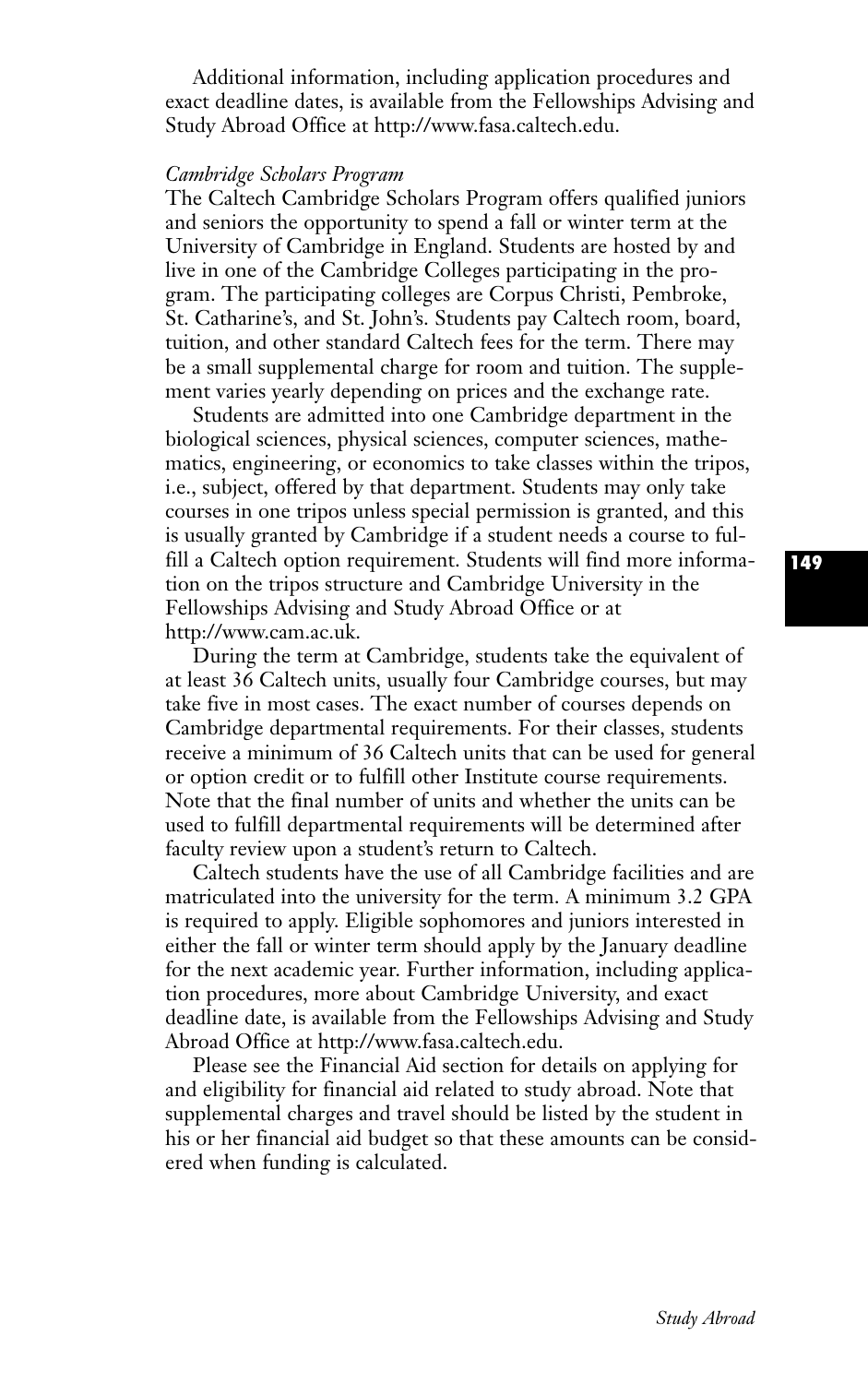Additional information, including application procedures and exact deadline dates, is available from the Fellowships Advising and Study Abroad Office at http://www.fasa.caltech.edu.

*Cambridge Scholars Program*

The Caltech Cambridge Scholars Program offers qualified juniors and seniors the opportunity to spend a fall or winter term at the University of Cambridge in England. Students are hosted by and live in one of the Cambridge Colleges participating in the program. The participating colleges are Corpus Christi, Pembroke, St. Catharine's, and St. John's. Students pay Caltech room, board, tuition, and other standard Caltech fees for the term. There may be a small supplemental charge for room and tuition. The supplement varies yearly depending on prices and the exchange rate.

Students are admitted into one Cambridge department in the biological sciences, physical sciences, computer sciences, mathematics, engineering, or economics to take classes within the tripos, i.e., subject, offered by that department. Students may only take courses in one tripos unless special permission is granted, and this is usually granted by Cambridge if a student needs a course to fulfill a Caltech option requirement. Students will find more information on the tripos structure and Cambridge University in the Fellowships Advising and Study Abroad Office or at http://www.cam.ac.uk.

During the term at Cambridge, students take the equivalent of at least 36 Caltech units, usually four Cambridge courses, but may take five in most cases. The exact number of courses depends on Cambridge departmental requirements. For their classes, students receive a minimum of 36 Caltech units that can be used for general or option credit or to fulfill other Institute course requirements. Note that the final number of units and whether the units can be used to fulfill departmental requirements will be determined after faculty review upon a student's return to Caltech.

Caltech students have the use of all Cambridge facilities and are matriculated into the university for the term. A minimum 3.2 GPA is required to apply. Eligible sophomores and juniors interested in either the fall or winter term should apply by the January deadline for the next academic year. Further information, including application procedures, more about Cambridge University, and exact deadline date, is available from the Fellowships Advising and Study Abroad Office at http://www.fasa.caltech.edu.

Please see the Financial Aid section for details on applying for and eligibility for financial aid related to study abroad. Note that supplemental charges and travel should be listed by the student in his or her financial aid budget so that these amounts can be considered when funding is calculated.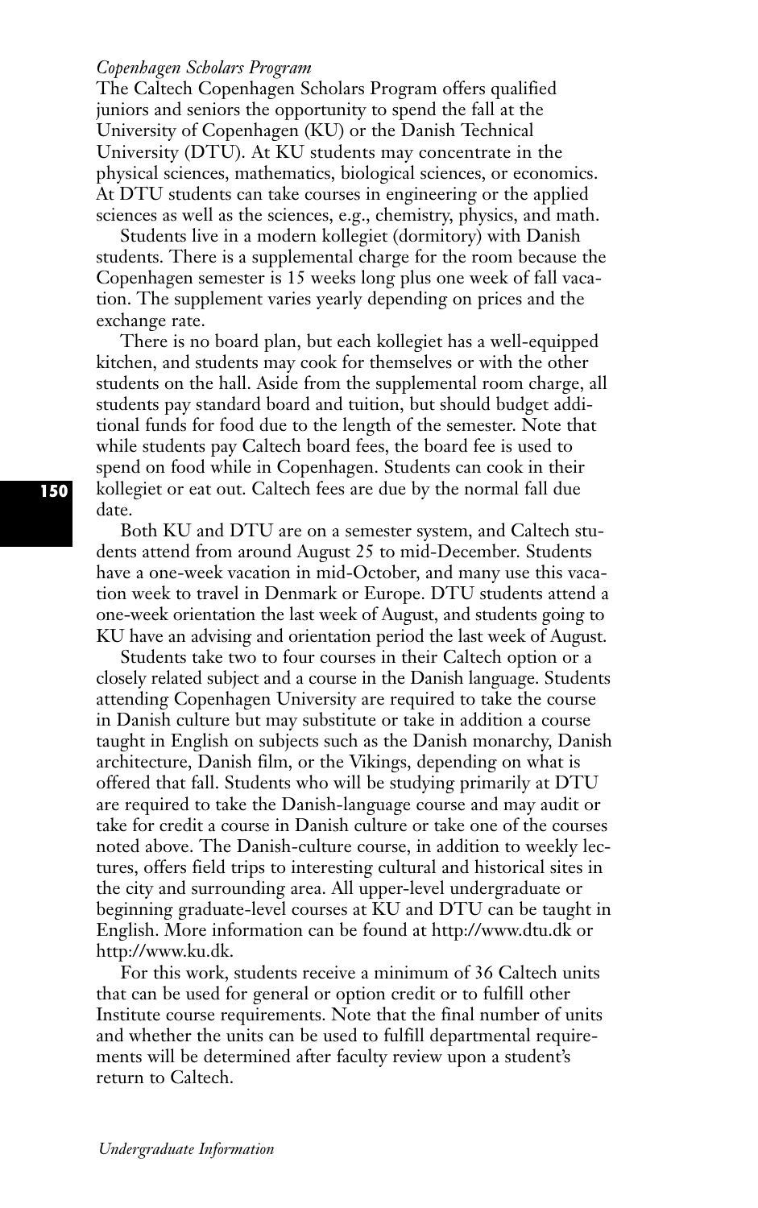*Copenhagen Scholars Program*

The Caltech Copenhagen Scholars Program offers qualified juniors and seniors the opportunity to spend the fall at the University of Copenhagen (KU) or the Danish Technical University (DTU). At KU students may concentrate in the physical sciences, mathematics, biological sciences, or economics. At DTU students can take courses in engineering or the applied sciences as well as the sciences, e.g., chemistry, physics, and math.

Students live in a modern kollegiet (dormitory) with Danish students. There is a supplemental charge for the room because the Copenhagen semester is 15 weeks long plus one week of fall vacation. The supplement varies yearly depending on prices and the exchange rate.

There is no board plan, but each kollegiet has a well-equipped kitchen, and students may cook for themselves or with the other students on the hall. Aside from the supplemental room charge, all students pay standard board and tuition, but should budget additional funds for food due to the length of the semester. Note that while students pay Caltech board fees, the board fee is used to spend on food while in Copenhagen. Students can cook in their kollegiet or eat out. Caltech fees are due by the normal fall due date.

Both KU and DTU are on a semester system, and Caltech students attend from around August 25 to mid-December. Students have a one-week vacation in mid-October, and many use this vacation week to travel in Denmark or Europe. DTU students attend a one-week orientation the last week of August, and students going to KU have an advising and orientation period the last week of August.

Students take two to four courses in their Caltech option or a closely related subject and a course in the Danish language. Students attending Copenhagen University are required to take the course in Danish culture but may substitute or take in addition a course taught in English on subjects such as the Danish monarchy, Danish architecture, Danish film, or the Vikings, depending on what is offered that fall. Students who will be studying primarily at DTU are required to take the Danish-language course and may audit or take for credit a course in Danish culture or take one of the courses noted above. The Danish-culture course, in addition to weekly lectures, offers field trips to interesting cultural and historical sites in the city and surrounding area. All upper-level undergraduate or beginning graduate-level courses at KU and DTU can be taught in English. More information can be found at http://www.dtu.dk or http://www.ku.dk.

For this work, students receive a minimum of 36 Caltech units that can be used for general or option credit or to fulfill other Institute course requirements. Note that the final number of units and whether the units can be used to fulfill departmental requirements will be determined after faculty review upon a student's return to Caltech.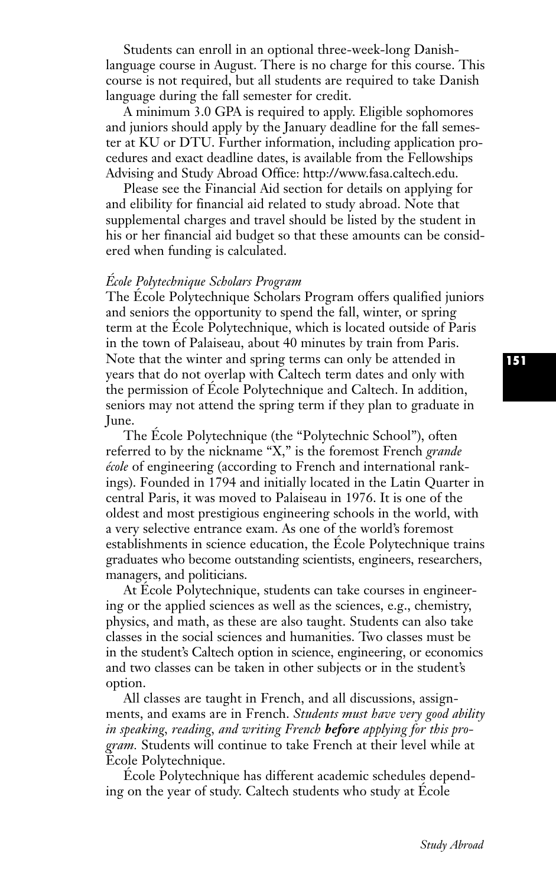Students can enroll in an optional three-week-long Danish-language course in August. There is no charge for this course. This course is not required, but all students are required to take Danish language during the fall semester for credit.

A minimum 3.0 GPA is required to apply. Eligible sophomores and juniors should apply by the January deadline for the fall semester at KU or DTU. Further information, including application procedures and exact deadline dates, is available from the Fellowships Advising and Study Abroad Office: http://www.fasa.caltech.edu.

Please see the Financial Aid section for details on applying for and elibility for financial aid related to study abroad. Note that supplemental charges and travel should be listed by the student in his or her financial aid budget so that these amounts can be considered when funding is calculated.

*École Polytechnique Scholars Program*

The École Polytechnique Scholars Program offers qualified juniors and seniors the opportunity to spend the fall, winter, or spring term at the École Polytechnique, which is located outside of Paris in the town of Palaiseau, about 40 minutes by train from Paris. Note that the winter and spring terms can only be attended in years that do not overlap with Caltech term dates and only with the permission of École Polytechnique and Caltech. In addition, seniors may not attend the spring term if they plan to graduate in June.

The École Polytechnique (the "Polytechnic School"), often referred to by the nickname "X," is the foremost French *grande école* of engineering (according to French and international rankings). Founded in 1794 and initially located in the Latin Quarter in central Paris, it was moved to Palaiseau in 1976. It is one of the oldest and most prestigious engineering schools in the world, with a very selective entrance exam. As one of the world's foremost establishments in science education, the École Polytechnique trains graduates who become outstanding scientists, engineers, researchers, managers, and politicians.

At École Polytechnique, students can take courses in engineering or the applied sciences as well as the sciences, e.g., chemistry, physics, and math, as these are also taught. Students can also take classes in the social sciences and humanities. Two classes must be in the student's Caltech option in science, engineering, or economics and two classes can be taken in other subjects or in the student's option.

All classes are taught in French, and all discussions, assignments, and exams are in French. *Students must have very good ability in speaking, reading, and writing French* ***before*** *applying for this program.* Students will continue to take French at their level while at École Polytechnique.

École Polytechnique has different academic schedules depending on the year of study. Caltech students who study at École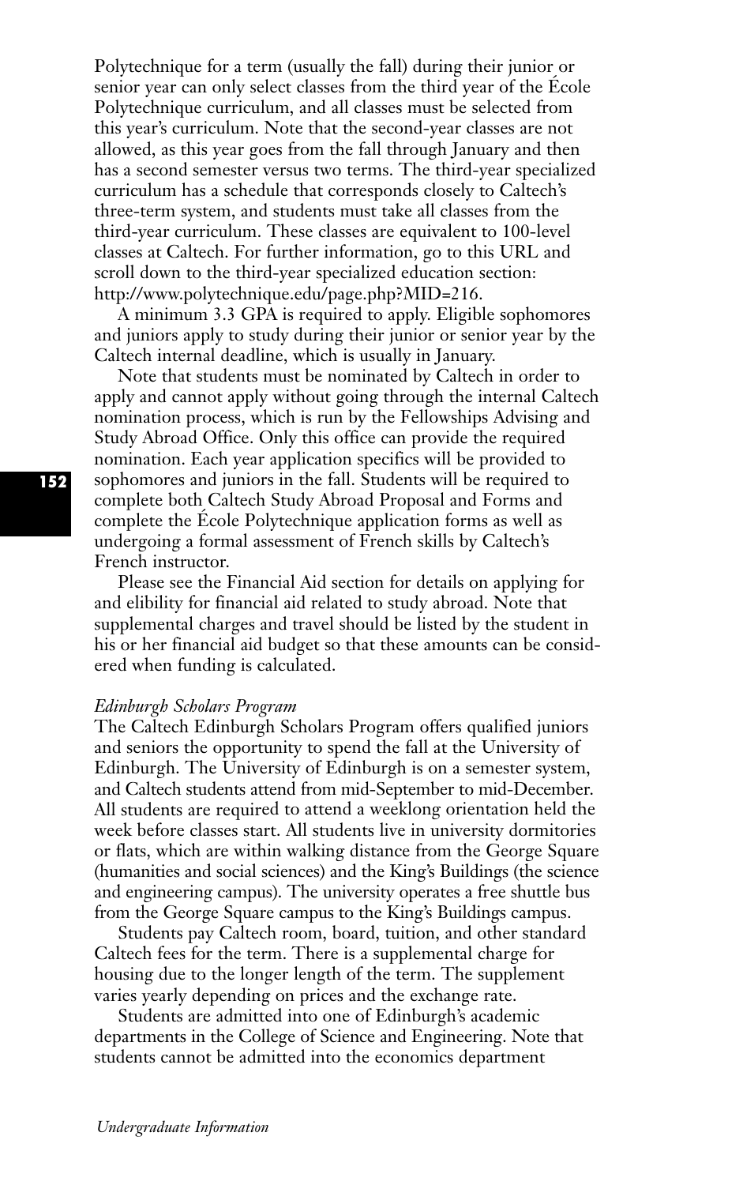Polytechnique for a term (usually the fall) during their junior or senior year can only select classes from the third year of the École Polytechnique curriculum, and all classes must be selected from this year's curriculum. Note that the second-year classes are not allowed, as this year goes from the fall through January and then has a second semester versus two terms. The third-year specialized curriculum has a schedule that corresponds closely to Caltech's three-term system, and students must take all classes from the third-year curriculum. These classes are equivalent to 100-level classes at Caltech. For further information, go to this URL and scroll down to the third-year specialized education section: http://www.polytechnique.edu/page.php?MID=216.

A minimum 3.3 GPA is required to apply. Eligible sophomores and juniors apply to study during their junior or senior year by the Caltech internal deadline, which is usually in January.

Note that students must be nominated by Caltech in order to apply and cannot apply without going through the internal Caltech nomination process, which is run by the Fellowships Advising and Study Abroad Office. Only this office can provide the required nomination. Each year application specifics will be provided to sophomores and juniors in the fall. Students will be required to complete both Caltech Study Abroad Proposal and Forms and complete the École Polytechnique application forms as well as undergoing a formal assessment of French skills by Caltech's French instructor.

Please see the Financial Aid section for details on applying for and elibility for financial aid related to study abroad. Note that supplemental charges and travel should be listed by the student in his or her financial aid budget so that these amounts can be considered when funding is calculated.

*Edinburgh Scholars Program*

The Caltech Edinburgh Scholars Program offers qualified juniors and seniors the opportunity to spend the fall at the University of Edinburgh. The University of Edinburgh is on a semester system, and Caltech students attend from mid-September to mid-December. All students are required to attend a weeklong orientation held the week before classes start. All students live in university dormitories or flats, which are within walking distance from the George Square (humanities and social sciences) and the King's Buildings (the science and engineering campus). The university operates a free shuttle bus from the George Square campus to the King's Buildings campus.

Students pay Caltech room, board, tuition, and other standard Caltech fees for the term. There is a supplemental charge for housing due to the longer length of the term. The supplement varies yearly depending on prices and the exchange rate.

Students are admitted into one of Edinburgh's academic departments in the College of Science and Engineering. Note that students cannot be admitted into the economics department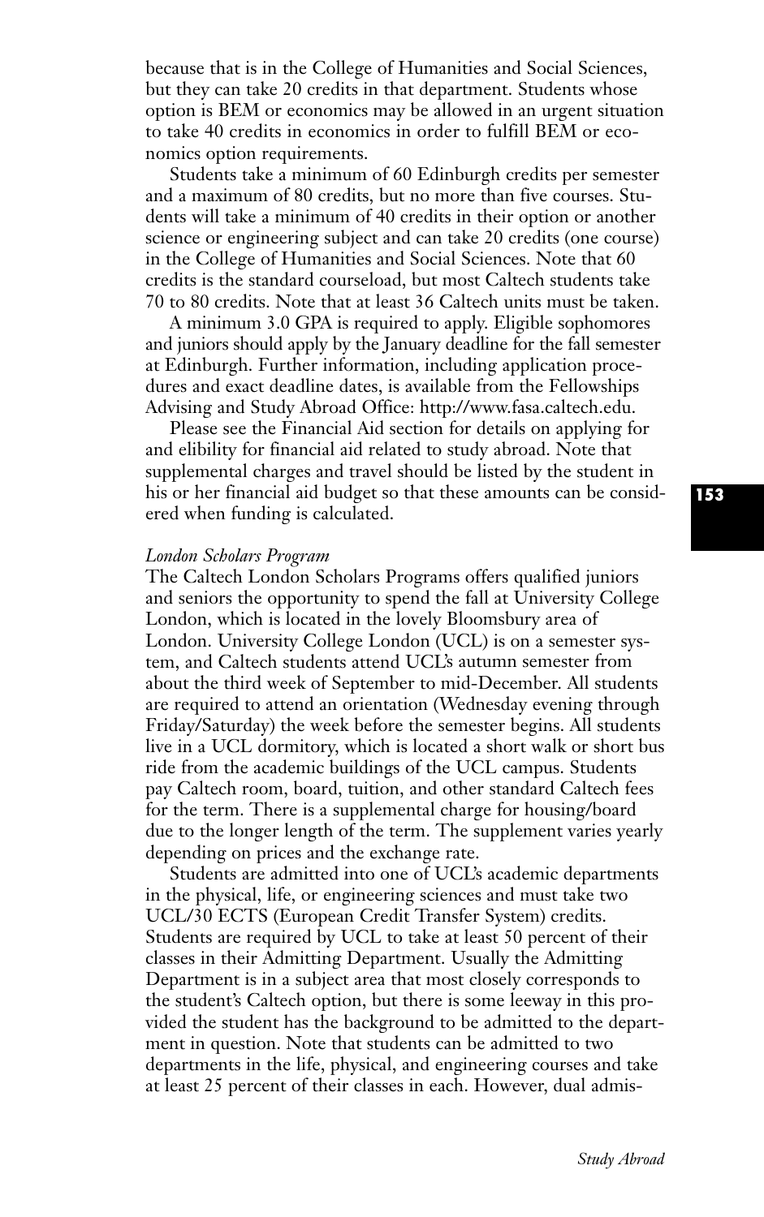because that is in the College of Humanities and Social Sciences, but they can take 20 credits in that department. Students whose option is BEM or economics may be allowed in an urgent situation to take 40 credits in economics in order to fulfill BEM or economics option requirements.

Students take a minimum of 60 Edinburgh credits per semester and a maximum of 80 credits, but no more than five courses. Students will take a minimum of 40 credits in their option or another science or engineering subject and can take 20 credits (one course) in the College of Humanities and Social Sciences. Note that 60 credits is the standard courseload, but most Caltech students take 70 to 80 credits. Note that at least 36 Caltech units must be taken.

A minimum 3.0 GPA is required to apply. Eligible sophomores and juniors should apply by the January deadline for the fall semester at Edinburgh. Further information, including application procedures and exact deadline dates, is available from the Fellowships Advising and Study Abroad Office: http://www.fasa.caltech.edu.

Please see the Financial Aid section for details on applying for and elibility for financial aid related to study abroad. Note that supplemental charges and travel should be listed by the student in his or her financial aid budget so that these amounts can be considered when funding is calculated.

*London Scholars Program*

The Caltech London Scholars Programs offers qualified juniors and seniors the opportunity to spend the fall at University College London, which is located in the lovely Bloomsbury area of London. University College London (UCL) is on a semester system, and Caltech students attend UCL's autumn semester from about the third week of September to mid-December. All students are required to attend an orientation (Wednesday evening through Friday/Saturday) the week before the semester begins. All students live in a UCL dormitory, which is located a short walk or short bus ride from the academic buildings of the UCL campus. Students pay Caltech room, board, tuition, and other standard Caltech fees for the term. There is a supplemental charge for housing/board due to the longer length of the term. The supplement varies yearly depending on prices and the exchange rate.

Students are admitted into one of UCL's academic departments in the physical, life, or engineering sciences and must take two UCL/30 ECTS (European Credit Transfer System) credits. Students are required by UCL to take at least 50 percent of their classes in their Admitting Department. Usually the Admitting Department is in a subject area that most closely corresponds to the student's Caltech option, but there is some leeway in this provided the student has the background to be admitted to the department in question. Note that students can be admitted to two departments in the life, physical, and engineering courses and take at least 25 percent of their classes in each. However, dual admis-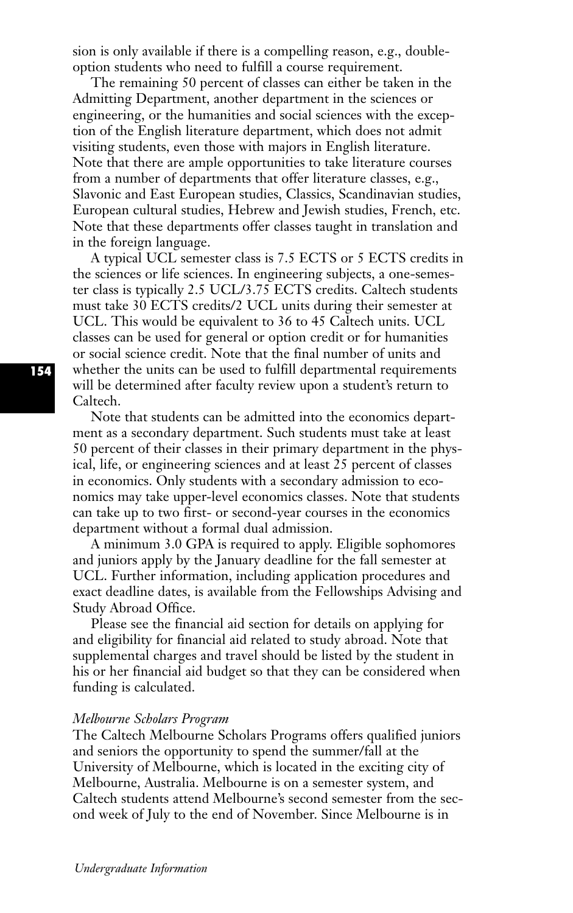sion is only available if there is a compelling reason, e.g., double-option students who need to fulfill a course requirement.

The remaining 50 percent of classes can either be taken in the Admitting Department, another department in the sciences or engineering, or the humanities and social sciences with the exception of the English literature department, which does not admit visiting students, even those with majors in English literature. Note that there are ample opportunities to take literature courses from a number of departments that offer literature classes, e.g., Slavonic and East European studies, Classics, Scandinavian studies, European cultural studies, Hebrew and Jewish studies, French, etc. Note that these departments offer classes taught in translation and in the foreign language.

A typical UCL semester class is 7.5 ECTS or 5 ECTS credits in the sciences or life sciences. In engineering subjects, a one-semester class is typically 2.5 UCL/3.75 ECTS credits. Caltech students must take 30 ECTS credits/2 UCL units during their semester at UCL. This would be equivalent to 36 to 45 Caltech units. UCL classes can be used for general or option credit or for humanities or social science credit. Note that the final number of units and whether the units can be used to fulfill departmental requirements will be determined after faculty review upon a student's return to Caltech.

Note that students can be admitted into the economics department as a secondary department. Such students must take at least 50 percent of their classes in their primary department in the physical, life, or engineering sciences and at least 25 percent of classes in economics. Only students with a secondary admission to economics may take upper-level economics classes. Note that students can take up to two first- or second-year courses in the economics department without a formal dual admission.

A minimum 3.0 GPA is required to apply. Eligible sophomores and juniors apply by the January deadline for the fall semester at UCL. Further information, including application procedures and exact deadline dates, is available from the Fellowships Advising and Study Abroad Office.

Please see the financial aid section for details on applying for and eligibility for financial aid related to study abroad. Note that supplemental charges and travel should be listed by the student in his or her financial aid budget so that they can be considered when funding is calculated.

*Melbourne Scholars Program*

The Caltech Melbourne Scholars Programs offers qualified juniors and seniors the opportunity to spend the summer/fall at the University of Melbourne, which is located in the exciting city of Melbourne, Australia. Melbourne is on a semester system, and Caltech students attend Melbourne's second semester from the second week of July to the end of November. Since Melbourne is in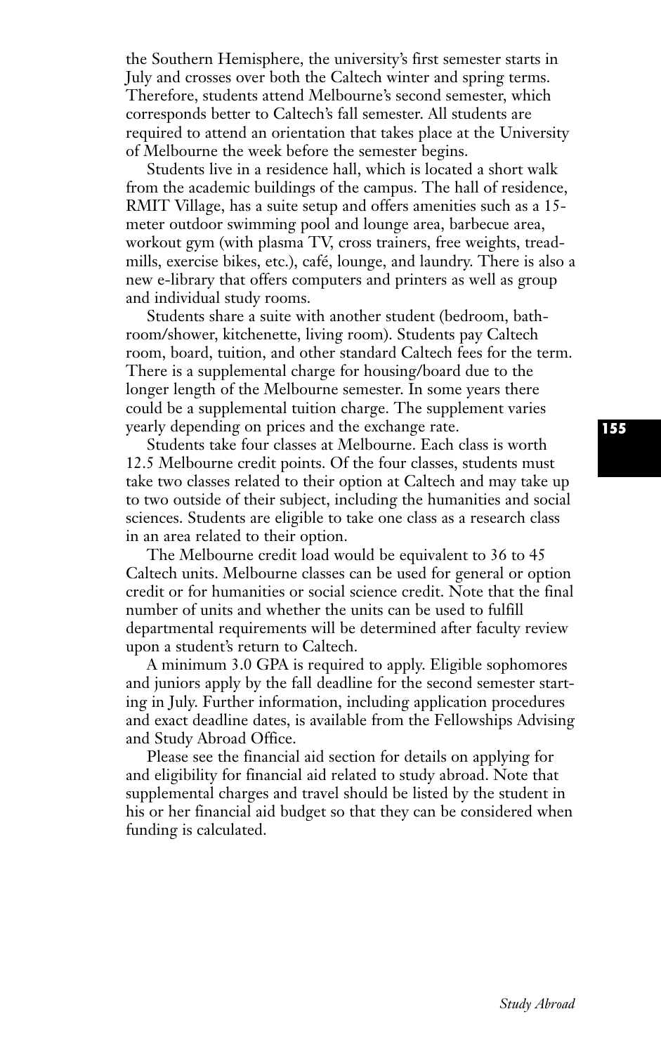the Southern Hemisphere, the university's first semester starts in July and crosses over both the Caltech winter and spring terms. Therefore, students attend Melbourne's second semester, which corresponds better to Caltech's fall semester. All students are required to attend an orientation that takes place at the University of Melbourne the week before the semester begins.

Students live in a residence hall, which is located a short walk from the academic buildings of the campus. The hall of residence, RMIT Village, has a suite setup and offers amenities such as a 15-meter outdoor swimming pool and lounge area, barbecue area, workout gym (with plasma TV, cross trainers, free weights, treadmills, exercise bikes, etc.), café, lounge, and laundry. There is also a new e-library that offers computers and printers as well as group and individual study rooms.

Students share a suite with another student (bedroom, bathroom/shower, kitchenette, living room). Students pay Caltech room, board, tuition, and other standard Caltech fees for the term. There is a supplemental charge for housing/board due to the longer length of the Melbourne semester. In some years there could be a supplemental tuition charge. The supplement varies yearly depending on prices and the exchange rate.

Students take four classes at Melbourne. Each class is worth 12.5 Melbourne credit points. Of the four classes, students must take two classes related to their option at Caltech and may take up to two outside of their subject, including the humanities and social sciences. Students are eligible to take one class as a research class in an area related to their option.

The Melbourne credit load would be equivalent to 36 to 45 Caltech units. Melbourne classes can be used for general or option credit or for humanities or social science credit. Note that the final number of units and whether the units can be used to fulfill departmental requirements will be determined after faculty review upon a student's return to Caltech.

A minimum 3.0 GPA is required to apply. Eligible sophomores and juniors apply by the fall deadline for the second semester starting in July. Further information, including application procedures and exact deadline dates, is available from the Fellowships Advising and Study Abroad Office.

Please see the financial aid section for details on applying for and eligibility for financial aid related to study abroad. Note that supplemental charges and travel should be listed by the student in his or her financial aid budget so that they can be considered when funding is calculated.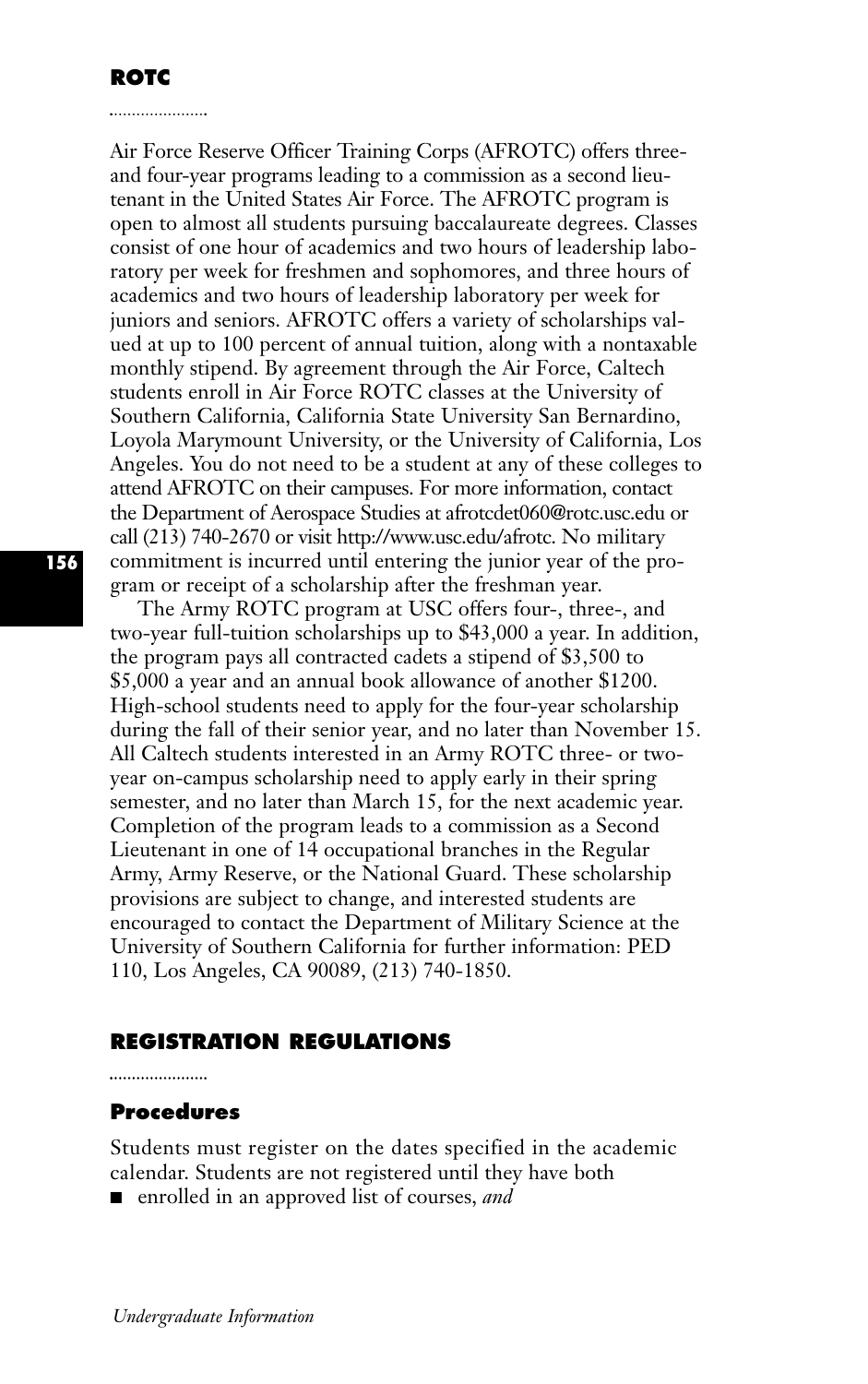## ROTC

Air Force Reserve Officer Training Corps (AFROTC) offers three- and four-year programs leading to a commission as a second lieutenant in the United States Air Force. The AFROTC program is open to almost all students pursuing baccalaureate degrees. Classes consist of one hour of academics and two hours of leadership laboratory per week for freshmen and sophomores, and three hours of academics and two hours of leadership laboratory per week for juniors and seniors. AFROTC offers a variety of scholarships valued at up to 100 percent of annual tuition, along with a nontaxable monthly stipend. By agreement through the Air Force, Caltech students enroll in Air Force ROTC classes at the University of Southern California, California State University San Bernardino, Loyola Marymount University, or the University of California, Los Angeles. You do not need to be a student at any of these colleges to attend AFROTC on their campuses. For more information, contact the Department of Aerospace Studies at afrotcdet060@rotc.usc.edu or call (213) 740-2670 or visit http://www.usc.edu/afrotc. No military commitment is incurred until entering the junior year of the program or receipt of a scholarship after the freshman year.

The Army ROTC program at USC offers four-, three-, and two-year full-tuition scholarships up to $43,000 a year. In addition, the program pays all contracted cadets a stipend of $3,500 to $5,000 a year and an annual book allowance of another $1200. High-school students need to apply for the four-year scholarship during the fall of their senior year, and no later than November 15. All Caltech students interested in an Army ROTC three- or two-year on-campus scholarship need to apply early in their spring semester, and no later than March 15, for the next academic year. Completion of the program leads to a commission as a Second Lieutenant in one of 14 occupational branches in the Regular Army, Army Reserve, or the National Guard. These scholarship provisions are subject to change, and interested students are encouraged to contact the Department of Military Science at the University of Southern California for further information: PED 110, Los Angeles, CA 90089, (213) 740-1850.

## REGISTRATION REGULATIONS

### Procedures

Students must register on the dates specified in the academic calendar. Students are not registered until they have both

- enrolled in an approved list of courses, *and*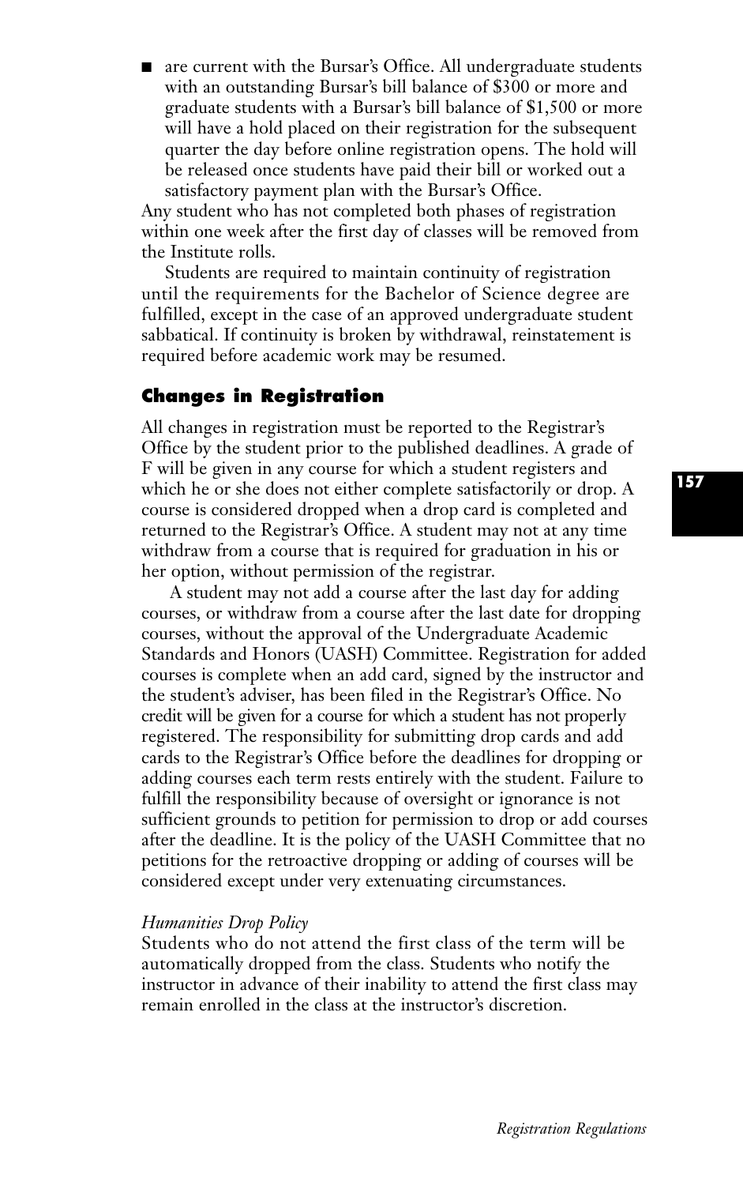- are current with the Bursar's Office. All undergraduate students with an outstanding Bursar's bill balance of $300 or more and graduate students with a Bursar's bill balance of $1,500 or more will have a hold placed on their registration for the subsequent quarter the day before online registration opens. The hold will be released once students have paid their bill or worked out a satisfactory payment plan with the Bursar's Office.

Any student who has not completed both phases of registration within one week after the first day of classes will be removed from the Institute rolls.

Students are required to maintain continuity of registration until the requirements for the Bachelor of Science degree are fulfilled, except in the case of an approved undergraduate student sabbatical. If continuity is broken by withdrawal, reinstatement is required before academic work may be resumed.

## Changes in Registration

All changes in registration must be reported to the Registrar's Office by the student prior to the published deadlines. A grade of F will be given in any course for which a student registers and which he or she does not either complete satisfactorily or drop. A course is considered dropped when a drop card is completed and returned to the Registrar's Office. A student may not at any time withdraw from a course that is required for graduation in his or her option, without permission of the registrar.

A student may not add a course after the last day for adding courses, or withdraw from a course after the last date for dropping courses, without the approval of the Undergraduate Academic Standards and Honors (UASH) Committee. Registration for added courses is complete when an add card, signed by the instructor and the student's adviser, has been filed in the Registrar's Office. No credit will be given for a course for which a student has not properly registered. The responsibility for submitting drop cards and add cards to the Registrar's Office before the deadlines for dropping or adding courses each term rests entirely with the student. Failure to fulfill the responsibility because of oversight or ignorance is not sufficient grounds to petition for permission to drop or add courses after the deadline. It is the policy of the UASH Committee that no petitions for the retroactive dropping or adding of courses will be considered except under very extenuating circumstances.

*Humanities Drop Policy*

Students who do not attend the first class of the term will be automatically dropped from the class. Students who notify the instructor in advance of their inability to attend the first class may remain enrolled in the class at the instructor's discretion.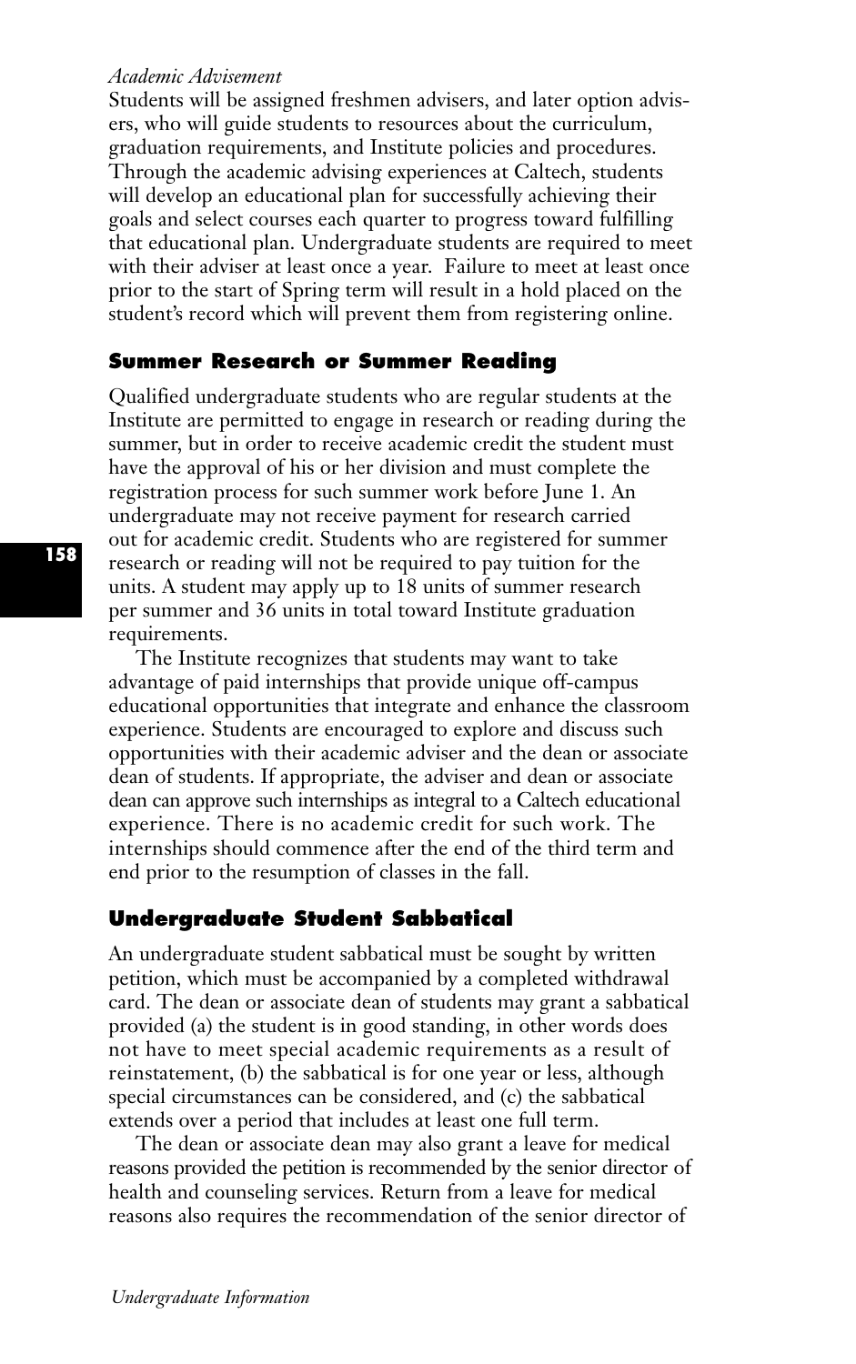*Academic Advisement*

Students will be assigned freshmen advisers, and later option advisers, who will guide students to resources about the curriculum, graduation requirements, and Institute policies and procedures. Through the academic advising experiences at Caltech, students will develop an educational plan for successfully achieving their goals and select courses each quarter to progress toward fulfilling that educational plan. Undergraduate students are required to meet with their adviser at least once a year. Failure to meet at least once prior to the start of Spring term will result in a hold placed on the student's record which will prevent them from registering online.

## Summer Research or Summer Reading

Qualified undergraduate students who are regular students at the Institute are permitted to engage in research or reading during the summer, but in order to receive academic credit the student must have the approval of his or her division and must complete the registration process for such summer work before June 1. An undergraduate may not receive payment for research carried out for academic credit. Students who are registered for summer research or reading will not be required to pay tuition for the units. A student may apply up to 18 units of summer research per summer and 36 units in total toward Institute graduation requirements.

The Institute recognizes that students may want to take advantage of paid internships that provide unique off-campus educational opportunities that integrate and enhance the classroom experience. Students are encouraged to explore and discuss such opportunities with their academic adviser and the dean or associate dean of students. If appropriate, the adviser and dean or associate dean can approve such internships as integral to a Caltech educational experience. There is no academic credit for such work. The internships should commence after the end of the third term and end prior to the resumption of classes in the fall.

## Undergraduate Student Sabbatical

An undergraduate student sabbatical must be sought by written petition, which must be accompanied by a completed withdrawal card. The dean or associate dean of students may grant a sabbatical provided (a) the student is in good standing, in other words does not have to meet special academic requirements as a result of reinstatement, (b) the sabbatical is for one year or less, although special circumstances can be considered, and (c) the sabbatical extends over a period that includes at least one full term.

The dean or associate dean may also grant a leave for medical reasons provided the petition is recommended by the senior director of health and counseling services. Return from a leave for medical reasons also requires the recommendation of the senior director of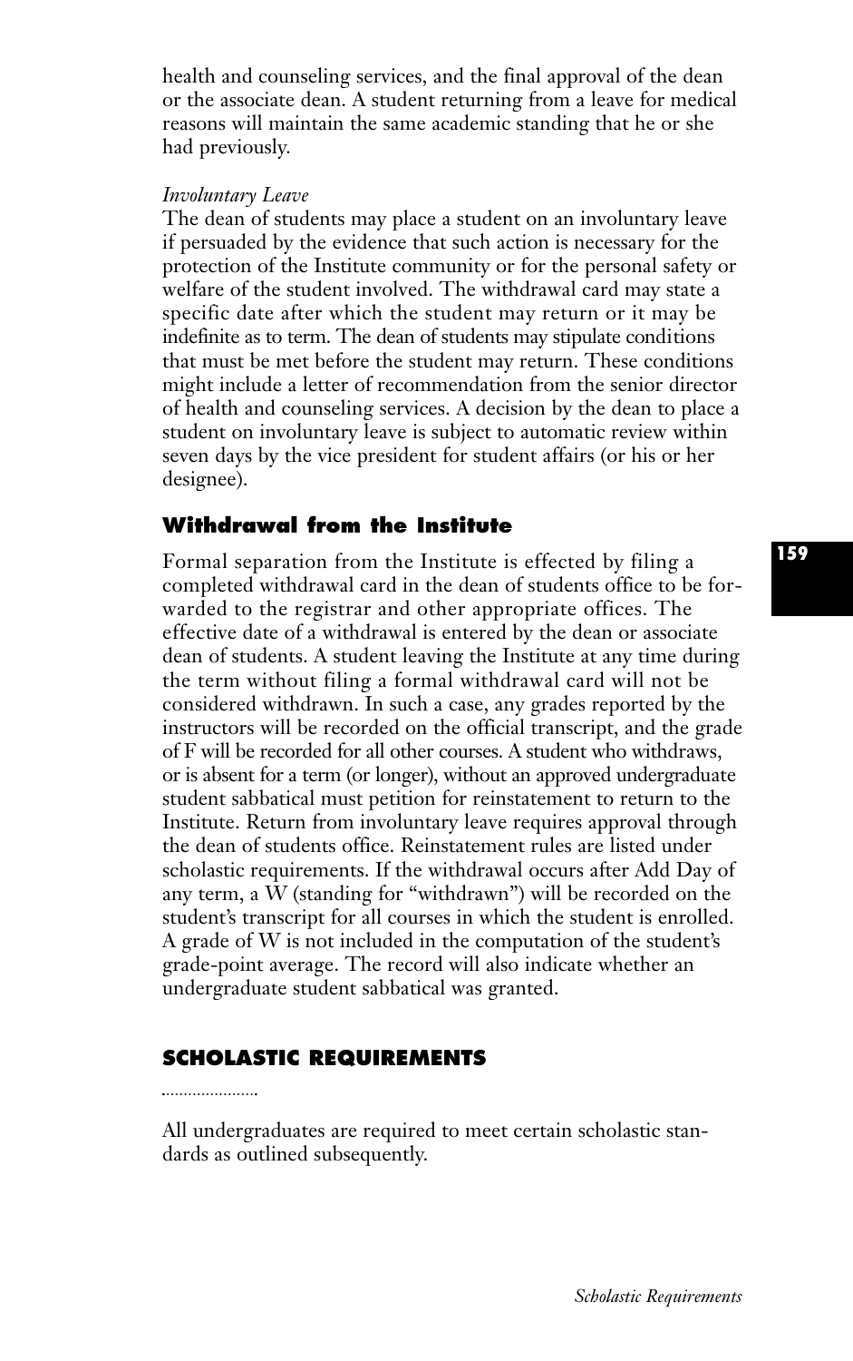health and counseling services, and the final approval of the dean or the associate dean. A student returning from a leave for medical reasons will maintain the same academic standing that he or she had previously.

*Involuntary Leave*

The dean of students may place a student on an involuntary leave if persuaded by the evidence that such action is necessary for the protection of the Institute community or for the personal safety or welfare of the student involved. The withdrawal card may state a specific date after which the student may return or it may be indefinite as to term. The dean of students may stipulate conditions that must be met before the student may return. These conditions might include a letter of recommendation from the senior director of health and counseling services. A decision by the dean to place a student on involuntary leave is subject to automatic review within seven days by the vice president for student affairs (or his or her designee).

### Withdrawal from the Institute

Formal separation from the Institute is effected by filing a completed withdrawal card in the dean of students office to be forwarded to the registrar and other appropriate offices. The effective date of a withdrawal is entered by the dean or associate dean of students. A student leaving the Institute at any time during the term without filing a formal withdrawal card will not be considered withdrawn. In such a case, any grades reported by the instructors will be recorded on the official transcript, and the grade of F will be recorded for all other courses. A student who withdraws, or is absent for a term (or longer), without an approved undergraduate student sabbatical must petition for reinstatement to return to the Institute. Return from involuntary leave requires approval through the dean of students office. Reinstatement rules are listed under scholastic requirements. If the withdrawal occurs after Add Day of any term, a W (standing for "withdrawn") will be recorded on the student's transcript for all courses in which the student is enrolled. A grade of W is not included in the computation of the student's grade-point average. The record will also indicate whether an undergraduate student sabbatical was granted.

## SCHOLASTIC REQUIREMENTS

All undergraduates are required to meet certain scholastic standards as outlined subsequently.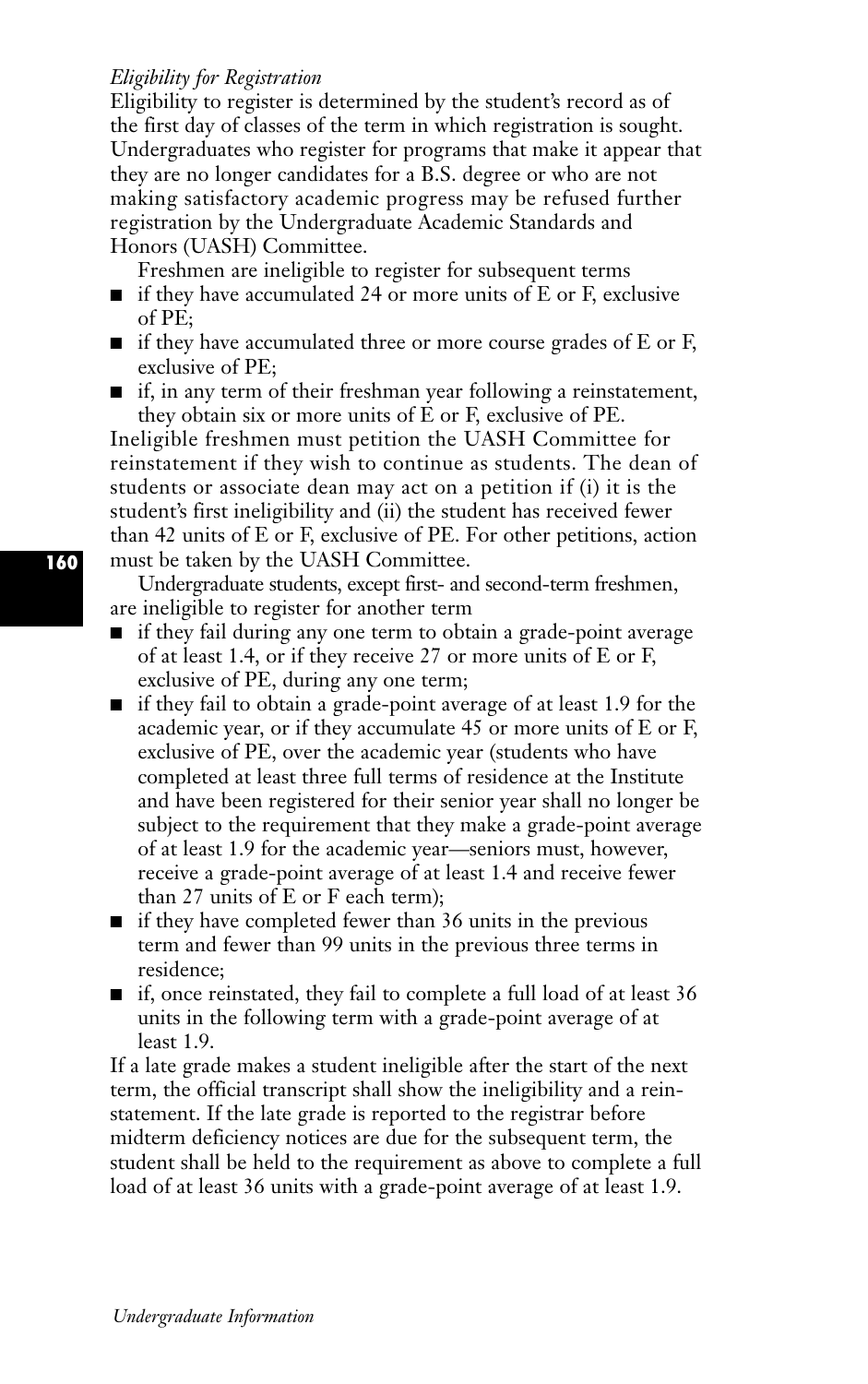*Eligibility for Registration*

Eligibility to register is determined by the student's record as of the first day of classes of the term in which registration is sought. Undergraduates who register for programs that make it appear that they are no longer candidates for a B.S. degree or who are not making satisfactory academic progress may be refused further registration by the Undergraduate Academic Standards and Honors (UASH) Committee.

Freshmen are ineligible to register for subsequent terms

- if they have accumulated 24 or more units of E or F, exclusive of PE;
- if they have accumulated three or more course grades of E or F, exclusive of PE;
- if, in any term of their freshman year following a reinstatement, they obtain six or more units of E or F, exclusive of PE.

Ineligible freshmen must petition the UASH Committee for reinstatement if they wish to continue as students. The dean of students or associate dean may act on a petition if (i) it is the student's first ineligibility and (ii) the student has received fewer than 42 units of E or F, exclusive of PE. For other petitions, action must be taken by the UASH Committee.

Undergraduate students, except first- and second-term freshmen, are ineligible to register for another term

- if they fail during any one term to obtain a grade-point average of at least 1.4, or if they receive 27 or more units of E or F, exclusive of PE, during any one term;
- if they fail to obtain a grade-point average of at least 1.9 for the academic year, or if they accumulate 45 or more units of E or F, exclusive of PE, over the academic year (students who have completed at least three full terms of residence at the Institute and have been registered for their senior year shall no longer be subject to the requirement that they make a grade-point average of at least 1.9 for the academic year—seniors must, however, receive a grade-point average of at least 1.4 and receive fewer than 27 units of E or F each term);
- if they have completed fewer than 36 units in the previous term and fewer than 99 units in the previous three terms in residence;
- if, once reinstated, they fail to complete a full load of at least 36 units in the following term with a grade-point average of at least 1.9.

If a late grade makes a student ineligible after the start of the next term, the official transcript shall show the ineligibility and a reinstatement. If the late grade is reported to the registrar before midterm deficiency notices are due for the subsequent term, the student shall be held to the requirement as above to complete a full load of at least 36 units with a grade-point average of at least 1.9.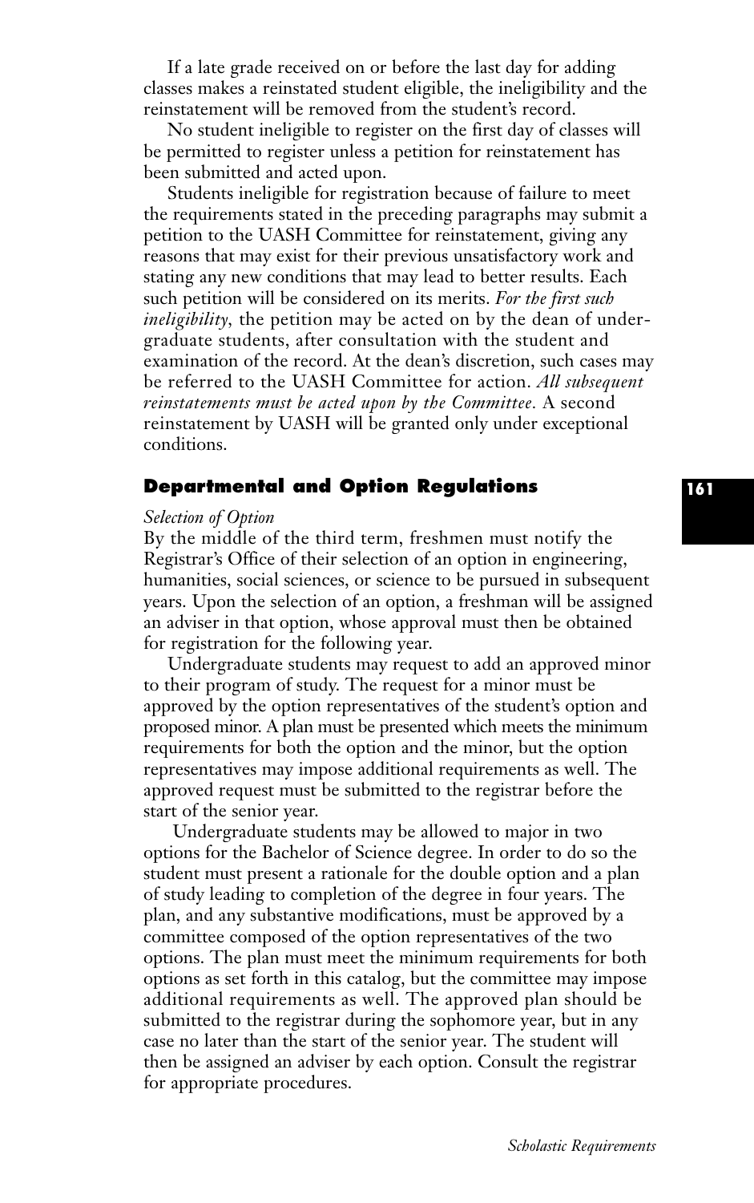If a late grade received on or before the last day for adding classes makes a reinstated student eligible, the ineligibility and the reinstatement will be removed from the student's record.

No student ineligible to register on the first day of classes will be permitted to register unless a petition for reinstatement has been submitted and acted upon.

Students ineligible for registration because of failure to meet the requirements stated in the preceding paragraphs may submit a petition to the UASH Committee for reinstatement, giving any reasons that may exist for their previous unsatisfactory work and stating any new conditions that may lead to better results. Each such petition will be considered on its merits. *For the first such ineligibility*, the petition may be acted on by the dean of undergraduate students, after consultation with the student and examination of the record. At the dean's discretion, such cases may be referred to the UASH Committee for action. *All subsequent reinstatements must be acted upon by the Committee.* A second reinstatement by UASH will be granted only under exceptional conditions.

## Departmental and Option Regulations

*Selection of Option*

By the middle of the third term, freshmen must notify the Registrar's Office of their selection of an option in engineering, humanities, social sciences, or science to be pursued in subsequent years. Upon the selection of an option, a freshman will be assigned an adviser in that option, whose approval must then be obtained for registration for the following year.

Undergraduate students may request to add an approved minor to their program of study. The request for a minor must be approved by the option representatives of the student's option and proposed minor. A plan must be presented which meets the minimum requirements for both the option and the minor, but the option representatives may impose additional requirements as well. The approved request must be submitted to the registrar before the start of the senior year.

Undergraduate students may be allowed to major in two options for the Bachelor of Science degree. In order to do so the student must present a rationale for the double option and a plan of study leading to completion of the degree in four years. The plan, and any substantive modifications, must be approved by a committee composed of the option representatives of the two options. The plan must meet the minimum requirements for both options as set forth in this catalog, but the committee may impose additional requirements as well. The approved plan should be submitted to the registrar during the sophomore year, but in any case no later than the start of the senior year. The student will then be assigned an adviser by each option. Consult the registrar for appropriate procedures.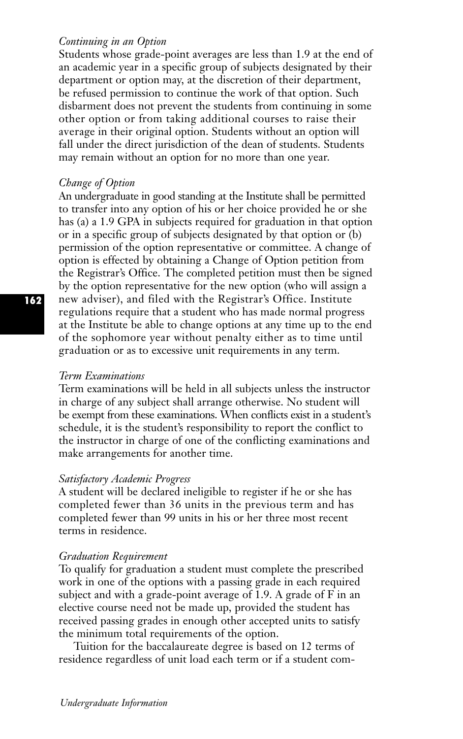*Continuing in an Option*

Students whose grade-point averages are less than 1.9 at the end of an academic year in a specific group of subjects designated by their department or option may, at the discretion of their department, be refused permission to continue the work of that option. Such disbarment does not prevent the students from continuing in some other option or from taking additional courses to raise their average in their original option. Students without an option will fall under the direct jurisdiction of the dean of students. Students may remain without an option for no more than one year.

*Change of Option*

An undergraduate in good standing at the Institute shall be permitted to transfer into any option of his or her choice provided he or she has (a) a 1.9 GPA in subjects required for graduation in that option or in a specific group of subjects designated by that option or (b) permission of the option representative or committee. A change of option is effected by obtaining a Change of Option petition from the Registrar's Office. The completed petition must then be signed by the option representative for the new option (who will assign a new adviser), and filed with the Registrar's Office. Institute regulations require that a student who has made normal progress at the Institute be able to change options at any time up to the end of the sophomore year without penalty either as to time until graduation or as to excessive unit requirements in any term.

*Term Examinations*

Term examinations will be held in all subjects unless the instructor in charge of any subject shall arrange otherwise. No student will be exempt from these examinations. When conflicts exist in a student's schedule, it is the student's responsibility to report the conflict to the instructor in charge of one of the conflicting examinations and make arrangements for another time.

*Satisfactory Academic Progress*

A student will be declared ineligible to register if he or she has completed fewer than 36 units in the previous term and has completed fewer than 99 units in his or her three most recent terms in residence.

*Graduation Requirement*

To qualify for graduation a student must complete the prescribed work in one of the options with a passing grade in each required subject and with a grade-point average of 1.9. A grade of F in an elective course need not be made up, provided the student has received passing grades in enough other accepted units to satisfy the minimum total requirements of the option.

Tuition for the baccalaureate degree is based on 12 terms of residence regardless of unit load each term or if a student com-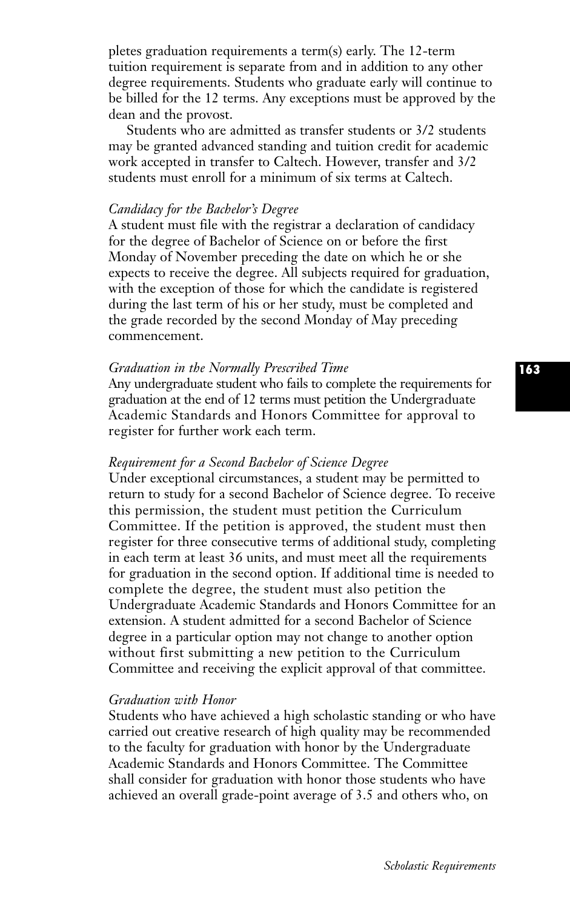pletes graduation requirements a term(s) early. The 12-term tuition requirement is separate from and in addition to any other degree requirements. Students who graduate early will continue to be billed for the 12 terms. Any exceptions must be approved by the dean and the provost.

Students who are admitted as transfer students or 3/2 students may be granted advanced standing and tuition credit for academic work accepted in transfer to Caltech. However, transfer and 3/2 students must enroll for a minimum of six terms at Caltech.

*Candidacy for the Bachelor's Degree*

A student must file with the registrar a declaration of candidacy for the degree of Bachelor of Science on or before the first Monday of November preceding the date on which he or she expects to receive the degree. All subjects required for graduation, with the exception of those for which the candidate is registered during the last term of his or her study, must be completed and the grade recorded by the second Monday of May preceding commencement.

*Graduation in the Normally Prescribed Time*

Any undergraduate student who fails to complete the requirements for graduation at the end of 12 terms must petition the Undergraduate Academic Standards and Honors Committee for approval to register for further work each term.

*Requirement for a Second Bachelor of Science Degree*

Under exceptional circumstances, a student may be permitted to return to study for a second Bachelor of Science degree. To receive this permission, the student must petition the Curriculum Committee. If the petition is approved, the student must then register for three consecutive terms of additional study, completing in each term at least 36 units, and must meet all the requirements for graduation in the second option. If additional time is needed to complete the degree, the student must also petition the Undergraduate Academic Standards and Honors Committee for an extension. A student admitted for a second Bachelor of Science degree in a particular option may not change to another option without first submitting a new petition to the Curriculum Committee and receiving the explicit approval of that committee.

*Graduation with Honor*

Students who have achieved a high scholastic standing or who have carried out creative research of high quality may be recommended to the faculty for graduation with honor by the Undergraduate Academic Standards and Honors Committee. The Committee shall consider for graduation with honor those students who have achieved an overall grade-point average of 3.5 and others who, on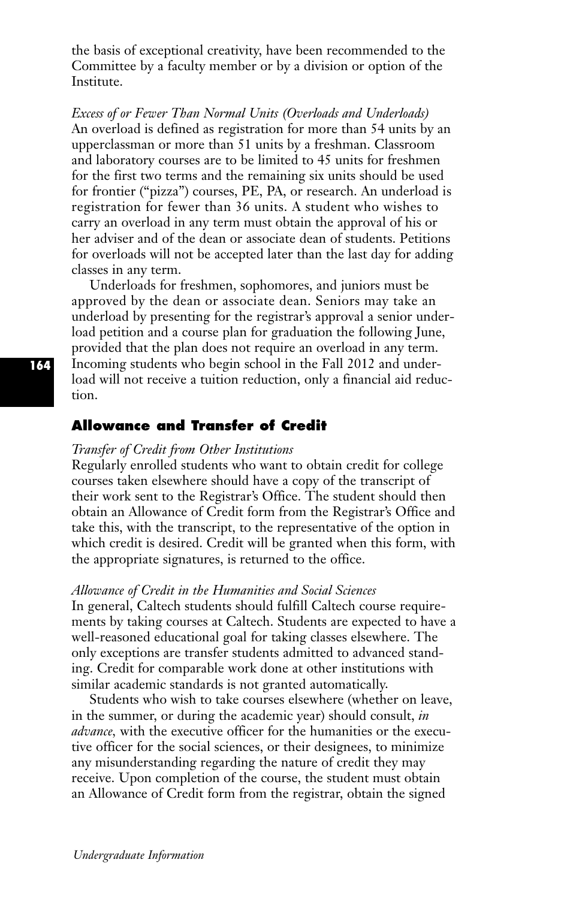the basis of exceptional creativity, have been recommended to the Committee by a faculty member or by a division or option of the Institute.

*Excess of or Fewer Than Normal Units (Overloads and Underloads)*
An overload is defined as registration for more than 54 units by an upperclassman or more than 51 units by a freshman. Classroom and laboratory courses are to be limited to 45 units for freshmen for the first two terms and the remaining six units should be used for frontier ("pizza") courses, PE, PA, or research. An underload is registration for fewer than 36 units. A student who wishes to carry an overload in any term must obtain the approval of his or her adviser and of the dean or associate dean of students. Petitions for overloads will not be accepted later than the last day for adding classes in any term.

Underloads for freshmen, sophomores, and juniors must be approved by the dean or associate dean. Seniors may take an underload by presenting for the registrar's approval a senior underload petition and a course plan for graduation the following June, provided that the plan does not require an overload in any term. Incoming students who begin school in the Fall 2012 and underload will not receive a tuition reduction, only a financial aid reduction.

## Allowance and Transfer of Credit

*Transfer of Credit from Other Institutions*
Regularly enrolled students who want to obtain credit for college courses taken elsewhere should have a copy of the transcript of their work sent to the Registrar's Office. The student should then obtain an Allowance of Credit form from the Registrar's Office and take this, with the transcript, to the representative of the option in which credit is desired. Credit will be granted when this form, with the appropriate signatures, is returned to the office.

*Allowance of Credit in the Humanities and Social Sciences*
In general, Caltech students should fulfill Caltech course requirements by taking courses at Caltech. Students are expected to have a well-reasoned educational goal for taking classes elsewhere. The only exceptions are transfer students admitted to advanced standing. Credit for comparable work done at other institutions with similar academic standards is not granted automatically.

Students who wish to take courses elsewhere (whether on leave, in the summer, or during the academic year) should consult, *in advance*, with the executive officer for the humanities or the executive officer for the social sciences, or their designees, to minimize any misunderstanding regarding the nature of credit they may receive. Upon completion of the course, the student must obtain an Allowance of Credit form from the registrar, obtain the signed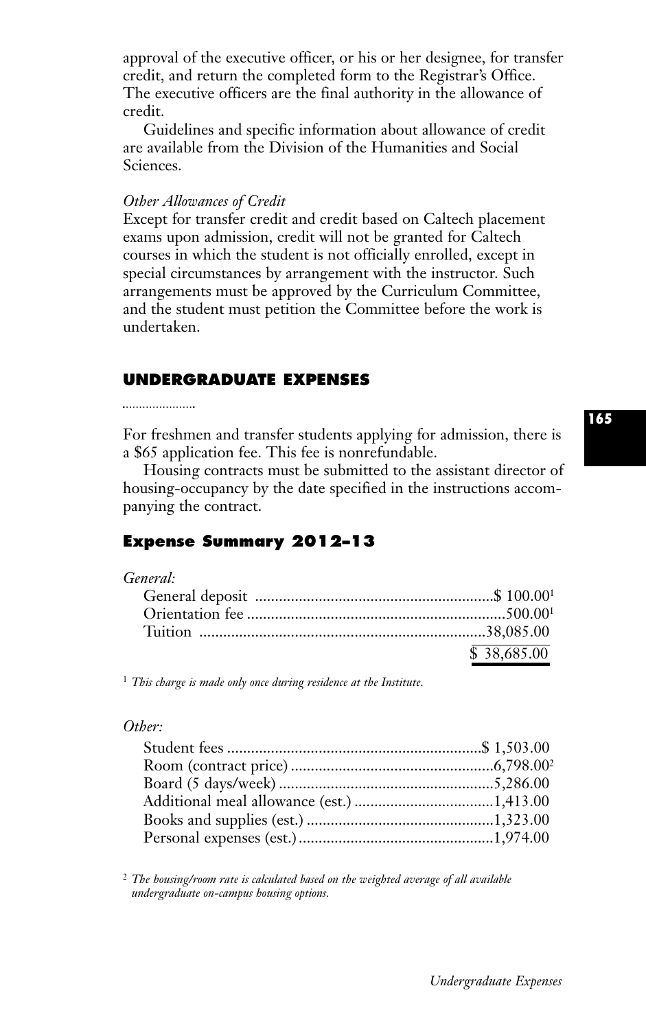approval of the executive officer, or his or her designee, for transfer credit, and return the completed form to the Registrar's Office. The executive officers are the final authority in the allowance of credit.

Guidelines and specific information about allowance of credit are available from the Division of the Humanities and Social Sciences.

*Other Allowances of Credit*

Except for transfer credit and credit based on Caltech placement exams upon admission, credit will not be granted for Caltech courses in which the student is not officially enrolled, except in special circumstances by arrangement with the instructor. Such arrangements must be approved by the Curriculum Committee, and the student must petition the Committee before the work is undertaken.

## UNDERGRADUATE EXPENSES

For freshmen and transfer students applying for admission, there is a $65 application fee. This fee is nonrefundable.

Housing contracts must be submitted to the assistant director of housing-occupancy by the date specified in the instructions accompanying the contract.

### Expense Summary 2012–13

*General:*

| Item | Amount |
|---|---|
| General deposit | $ 100.00[1] |
| Orientation fee | 500.00[1] |
| Tuition | 38,085.00 |
| | $ 38,685.00 |

[1] *This charge is made only once during residence at the Institute.*

*Other:*

| Item | Amount |
|---|---|
| Student fees | $ 1,503.00 |
| Room (contract price) | 6,798.00[2] |
| Board (5 days/week) | 5,286.00 |
| Additional meal allowance (est.) | 1,413.00 |
| Books and supplies (est.) | 1,323.00 |
| Personal expenses (est.) | 1,974.00 |

[2] *The housing/room rate is calculated based on the weighted average of all available undergraduate on-campus housing options.*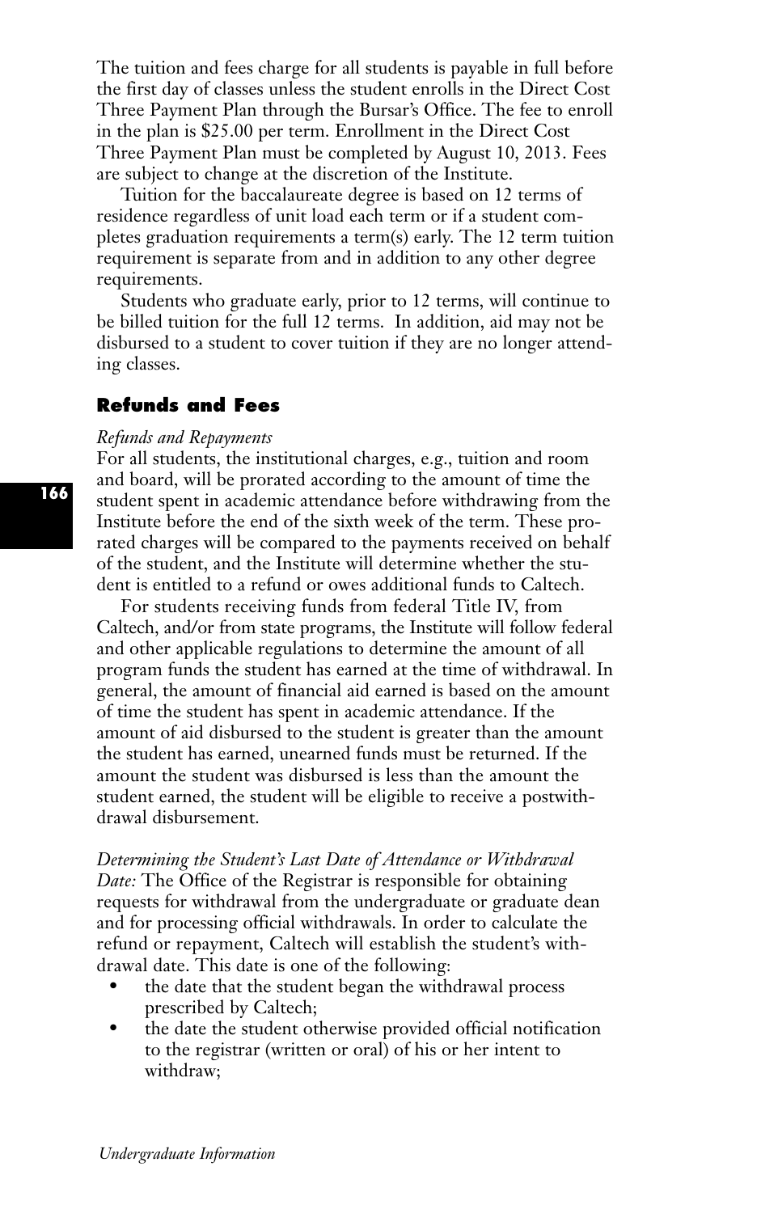The tuition and fees charge for all students is payable in full before the first day of classes unless the student enrolls in the Direct Cost Three Payment Plan through the Bursar's Office. The fee to enroll in the plan is $25.00 per term. Enrollment in the Direct Cost Three Payment Plan must be completed by August 10, 2013. Fees are subject to change at the discretion of the Institute.

Tuition for the baccalaureate degree is based on 12 terms of residence regardless of unit load each term or if a student completes graduation requirements a term(s) early. The 12 term tuition requirement is separate from and in addition to any other degree requirements.

Students who graduate early, prior to 12 terms, will continue to be billed tuition for the full 12 terms. In addition, aid may not be disbursed to a student to cover tuition if they are no longer attending classes.

## Refunds and Fees

*Refunds and Repayments*

For all students, the institutional charges, e.g., tuition and room and board, will be prorated according to the amount of time the student spent in academic attendance before withdrawing from the Institute before the end of the sixth week of the term. These prorated charges will be compared to the payments received on behalf of the student, and the Institute will determine whether the student is entitled to a refund or owes additional funds to Caltech.

For students receiving funds from federal Title IV, from Caltech, and/or from state programs, the Institute will follow federal and other applicable regulations to determine the amount of all program funds the student has earned at the time of withdrawal. In general, the amount of financial aid earned is based on the amount of time the student has spent in academic attendance. If the amount of aid disbursed to the student is greater than the amount the student has earned, unearned funds must be returned. If the amount the student was disbursed is less than the amount the student earned, the student will be eligible to receive a postwithdrawal disbursement.

*Determining the Student's Last Date of Attendance or Withdrawal Date:* The Office of the Registrar is responsible for obtaining requests for withdrawal from the undergraduate or graduate dean and for processing official withdrawals. In order to calculate the refund or repayment, Caltech will establish the student's withdrawal date. This date is one of the following:

- the date that the student began the withdrawal process prescribed by Caltech;
- the date the student otherwise provided official notification to the registrar (written or oral) of his or her intent to withdraw;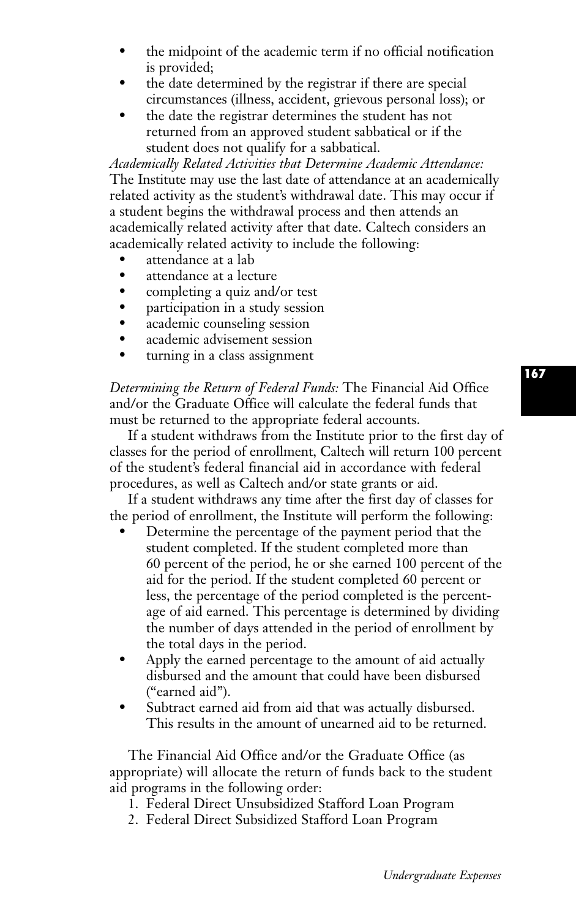- the midpoint of the academic term if no official notification is provided;
- the date determined by the registrar if there are special circumstances (illness, accident, grievous personal loss); or
- the date the registrar determines the student has not returned from an approved student sabbatical or if the student does not qualify for a sabbatical.

*Academically Related Activities that Determine Academic Attendance:* The Institute may use the last date of attendance at an academically related activity as the student's withdrawal date. This may occur if a student begins the withdrawal process and then attends an academically related activity after that date. Caltech considers an academically related activity to include the following:

- attendance at a lab
- attendance at a lecture
- completing a quiz and/or test
- participation in a study session
- academic counseling session
- academic advisement session
- turning in a class assignment

*Determining the Return of Federal Funds:* The Financial Aid Office and/or the Graduate Office will calculate the federal funds that must be returned to the appropriate federal accounts.

If a student withdraws from the Institute prior to the first day of classes for the period of enrollment, Caltech will return 100 percent of the student's federal financial aid in accordance with federal procedures, as well as Caltech and/or state grants or aid.

If a student withdraws any time after the first day of classes for the period of enrollment, the Institute will perform the following:

- Determine the percentage of the payment period that the student completed. If the student completed more than 60 percent of the period, he or she earned 100 percent of the aid for the period. If the student completed 60 percent or less, the percentage of the period completed is the percentage of aid earned. This percentage is determined by dividing the number of days attended in the period of enrollment by the total days in the period.
- Apply the earned percentage to the amount of aid actually disbursed and the amount that could have been disbursed ("earned aid").
- Subtract earned aid from aid that was actually disbursed. This results in the amount of unearned aid to be returned.

The Financial Aid Office and/or the Graduate Office (as appropriate) will allocate the return of funds back to the student aid programs in the following order:

1. Federal Direct Unsubsidized Stafford Loan Program
2. Federal Direct Subsidized Stafford Loan Program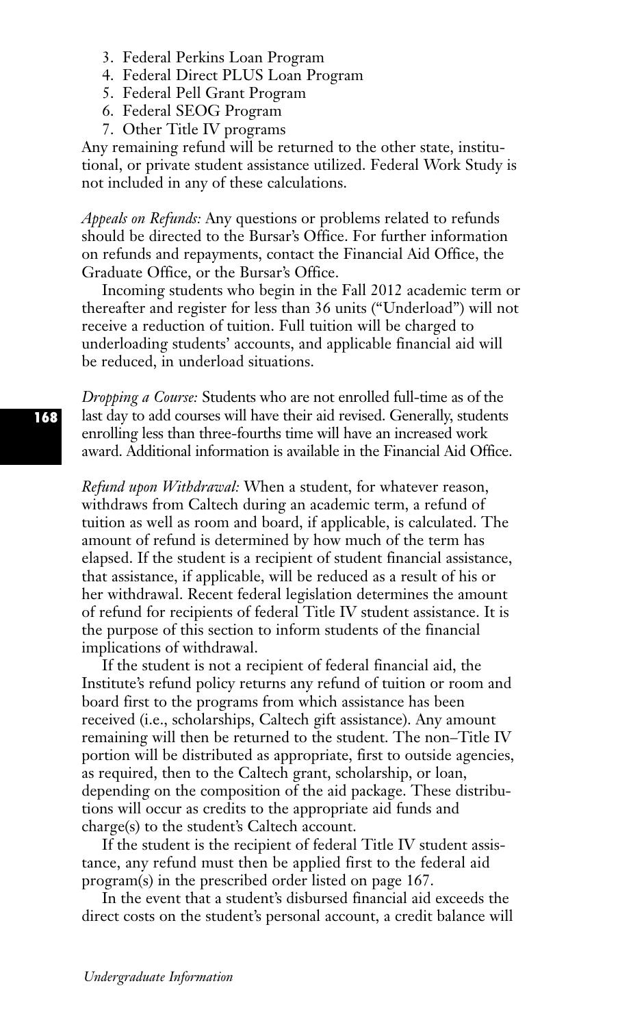3. Federal Perkins Loan Program
4. Federal Direct PLUS Loan Program
5. Federal Pell Grant Program
6. Federal SEOG Program
7. Other Title IV programs

Any remaining refund will be returned to the other state, institutional, or private student assistance utilized. Federal Work Study is not included in any of these calculations.

*Appeals on Refunds:* Any questions or problems related to refunds should be directed to the Bursar's Office. For further information on refunds and repayments, contact the Financial Aid Office, the Graduate Office, or the Bursar's Office.

Incoming students who begin in the Fall 2012 academic term or thereafter and register for less than 36 units ("Underload") will not receive a reduction of tuition. Full tuition will be charged to underloading students' accounts, and applicable financial aid will be reduced, in underload situations.

*Dropping a Course:* Students who are not enrolled full-time as of the last day to add courses will have their aid revised. Generally, students enrolling less than three-fourths time will have an increased work award. Additional information is available in the Financial Aid Office.

*Refund upon Withdrawal:* When a student, for whatever reason, withdraws from Caltech during an academic term, a refund of tuition as well as room and board, if applicable, is calculated. The amount of refund is determined by how much of the term has elapsed. If the student is a recipient of student financial assistance, that assistance, if applicable, will be reduced as a result of his or her withdrawal. Recent federal legislation determines the amount of refund for recipients of federal Title IV student assistance. It is the purpose of this section to inform students of the financial implications of withdrawal.

If the student is not a recipient of federal financial aid, the Institute's refund policy returns any refund of tuition or room and board first to the programs from which assistance has been received (i.e., scholarships, Caltech gift assistance). Any amount remaining will then be returned to the student. The non–Title IV portion will be distributed as appropriate, first to outside agencies, as required, then to the Caltech grant, scholarship, or loan, depending on the composition of the aid package. These distributions will occur as credits to the appropriate aid funds and charge(s) to the student's Caltech account.

If the student is the recipient of federal Title IV student assistance, any refund must then be applied first to the federal aid program(s) in the prescribed order listed on page 167.

In the event that a student's disbursed financial aid exceeds the direct costs on the student's personal account, a credit balance will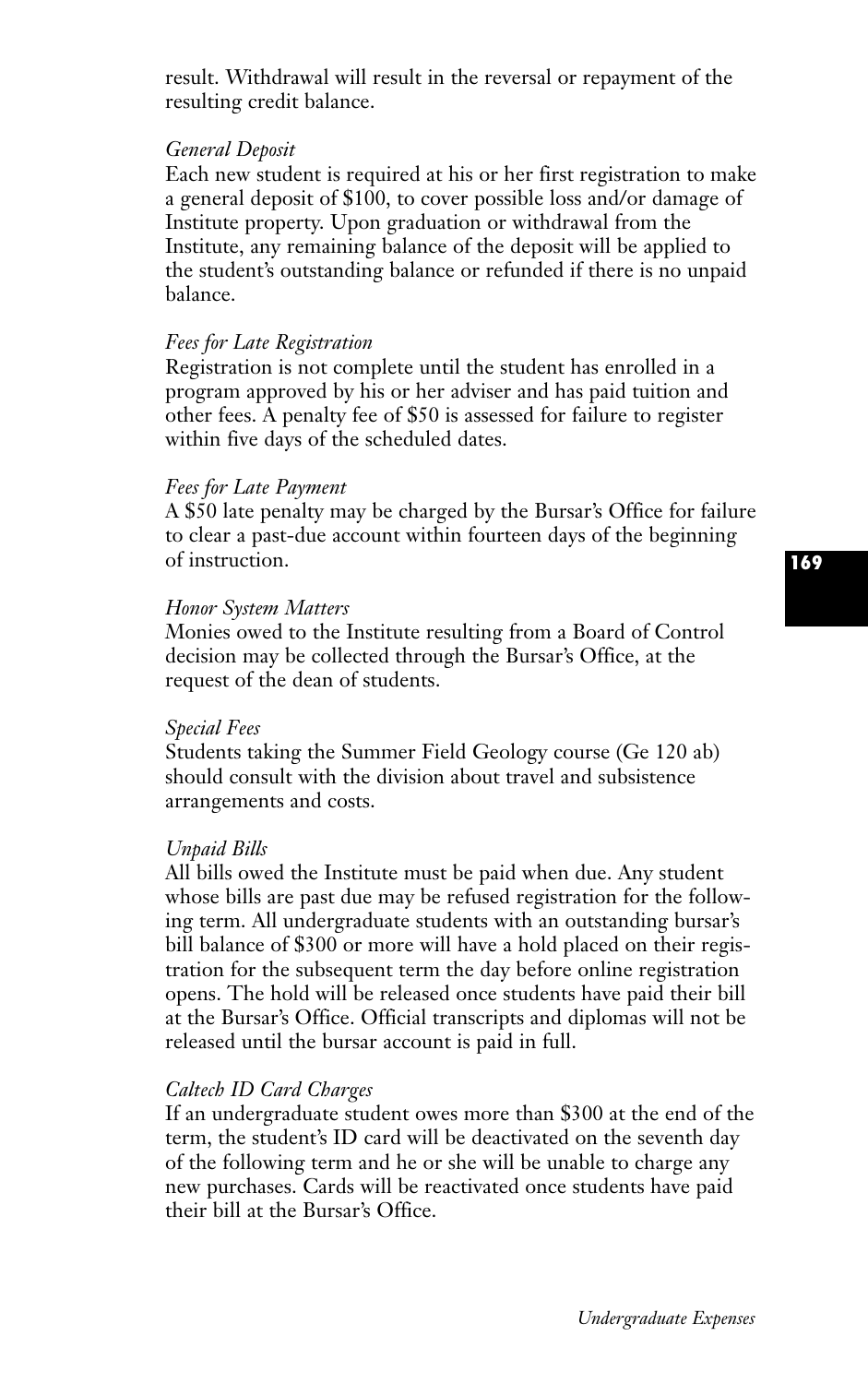result. Withdrawal will result in the reversal or repayment of the resulting credit balance.

*General Deposit*

Each new student is required at his or her first registration to make a general deposit of $100, to cover possible loss and/or damage of Institute property. Upon graduation or withdrawal from the Institute, any remaining balance of the deposit will be applied to the student's outstanding balance or refunded if there is no unpaid balance.

*Fees for Late Registration*

Registration is not complete until the student has enrolled in a program approved by his or her adviser and has paid tuition and other fees. A penalty fee of $50 is assessed for failure to register within five days of the scheduled dates.

*Fees for Late Payment*

A $50 late penalty may be charged by the Bursar's Office for failure to clear a past-due account within fourteen days of the beginning of instruction.

*Honor System Matters*

Monies owed to the Institute resulting from a Board of Control decision may be collected through the Bursar's Office, at the request of the dean of students.

*Special Fees*

Students taking the Summer Field Geology course (Ge 120 ab) should consult with the division about travel and subsistence arrangements and costs.

*Unpaid Bills*

All bills owed the Institute must be paid when due. Any student whose bills are past due may be refused registration for the following term. All undergraduate students with an outstanding bursar's bill balance of $300 or more will have a hold placed on their registration for the subsequent term the day before online registration opens. The hold will be released once students have paid their bill at the Bursar's Office. Official transcripts and diplomas will not be released until the bursar account is paid in full.

*Caltech ID Card Charges*

If an undergraduate student owes more than $300 at the end of the term, the student's ID card will be deactivated on the seventh day of the following term and he or she will be unable to charge any new purchases. Cards will be reactivated once students have paid their bill at the Bursar's Office.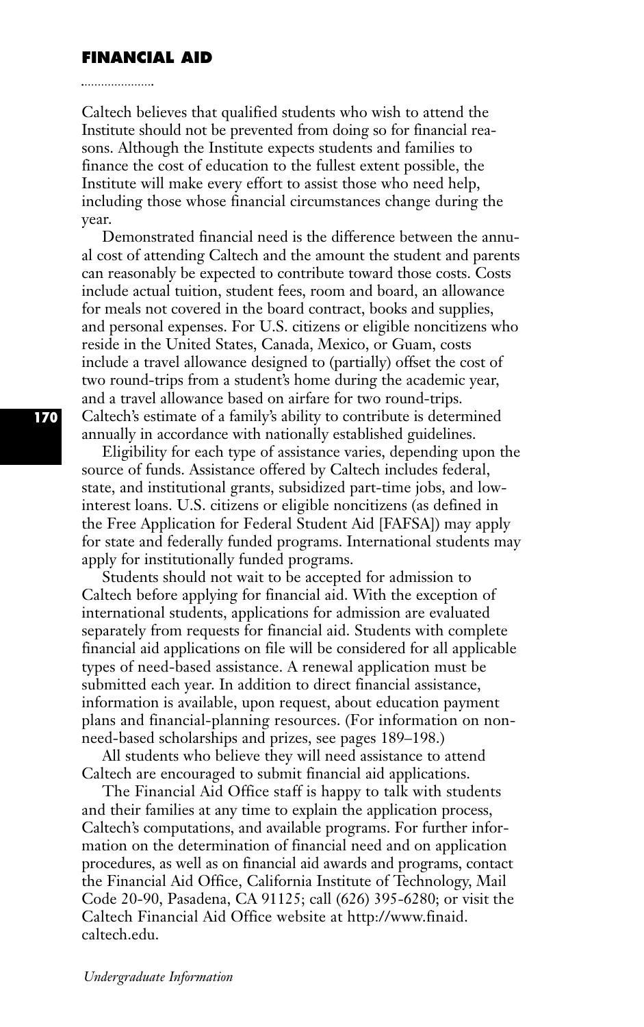# FINANCIAL AID

Caltech believes that qualified students who wish to attend the Institute should not be prevented from doing so for financial reasons. Although the Institute expects students and families to finance the cost of education to the fullest extent possible, the Institute will make every effort to assist those who need help, including those whose financial circumstances change during the year.

Demonstrated financial need is the difference between the annual cost of attending Caltech and the amount the student and parents can reasonably be expected to contribute toward those costs. Costs include actual tuition, student fees, room and board, an allowance for meals not covered in the board contract, books and supplies, and personal expenses. For U.S. citizens or eligible noncitizens who reside in the United States, Canada, Mexico, or Guam, costs include a travel allowance designed to (partially) offset the cost of two round-trips from a student's home during the academic year, and a travel allowance based on airfare for two round-trips. Caltech's estimate of a family's ability to contribute is determined annually in accordance with nationally established guidelines.

Eligibility for each type of assistance varies, depending upon the source of funds. Assistance offered by Caltech includes federal, state, and institutional grants, subsidized part-time jobs, and low-interest loans. U.S. citizens or eligible noncitizens (as defined in the Free Application for Federal Student Aid [FAFSA]) may apply for state and federally funded programs. International students may apply for institutionally funded programs.

Students should not wait to be accepted for admission to Caltech before applying for financial aid. With the exception of international students, applications for admission are evaluated separately from requests for financial aid. Students with complete financial aid applications on file will be considered for all applicable types of need-based assistance. A renewal application must be submitted each year. In addition to direct financial assistance, information is available, upon request, about education payment plans and financial-planning resources. (For information on non-need-based scholarships and prizes, see pages 189–198.)

All students who believe they will need assistance to attend Caltech are encouraged to submit financial aid applications.

The Financial Aid Office staff is happy to talk with students and their families at any time to explain the application process, Caltech's computations, and available programs. For further information on the determination of financial need and on application procedures, as well as on financial aid awards and programs, contact the Financial Aid Office, California Institute of Technology, Mail Code 20-90, Pasadena, CA 91125; call (626) 395-6280; or visit the Caltech Financial Aid Office website at http://www.finaid.caltech.edu.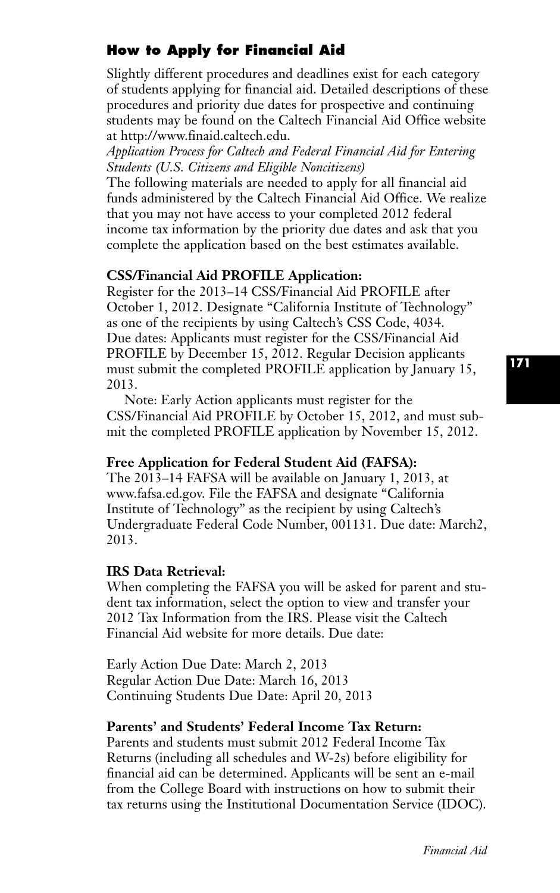## How to Apply for Financial Aid

Slightly different procedures and deadlines exist for each category of students applying for financial aid. Detailed descriptions of these procedures and priority due dates for prospective and continuing students may be found on the Caltech Financial Aid Office website at http://www.finaid.caltech.edu.

*Application Process for Caltech and Federal Financial Aid for Entering Students (U.S. Citizens and Eligible Noncitizens)*

The following materials are needed to apply for all financial aid funds administered by the Caltech Financial Aid Office. We realize that you may not have access to your completed 2012 federal income tax information by the priority due dates and ask that you complete the application based on the best estimates available.

**CSS/Financial Aid PROFILE Application:**
Register for the 2013–14 CSS/Financial Aid PROFILE after October 1, 2012. Designate "California Institute of Technology" as one of the recipients by using Caltech's CSS Code, 4034. Due dates: Applicants must register for the CSS/Financial Aid PROFILE by December 15, 2012. Regular Decision applicants must submit the completed PROFILE application by January 15, 2013.

Note: Early Action applicants must register for the CSS/Financial Aid PROFILE by October 15, 2012, and must submit the completed PROFILE application by November 15, 2012.

**Free Application for Federal Student Aid (FAFSA):**
The 2013–14 FAFSA will be available on January 1, 2013, at www.fafsa.ed.gov. File the FAFSA and designate "California Institute of Technology" as the recipient by using Caltech's Undergraduate Federal Code Number, 001131. Due date: March2, 2013.

**IRS Data Retrieval:**
When completing the FAFSA you will be asked for parent and student tax information, select the option to view and transfer your 2012 Tax Information from the IRS. Please visit the Caltech Financial Aid website for more details. Due date:

Early Action Due Date: March 2, 2013
Regular Action Due Date: March 16, 2013
Continuing Students Due Date: April 20, 2013

**Parents' and Students' Federal Income Tax Return:**
Parents and students must submit 2012 Federal Income Tax Returns (including all schedules and W-2s) before eligibility for financial aid can be determined. Applicants will be sent an e-mail from the College Board with instructions on how to submit their tax returns using the Institutional Documentation Service (IDOC).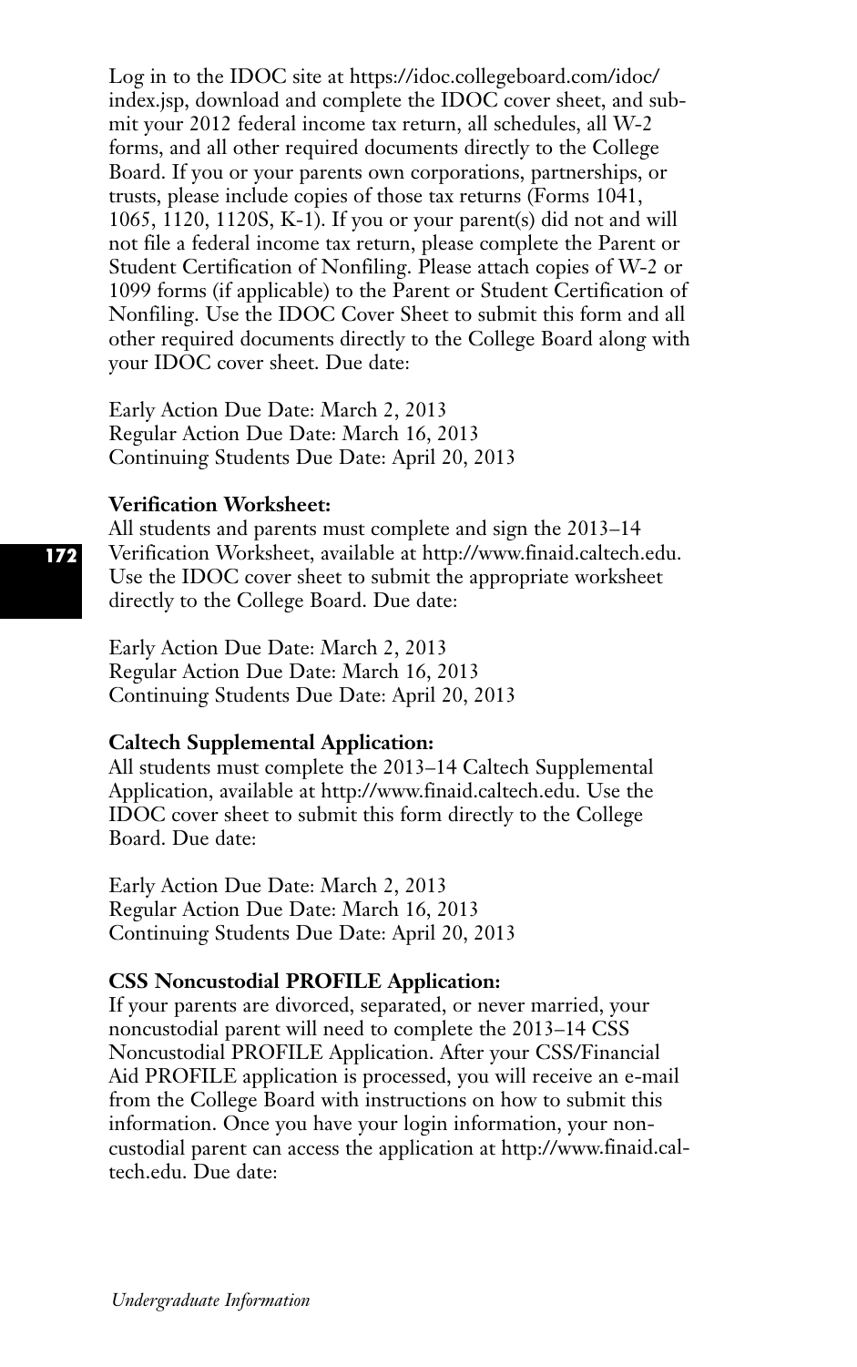Log in to the IDOC site at https://idoc.collegeboard.com/idoc/index.jsp, download and complete the IDOC cover sheet, and submit your 2012 federal income tax return, all schedules, all W-2 forms, and all other required documents directly to the College Board. If you or your parents own corporations, partnerships, or trusts, please include copies of those tax returns (Forms 1041, 1065, 1120, 1120S, K-1). If you or your parent(s) did not and will not file a federal income tax return, please complete the Parent or Student Certification of Nonfiling. Please attach copies of W-2 or 1099 forms (if applicable) to the Parent or Student Certification of Nonfiling. Use the IDOC Cover Sheet to submit this form and all other required documents directly to the College Board along with your IDOC cover sheet. Due date:

Early Action Due Date: March 2, 2013
Regular Action Due Date: March 16, 2013
Continuing Students Due Date: April 20, 2013

**Verification Worksheet:**
All students and parents must complete and sign the 2013–14 Verification Worksheet, available at http://www.finaid.caltech.edu. Use the IDOC cover sheet to submit the appropriate worksheet directly to the College Board. Due date:

Early Action Due Date: March 2, 2013
Regular Action Due Date: March 16, 2013
Continuing Students Due Date: April 20, 2013

**Caltech Supplemental Application:**
All students must complete the 2013–14 Caltech Supplemental Application, available at http://www.finaid.caltech.edu. Use the IDOC cover sheet to submit this form directly to the College Board. Due date:

Early Action Due Date: March 2, 2013
Regular Action Due Date: March 16, 2013
Continuing Students Due Date: April 20, 2013

**CSS Noncustodial PROFILE Application:**
If your parents are divorced, separated, or never married, your noncustodial parent will need to complete the 2013–14 CSS Noncustodial PROFILE Application. After your CSS/Financial Aid PROFILE application is processed, you will receive an e-mail from the College Board with instructions on how to submit this information. Once you have your login information, your noncustodial parent can access the application at http://www.finaid.caltech.edu. Due date: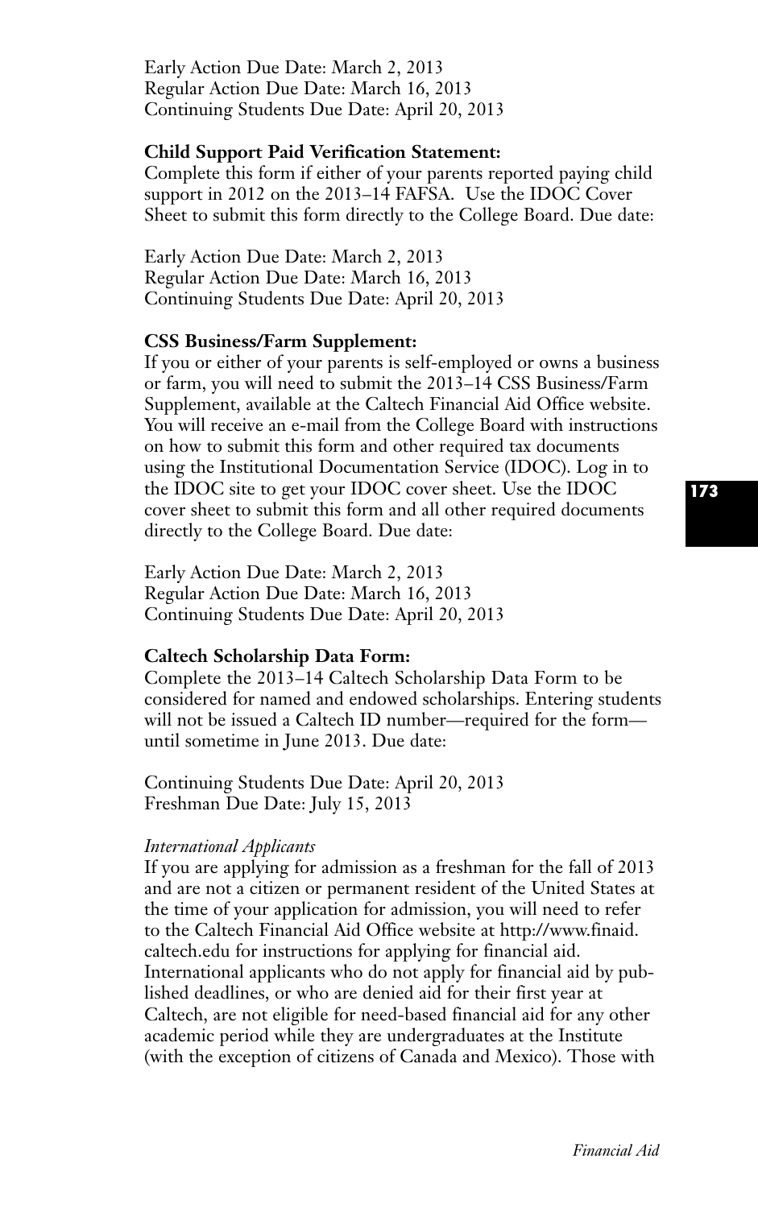Early Action Due Date: March 2, 2013
Regular Action Due Date: March 16, 2013
Continuing Students Due Date: April 20, 2013

**Child Support Paid Verification Statement:**
Complete this form if either of your parents reported paying child support in 2012 on the 2013–14 FAFSA. Use the IDOC Cover Sheet to submit this form directly to the College Board. Due date:

Early Action Due Date: March 2, 2013
Regular Action Due Date: March 16, 2013
Continuing Students Due Date: April 20, 2013

**CSS Business/Farm Supplement:**
If you or either of your parents is self-employed or owns a business or farm, you will need to submit the 2013–14 CSS Business/Farm Supplement, available at the Caltech Financial Aid Office website. You will receive an e-mail from the College Board with instructions on how to submit this form and other required tax documents using the Institutional Documentation Service (IDOC). Log in to the IDOC site to get your IDOC cover sheet. Use the IDOC cover sheet to submit this form and all other required documents directly to the College Board. Due date:

Early Action Due Date: March 2, 2013
Regular Action Due Date: March 16, 2013
Continuing Students Due Date: April 20, 2013

**Caltech Scholarship Data Form:**
Complete the 2013–14 Caltech Scholarship Data Form to be considered for named and endowed scholarships. Entering students will not be issued a Caltech ID number—required for the form—until sometime in June 2013. Due date:

Continuing Students Due Date: April 20, 2013
Freshman Due Date: July 15, 2013

*International Applicants*
If you are applying for admission as a freshman for the fall of 2013 and are not a citizen or permanent resident of the United States at the time of your application for admission, you will need to refer to the Caltech Financial Aid Office website at http://www.finaid.caltech.edu for instructions for applying for financial aid. International applicants who do not apply for financial aid by published deadlines, or who are denied aid for their first year at Caltech, are not eligible for need-based financial aid for any other academic period while they are undergraduates at the Institute (with the exception of citizens of Canada and Mexico). Those with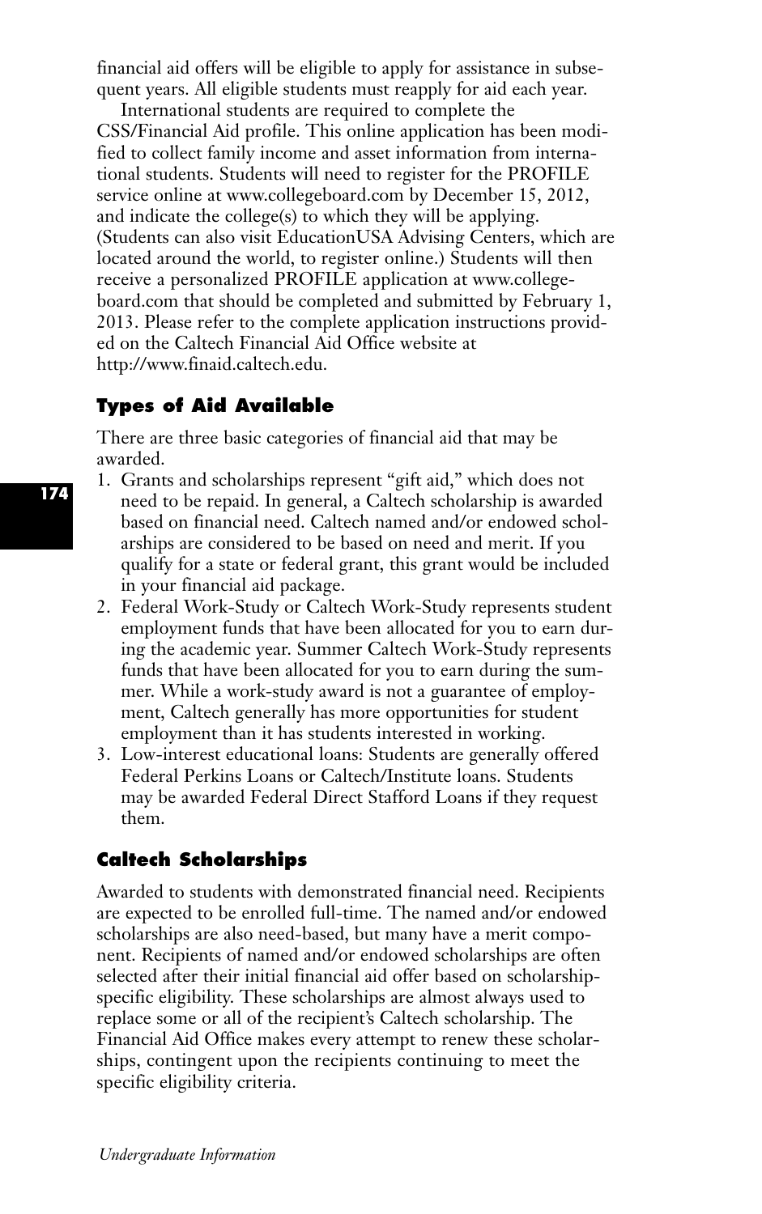financial aid offers will be eligible to apply for assistance in subsequent years. All eligible students must reapply for aid each year.

International students are required to complete the CSS/Financial Aid profile. This online application has been modified to collect family income and asset information from international students. Students will need to register for the PROFILE service online at www.collegeboard.com by December 15, 2012, and indicate the college(s) to which they will be applying. (Students can also visit EducationUSA Advising Centers, which are located around the world, to register online.) Students will then receive a personalized PROFILE application at www.collegeboard.com that should be completed and submitted by February 1, 2013. Please refer to the complete application instructions provided on the Caltech Financial Aid Office website at http://www.finaid.caltech.edu.

## Types of Aid Available

There are three basic categories of financial aid that may be awarded.

1. Grants and scholarships represent "gift aid," which does not need to be repaid. In general, a Caltech scholarship is awarded based on financial need. Caltech named and/or endowed scholarships are considered to be based on need and merit. If you qualify for a state or federal grant, this grant would be included in your financial aid package.
2. Federal Work-Study or Caltech Work-Study represents student employment funds that have been allocated for you to earn during the academic year. Summer Caltech Work-Study represents funds that have been allocated for you to earn during the summer. While a work-study award is not a guarantee of employment, Caltech generally has more opportunities for student employment than it has students interested in working.
3. Low-interest educational loans: Students are generally offered Federal Perkins Loans or Caltech/Institute loans. Students may be awarded Federal Direct Stafford Loans if they request them.

## Caltech Scholarships

Awarded to students with demonstrated financial need. Recipients are expected to be enrolled full-time. The named and/or endowed scholarships are also need-based, but many have a merit component. Recipients of named and/or endowed scholarships are often selected after their initial financial aid offer based on scholarship-specific eligibility. These scholarships are almost always used to replace some or all of the recipient's Caltech scholarship. The Financial Aid Office makes every attempt to renew these scholarships, contingent upon the recipients continuing to meet the specific eligibility criteria.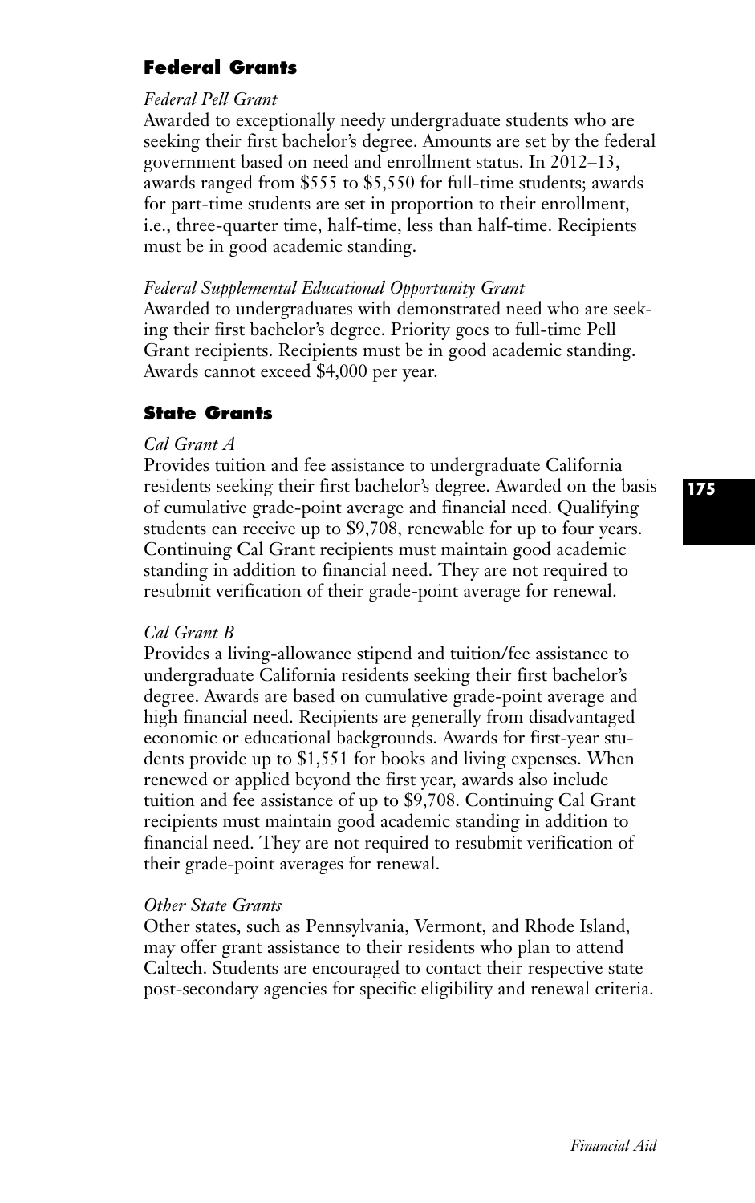## Federal Grants

*Federal Pell Grant*

Awarded to exceptionally needy undergraduate students who are seeking their first bachelor's degree. Amounts are set by the federal government based on need and enrollment status. In 2012–13, awards ranged from $555 to $5,550 for full-time students; awards for part-time students are set in proportion to their enrollment, i.e., three-quarter time, half-time, less than half-time. Recipients must be in good academic standing.

*Federal Supplemental Educational Opportunity Grant*

Awarded to undergraduates with demonstrated need who are seeking their first bachelor's degree. Priority goes to full-time Pell Grant recipients. Recipients must be in good academic standing. Awards cannot exceed $4,000 per year.

## State Grants

*Cal Grant A*

Provides tuition and fee assistance to undergraduate California residents seeking their first bachelor's degree. Awarded on the basis of cumulative grade-point average and financial need. Qualifying students can receive up to $9,708, renewable for up to four years. Continuing Cal Grant recipients must maintain good academic standing in addition to financial need. They are not required to resubmit verification of their grade-point average for renewal.

*Cal Grant B*

Provides a living-allowance stipend and tuition/fee assistance to undergraduate California residents seeking their first bachelor's degree. Awards are based on cumulative grade-point average and high financial need. Recipients are generally from disadvantaged economic or educational backgrounds. Awards for first-year students provide up to $1,551 for books and living expenses. When renewed or applied beyond the first year, awards also include tuition and fee assistance of up to $9,708. Continuing Cal Grant recipients must maintain good academic standing in addition to financial need. They are not required to resubmit verification of their grade-point averages for renewal.

*Other State Grants*

Other states, such as Pennsylvania, Vermont, and Rhode Island, may offer grant assistance to their residents who plan to attend Caltech. Students are encouraged to contact their respective state post-secondary agencies for specific eligibility and renewal criteria.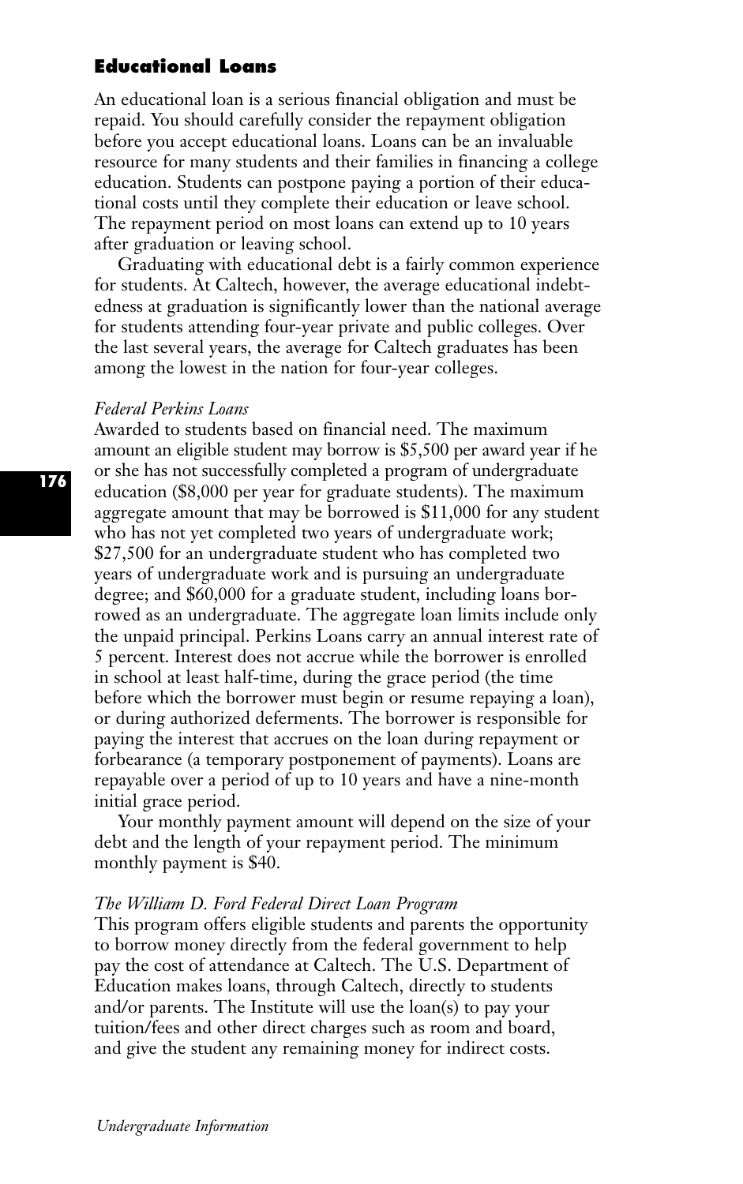## Educational Loans

An educational loan is a serious financial obligation and must be repaid. You should carefully consider the repayment obligation before you accept educational loans. Loans can be an invaluable resource for many students and their families in financing a college education. Students can postpone paying a portion of their educational costs until they complete their education or leave school. The repayment period on most loans can extend up to 10 years after graduation or leaving school.

Graduating with educational debt is a fairly common experience for students. At Caltech, however, the average educational indebtedness at graduation is significantly lower than the national average for students attending four-year private and public colleges. Over the last several years, the average for Caltech graduates has been among the lowest in the nation for four-year colleges.

*Federal Perkins Loans*

Awarded to students based on financial need. The maximum amount an eligible student may borrow is $5,500 per award year if he or she has not successfully completed a program of undergraduate education ($8,000 per year for graduate students). The maximum aggregate amount that may be borrowed is $11,000 for any student who has not yet completed two years of undergraduate work; $27,500 for an undergraduate student who has completed two years of undergraduate work and is pursuing an undergraduate degree; and $60,000 for a graduate student, including loans borrowed as an undergraduate. The aggregate loan limits include only the unpaid principal. Perkins Loans carry an annual interest rate of 5 percent. Interest does not accrue while the borrower is enrolled in school at least half-time, during the grace period (the time before which the borrower must begin or resume repaying a loan), or during authorized deferments. The borrower is responsible for paying the interest that accrues on the loan during repayment or forbearance (a temporary postponement of payments). Loans are repayable over a period of up to 10 years and have a nine-month initial grace period.

Your monthly payment amount will depend on the size of your debt and the length of your repayment period. The minimum monthly payment is $40.

*The William D. Ford Federal Direct Loan Program*

This program offers eligible students and parents the opportunity to borrow money directly from the federal government to help pay the cost of attendance at Caltech. The U.S. Department of Education makes loans, through Caltech, directly to students and/or parents. The Institute will use the loan(s) to pay your tuition/fees and other direct charges such as room and board, and give the student any remaining money for indirect costs.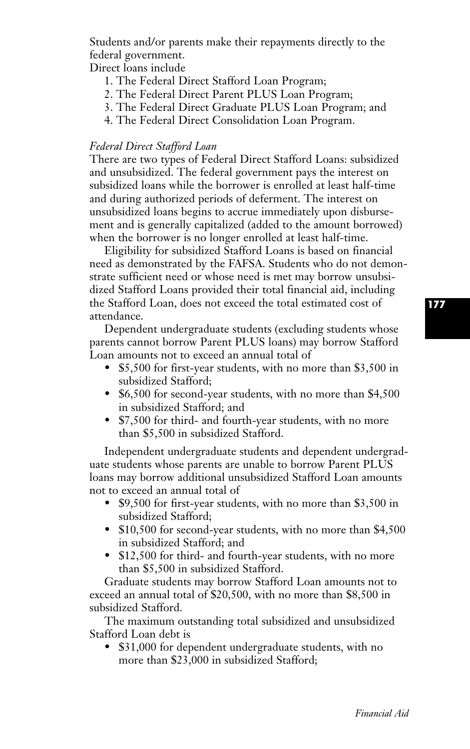Students and/or parents make their repayments directly to the federal government.

Direct loans include

1. The Federal Direct Stafford Loan Program;
2. The Federal Direct Parent PLUS Loan Program;
3. The Federal Direct Graduate PLUS Loan Program; and
4. The Federal Direct Consolidation Loan Program.

*Federal Direct Stafford Loan*

There are two types of Federal Direct Stafford Loans: subsidized and unsubsidized. The federal government pays the interest on subsidized loans while the borrower is enrolled at least half-time and during authorized periods of deferment. The interest on unsubsidized loans begins to accrue immediately upon disbursement and is generally capitalized (added to the amount borrowed) when the borrower is no longer enrolled at least half-time.

Eligibility for subsidized Stafford Loans is based on financial need as demonstrated by the FAFSA. Students who do not demonstrate sufficient need or whose need is met may borrow unsubsidized Stafford Loans provided their total financial aid, including the Stafford Loan, does not exceed the total estimated cost of attendance.

Dependent undergraduate students (excluding students whose parents cannot borrow Parent PLUS loans) may borrow Stafford Loan amounts not to exceed an annual total of

- $5,500 for first-year students, with no more than $3,500 in subsidized Stafford;
- $6,500 for second-year students, with no more than $4,500 in subsidized Stafford; and
- $7,500 for third- and fourth-year students, with no more than $5,500 in subsidized Stafford.

Independent undergraduate students and dependent undergraduate students whose parents are unable to borrow Parent PLUS loans may borrow additional unsubsidized Stafford Loan amounts not to exceed an annual total of

- $9,500 for first-year students, with no more than $3,500 in subsidized Stafford;
- $10,500 for second-year students, with no more than $4,500 in subsidized Stafford; and
- $12,500 for third- and fourth-year students, with no more than $5,500 in subsidized Stafford.

Graduate students may borrow Stafford Loan amounts not to exceed an annual total of $20,500, with no more than $8,500 in subsidized Stafford.

The maximum outstanding total subsidized and unsubsidized Stafford Loan debt is

- $31,000 for dependent undergraduate students, with no more than $23,000 in subsidized Stafford;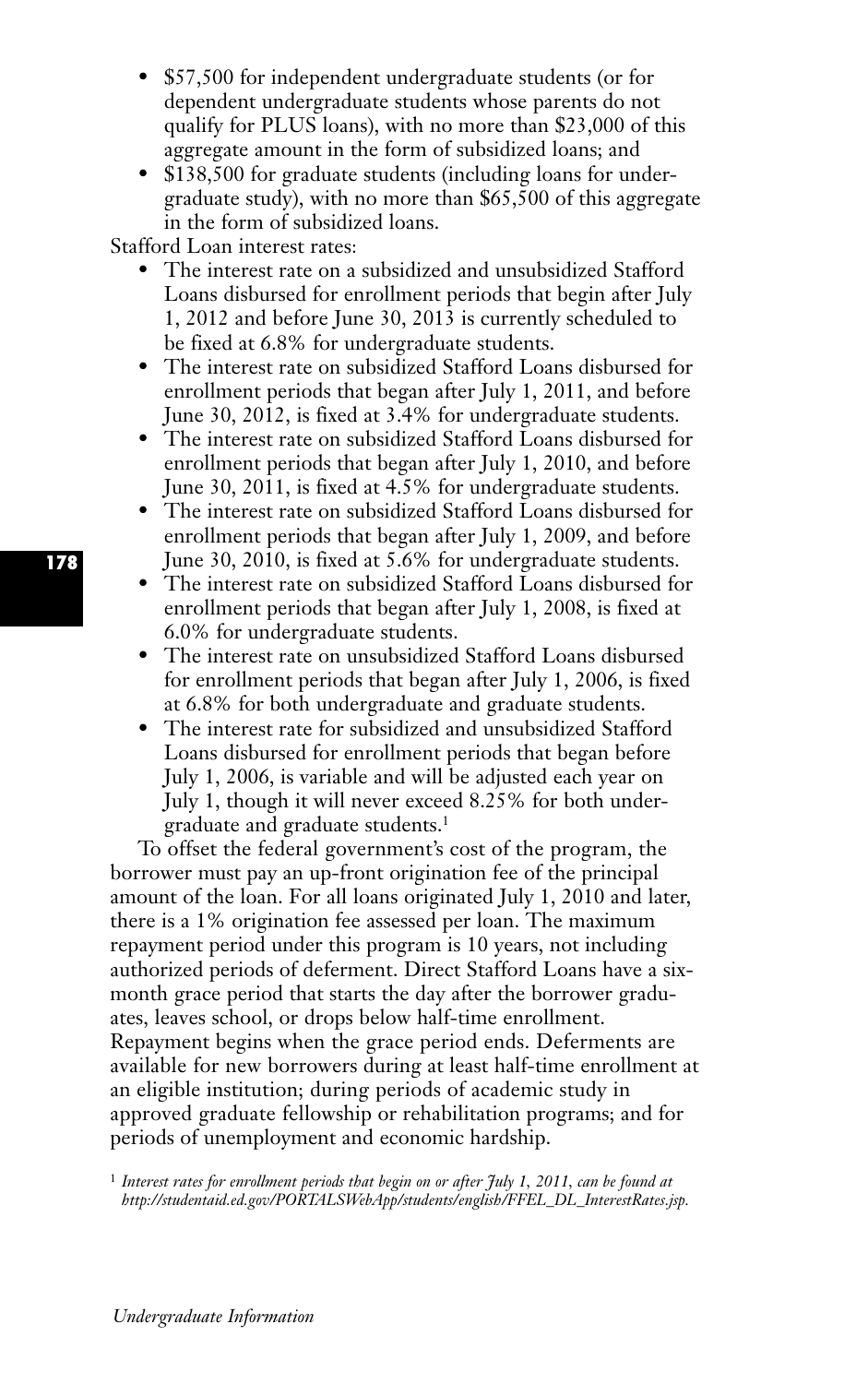- $57,500 for independent undergraduate students (or for dependent undergraduate students whose parents do not qualify for PLUS loans), with no more than $23,000 of this aggregate amount in the form of subsidized loans; and
- $138,500 for graduate students (including loans for undergraduate study), with no more than $65,500 of this aggregate in the form of subsidized loans.

Stafford Loan interest rates:

- The interest rate on a subsidized and unsubsidized Stafford Loans disbursed for enrollment periods that begin after July 1, 2012 and before June 30, 2013 is currently scheduled to be fixed at 6.8% for undergraduate students.
- The interest rate on subsidized Stafford Loans disbursed for enrollment periods that began after July 1, 2011, and before June 30, 2012, is fixed at 3.4% for undergraduate students.
- The interest rate on subsidized Stafford Loans disbursed for enrollment periods that began after July 1, 2010, and before June 30, 2011, is fixed at 4.5% for undergraduate students.
- The interest rate on subsidized Stafford Loans disbursed for enrollment periods that began after July 1, 2009, and before June 30, 2010, is fixed at 5.6% for undergraduate students.
- The interest rate on subsidized Stafford Loans disbursed for enrollment periods that began after July 1, 2008, is fixed at 6.0% for undergraduate students.
- The interest rate on unsubsidized Stafford Loans disbursed for enrollment periods that began after July 1, 2006, is fixed at 6.8% for both undergraduate and graduate students.
- The interest rate for subsidized and unsubsidized Stafford Loans disbursed for enrollment periods that began before July 1, 2006, is variable and will be adjusted each year on July 1, though it will never exceed 8.25% for both undergraduate and graduate students.[1]

To offset the federal government's cost of the program, the borrower must pay an up-front origination fee of the principal amount of the loan. For all loans originated July 1, 2010 and later, there is a 1% origination fee assessed per loan. The maximum repayment period under this program is 10 years, not including authorized periods of deferment. Direct Stafford Loans have a six-month grace period that starts the day after the borrower graduates, leaves school, or drops below half-time enrollment. Repayment begins when the grace period ends. Deferments are available for new borrowers during at least half-time enrollment at an eligible institution; during periods of academic study in approved graduate fellowship or rehabilitation programs; and for periods of unemployment and economic hardship.

[1] *Interest rates for enrollment periods that begin on or after July 1, 2011, can be found at http://studentaid.ed.gov/PORTALSWebApp/students/english/FFEL_DL_InterestRates.jsp.*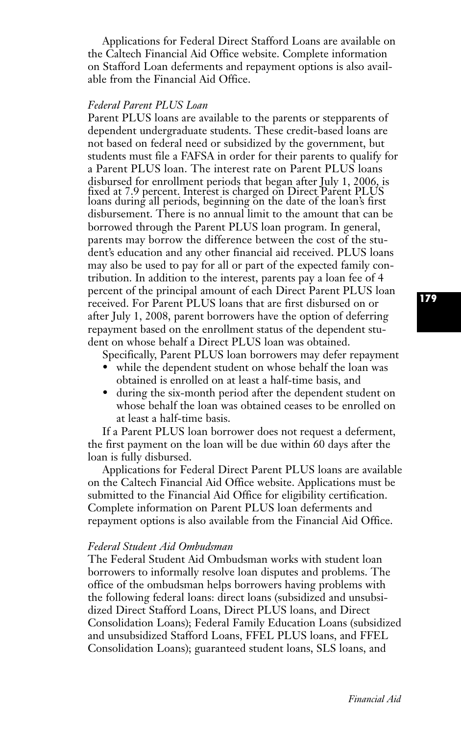Applications for Federal Direct Stafford Loans are available on the Caltech Financial Aid Office website. Complete information on Stafford Loan deferments and repayment options is also available from the Financial Aid Office.

### *Federal Parent PLUS Loan*

Parent PLUS loans are available to the parents or stepparents of dependent undergraduate students. These credit-based loans are not based on federal need or subsidized by the government, but students must file a FAFSA in order for their parents to qualify for a Parent PLUS loan. The interest rate on Parent PLUS loans disbursed for enrollment periods that began after July 1, 2006, is fixed at 7.9 percent. Interest is charged on Direct Parent PLUS loans during all periods, beginning on the date of the loan's first disbursement. There is no annual limit to the amount that can be borrowed through the Parent PLUS loan program. In general, parents may borrow the difference between the cost of the student's education and any other financial aid received. PLUS loans may also be used to pay for all or part of the expected family contribution. In addition to the interest, parents pay a loan fee of 4 percent of the principal amount of each Direct Parent PLUS loan received. For Parent PLUS loans that are first disbursed on or after July 1, 2008, parent borrowers have the option of deferring repayment based on the enrollment status of the dependent student on whose behalf a Direct PLUS loan was obtained.

Specifically, Parent PLUS loan borrowers may defer repayment

- while the dependent student on whose behalf the loan was obtained is enrolled on at least a half-time basis, and
- during the six-month period after the dependent student on whose behalf the loan was obtained ceases to be enrolled on at least a half-time basis.

If a Parent PLUS loan borrower does not request a deferment, the first payment on the loan will be due within 60 days after the loan is fully disbursed.

Applications for Federal Direct Parent PLUS loans are available on the Caltech Financial Aid Office website. Applications must be submitted to the Financial Aid Office for eligibility certification. Complete information on Parent PLUS loan deferments and repayment options is also available from the Financial Aid Office.

### *Federal Student Aid Ombudsman*

The Federal Student Aid Ombudsman works with student loan borrowers to informally resolve loan disputes and problems. The office of the ombudsman helps borrowers having problems with the following federal loans: direct loans (subsidized and unsubsidized Direct Stafford Loans, Direct PLUS loans, and Direct Consolidation Loans); Federal Family Education Loans (subsidized and unsubsidized Stafford Loans, FFEL PLUS loans, and FFEL Consolidation Loans); guaranteed student loans, SLS loans, and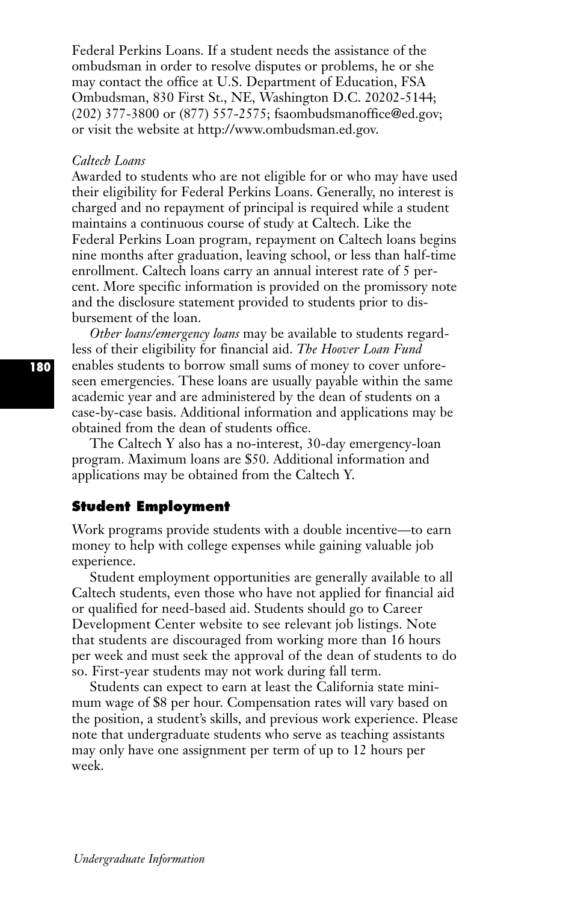Federal Perkins Loans. If a student needs the assistance of the ombudsman in order to resolve disputes or problems, he or she may contact the office at U.S. Department of Education, FSA Ombudsman, 830 First St., NE, Washington D.C. 20202-5144; (202) 377-3800 or (877) 557-2575; fsaombudsmanoffice@ed.gov; or visit the website at http://www.ombudsman.ed.gov.

*Caltech Loans*

Awarded to students who are not eligible for or who may have used their eligibility for Federal Perkins Loans. Generally, no interest is charged and no repayment of principal is required while a student maintains a continuous course of study at Caltech. Like the Federal Perkins Loan program, repayment on Caltech loans begins nine months after graduation, leaving school, or less than half-time enrollment. Caltech loans carry an annual interest rate of 5 percent. More specific information is provided on the promissory note and the disclosure statement provided to students prior to disbursement of the loan.

*Other loans/emergency loans* may be available to students regardless of their eligibility for financial aid. *The Hoover Loan Fund* enables students to borrow small sums of money to cover unforeseen emergencies. These loans are usually payable within the same academic year and are administered by the dean of students on a case-by-case basis. Additional information and applications may be obtained from the dean of students office.

The Caltech Y also has a no-interest, 30-day emergency-loan program. Maximum loans are $50. Additional information and applications may be obtained from the Caltech Y.

## Student Employment

Work programs provide students with a double incentive—to earn money to help with college expenses while gaining valuable job experience.

Student employment opportunities are generally available to all Caltech students, even those who have not applied for financial aid or qualified for need-based aid. Students should go to Career Development Center website to see relevant job listings. Note that students are discouraged from working more than 16 hours per week and must seek the approval of the dean of students to do so. First-year students may not work during fall term.

Students can expect to earn at least the California state minimum wage of $8 per hour. Compensation rates will vary based on the position, a student's skills, and previous work experience. Please note that undergraduate students who serve as teaching assistants may only have one assignment per term of up to 12 hours per week.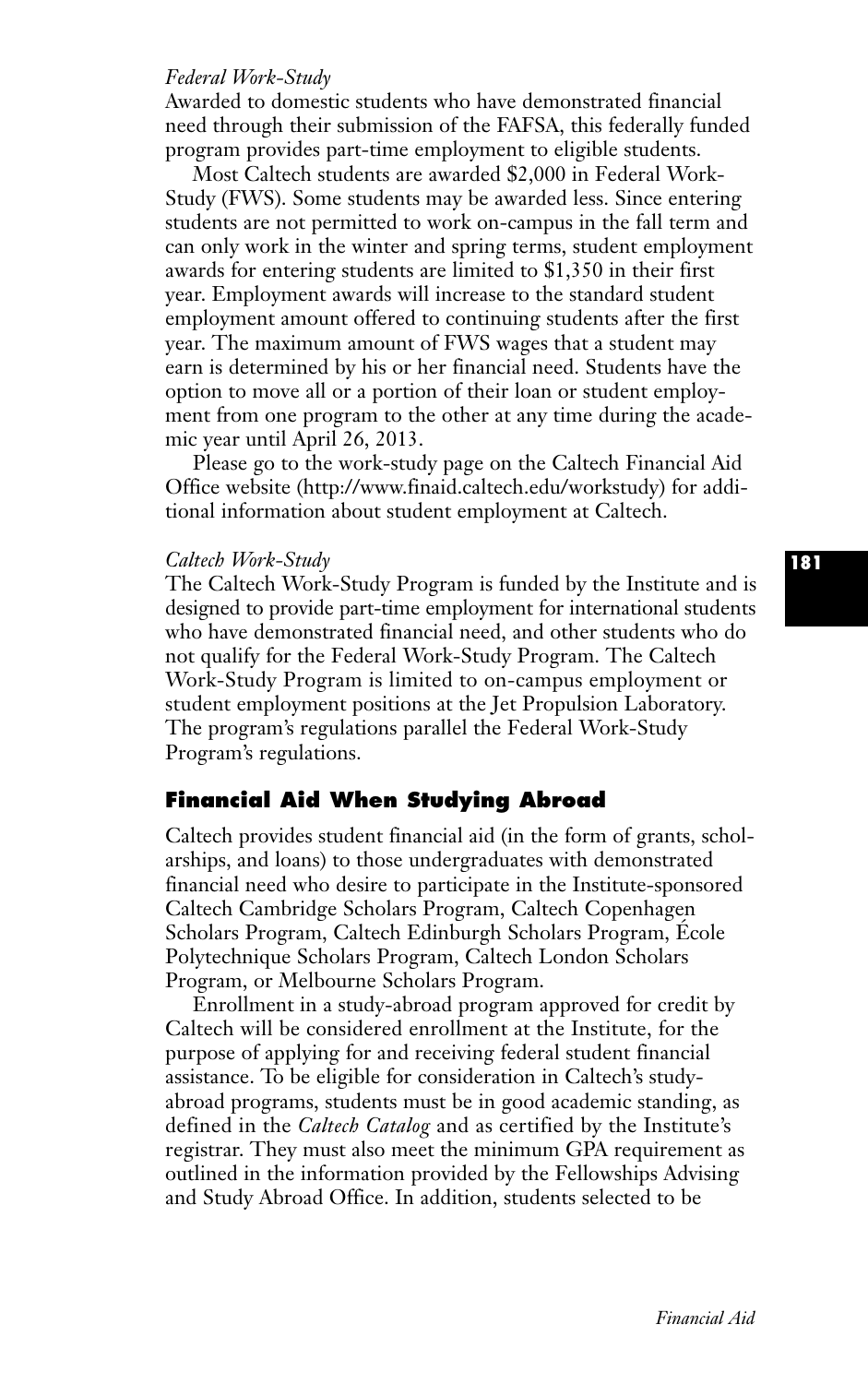*Federal Work-Study*

Awarded to domestic students who have demonstrated financial need through their submission of the FAFSA, this federally funded program provides part-time employment to eligible students.

Most Caltech students are awarded $2,000 in Federal Work-Study (FWS). Some students may be awarded less. Since entering students are not permitted to work on-campus in the fall term and can only work in the winter and spring terms, student employment awards for entering students are limited to $1,350 in their first year. Employment awards will increase to the standard student employment amount offered to continuing students after the first year. The maximum amount of FWS wages that a student may earn is determined by his or her financial need. Students have the option to move all or a portion of their loan or student employment from one program to the other at any time during the academic year until April 26, 2013.

Please go to the work-study page on the Caltech Financial Aid Office website (http://www.finaid.caltech.edu/workstudy) for additional information about student employment at Caltech.

*Caltech Work-Study*

The Caltech Work-Study Program is funded by the Institute and is designed to provide part-time employment for international students who have demonstrated financial need, and other students who do not qualify for the Federal Work-Study Program. The Caltech Work-Study Program is limited to on-campus employment or student employment positions at the Jet Propulsion Laboratory. The program's regulations parallel the Federal Work-Study Program's regulations.

## Financial Aid When Studying Abroad

Caltech provides student financial aid (in the form of grants, scholarships, and loans) to those undergraduates with demonstrated financial need who desire to participate in the Institute-sponsored Caltech Cambridge Scholars Program, Caltech Copenhagen Scholars Program, Caltech Edinburgh Scholars Program, École Polytechnique Scholars Program, Caltech London Scholars Program, or Melbourne Scholars Program.

Enrollment in a study-abroad program approved for credit by Caltech will be considered enrollment at the Institute, for the purpose of applying for and receiving federal student financial assistance. To be eligible for consideration in Caltech's study-abroad programs, students must be in good academic standing, as defined in the *Caltech Catalog* and as certified by the Institute's registrar. They must also meet the minimum GPA requirement as outlined in the information provided by the Fellowships Advising and Study Abroad Office. In addition, students selected to be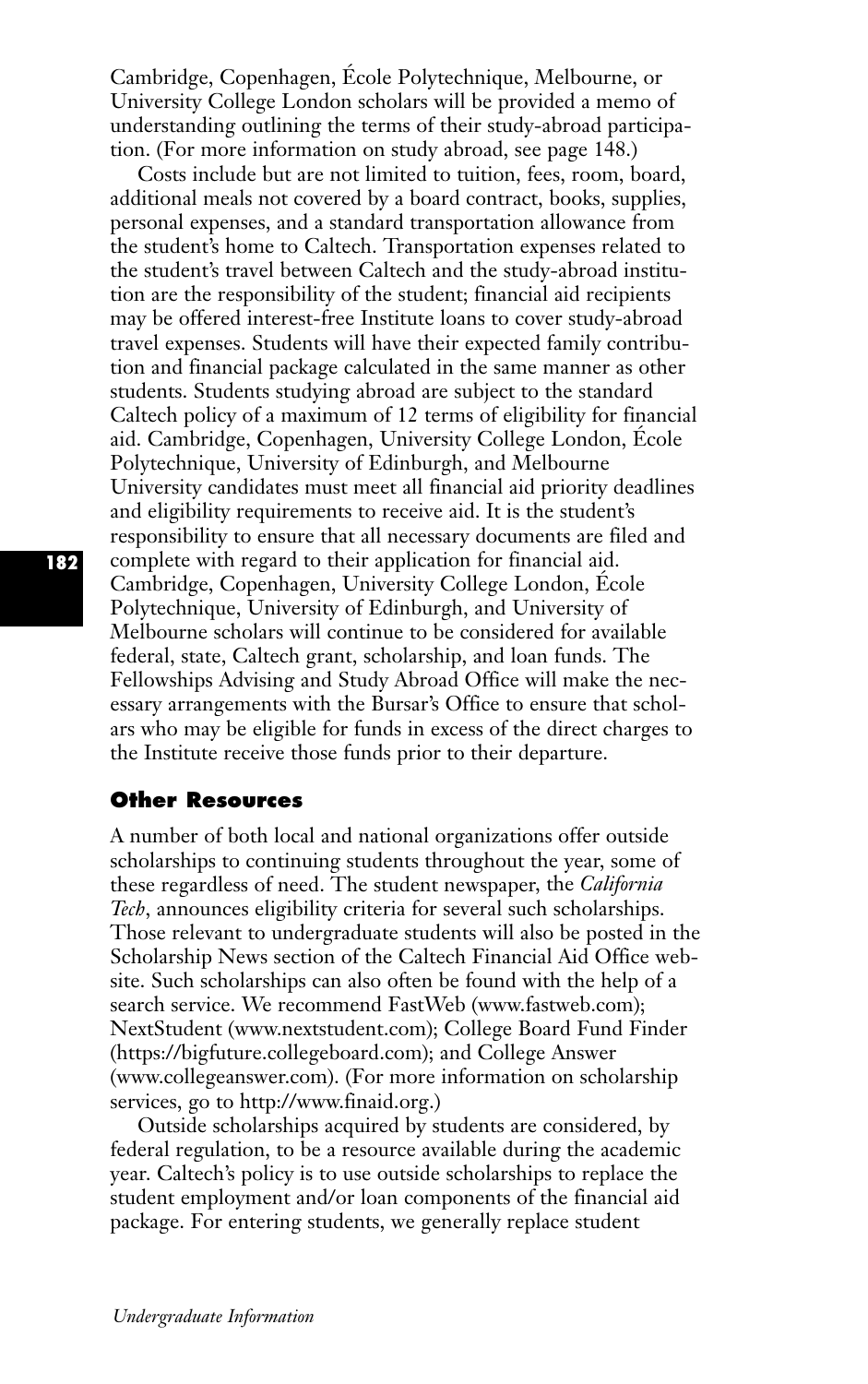Cambridge, Copenhagen, École Polytechnique, Melbourne, or University College London scholars will be provided a memo of understanding outlining the terms of their study-abroad participation. (For more information on study abroad, see page 148.)

Costs include but are not limited to tuition, fees, room, board, additional meals not covered by a board contract, books, supplies, personal expenses, and a standard transportation allowance from the student's home to Caltech. Transportation expenses related to the student's travel between Caltech and the study-abroad institution are the responsibility of the student; financial aid recipients may be offered interest-free Institute loans to cover study-abroad travel expenses. Students will have their expected family contribution and financial package calculated in the same manner as other students. Students studying abroad are subject to the standard Caltech policy of a maximum of 12 terms of eligibility for financial aid. Cambridge, Copenhagen, University College London, École Polytechnique, University of Edinburgh, and Melbourne University candidates must meet all financial aid priority deadlines and eligibility requirements to receive aid. It is the student's responsibility to ensure that all necessary documents are filed and complete with regard to their application for financial aid. Cambridge, Copenhagen, University College London, École Polytechnique, University of Edinburgh, and University of Melbourne scholars will continue to be considered for available federal, state, Caltech grant, scholarship, and loan funds. The Fellowships Advising and Study Abroad Office will make the necessary arrangements with the Bursar's Office to ensure that scholars who may be eligible for funds in excess of the direct charges to the Institute receive those funds prior to their departure.

### Other Resources

A number of both local and national organizations offer outside scholarships to continuing students throughout the year, some of these regardless of need. The student newspaper, the *California Tech*, announces eligibility criteria for several such scholarships. Those relevant to undergraduate students will also be posted in the Scholarship News section of the Caltech Financial Aid Office website. Such scholarships can also often be found with the help of a search service. We recommend FastWeb (www.fastweb.com); NextStudent (www.nextstudent.com); College Board Fund Finder (https://bigfuture.collegeboard.com); and College Answer (www.collegeanswer.com). (For more information on scholarship services, go to http://www.finaid.org.)

Outside scholarships acquired by students are considered, by federal regulation, to be a resource available during the academic year. Caltech's policy is to use outside scholarships to replace the student employment and/or loan components of the financial aid package. For entering students, we generally replace student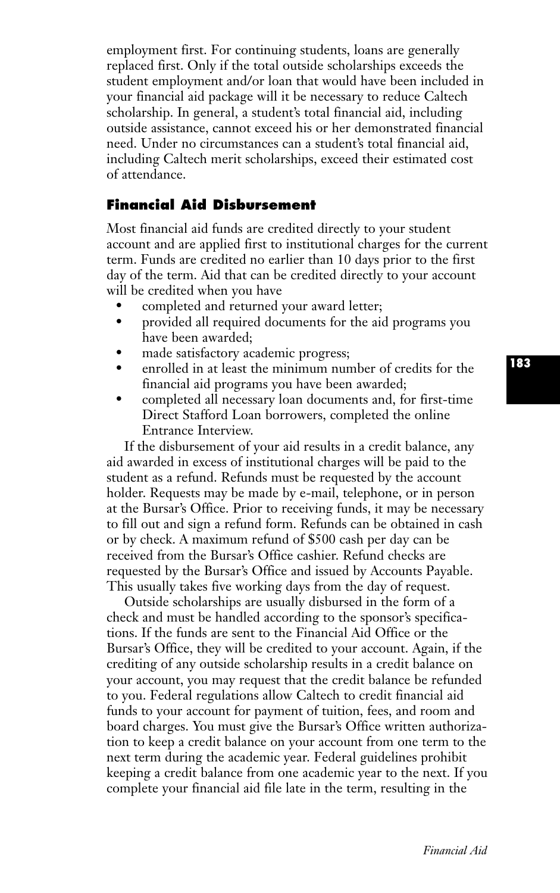employment first. For continuing students, loans are generally replaced first. Only if the total outside scholarships exceeds the student employment and/or loan that would have been included in your financial aid package will it be necessary to reduce Caltech scholarship. In general, a student's total financial aid, including outside assistance, cannot exceed his or her demonstrated financial need. Under no circumstances can a student's total financial aid, including Caltech merit scholarships, exceed their estimated cost of attendance.

### Financial Aid Disbursement

Most financial aid funds are credited directly to your student account and are applied first to institutional charges for the current term. Funds are credited no earlier than 10 days prior to the first day of the term. Aid that can be credited directly to your account will be credited when you have

- completed and returned your award letter;
- provided all required documents for the aid programs you have been awarded;
- made satisfactory academic progress;
- enrolled in at least the minimum number of credits for the financial aid programs you have been awarded;
- completed all necessary loan documents and, for first-time Direct Stafford Loan borrowers, completed the online Entrance Interview.

If the disbursement of your aid results in a credit balance, any aid awarded in excess of institutional charges will be paid to the student as a refund. Refunds must be requested by the account holder. Requests may be made by e-mail, telephone, or in person at the Bursar's Office. Prior to receiving funds, it may be necessary to fill out and sign a refund form. Refunds can be obtained in cash or by check. A maximum refund of $500 cash per day can be received from the Bursar's Office cashier. Refund checks are requested by the Bursar's Office and issued by Accounts Payable. This usually takes five working days from the day of request.

Outside scholarships are usually disbursed in the form of a check and must be handled according to the sponsor's specifications. If the funds are sent to the Financial Aid Office or the Bursar's Office, they will be credited to your account. Again, if the crediting of any outside scholarship results in a credit balance on your account, you may request that the credit balance be refunded to you. Federal regulations allow Caltech to credit financial aid funds to your account for payment of tuition, fees, and room and board charges. You must give the Bursar's Office written authorization to keep a credit balance on your account from one term to the next term during the academic year. Federal guidelines prohibit keeping a credit balance from one academic year to the next. If you complete your financial aid file late in the term, resulting in the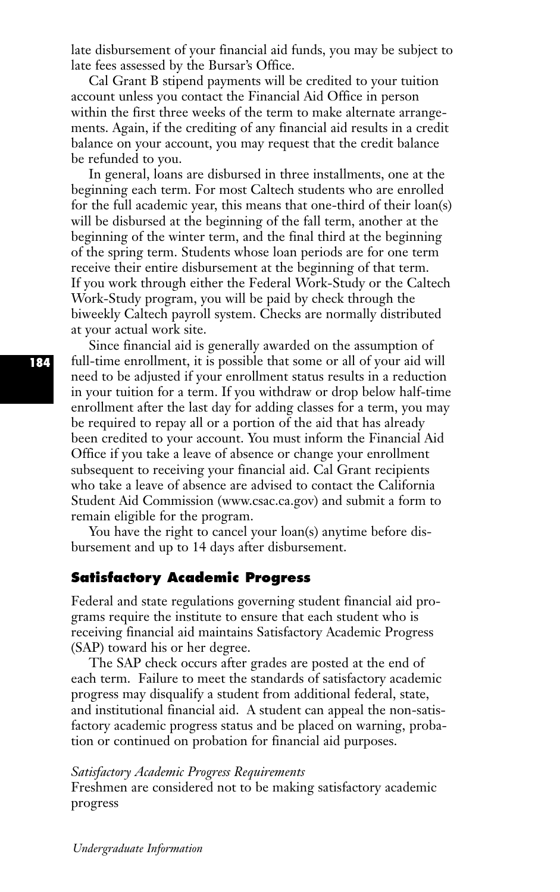late disbursement of your financial aid funds, you may be subject to late fees assessed by the Bursar's Office.

Cal Grant B stipend payments will be credited to your tuition account unless you contact the Financial Aid Office in person within the first three weeks of the term to make alternate arrangements. Again, if the crediting of any financial aid results in a credit balance on your account, you may request that the credit balance be refunded to you.

In general, loans are disbursed in three installments, one at the beginning each term. For most Caltech students who are enrolled for the full academic year, this means that one-third of their loan(s) will be disbursed at the beginning of the fall term, another at the beginning of the winter term, and the final third at the beginning of the spring term. Students whose loan periods are for one term receive their entire disbursement at the beginning of that term. If you work through either the Federal Work-Study or the Caltech Work-Study program, you will be paid by check through the biweekly Caltech payroll system. Checks are normally distributed at your actual work site.

Since financial aid is generally awarded on the assumption of full-time enrollment, it is possible that some or all of your aid will need to be adjusted if your enrollment status results in a reduction in your tuition for a term. If you withdraw or drop below half-time enrollment after the last day for adding classes for a term, you may be required to repay all or a portion of the aid that has already been credited to your account. You must inform the Financial Aid Office if you take a leave of absence or change your enrollment subsequent to receiving your financial aid. Cal Grant recipients who take a leave of absence are advised to contact the California Student Aid Commission (www.csac.ca.gov) and submit a form to remain eligible for the program.

You have the right to cancel your loan(s) anytime before disbursement and up to 14 days after disbursement.

## Satisfactory Academic Progress

Federal and state regulations governing student financial aid programs require the institute to ensure that each student who is receiving financial aid maintains Satisfactory Academic Progress (SAP) toward his or her degree.

The SAP check occurs after grades are posted at the end of each term. Failure to meet the standards of satisfactory academic progress may disqualify a student from additional federal, state, and institutional financial aid. A student can appeal the non-satisfactory academic progress status and be placed on warning, probation or continued on probation for financial aid purposes.

*Satisfactory Academic Progress Requirements*

Freshmen are considered not to be making satisfactory academic progress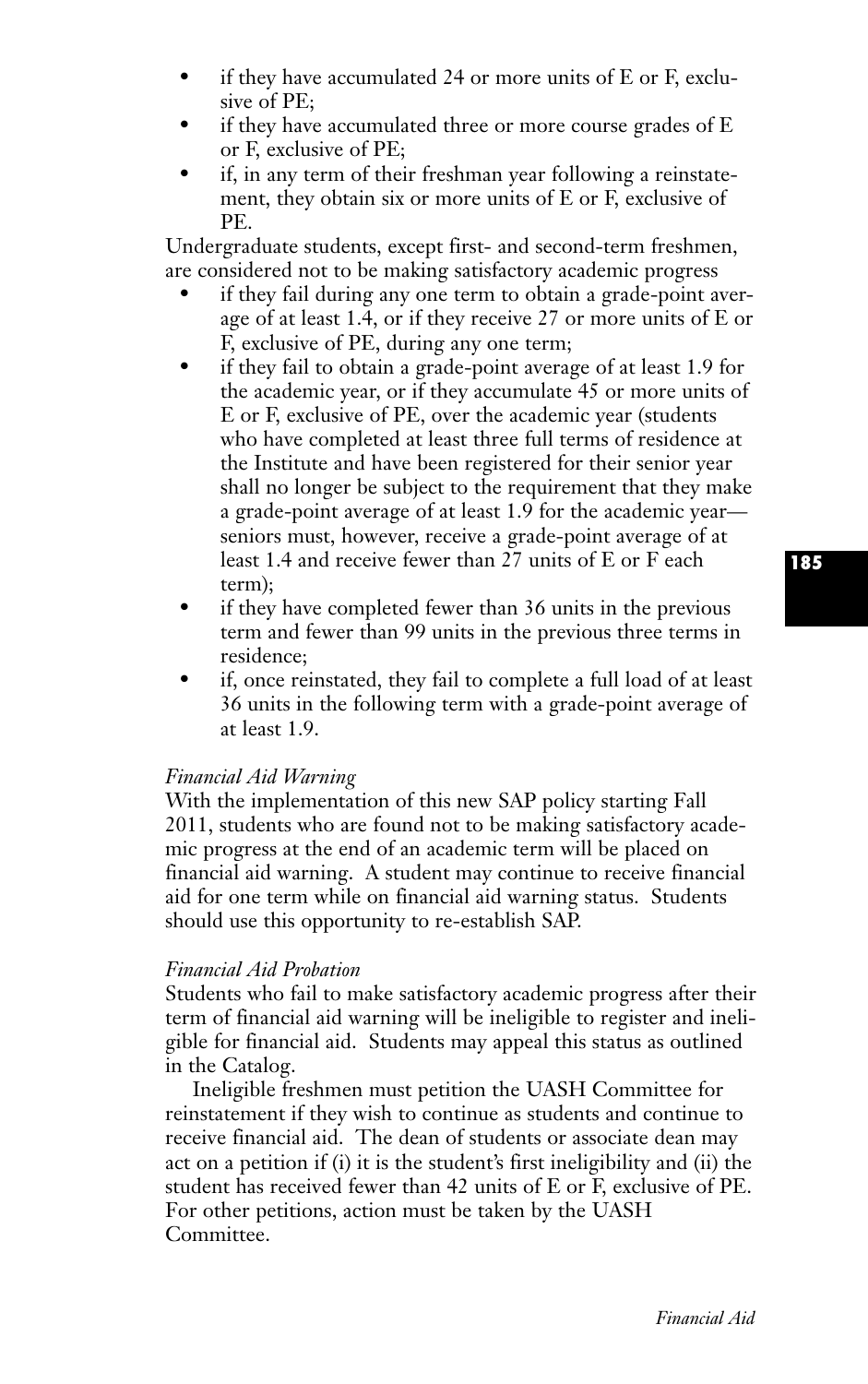- if they have accumulated 24 or more units of E or F, exclusive of PE;
- if they have accumulated three or more course grades of E or F, exclusive of PE;
- if, in any term of their freshman year following a reinstatement, they obtain six or more units of E or F, exclusive of PE.

Undergraduate students, except first- and second-term freshmen, are considered not to be making satisfactory academic progress

- if they fail during any one term to obtain a grade-point average of at least 1.4, or if they receive 27 or more units of E or F, exclusive of PE, during any one term;
- if they fail to obtain a grade-point average of at least 1.9 for the academic year, or if they accumulate 45 or more units of E or F, exclusive of PE, over the academic year (students who have completed at least three full terms of residence at the Institute and have been registered for their senior year shall no longer be subject to the requirement that they make a grade-point average of at least 1.9 for the academic year—seniors must, however, receive a grade-point average of at least 1.4 and receive fewer than 27 units of E or F each term);
- if they have completed fewer than 36 units in the previous term and fewer than 99 units in the previous three terms in residence;
- if, once reinstated, they fail to complete a full load of at least 36 units in the following term with a grade-point average of at least 1.9.

*Financial Aid Warning*

With the implementation of this new SAP policy starting Fall 2011, students who are found not to be making satisfactory academic progress at the end of an academic term will be placed on financial aid warning. A student may continue to receive financial aid for one term while on financial aid warning status. Students should use this opportunity to re-establish SAP.

*Financial Aid Probation*

Students who fail to make satisfactory academic progress after their term of financial aid warning will be ineligible to register and ineligible for financial aid. Students may appeal this status as outlined in the Catalog.

Ineligible freshmen must petition the UASH Committee for reinstatement if they wish to continue as students and continue to receive financial aid. The dean of students or associate dean may act on a petition if (i) it is the student's first ineligibility and (ii) the student has received fewer than 42 units of E or F, exclusive of PE. For other petitions, action must be taken by the UASH Committee.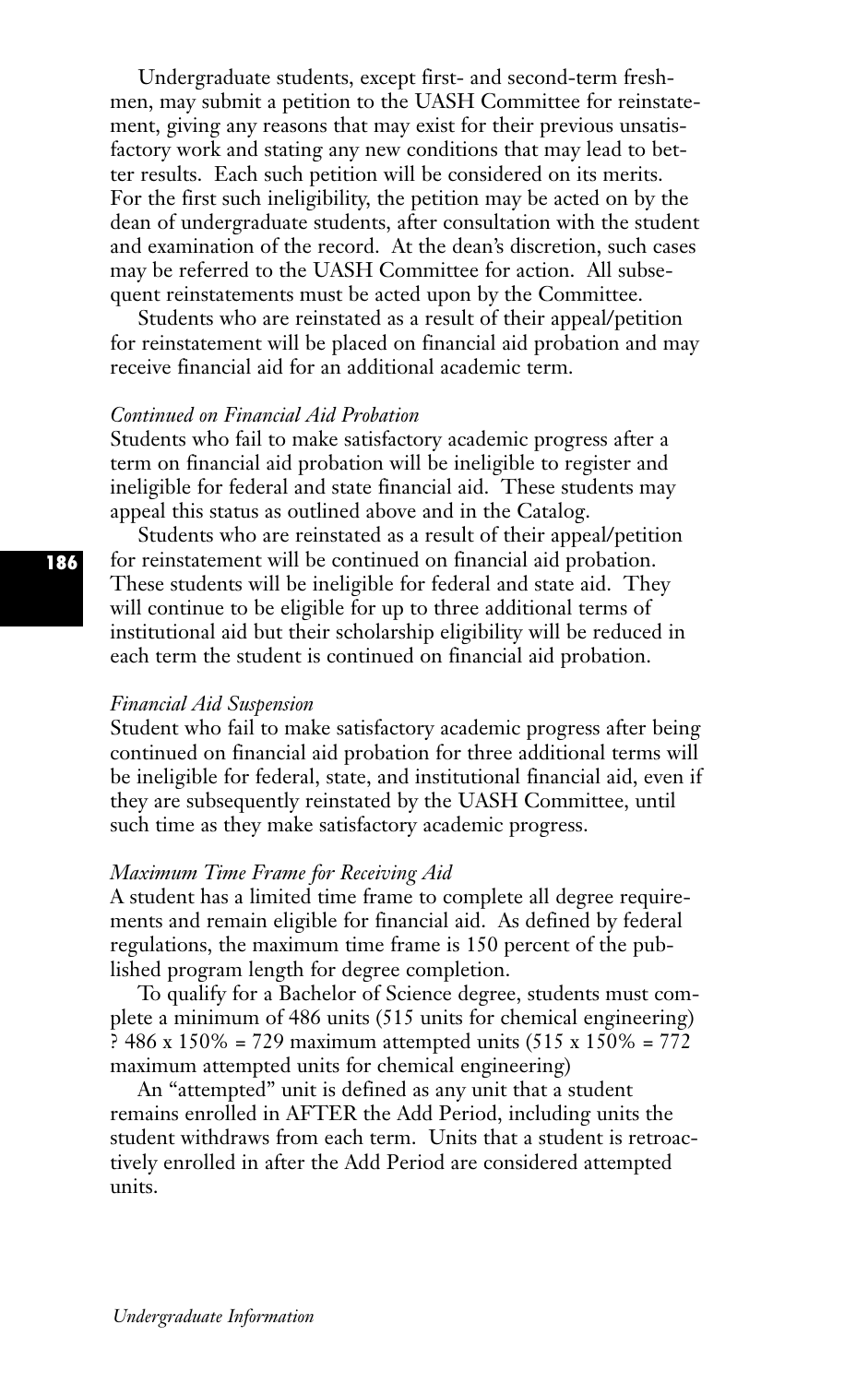Undergraduate students, except first- and second-term freshmen, may submit a petition to the UASH Committee for reinstatement, giving any reasons that may exist for their previous unsatisfactory work and stating any new conditions that may lead to better results. Each such petition will be considered on its merits. For the first such ineligibility, the petition may be acted on by the dean of undergraduate students, after consultation with the student and examination of the record. At the dean's discretion, such cases may be referred to the UASH Committee for action. All subsequent reinstatements must be acted upon by the Committee.

Students who are reinstated as a result of their appeal/petition for reinstatement will be placed on financial aid probation and may receive financial aid for an additional academic term.

*Continued on Financial Aid Probation*

Students who fail to make satisfactory academic progress after a term on financial aid probation will be ineligible to register and ineligible for federal and state financial aid. These students may appeal this status as outlined above and in the Catalog.

Students who are reinstated as a result of their appeal/petition for reinstatement will be continued on financial aid probation. These students will be ineligible for federal and state aid. They will continue to be eligible for up to three additional terms of institutional aid but their scholarship eligibility will be reduced in each term the student is continued on financial aid probation.

*Financial Aid Suspension*

Student who fail to make satisfactory academic progress after being continued on financial aid probation for three additional terms will be ineligible for federal, state, and institutional financial aid, even if they are subsequently reinstated by the UASH Committee, until such time as they make satisfactory academic progress.

*Maximum Time Frame for Receiving Aid*

A student has a limited time frame to complete all degree requirements and remain eligible for financial aid. As defined by federal regulations, the maximum time frame is 150 percent of the published program length for degree completion.

To qualify for a Bachelor of Science degree, students must complete a minimum of 486 units (515 units for chemical engineering) ? 486 x 150% = 729 maximum attempted units (515 x 150% = 772 maximum attempted units for chemical engineering)

An "attempted" unit is defined as any unit that a student remains enrolled in AFTER the Add Period, including units the student withdraws from each term. Units that a student is retroactively enrolled in after the Add Period are considered attempted units.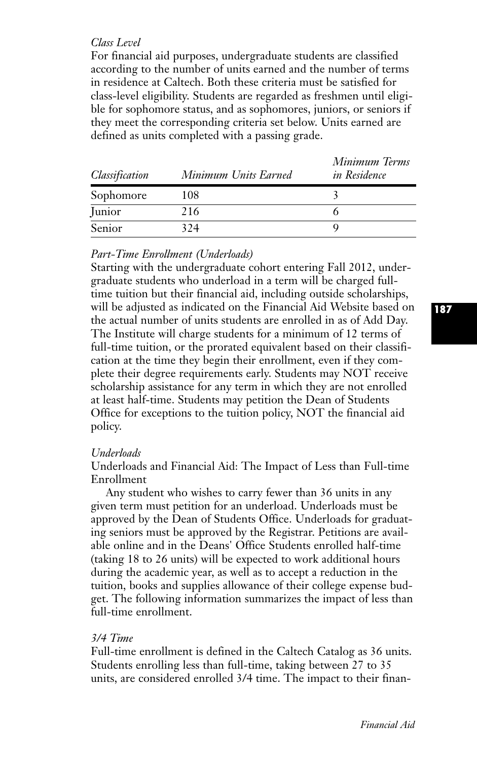*Class Level*

For financial aid purposes, undergraduate students are classified according to the number of units earned and the number of terms in residence at Caltech. Both these criteria must be satisfied for class-level eligibility. Students are regarded as freshmen until eligible for sophomore status, and as sophomores, juniors, or seniors if they meet the corresponding criteria set below. Units earned are defined as units completed with a passing grade.

| *Classification* | *Minimum Units Earned* | *Minimum Terms in Residence* |
|---|---|---|
| Sophomore | 108 | 3 |
| Junior | 216 | 6 |
| Senior | 324 | 9 |

*Part-Time Enrollment (Underloads)*

Starting with the undergraduate cohort entering Fall 2012, undergraduate students who underload in a term will be charged full-time tuition but their financial aid, including outside scholarships, will be adjusted as indicated on the Financial Aid Website based on the actual number of units students are enrolled in as of Add Day. The Institute will charge students for a minimum of 12 terms of full-time tuition, or the prorated equivalent based on their classification at the time they begin their enrollment, even if they complete their degree requirements early. Students may NOT receive scholarship assistance for any term in which they are not enrolled at least half-time. Students may petition the Dean of Students Office for exceptions to the tuition policy, NOT the financial aid policy.

*Underloads*

Underloads and Financial Aid: The Impact of Less than Full-time Enrollment

Any student who wishes to carry fewer than 36 units in any given term must petition for an underload. Underloads must be approved by the Dean of Students Office. Underloads for graduating seniors must be approved by the Registrar. Petitions are available online and in the Deans' Office Students enrolled half-time (taking 18 to 26 units) will be expected to work additional hours during the academic year, as well as to accept a reduction in the tuition, books and supplies allowance of their college expense budget. The following information summarizes the impact of less than full-time enrollment.

*3/4 Time*

Full-time enrollment is defined in the Caltech Catalog as 36 units. Students enrolling less than full-time, taking between 27 to 35 units, are considered enrolled 3/4 time. The impact to their finan-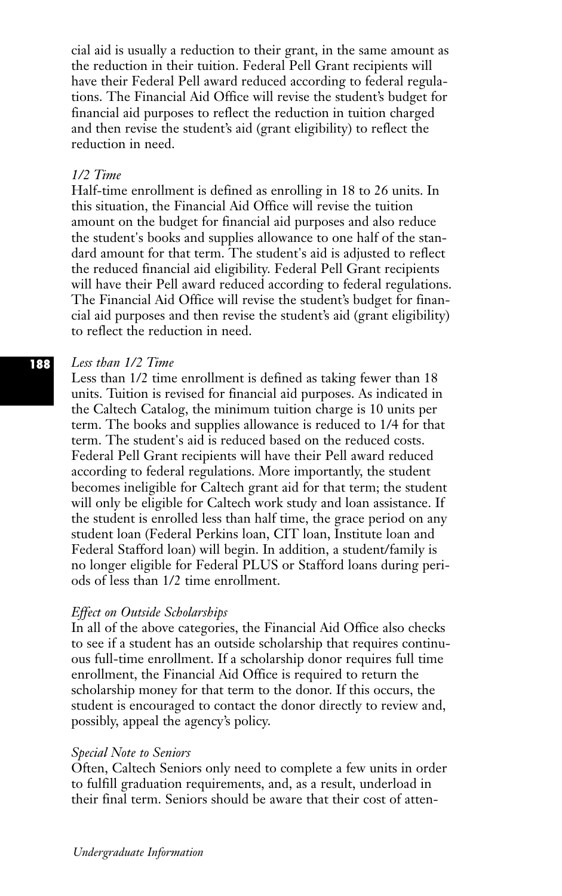cial aid is usually a reduction to their grant, in the same amount as the reduction in their tuition. Federal Pell Grant recipients will have their Federal Pell award reduced according to federal regulations. The Financial Aid Office will revise the student's budget for financial aid purposes to reflect the reduction in tuition charged and then revise the student's aid (grant eligibility) to reflect the reduction in need.

*1/2 Time*

Half-time enrollment is defined as enrolling in 18 to 26 units. In this situation, the Financial Aid Office will revise the tuition amount on the budget for financial aid purposes and also reduce the student's books and supplies allowance to one half of the standard amount for that term. The student's aid is adjusted to reflect the reduced financial aid eligibility. Federal Pell Grant recipients will have their Pell award reduced according to federal regulations. The Financial Aid Office will revise the student's budget for financial aid purposes and then revise the student's aid (grant eligibility) to reflect the reduction in need.

*Less than 1/2 Time*

Less than 1/2 time enrollment is defined as taking fewer than 18 units. Tuition is revised for financial aid purposes. As indicated in the Caltech Catalog, the minimum tuition charge is 10 units per term. The books and supplies allowance is reduced to 1/4 for that term. The student's aid is reduced based on the reduced costs. Federal Pell Grant recipients will have their Pell award reduced according to federal regulations. More importantly, the student becomes ineligible for Caltech grant aid for that term; the student will only be eligible for Caltech work study and loan assistance. If the student is enrolled less than half time, the grace period on any student loan (Federal Perkins loan, CIT loan, Institute loan and Federal Stafford loan) will begin. In addition, a student/family is no longer eligible for Federal PLUS or Stafford loans during periods of less than 1/2 time enrollment.

*Effect on Outside Scholarships*

In all of the above categories, the Financial Aid Office also checks to see if a student has an outside scholarship that requires continuous full-time enrollment. If a scholarship donor requires full time enrollment, the Financial Aid Office is required to return the scholarship money for that term to the donor. If this occurs, the student is encouraged to contact the donor directly to review and, possibly, appeal the agency's policy.

*Special Note to Seniors*

Often, Caltech Seniors only need to complete a few units in order to fulfill graduation requirements, and, as a result, underload in their final term. Seniors should be aware that their cost of atten-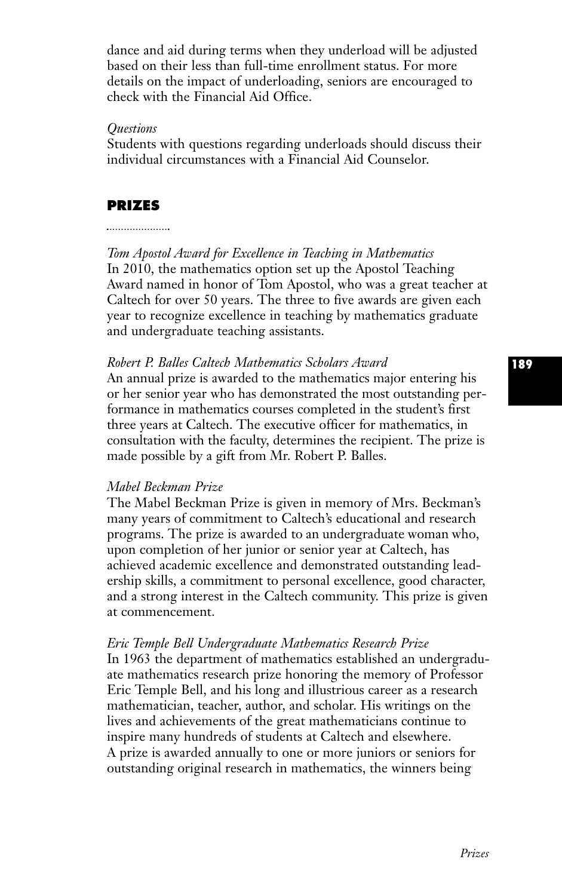dance and aid during terms when they underload will be adjusted based on their less than full-time enrollment status. For more details on the impact of underloading, seniors are encouraged to check with the Financial Aid Office.

*Questions*

Students with questions regarding underloads should discuss their individual circumstances with a Financial Aid Counselor.

## PRIZES

*Tom Apostol Award for Excellence in Teaching in Mathematics*

In 2010, the mathematics option set up the Apostol Teaching Award named in honor of Tom Apostol, who was a great teacher at Caltech for over 50 years. The three to five awards are given each year to recognize excellence in teaching by mathematics graduate and undergraduate teaching assistants.

*Robert P. Balles Caltech Mathematics Scholars Award*

An annual prize is awarded to the mathematics major entering his or her senior year who has demonstrated the most outstanding performance in mathematics courses completed in the student's first three years at Caltech. The executive officer for mathematics, in consultation with the faculty, determines the recipient. The prize is made possible by a gift from Mr. Robert P. Balles.

*Mabel Beckman Prize*

The Mabel Beckman Prize is given in memory of Mrs. Beckman's many years of commitment to Caltech's educational and research programs. The prize is awarded to an undergraduate woman who, upon completion of her junior or senior year at Caltech, has achieved academic excellence and demonstrated outstanding leadership skills, a commitment to personal excellence, good character, and a strong interest in the Caltech community. This prize is given at commencement.

*Eric Temple Bell Undergraduate Mathematics Research Prize*

In 1963 the department of mathematics established an undergraduate mathematics research prize honoring the memory of Professor Eric Temple Bell, and his long and illustrious career as a research mathematician, teacher, author, and scholar. His writings on the lives and achievements of the great mathematicians continue to inspire many hundreds of students at Caltech and elsewhere. A prize is awarded annually to one or more juniors or seniors for outstanding original research in mathematics, the winners being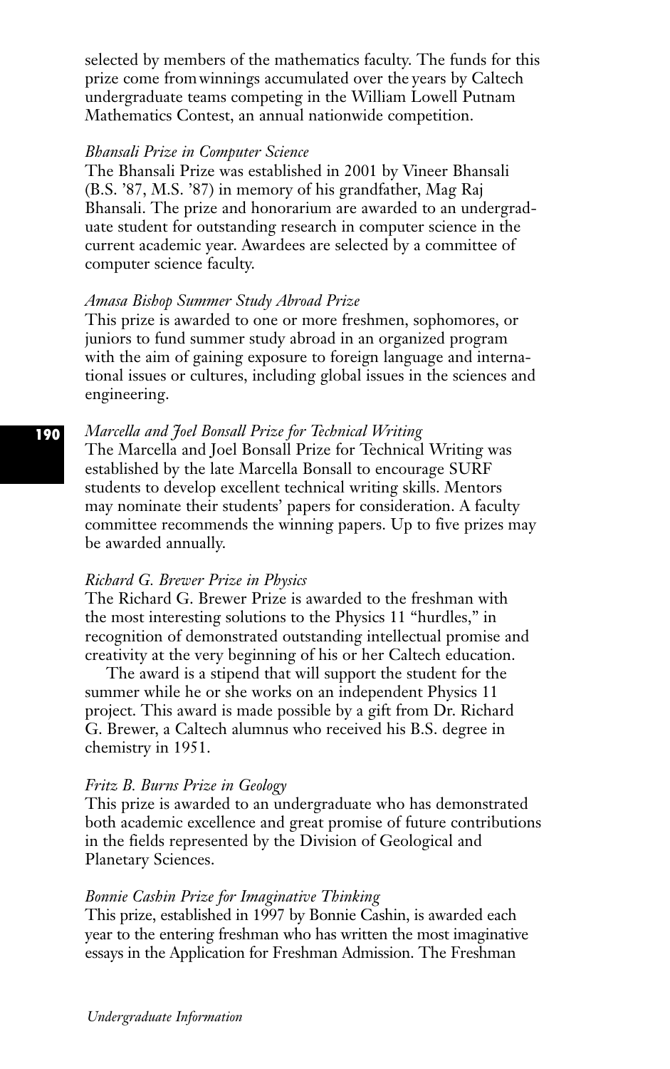selected by members of the mathematics faculty. The funds for this prize come from winnings accumulated over the years by Caltech undergraduate teams competing in the William Lowell Putnam Mathematics Contest, an annual nationwide competition.

*Bhansali Prize in Computer Science*

The Bhansali Prize was established in 2001 by Vineer Bhansali (B.S. '87, M.S. '87) in memory of his grandfather, Mag Raj Bhansali. The prize and honorarium are awarded to an undergraduate student for outstanding research in computer science in the current academic year. Awardees are selected by a committee of computer science faculty.

*Amasa Bishop Summer Study Abroad Prize*

This prize is awarded to one or more freshmen, sophomores, or juniors to fund summer study abroad in an organized program with the aim of gaining exposure to foreign language and international issues or cultures, including global issues in the sciences and engineering.

*Marcella and Joel Bonsall Prize for Technical Writing*

The Marcella and Joel Bonsall Prize for Technical Writing was established by the late Marcella Bonsall to encourage SURF students to develop excellent technical writing skills. Mentors may nominate their students' papers for consideration. A faculty committee recommends the winning papers. Up to five prizes may be awarded annually.

*Richard G. Brewer Prize in Physics*

The Richard G. Brewer Prize is awarded to the freshman with the most interesting solutions to the Physics 11 "hurdles," in recognition of demonstrated outstanding intellectual promise and creativity at the very beginning of his or her Caltech education.

The award is a stipend that will support the student for the summer while he or she works on an independent Physics 11 project. This award is made possible by a gift from Dr. Richard G. Brewer, a Caltech alumnus who received his B.S. degree in chemistry in 1951.

*Fritz B. Burns Prize in Geology*

This prize is awarded to an undergraduate who has demonstrated both academic excellence and great promise of future contributions in the fields represented by the Division of Geological and Planetary Sciences.

*Bonnie Cashin Prize for Imaginative Thinking*

This prize, established in 1997 by Bonnie Cashin, is awarded each year to the entering freshman who has written the most imaginative essays in the Application for Freshman Admission. The Freshman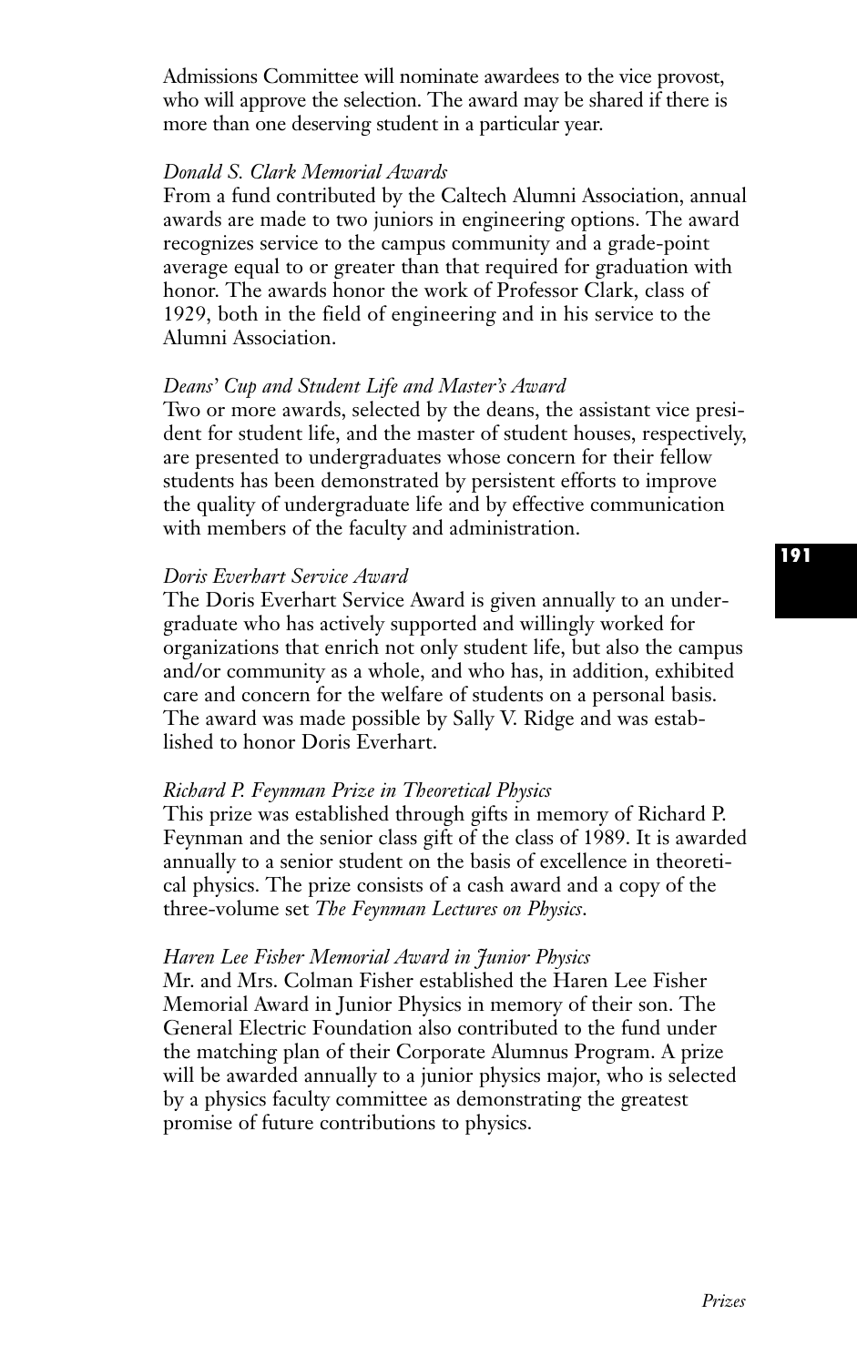Admissions Committee will nominate awardees to the vice provost, who will approve the selection. The award may be shared if there is more than one deserving student in a particular year.

*Donald S. Clark Memorial Awards*

From a fund contributed by the Caltech Alumni Association, annual awards are made to two juniors in engineering options. The award recognizes service to the campus community and a grade-point average equal to or greater than that required for graduation with honor. The awards honor the work of Professor Clark, class of 1929, both in the field of engineering and in his service to the Alumni Association.

*Deans' Cup and Student Life and Master's Award*

Two or more awards, selected by the deans, the assistant vice president for student life, and the master of student houses, respectively, are presented to undergraduates whose concern for their fellow students has been demonstrated by persistent efforts to improve the quality of undergraduate life and by effective communication with members of the faculty and administration.

*Doris Everhart Service Award*

The Doris Everhart Service Award is given annually to an undergraduate who has actively supported and willingly worked for organizations that enrich not only student life, but also the campus and/or community as a whole, and who has, in addition, exhibited care and concern for the welfare of students on a personal basis. The award was made possible by Sally V. Ridge and was established to honor Doris Everhart.

*Richard P. Feynman Prize in Theoretical Physics*

This prize was established through gifts in memory of Richard P. Feynman and the senior class gift of the class of 1989. It is awarded annually to a senior student on the basis of excellence in theoretical physics. The prize consists of a cash award and a copy of the three-volume set *The Feynman Lectures on Physics*.

*Haren Lee Fisher Memorial Award in Junior Physics*

Mr. and Mrs. Colman Fisher established the Haren Lee Fisher Memorial Award in Junior Physics in memory of their son. The General Electric Foundation also contributed to the fund under the matching plan of their Corporate Alumnus Program. A prize will be awarded annually to a junior physics major, who is selected by a physics faculty committee as demonstrating the greatest promise of future contributions to physics.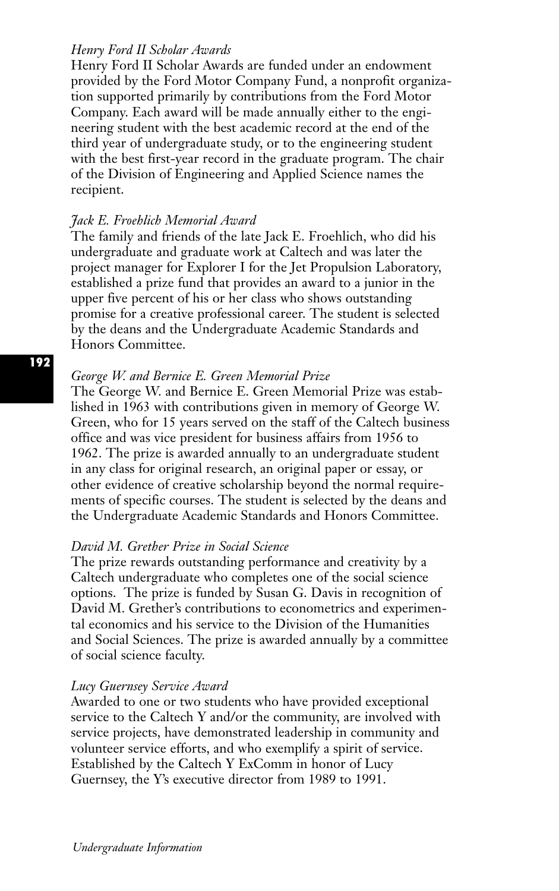*Henry Ford II Scholar Awards*

Henry Ford II Scholar Awards are funded under an endowment provided by the Ford Motor Company Fund, a nonprofit organization supported primarily by contributions from the Ford Motor Company. Each award will be made annually either to the engineering student with the best academic record at the end of the third year of undergraduate study, or to the engineering student with the best first-year record in the graduate program. The chair of the Division of Engineering and Applied Science names the recipient.

*Jack E. Froehlich Memorial Award*

The family and friends of the late Jack E. Froehlich, who did his undergraduate and graduate work at Caltech and was later the project manager for Explorer I for the Jet Propulsion Laboratory, established a prize fund that provides an award to a junior in the upper five percent of his or her class who shows outstanding promise for a creative professional career. The student is selected by the deans and the Undergraduate Academic Standards and Honors Committee.

*George W. and Bernice E. Green Memorial Prize*

The George W. and Bernice E. Green Memorial Prize was established in 1963 with contributions given in memory of George W. Green, who for 15 years served on the staff of the Caltech business office and was vice president for business affairs from 1956 to 1962. The prize is awarded annually to an undergraduate student in any class for original research, an original paper or essay, or other evidence of creative scholarship beyond the normal requirements of specific courses. The student is selected by the deans and the Undergraduate Academic Standards and Honors Committee.

*David M. Grether Prize in Social Science*

The prize rewards outstanding performance and creativity by a Caltech undergraduate who completes one of the social science options. The prize is funded by Susan G. Davis in recognition of David M. Grether's contributions to econometrics and experimental economics and his service to the Division of the Humanities and Social Sciences. The prize is awarded annually by a committee of social science faculty.

*Lucy Guernsey Service Award*

Awarded to one or two students who have provided exceptional service to the Caltech Y and/or the community, are involved with service projects, have demonstrated leadership in community and volunteer service efforts, and who exemplify a spirit of service. Established by the Caltech Y ExComm in honor of Lucy Guernsey, the Y's executive director from 1989 to 1991.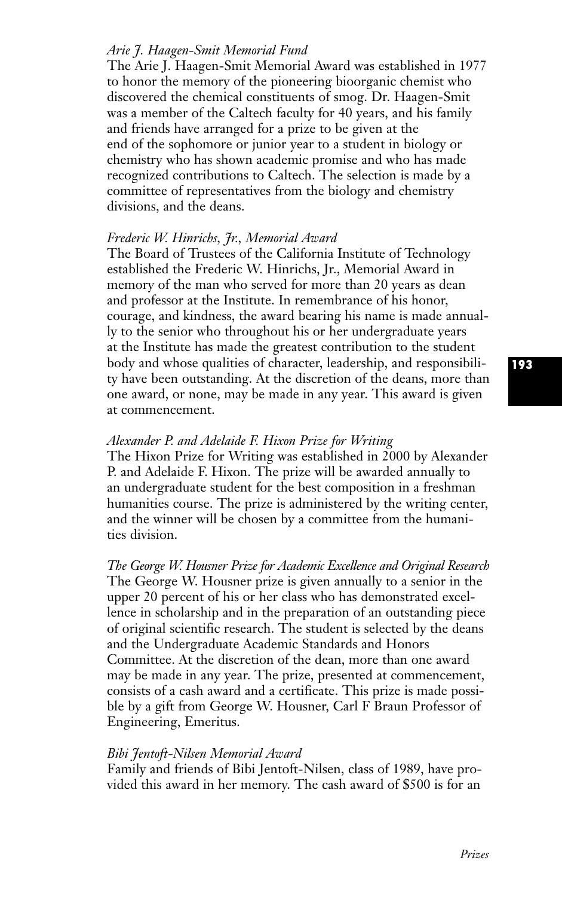*Arie J. Haagen-Smit Memorial Fund*

The Arie J. Haagen-Smit Memorial Award was established in 1977 to honor the memory of the pioneering bioorganic chemist who discovered the chemical constituents of smog. Dr. Haagen-Smit was a member of the Caltech faculty for 40 years, and his family and friends have arranged for a prize to be given at the end of the sophomore or junior year to a student in biology or chemistry who has shown academic promise and who has made recognized contributions to Caltech. The selection is made by a committee of representatives from the biology and chemistry divisions, and the deans.

*Frederic W. Hinrichs, Jr., Memorial Award*

The Board of Trustees of the California Institute of Technology established the Frederic W. Hinrichs, Jr., Memorial Award in memory of the man who served for more than 20 years as dean and professor at the Institute. In remembrance of his honor, courage, and kindness, the award bearing his name is made annually to the senior who throughout his or her undergraduate years at the Institute has made the greatest contribution to the student body and whose qualities of character, leadership, and responsibility have been outstanding. At the discretion of the deans, more than one award, or none, may be made in any year. This award is given at commencement.

*Alexander P. and Adelaide F. Hixon Prize for Writing*

The Hixon Prize for Writing was established in 2000 by Alexander P. and Adelaide F. Hixon. The prize will be awarded annually to an undergraduate student for the best composition in a freshman humanities course. The prize is administered by the writing center, and the winner will be chosen by a committee from the humanities division.

*The George W. Housner Prize for Academic Excellence and Original Research*

The George W. Housner prize is given annually to a senior in the upper 20 percent of his or her class who has demonstrated excellence in scholarship and in the preparation of an outstanding piece of original scientific research. The student is selected by the deans and the Undergraduate Academic Standards and Honors Committee. At the discretion of the dean, more than one award may be made in any year. The prize, presented at commencement, consists of a cash award and a certificate. This prize is made possible by a gift from George W. Housner, Carl F Braun Professor of Engineering, Emeritus.

*Bibi Jentoft-Nilsen Memorial Award*

Family and friends of Bibi Jentoft-Nilsen, class of 1989, have provided this award in her memory. The cash award of $500 is for an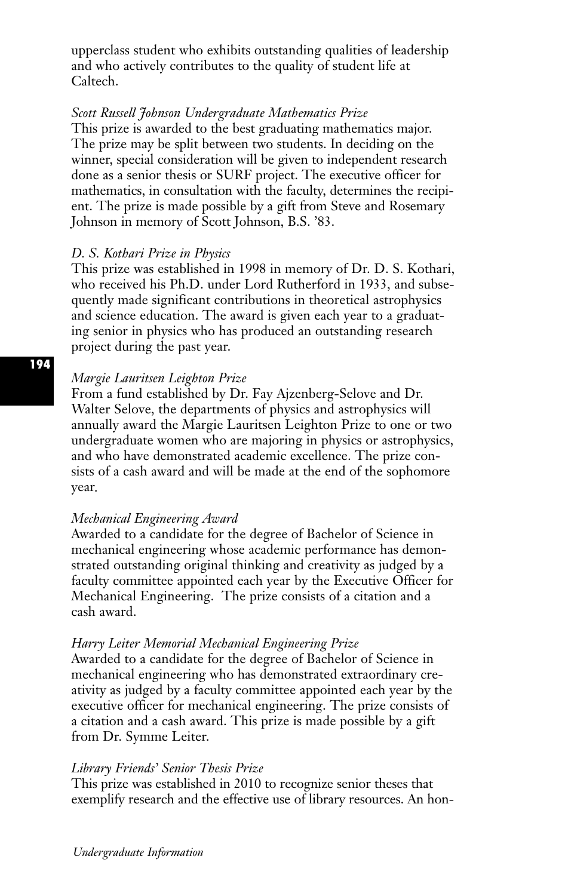upperclass student who exhibits outstanding qualities of leadership and who actively contributes to the quality of student life at Caltech.

*Scott Russell Johnson Undergraduate Mathematics Prize*

This prize is awarded to the best graduating mathematics major. The prize may be split between two students. In deciding on the winner, special consideration will be given to independent research done as a senior thesis or SURF project. The executive officer for mathematics, in consultation with the faculty, determines the recipient. The prize is made possible by a gift from Steve and Rosemary Johnson in memory of Scott Johnson, B.S. '83.

*D. S. Kothari Prize in Physics*

This prize was established in 1998 in memory of Dr. D. S. Kothari, who received his Ph.D. under Lord Rutherford in 1933, and subsequently made significant contributions in theoretical astrophysics and science education. The award is given each year to a graduating senior in physics who has produced an outstanding research project during the past year.

*Margie Lauritsen Leighton Prize*

From a fund established by Dr. Fay Ajzenberg-Selove and Dr. Walter Selove, the departments of physics and astrophysics will annually award the Margie Lauritsen Leighton Prize to one or two undergraduate women who are majoring in physics or astrophysics, and who have demonstrated academic excellence. The prize consists of a cash award and will be made at the end of the sophomore year.

*Mechanical Engineering Award*

Awarded to a candidate for the degree of Bachelor of Science in mechanical engineering whose academic performance has demonstrated outstanding original thinking and creativity as judged by a faculty committee appointed each year by the Executive Officer for Mechanical Engineering. The prize consists of a citation and a cash award.

*Harry Leiter Memorial Mechanical Engineering Prize*

Awarded to a candidate for the degree of Bachelor of Science in mechanical engineering who has demonstrated extraordinary creativity as judged by a faculty committee appointed each year by the executive officer for mechanical engineering. The prize consists of a citation and a cash award. This prize is made possible by a gift from Dr. Symme Leiter.

*Library Friends' Senior Thesis Prize*

This prize was established in 2010 to recognize senior theses that exemplify research and the effective use of library resources. An hon-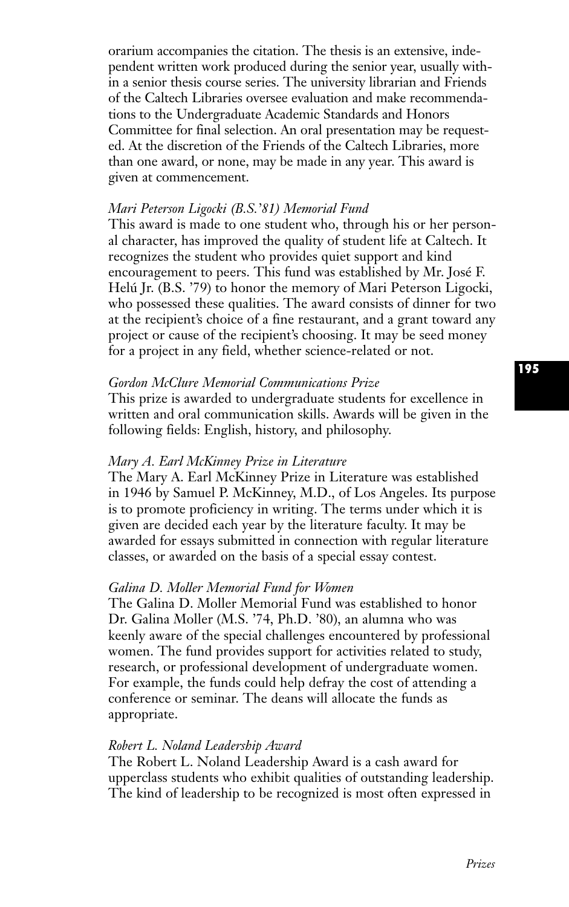orarium accompanies the citation. The thesis is an extensive, independent written work produced during the senior year, usually within a senior thesis course series. The university librarian and Friends of the Caltech Libraries oversee evaluation and make recommendations to the Undergraduate Academic Standards and Honors Committee for final selection. An oral presentation may be requested. At the discretion of the Friends of the Caltech Libraries, more than one award, or none, may be made in any year. This award is given at commencement.

*Mari Peterson Ligocki (B.S.'81) Memorial Fund*

This award is made to one student who, through his or her personal character, has improved the quality of student life at Caltech. It recognizes the student who provides quiet support and kind encouragement to peers. This fund was established by Mr. José F. Helú Jr. (B.S. '79) to honor the memory of Mari Peterson Ligocki, who possessed these qualities. The award consists of dinner for two at the recipient's choice of a fine restaurant, and a grant toward any project or cause of the recipient's choosing. It may be seed money for a project in any field, whether science-related or not.

*Gordon McClure Memorial Communications Prize*

This prize is awarded to undergraduate students for excellence in written and oral communication skills. Awards will be given in the following fields: English, history, and philosophy.

*Mary A. Earl McKinney Prize in Literature*

The Mary A. Earl McKinney Prize in Literature was established in 1946 by Samuel P. McKinney, M.D., of Los Angeles. Its purpose is to promote proficiency in writing. The terms under which it is given are decided each year by the literature faculty. It may be awarded for essays submitted in connection with regular literature classes, or awarded on the basis of a special essay contest.

*Galina D. Moller Memorial Fund for Women*

The Galina D. Moller Memorial Fund was established to honor Dr. Galina Moller (M.S. '74, Ph.D. '80), an alumna who was keenly aware of the special challenges encountered by professional women. The fund provides support for activities related to study, research, or professional development of undergraduate women. For example, the funds could help defray the cost of attending a conference or seminar. The deans will allocate the funds as appropriate.

*Robert L. Noland Leadership Award*

The Robert L. Noland Leadership Award is a cash award for upperclass students who exhibit qualities of outstanding leadership. The kind of leadership to be recognized is most often expressed in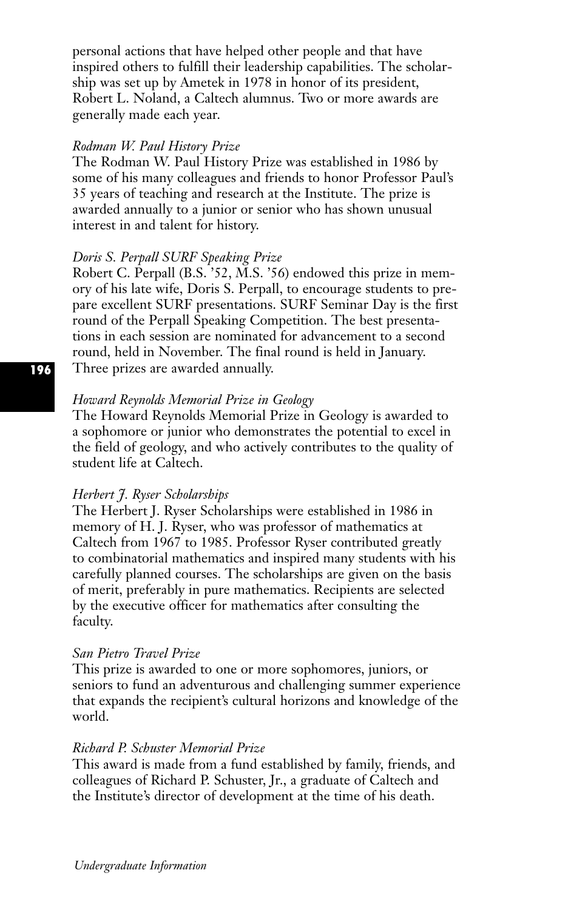personal actions that have helped other people and that have inspired others to fulfill their leadership capabilities. The scholarship was set up by Ametek in 1978 in honor of its president, Robert L. Noland, a Caltech alumnus. Two or more awards are generally made each year.

*Rodman W. Paul History Prize*

The Rodman W. Paul History Prize was established in 1986 by some of his many colleagues and friends to honor Professor Paul's 35 years of teaching and research at the Institute. The prize is awarded annually to a junior or senior who has shown unusual interest in and talent for history.

*Doris S. Perpall SURF Speaking Prize*

Robert C. Perpall (B.S. '52, M.S. '56) endowed this prize in memory of his late wife, Doris S. Perpall, to encourage students to prepare excellent SURF presentations. SURF Seminar Day is the first round of the Perpall Speaking Competition. The best presentations in each session are nominated for advancement to a second round, held in November. The final round is held in January. Three prizes are awarded annually.

*Howard Reynolds Memorial Prize in Geology*

The Howard Reynolds Memorial Prize in Geology is awarded to a sophomore or junior who demonstrates the potential to excel in the field of geology, and who actively contributes to the quality of student life at Caltech.

*Herbert J. Ryser Scholarships*

The Herbert J. Ryser Scholarships were established in 1986 in memory of H. J. Ryser, who was professor of mathematics at Caltech from 1967 to 1985. Professor Ryser contributed greatly to combinatorial mathematics and inspired many students with his carefully planned courses. The scholarships are given on the basis of merit, preferably in pure mathematics. Recipients are selected by the executive officer for mathematics after consulting the faculty.

*San Pietro Travel Prize*

This prize is awarded to one or more sophomores, juniors, or seniors to fund an adventurous and challenging summer experience that expands the recipient's cultural horizons and knowledge of the world.

*Richard P. Schuster Memorial Prize*

This award is made from a fund established by family, friends, and colleagues of Richard P. Schuster, Jr., a graduate of Caltech and the Institute's director of development at the time of his death.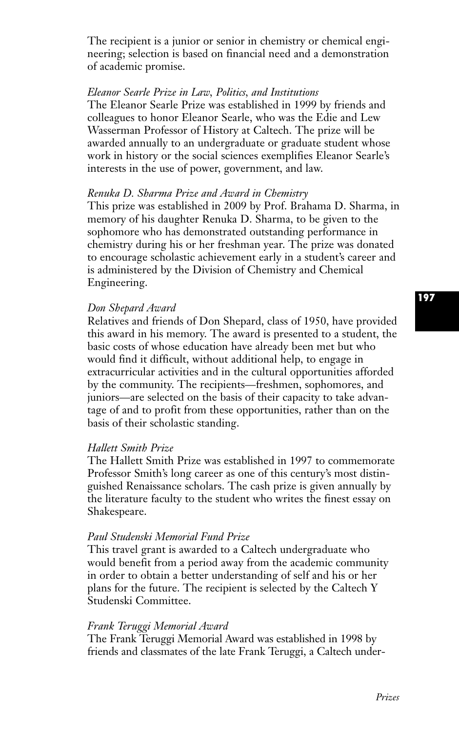The recipient is a junior or senior in chemistry or chemical engineering; selection is based on financial need and a demonstration of academic promise.

*Eleanor Searle Prize in Law, Politics, and Institutions*

The Eleanor Searle Prize was established in 1999 by friends and colleagues to honor Eleanor Searle, who was the Edie and Lew Wasserman Professor of History at Caltech. The prize will be awarded annually to an undergraduate or graduate student whose work in history or the social sciences exemplifies Eleanor Searle's interests in the use of power, government, and law.

*Renuka D. Sharma Prize and Award in Chemistry*

This prize was established in 2009 by Prof. Brahama D. Sharma, in memory of his daughter Renuka D. Sharma, to be given to the sophomore who has demonstrated outstanding performance in chemistry during his or her freshman year. The prize was donated to encourage scholastic achievement early in a student's career and is administered by the Division of Chemistry and Chemical Engineering.

*Don Shepard Award*

Relatives and friends of Don Shepard, class of 1950, have provided this award in his memory. The award is presented to a student, the basic costs of whose education have already been met but who would find it difficult, without additional help, to engage in extracurricular activities and in the cultural opportunities afforded by the community. The recipients—freshmen, sophomores, and juniors—are selected on the basis of their capacity to take advantage of and to profit from these opportunities, rather than on the basis of their scholastic standing.

*Hallett Smith Prize*

The Hallett Smith Prize was established in 1997 to commemorate Professor Smith's long career as one of this century's most distinguished Renaissance scholars. The cash prize is given annually by the literature faculty to the student who writes the finest essay on Shakespeare.

*Paul Studenski Memorial Fund Prize*

This travel grant is awarded to a Caltech undergraduate who would benefit from a period away from the academic community in order to obtain a better understanding of self and his or her plans for the future. The recipient is selected by the Caltech Y Studenski Committee.

*Frank Teruggi Memorial Award*

The Frank Teruggi Memorial Award was established in 1998 by friends and classmates of the late Frank Teruggi, a Caltech under-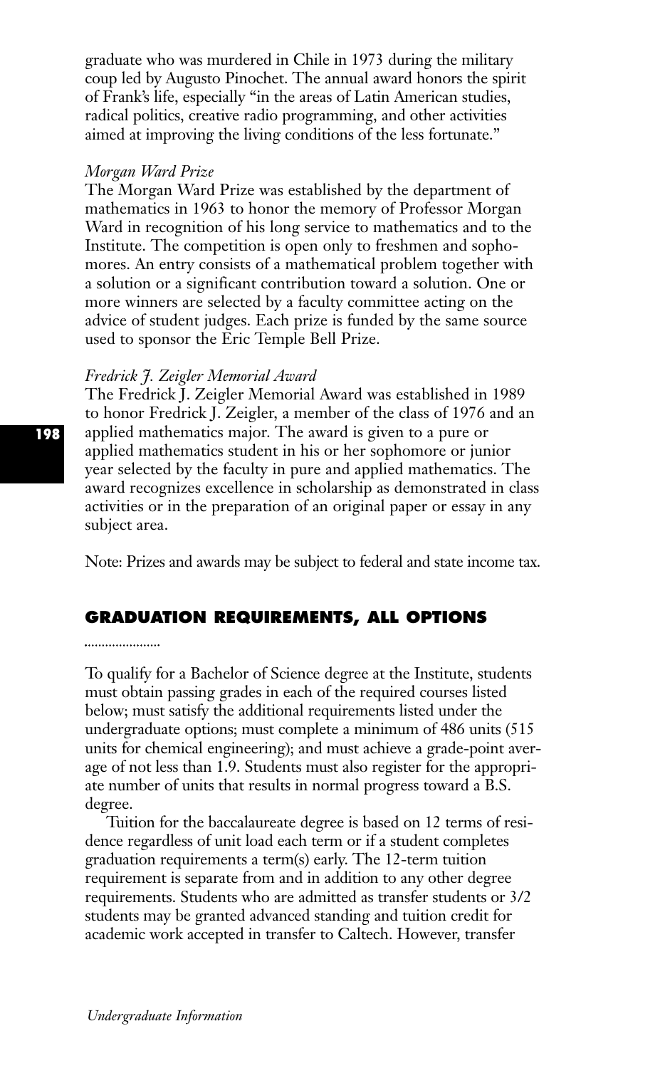graduate who was murdered in Chile in 1973 during the military coup led by Augusto Pinochet. The annual award honors the spirit of Frank's life, especially "in the areas of Latin American studies, radical politics, creative radio programming, and other activities aimed at improving the living conditions of the less fortunate."

*Morgan Ward Prize*
The Morgan Ward Prize was established by the department of mathematics in 1963 to honor the memory of Professor Morgan Ward in recognition of his long service to mathematics and to the Institute. The competition is open only to freshmen and sophomores. An entry consists of a mathematical problem together with a solution or a significant contribution toward a solution. One or more winners are selected by a faculty committee acting on the advice of student judges. Each prize is funded by the same source used to sponsor the Eric Temple Bell Prize.

*Fredrick J. Zeigler Memorial Award*
The Fredrick J. Zeigler Memorial Award was established in 1989 to honor Fredrick J. Zeigler, a member of the class of 1976 and an applied mathematics major. The award is given to a pure or applied mathematics student in his or her sophomore or junior year selected by the faculty in pure and applied mathematics. The award recognizes excellence in scholarship as demonstrated in class activities or in the preparation of an original paper or essay in any subject area.

Note: Prizes and awards may be subject to federal and state income tax.

## GRADUATION REQUIREMENTS, ALL OPTIONS

To qualify for a Bachelor of Science degree at the Institute, students must obtain passing grades in each of the required courses listed below; must satisfy the additional requirements listed under the undergraduate options; must complete a minimum of 486 units (515 units for chemical engineering); and must achieve a grade-point average of not less than 1.9. Students must also register for the appropriate number of units that results in normal progress toward a B.S. degree.

Tuition for the baccalaureate degree is based on 12 terms of residence regardless of unit load each term or if a student completes graduation requirements a term(s) early. The 12-term tuition requirement is separate from and in addition to any other degree requirements. Students who are admitted as transfer students or 3/2 students may be granted advanced standing and tuition credit for academic work accepted in transfer to Caltech. However, transfer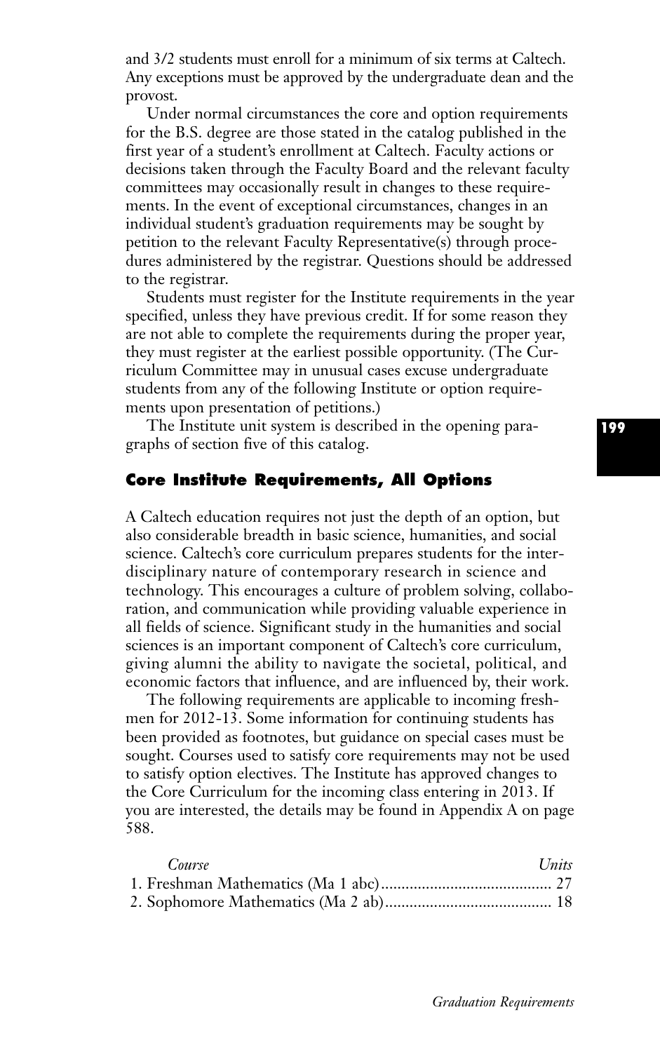and 3/2 students must enroll for a minimum of six terms at Caltech. Any exceptions must be approved by the undergraduate dean and the provost.

Under normal circumstances the core and option requirements for the B.S. degree are those stated in the catalog published in the first year of a student's enrollment at Caltech. Faculty actions or decisions taken through the Faculty Board and the relevant faculty committees may occasionally result in changes to these requirements. In the event of exceptional circumstances, changes in an individual student's graduation requirements may be sought by petition to the relevant Faculty Representative(s) through procedures administered by the registrar. Questions should be addressed to the registrar.

Students must register for the Institute requirements in the year specified, unless they have previous credit. If for some reason they are not able to complete the requirements during the proper year, they must register at the earliest possible opportunity. (The Curriculum Committee may in unusual cases excuse undergraduate students from any of the following Institute or option requirements upon presentation of petitions.)

The Institute unit system is described in the opening paragraphs of section five of this catalog.

## Core Institute Requirements, All Options

A Caltech education requires not just the depth of an option, but also considerable breadth in basic science, humanities, and social science. Caltech's core curriculum prepares students for the interdisciplinary nature of contemporary research in science and technology. This encourages a culture of problem solving, collaboration, and communication while providing valuable experience in all fields of science. Significant study in the humanities and social sciences is an important component of Caltech's core curriculum, giving alumni the ability to navigate the societal, political, and economic factors that influence, and are influenced by, their work.

The following requirements are applicable to incoming freshmen for 2012-13. Some information for continuing students has been provided as footnotes, but guidance on special cases must be sought. Courses used to satisfy core requirements may not be used to satisfy option electives. The Institute has approved changes to the Core Curriculum for the incoming class entering in 2013. If you are interested, the details may be found in Appendix A on page 588.

| *Course* | *Units* |
|---|---|
| 1. Freshman Mathematics (Ma 1 abc) | 27 |
| 2. Sophomore Mathematics (Ma 2 ab) | 18 |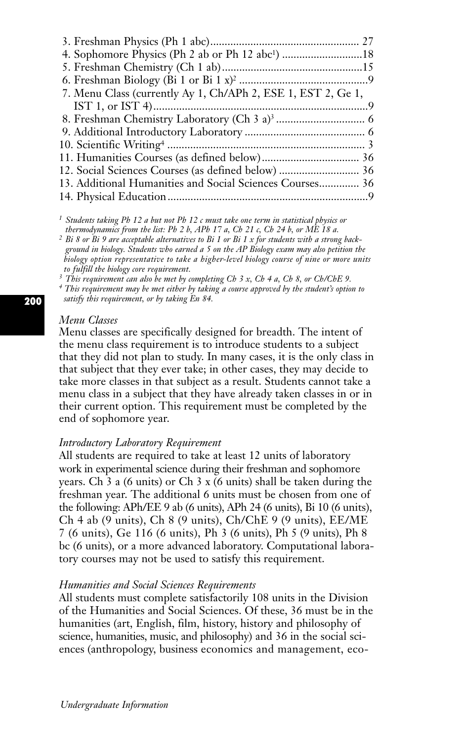3. Freshman Physics (Ph 1 abc) .................................................... 27
4. Sophomore Physics (Ph 2 ab or Ph 12 abc[1]) ............................18
5. Freshman Chemistry (Ch 1 ab) .................................................15
6. Freshman Biology (Bi 1 or Bi 1 x)[2] .............................................9
7. Menu Class (currently Ay 1, Ch/APh 2, ESE 1, EST 2, Ge 1, IST 1, or IST 4) ...........................................................................9
8. Freshman Chemistry Laboratory (Ch 3 a)[3] ............................... 6
9. Additional Introductory Laboratory .......................................... 6
10. Scientific Writing[4] .................................................................... 3
11. Humanities Courses (as defined below) .................................. 36
12. Social Sciences Courses (as defined below) ............................ 36
13. Additional Humanities and Social Sciences Courses.............. 36
14. Physical Education ......................................................................9

[1] *Students taking Ph 12 a but not Ph 12 c must take one term in statistical physics or thermodynamics from the list: Ph 2 b, APh 17 a, Ch 21 c, Ch 24 b, or ME 18 a.*

[2] *Bi 8 or Bi 9 are acceptable alternatives to Bi 1 or Bi 1 x for students with a strong background in biology. Students who earned a 5 on the AP Biology exam may also petition the biology option representative to take a higher-level biology course of nine or more units to fulfill the biology core requirement.*

[3] *This requirement can also be met by completing Ch 3 x, Ch 4 a, Ch 8, or Ch/ChE 9.*

[4] *This requirement may be met either by taking a course approved by the student's option to satisfy this requirement, or by taking En 84.*

*Menu Classes*

Menu classes are specifically designed for breadth. The intent of the menu class requirement is to introduce students to a subject that they did not plan to study. In many cases, it is the only class in that subject that they ever take; in other cases, they may decide to take more classes in that subject as a result. Students cannot take a menu class in a subject that they have already taken classes in or in their current option. This requirement must be completed by the end of sophomore year.

*Introductory Laboratory Requirement*

All students are required to take at least 12 units of laboratory work in experimental science during their freshman and sophomore years. Ch 3 a (6 units) or Ch 3 x (6 units) shall be taken during the freshman year. The additional 6 units must be chosen from one of the following: APh/EE 9 ab (6 units), APh 24 (6 units), Bi 10 (6 units), Ch 4 ab (9 units), Ch 8 (9 units), Ch/ChE 9 (9 units), EE/ME 7 (6 units), Ge 116 (6 units), Ph 3 (6 units), Ph 5 (9 units), Ph 8 bc (6 units), or a more advanced laboratory. Computational laboratory courses may not be used to satisfy this requirement.

*Humanities and Social Sciences Requirements*

All students must complete satisfactorily 108 units in the Division of the Humanities and Social Sciences. Of these, 36 must be in the humanities (art, English, film, history, history and philosophy of science, humanities, music, and philosophy) and 36 in the social sciences (anthropology, business economics and management, eco-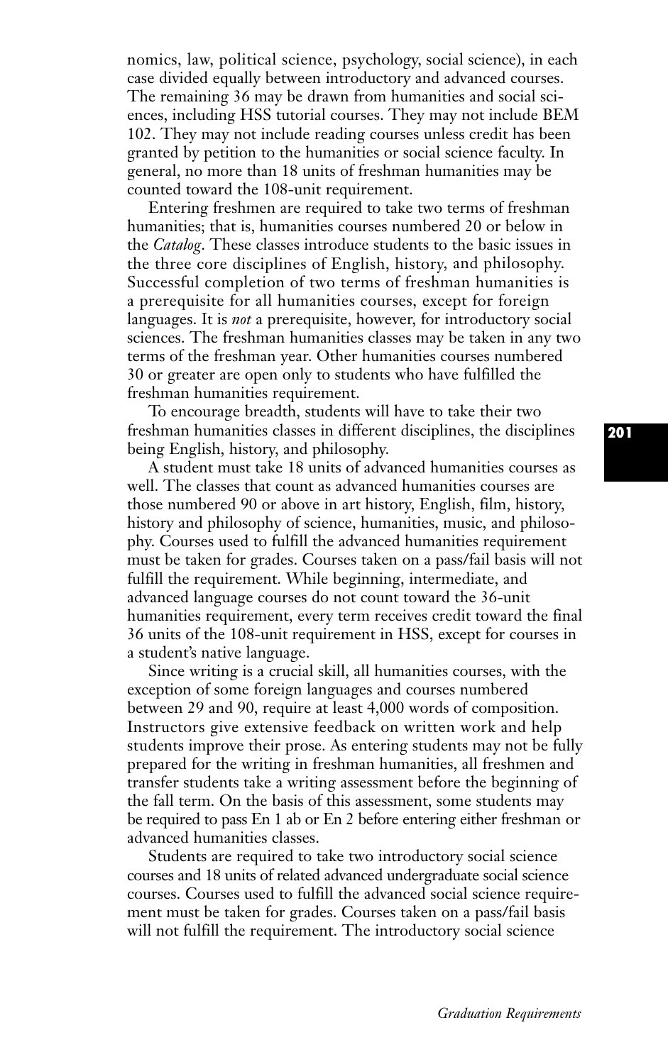nomics, law, political science, psychology, social science), in each case divided equally between introductory and advanced courses. The remaining 36 may be drawn from humanities and social sciences, including HSS tutorial courses. They may not include BEM 102. They may not include reading courses unless credit has been granted by petition to the humanities or social science faculty. In general, no more than 18 units of freshman humanities may be counted toward the 108-unit requirement.

Entering freshmen are required to take two terms of freshman humanities; that is, humanities courses numbered 20 or below in the *Catalog*. These classes introduce students to the basic issues in the three core disciplines of English, history, and philosophy. Successful completion of two terms of freshman humanities is a prerequisite for all humanities courses, except for foreign languages. It is *not* a prerequisite, however, for introductory social sciences. The freshman humanities classes may be taken in any two terms of the freshman year. Other humanities courses numbered 30 or greater are open only to students who have fulfilled the freshman humanities requirement.

To encourage breadth, students will have to take their two freshman humanities classes in different disciplines, the disciplines being English, history, and philosophy.

A student must take 18 units of advanced humanities courses as well. The classes that count as advanced humanities courses are those numbered 90 or above in art history, English, film, history, history and philosophy of science, humanities, music, and philosophy. Courses used to fulfill the advanced humanities requirement must be taken for grades. Courses taken on a pass/fail basis will not fulfill the requirement. While beginning, intermediate, and advanced language courses do not count toward the 36-unit humanities requirement, every term receives credit toward the final 36 units of the 108-unit requirement in HSS, except for courses in a student's native language.

Since writing is a crucial skill, all humanities courses, with the exception of some foreign languages and courses numbered between 29 and 90, require at least 4,000 words of composition. Instructors give extensive feedback on written work and help students improve their prose. As entering students may not be fully prepared for the writing in freshman humanities, all freshmen and transfer students take a writing assessment before the beginning of the fall term. On the basis of this assessment, some students may be required to pass En 1 ab or En 2 before entering either freshman or advanced humanities classes.

Students are required to take two introductory social science courses and 18 units of related advanced undergraduate social science courses. Courses used to fulfill the advanced social science requirement must be taken for grades. Courses taken on a pass/fail basis will not fulfill the requirement. The introductory social science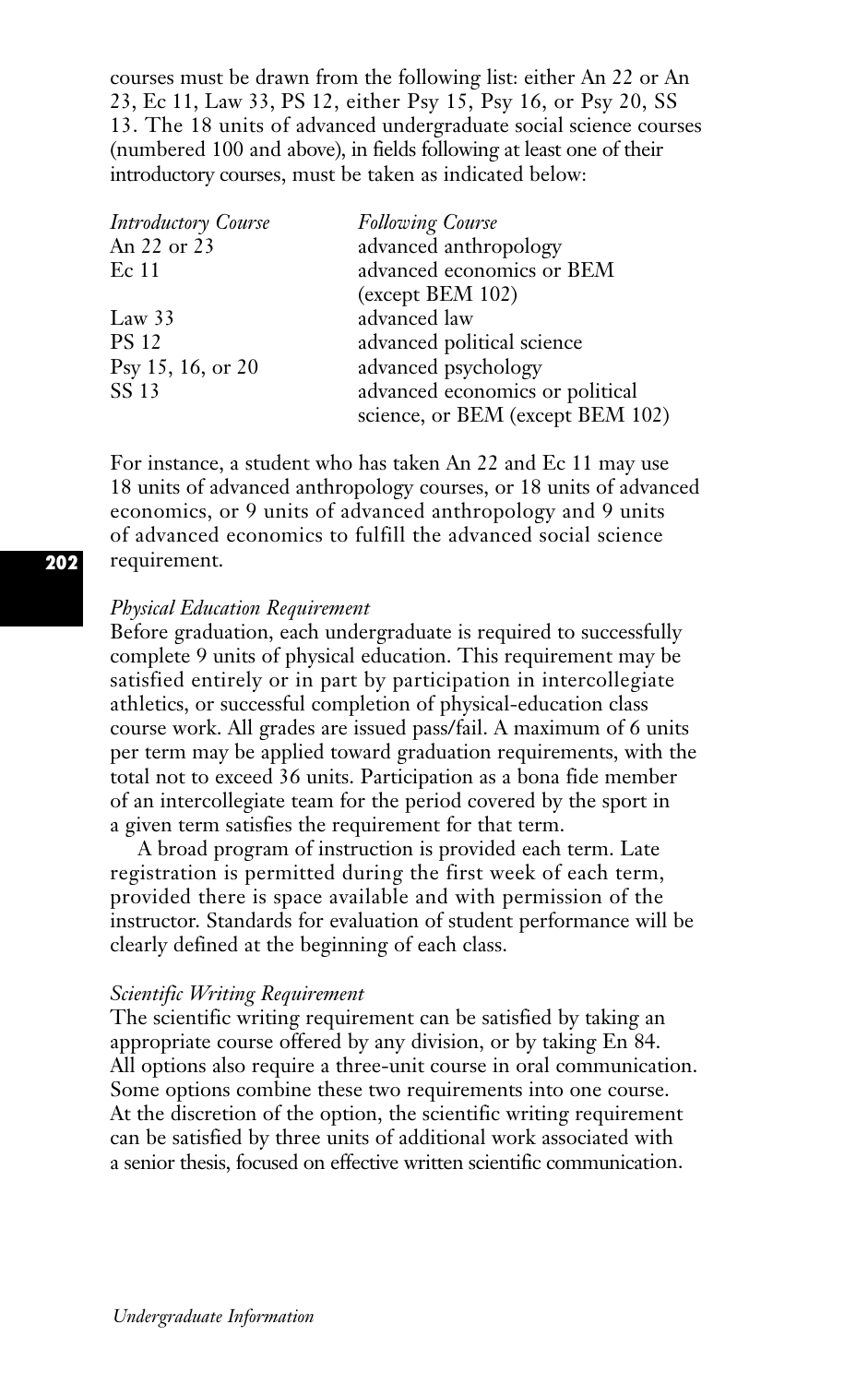courses must be drawn from the following list: either An 22 or An 23, Ec 11, Law 33, PS 12, either Psy 15, Psy 16, or Psy 20, SS 13. The 18 units of advanced undergraduate social science courses (numbered 100 and above), in fields following at least one of their introductory courses, must be taken as indicated below:

| *Introductory Course* | *Following Course* |
|---|---|
| An 22 or 23 | advanced anthropology |
| Ec 11 | advanced economics or BEM (except BEM 102) |
| Law 33 | advanced law |
| PS 12 | advanced political science |
| Psy 15, 16, or 20 | advanced psychology |
| SS 13 | advanced economics or political science, or BEM (except BEM 102) |

For instance, a student who has taken An 22 and Ec 11 may use 18 units of advanced anthropology courses, or 18 units of advanced economics, or 9 units of advanced anthropology and 9 units of advanced economics to fulfill the advanced social science requirement.

*Physical Education Requirement*

Before graduation, each undergraduate is required to successfully complete 9 units of physical education. This requirement may be satisfied entirely or in part by participation in intercollegiate athletics, or successful completion of physical-education class course work. All grades are issued pass/fail. A maximum of 6 units per term may be applied toward graduation requirements, with the total not to exceed 36 units. Participation as a bona fide member of an intercollegiate team for the period covered by the sport in a given term satisfies the requirement for that term.

A broad program of instruction is provided each term. Late registration is permitted during the first week of each term, provided there is space available and with permission of the instructor. Standards for evaluation of student performance will be clearly defined at the beginning of each class.

*Scientific Writing Requirement*

The scientific writing requirement can be satisfied by taking an appropriate course offered by any division, or by taking En 84. All options also require a three-unit course in oral communication. Some options combine these two requirements into one course. At the discretion of the option, the scientific writing requirement can be satisfied by three units of additional work associated with a senior thesis, focused on effective written scientific communication.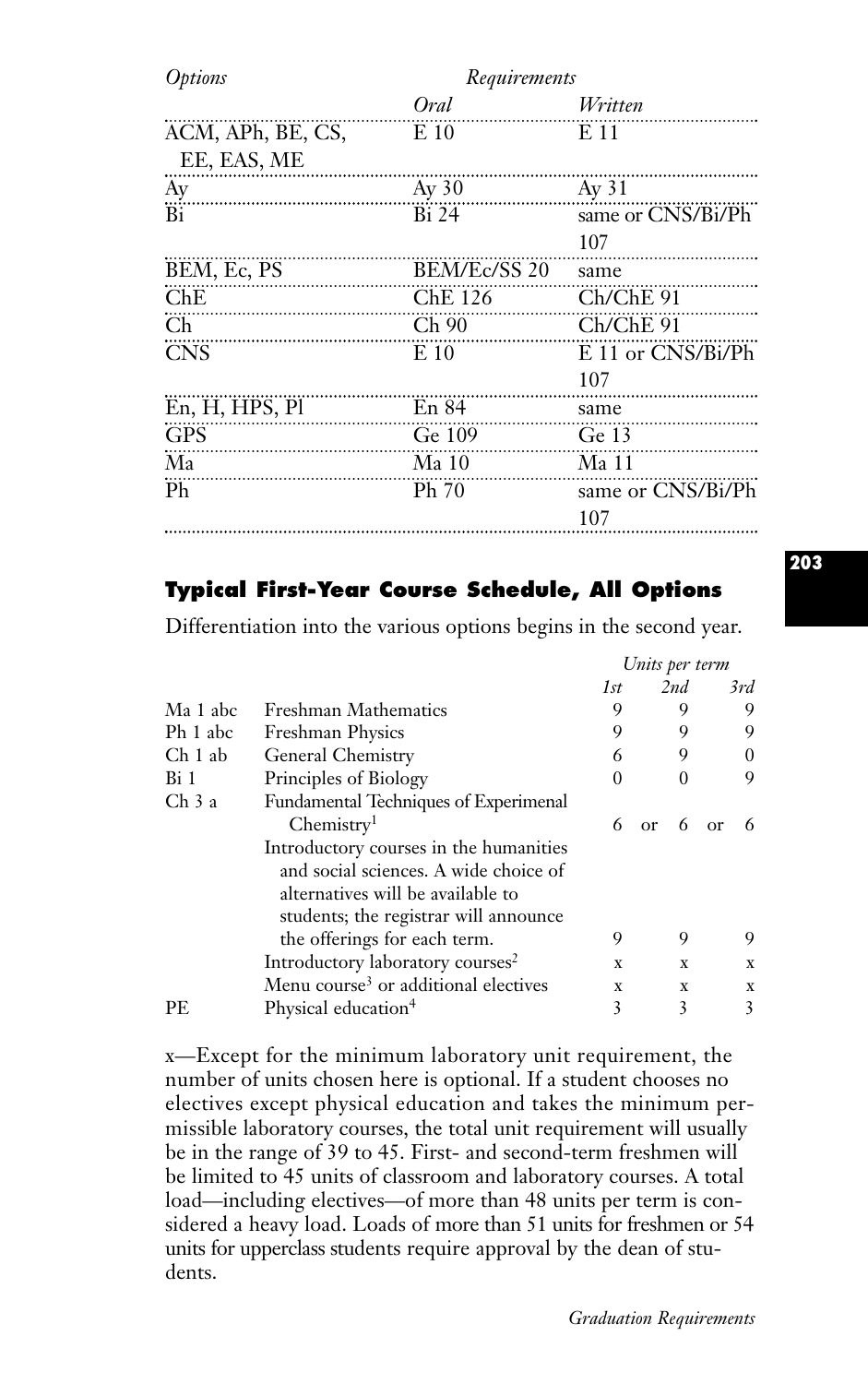| Options | Requirements | |
|---|---|---|
| | *Oral* | *Written* |
| ACM, APh, BE, CS, EE, EAS, ME | E 10 | E 11 |
| Ay | Ay 30 | Ay 31 |
| Bi | Bi 24 | same or CNS/Bi/Ph 107 |
| BEM, Ec, PS | BEM/Ec/SS 20 | same |
| ChE | ChE 126 | Ch/ChE 91 |
| Ch | Ch 90 | Ch/ChE 91 |
| CNS | E 10 | E 11 or CNS/Bi/Ph 107 |
| En, H, HPS, Pl | En 84 | same |
| GPS | Ge 109 | Ge 13 |
| Ma | Ma 10 | Ma 11 |
| Ph | Ph 70 | same or CNS/Bi/Ph 107 |

## Typical First-Year Course Schedule, All Options

Differentiation into the various options begins in the second year.

| | | Units per term | | | | |
|---|---|---|---|---|---|---|
| | | *1st* | | *2nd* | | *3rd* |
| Ma 1 abc | Freshman Mathematics | 9 | | 9 | | 9 |
| Ph 1 abc | Freshman Physics | 9 | | 9 | | 9 |
| Ch 1 ab | General Chemistry | 6 | | 9 | | 0 |
| Bi 1 | Principles of Biology | 0 | | 0 | | 9 |
| Ch 3 a | Fundamental Techniques of Experimental Chemistry[1] | 6 | or | 6 | or | 6 |
| | Introductory courses in the humanities and social sciences. A wide choice of alternatives will be available to students; the registrar will announce the offerings for each term. | 9 | | 9 | | 9 |
| | Introductory laboratory courses[2] | x | | x | | x |
| | Menu course[3] or additional electives | x | | x | | x |
| PE | Physical education[4] | 3 | | 3 | | 3 |

x—Except for the minimum laboratory unit requirement, the number of units chosen here is optional. If a student chooses no electives except physical education and takes the minimum permissible laboratory courses, the total unit requirement will usually be in the range of 39 to 45. First- and second-term freshmen will be limited to 45 units of classroom and laboratory courses. A total load—including electives—of more than 48 units per term is considered a heavy load. Loads of more than 51 units for freshmen or 54 units for upperclass students require approval by the dean of students.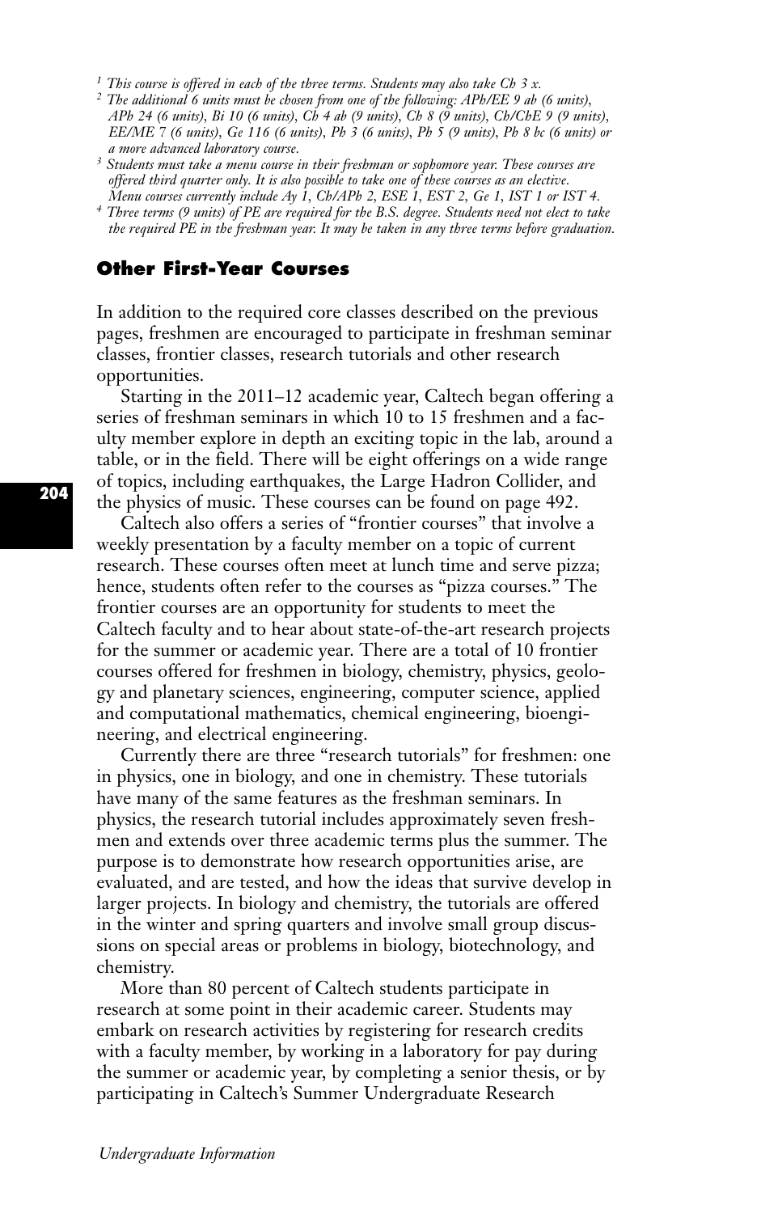[1] *This course is offered in each of the three terms. Students may also take Ch 3 x.*

[2] *The additional 6 units must be chosen from one of the following: APh/EE 9 ab (6 units), APh 24 (6 units), Bi 10 (6 units), Ch 4 ab (9 units), Ch 8 (9 units), Ch/ChE 9 (9 units), EE/ME 7 (6 units), Ge 116 (6 units), Ph 3 (6 units), Ph 5 (9 units), Ph 8 bc (6 units) or a more advanced laboratory course.*

[3] *Students must take a menu course in their freshman or sophomore year. These courses are offered third quarter only. It is also possible to take one of these courses as an elective. Menu courses currently include Ay 1, Ch/APh 2, ESE 1, EST 2, Ge 1, IST 1 or IST 4.*

[4] *Three terms (9 units) of PE are required for the B.S. degree. Students need not elect to take the required PE in the freshman year. It may be taken in any three terms before graduation.*

## Other First-Year Courses

In addition to the required core classes described on the previous pages, freshmen are encouraged to participate in freshman seminar classes, frontier classes, research tutorials and other research opportunities.

Starting in the 2011–12 academic year, Caltech began offering a series of freshman seminars in which 10 to 15 freshmen and a faculty member explore in depth an exciting topic in the lab, around a table, or in the field. There will be eight offerings on a wide range of topics, including earthquakes, the Large Hadron Collider, and the physics of music. These courses can be found on page 492.

Caltech also offers a series of "frontier courses" that involve a weekly presentation by a faculty member on a topic of current research. These courses often meet at lunch time and serve pizza; hence, students often refer to the courses as "pizza courses." The frontier courses are an opportunity for students to meet the Caltech faculty and to hear about state-of-the-art research projects for the summer or academic year. There are a total of 10 frontier courses offered for freshmen in biology, chemistry, physics, geology and planetary sciences, engineering, computer science, applied and computational mathematics, chemical engineering, bioengineering, and electrical engineering.

Currently there are three "research tutorials" for freshmen: one in physics, one in biology, and one in chemistry. These tutorials have many of the same features as the freshman seminars. In physics, the research tutorial includes approximately seven freshmen and extends over three academic terms plus the summer. The purpose is to demonstrate how research opportunities arise, are evaluated, and are tested, and how the ideas that survive develop in larger projects. In biology and chemistry, the tutorials are offered in the winter and spring quarters and involve small group discussions on special areas or problems in biology, biotechnology, and chemistry.

More than 80 percent of Caltech students participate in research at some point in their academic career. Students may embark on research activities by registering for research credits with a faculty member, by working in a laboratory for pay during the summer or academic year, by completing a senior thesis, or by participating in Caltech's Summer Undergraduate Research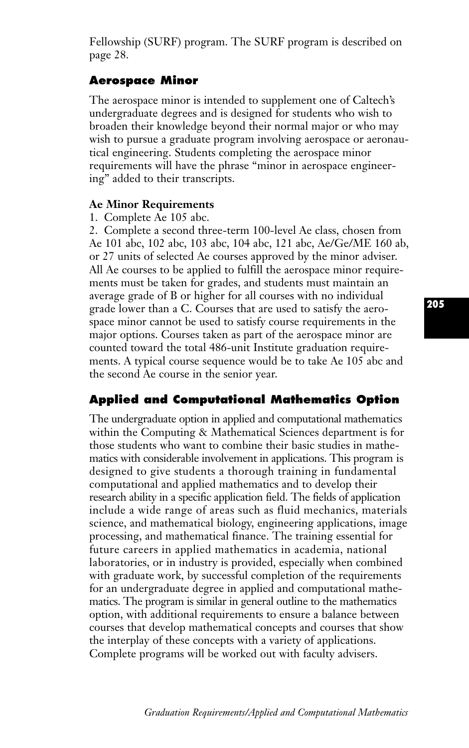Fellowship (SURF) program. The SURF program is described on page 28.

## Aerospace Minor

The aerospace minor is intended to supplement one of Caltech's undergraduate degrees and is designed for students who wish to broaden their knowledge beyond their normal major or who may wish to pursue a graduate program involving aerospace or aeronautical engineering. Students completing the aerospace minor requirements will have the phrase "minor in aerospace engineering" added to their transcripts.

### Ae Minor Requirements

1. Complete Ae 105 abc.
2. Complete a second three-term 100-level Ae class, chosen from Ae 101 abc, 102 abc, 103 abc, 104 abc, 121 abc, Ae/Ge/ME 160 ab, or 27 units of selected Ae courses approved by the minor adviser.

All Ae courses to be applied to fulfill the aerospace minor requirements must be taken for grades, and students must maintain an average grade of B or higher for all courses with no individual grade lower than a C. Courses that are used to satisfy the aerospace minor cannot be used to satisfy course requirements in the major options. Courses taken as part of the aerospace minor are counted toward the total 486-unit Institute graduation requirements. A typical course sequence would be to take Ae 105 abc and the second Ae course in the senior year.

## Applied and Computational Mathematics Option

The undergraduate option in applied and computational mathematics within the Computing & Mathematical Sciences department is for those students who want to combine their basic studies in mathematics with considerable involvement in applications. This program is designed to give students a thorough training in fundamental computational and applied mathematics and to develop their research ability in a specific application field. The fields of application include a wide range of areas such as fluid mechanics, materials science, and mathematical biology, engineering applications, image processing, and mathematical finance. The training essential for future careers in applied mathematics in academia, national laboratories, or in industry is provided, especially when combined with graduate work, by successful completion of the requirements for an undergraduate degree in applied and computational mathematics. The program is similar in general outline to the mathematics option, with additional requirements to ensure a balance between courses that develop mathematical concepts and courses that show the interplay of these concepts with a variety of applications. Complete programs will be worked out with faculty advisers.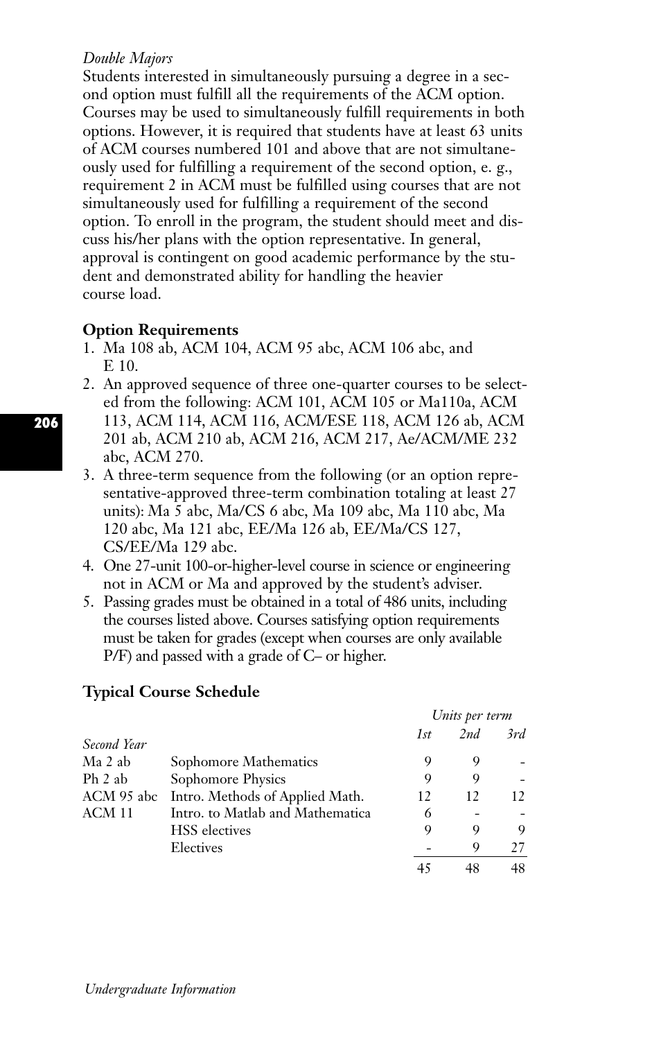*Double Majors*

Students interested in simultaneously pursuing a degree in a second option must fulfill all the requirements of the ACM option. Courses may be used to simultaneously fulfill requirements in both options. However, it is required that students have at least 63 units of ACM courses numbered 101 and above that are not simultaneously used for fulfilling a requirement of the second option, e. g., requirement 2 in ACM must be fulfilled using courses that are not simultaneously used for fulfilling a requirement of the second option. To enroll in the program, the student should meet and discuss his/her plans with the option representative. In general, approval is contingent on good academic performance by the student and demonstrated ability for handling the heavier course load.

**Option Requirements**

1. Ma 108 ab, ACM 104, ACM 95 abc, ACM 106 abc, and E 10.
2. An approved sequence of three one-quarter courses to be selected from the following: ACM 101, ACM 105 or Ma110a, ACM 113, ACM 114, ACM 116, ACM/ESE 118, ACM 126 ab, ACM 201 ab, ACM 210 ab, ACM 216, ACM 217, Ae/ACM/ME 232 abc, ACM 270.
3. A three-term sequence from the following (or an option representative-approved three-term combination totaling at least 27 units): Ma 5 abc, Ma/CS 6 abc, Ma 109 abc, Ma 110 abc, Ma 120 abc, Ma 121 abc, EE/Ma 126 ab, EE/Ma/CS 127, CS/EE/Ma 129 abc.
4. One 27-unit 100-or-higher-level course in science or engineering not in ACM or Ma and approved by the student's adviser.
5. Passing grades must be obtained in a total of 486 units, including the courses listed above. Courses satisfying option requirements must be taken for grades (except when courses are only available P/F) and passed with a grade of C– or higher.

**Typical Course Schedule**

| | | *Units per term* | | |
|---|---|---|---|---|
| | | *1st* | *2nd* | *3rd* |
| *Second Year* | | | | |
| Ma 2 ab | Sophomore Mathematics | 9 | 9 | - |
| Ph 2 ab | Sophomore Physics | 9 | 9 | - |
| ACM 95 abc | Intro. Methods of Applied Math. | 12 | 12 | 12 |
| ACM 11 | Intro. to Matlab and Mathematica | 6 | - | - |
| | HSS electives | 9 | 9 | 9 |
| | Electives | - | 9 | 27 |
| | | 45 | 48 | 48 |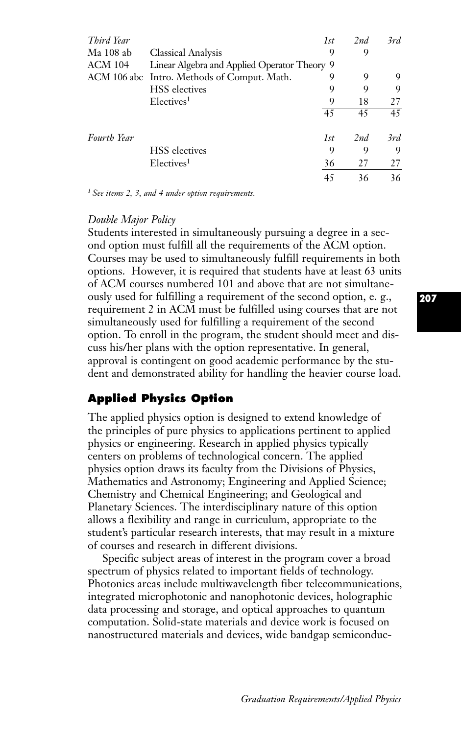| *Third Year* | | *1st* | *2nd* | *3rd* |
| --- | --- | --- | --- | --- |
| Ma 108 ab | Classical Analysis | 9 | 9 | |
| ACM 104 | Linear Algebra and Applied Operator Theory | 9 | | |
| ACM 106 abc | Intro. Methods of Comput. Math. | 9 | 9 | 9 |
| | HSS electives | 9 | 9 | 9 |
| | Electives[1] | 9 | 18 | 27 |
| | | 45 | 45 | 45 |

| *Fourth Year* | | *1st* | *2nd* | *3rd* |
| --- | --- | --- | --- | --- |
| | HSS electives | 9 | 9 | 9 |
| | Electives[1] | 36 | 27 | 27 |
| | | 45 | 36 | 36 |

*[1] See items 2, 3, and 4 under option requirements.*

*Double Major Policy*

Students interested in simultaneously pursuing a degree in a second option must fulfill all the requirements of the ACM option. Courses may be used to simultaneously fulfill requirements in both options. However, it is required that students have at least 63 units of ACM courses numbered 101 and above that are not simultaneously used for fulfilling a requirement of the second option, e. g., requirement 2 in ACM must be fulfilled using courses that are not simultaneously used for fulfilling a requirement of the second option. To enroll in the program, the student should meet and discuss his/her plans with the option representative. In general, approval is contingent on good academic performance by the student and demonstrated ability for handling the heavier course load.

## Applied Physics Option

The applied physics option is designed to extend knowledge of the principles of pure physics to applications pertinent to applied physics or engineering. Research in applied physics typically centers on problems of technological concern. The applied physics option draws its faculty from the Divisions of Physics, Mathematics and Astronomy; Engineering and Applied Science; Chemistry and Chemical Engineering; and Geological and Planetary Sciences. The interdisciplinary nature of this option allows a flexibility and range in curriculum, appropriate to the student's particular research interests, that may result in a mixture of courses and research in different divisions.

Specific subject areas of interest in the program cover a broad spectrum of physics related to important fields of technology. Photonics areas include multiwavelength fiber telecommunications, integrated microphotonic and nanophotonic devices, holographic data processing and storage, and optical approaches to quantum computation. Solid-state materials and device work is focused on nanostructured materials and devices, wide bandgap semiconduc-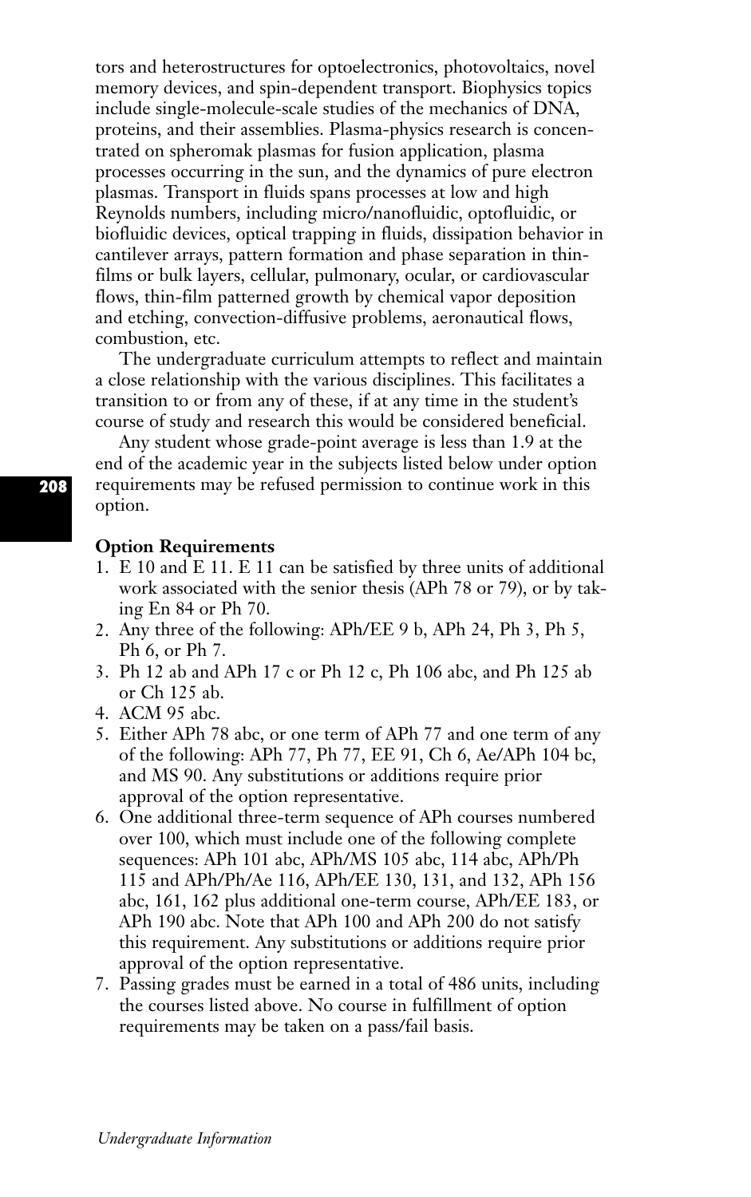tors and heterostructures for optoelectronics, photovoltaics, novel memory devices, and spin-dependent transport. Biophysics topics include single-molecule-scale studies of the mechanics of DNA, proteins, and their assemblies. Plasma-physics research is concentrated on spheromak plasmas for fusion application, plasma processes occurring in the sun, and the dynamics of pure electron plasmas. Transport in fluids spans processes at low and high Reynolds numbers, including micro/nanofluidic, optofluidic, or biofluidic devices, optical trapping in fluids, dissipation behavior in cantilever arrays, pattern formation and phase separation in thin-films or bulk layers, cellular, pulmonary, ocular, or cardiovascular flows, thin-film patterned growth by chemical vapor deposition and etching, convection-diffusive problems, aeronautical flows, combustion, etc.

The undergraduate curriculum attempts to reflect and maintain a close relationship with the various disciplines. This facilitates a transition to or from any of these, if at any time in the student's course of study and research this would be considered beneficial.

Any student whose grade-point average is less than 1.9 at the end of the academic year in the subjects listed below under option requirements may be refused permission to continue work in this option.

**Option Requirements**

1. E 10 and E 11. E 11 can be satisfied by three units of additional work associated with the senior thesis (APh 78 or 79), or by taking En 84 or Ph 70.
2. Any three of the following: APh/EE 9 b, APh 24, Ph 3, Ph 5, Ph 6, or Ph 7.
3. Ph 12 ab and APh 17 c or Ph 12 c, Ph 106 abc, and Ph 125 ab or Ch 125 ab.
4. ACM 95 abc.
5. Either APh 78 abc, or one term of APh 77 and one term of any of the following: APh 77, Ph 77, EE 91, Ch 6, Ae/APh 104 bc, and MS 90. Any substitutions or additions require prior approval of the option representative.
6. One additional three-term sequence of APh courses numbered over 100, which must include one of the following complete sequences: APh 101 abc, APh/MS 105 abc, 114 abc, APh/Ph 115 and APh/Ph/Ae 116, APh/EE 130, 131, and 132, APh 156 abc, 161, 162 plus additional one-term course, APh/EE 183, or APh 190 abc. Note that APh 100 and APh 200 do not satisfy this requirement. Any substitutions or additions require prior approval of the option representative.
7. Passing grades must be earned in a total of 486 units, including the courses listed above. No course in fulfillment of option requirements may be taken on a pass/fail basis.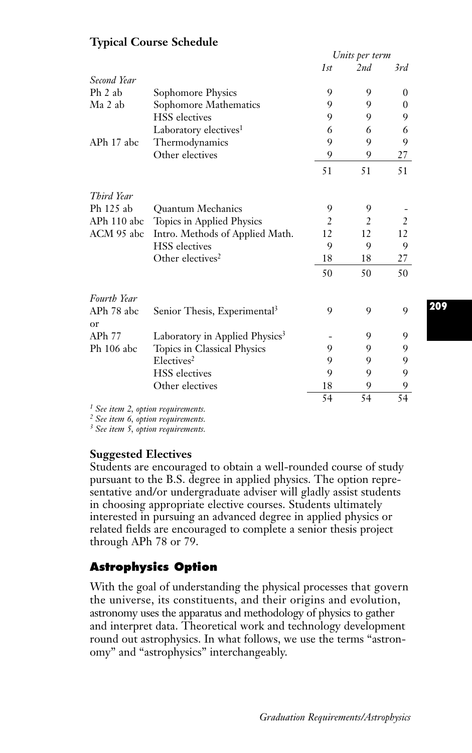**Typical Course Schedule**

| | | Units per term | | |
|---|---|---|---|---|
| | | 1st | 2nd | 3rd |
| *Second Year* | | | | |
| Ph 2 ab | Sophomore Physics | 9 | 9 | 0 |
| Ma 2 ab | Sophomore Mathematics | 9 | 9 | 0 |
| | HSS electives | 9 | 9 | 9 |
| | Laboratory electives[1] | 6 | 6 | 6 |
| APh 17 abc | Thermodynamics | 9 | 9 | 9 |
| | Other electives | 9 | 9 | 27 |
| | | 51 | 51 | 51 |
| *Third Year* | | | | |
| Ph 125 ab | Quantum Mechanics | 9 | 9 | - |
| APh 110 abc | Topics in Applied Physics | 2 | 2 | 2 |
| ACM 95 abc | Intro. Methods of Applied Math. | 12 | 12 | 12 |
| | HSS electives | 9 | 9 | 9 |
| | Other electives[2] | 18 | 18 | 27 |
| | | 50 | 50 | 50 |
| *Fourth Year* | | | | |
| APh 78 abc | Senior Thesis, Experimental[3] | 9 | 9 | 9 |
| or | | | | |
| APh 77 | Laboratory in Applied Physics[3] | - | 9 | 9 |
| Ph 106 abc | Topics in Classical Physics | 9 | 9 | 9 |
| | Electives[2] | 9 | 9 | 9 |
| | HSS electives | 9 | 9 | 9 |
| | Other electives | 18 | 9 | 9 |
| | | 54 | 54 | 54 |

*[1] See item 2, option requirements.*
*[2] See item 6, option requirements.*
*[3] See item 5, option requirements.*

**Suggested Electives**

Students are encouraged to obtain a well-rounded course of study pursuant to the B.S. degree in applied physics. The option representative and/or undergraduate adviser will gladly assist students in choosing appropriate elective courses. Students ultimately interested in pursuing an advanced degree in applied physics or related fields are encouraged to complete a senior thesis project through APh 78 or 79.

## Astrophysics Option

With the goal of understanding the physical processes that govern the universe, its constituents, and their origins and evolution, astronomy uses the apparatus and methodology of physics to gather and interpret data. Theoretical work and technology development round out astrophysics. In what follows, we use the terms "astronomy" and "astrophysics" interchangeably.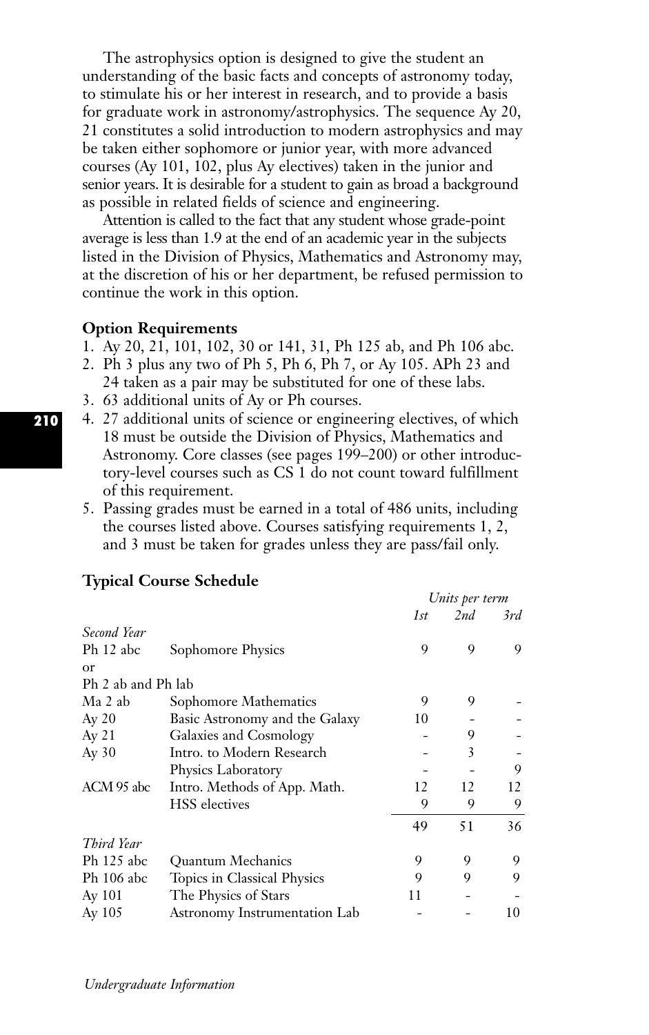The astrophysics option is designed to give the student an understanding of the basic facts and concepts of astronomy today, to stimulate his or her interest in research, and to provide a basis for graduate work in astronomy/astrophysics. The sequence Ay 20, 21 constitutes a solid introduction to modern astrophysics and may be taken either sophomore or junior year, with more advanced courses (Ay 101, 102, plus Ay electives) taken in the junior and senior years. It is desirable for a student to gain as broad a background as possible in related fields of science and engineering.

Attention is called to the fact that any student whose grade-point average is less than 1.9 at the end of an academic year in the subjects listed in the Division of Physics, Mathematics and Astronomy may, at the discretion of his or her department, be refused permission to continue the work in this option.

**Option Requirements**

1. Ay 20, 21, 101, 102, 30 or 141, 31, Ph 125 ab, and Ph 106 abc.
2. Ph 3 plus any two of Ph 5, Ph 6, Ph 7, or Ay 105. APh 23 and 24 taken as a pair may be substituted for one of these labs.
3. 63 additional units of Ay or Ph courses.
4. 27 additional units of science or engineering electives, of which 18 must be outside the Division of Physics, Mathematics and Astronomy. Core classes (see pages 199–200) or other introductory-level courses such as CS 1 do not count toward fulfillment of this requirement.
5. Passing grades must be earned in a total of 486 units, including the courses listed above. Courses satisfying requirements 1, 2, and 3 must be taken for grades unless they are pass/fail only.

**Typical Course Schedule**

| | | *Units per term* | | |
|---|---|---|---|---|
| | | *1st* | *2nd* | *3rd* |
| *Second Year* | | | | |
| Ph 12 abc | Sophomore Physics | 9 | 9 | 9 |
| or | | | | |
| Ph 2 ab and Ph lab | | | | |
| Ma 2 ab | Sophomore Mathematics | 9 | 9 | - |
| Ay 20 | Basic Astronomy and the Galaxy | 10 | - | - |
| Ay 21 | Galaxies and Cosmology | - | 9 | - |
| Ay 30 | Intro. to Modern Research | - | 3 | - |
| | Physics Laboratory | - | - | 9 |
| ACM 95 abc | Intro. Methods of App. Math. | 12 | 12 | 12 |
| | HSS electives | 9 | 9 | 9 |
| | | 49 | 51 | 36 |
| *Third Year* | | | | |
| Ph 125 abc | Quantum Mechanics | 9 | 9 | 9 |
| Ph 106 abc | Topics in Classical Physics | 9 | 9 | 9 |
| Ay 101 | The Physics of Stars | 11 | - | - |
| Ay 105 | Astronomy Instrumentation Lab | - | - | 10 |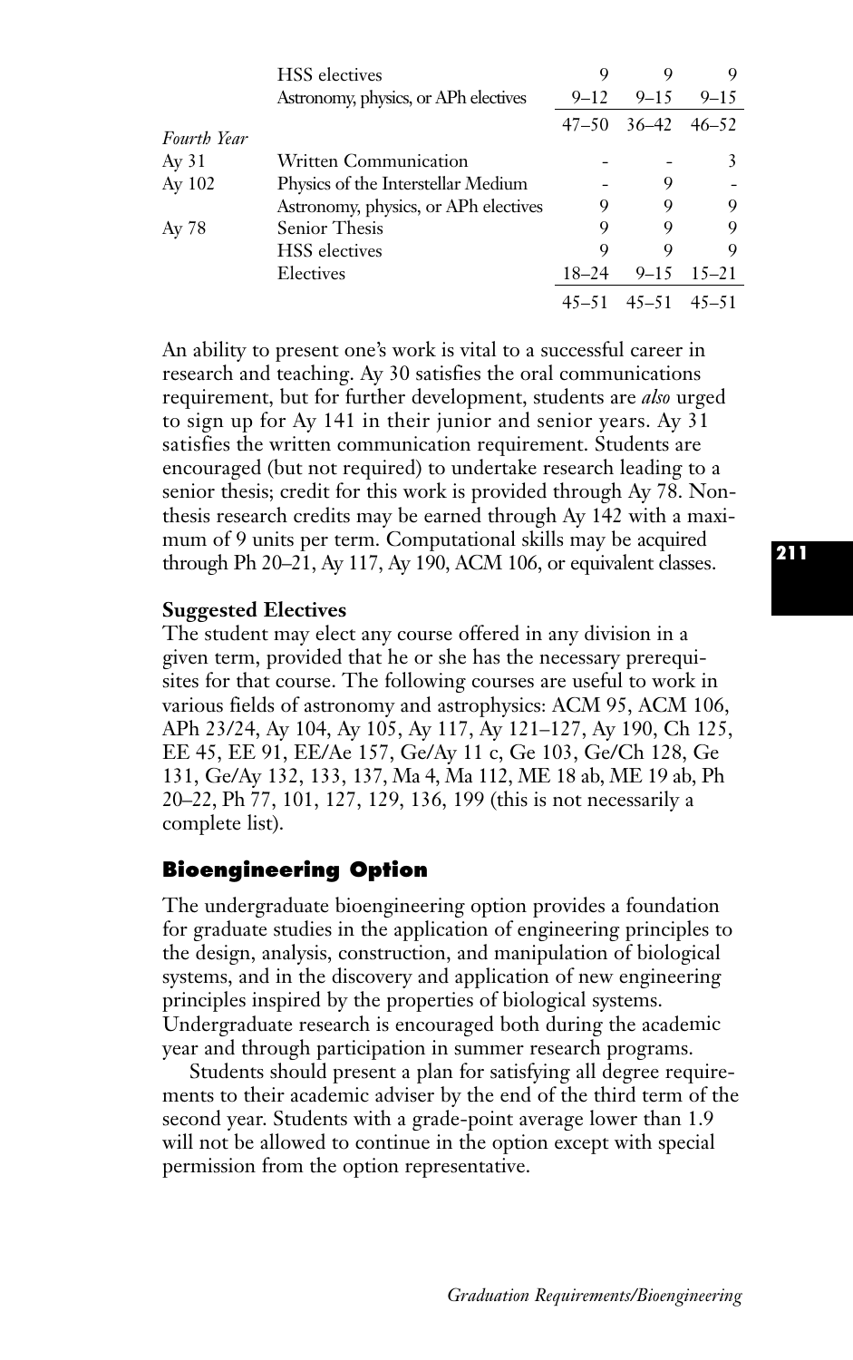| | | | | |
|---|---|---|---|---|
| | HSS electives | 9 | 9 | 9 |
| | Astronomy, physics, or APh electives | 9–12 | 9–15 | 9–15 |
| | | 47–50 | 36–42 | 46–52 |
| *Fourth Year* | | | | |
| Ay 31 | Written Communication | - | - | 3 |
| Ay 102 | Physics of the Interstellar Medium | - | 9 | - |
| | Astronomy, physics, or APh electives | 9 | 9 | 9 |
| Ay 78 | Senior Thesis | 9 | 9 | 9 |
| | HSS electives | 9 | 9 | 9 |
| | Electives | 18–24 | 9–15 | 15–21 |
| | | 45–51 | 45–51 | 45–51 |

An ability to present one's work is vital to a successful career in research and teaching. Ay 30 satisfies the oral communications requirement, but for further development, students are *also* urged to sign up for Ay 141 in their junior and senior years. Ay 31 satisfies the written communication requirement. Students are encouraged (but not required) to undertake research leading to a senior thesis; credit for this work is provided through Ay 78. Non-thesis research credits may be earned through Ay 142 with a maximum of 9 units per term. Computational skills may be acquired through Ph 20–21, Ay 117, Ay 190, ACM 106, or equivalent classes.

**Suggested Electives**

The student may elect any course offered in any division in a given term, provided that he or she has the necessary prerequisites for that course. The following courses are useful to work in various fields of astronomy and astrophysics: ACM 95, ACM 106, APh 23/24, Ay 104, Ay 105, Ay 117, Ay 121–127, Ay 190, Ch 125, EE 45, EE 91, EE/Ae 157, Ge/Ay 11 c, Ge 103, Ge/Ch 128, Ge 131, Ge/Ay 132, 133, 137, Ma 4, Ma 112, ME 18 ab, ME 19 ab, Ph 20–22, Ph 77, 101, 127, 129, 136, 199 (this is not necessarily a complete list).

## Bioengineering Option

The undergraduate bioengineering option provides a foundation for graduate studies in the application of engineering principles to the design, analysis, construction, and manipulation of biological systems, and in the discovery and application of new engineering principles inspired by the properties of biological systems. Undergraduate research is encouraged both during the academic year and through participation in summer research programs.

Students should present a plan for satisfying all degree requirements to their academic adviser by the end of the third term of the second year. Students with a grade-point average lower than 1.9 will not be allowed to continue in the option except with special permission from the option representative.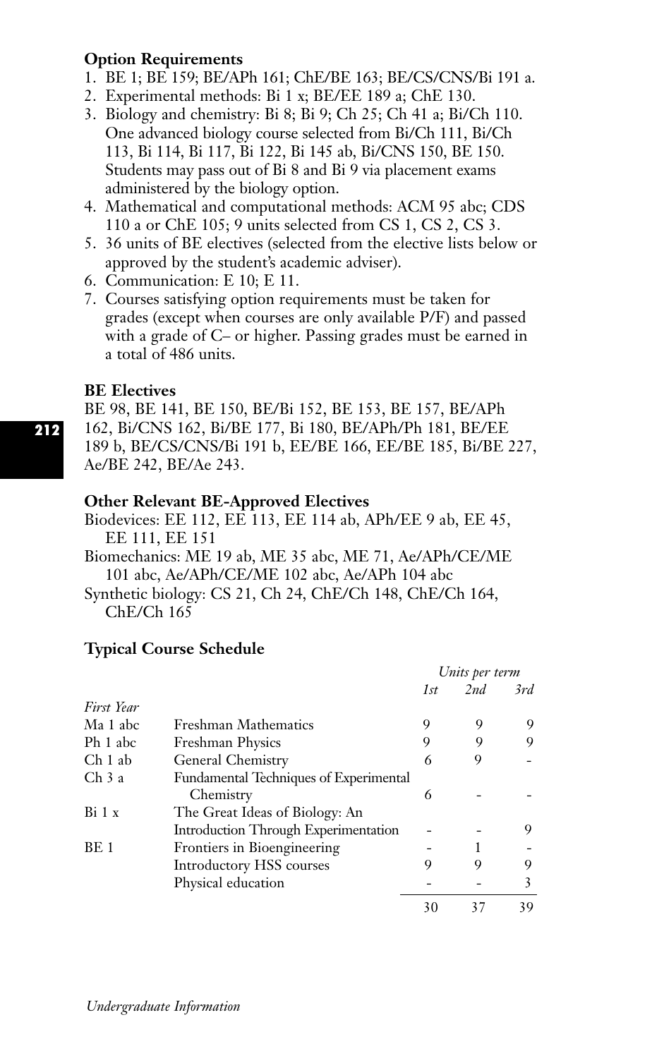**Option Requirements**

1. BE 1; BE 159; BE/APh 161; ChE/BE 163; BE/CS/CNS/Bi 191 a.
2. Experimental methods: Bi 1 x; BE/EE 189 a; ChE 130.
3. Biology and chemistry: Bi 8; Bi 9; Ch 25; Ch 41 a; Bi/Ch 110. One advanced biology course selected from Bi/Ch 111, Bi/Ch 113, Bi 114, Bi 117, Bi 122, Bi 145 ab, Bi/CNS 150, BE 150. Students may pass out of Bi 8 and Bi 9 via placement exams administered by the biology option.
4. Mathematical and computational methods: ACM 95 abc; CDS 110 a or ChE 105; 9 units selected from CS 1, CS 2, CS 3.
5. 36 units of BE electives (selected from the elective lists below or approved by the student's academic adviser).
6. Communication: E 10; E 11.
7. Courses satisfying option requirements must be taken for grades (except when courses are only available P/F) and passed with a grade of C– or higher. Passing grades must be earned in a total of 486 units.

**BE Electives**

BE 98, BE 141, BE 150, BE/Bi 152, BE 153, BE 157, BE/APh 162, Bi/CNS 162, Bi/BE 177, Bi 180, BE/APh/Ph 181, BE/EE 189 b, BE/CS/CNS/Bi 191 b, EE/BE 166, EE/BE 185, Bi/BE 227, Ae/BE 242, BE/Ae 243.

**Other Relevant BE-Approved Electives**

Biodevices: EE 112, EE 113, EE 114 ab, APh/EE 9 ab, EE 45, EE 111, EE 151

Biomechanics: ME 19 ab, ME 35 abc, ME 71, Ae/APh/CE/ME 101 abc, Ae/APh/CE/ME 102 abc, Ae/APh 104 abc

Synthetic biology: CS 21, Ch 24, ChE/Ch 148, ChE/Ch 164, ChE/Ch 165

**Typical Course Schedule**

| | | *Units per term* | | |
|---|---|---|---|---|
| | | *1st* | *2nd* | *3rd* |
| *First Year* | | | | |
| Ma 1 abc | Freshman Mathematics | 9 | 9 | 9 |
| Ph 1 abc | Freshman Physics | 9 | 9 | 9 |
| Ch 1 ab | General Chemistry | 6 | 9 | - |
| Ch 3 a | Fundamental Techniques of Experimental Chemistry | 6 | - | - |
| Bi 1 x | The Great Ideas of Biology: An Introduction Through Experimentation | - | - | 9 |
| BE 1 | Frontiers in Bioengineering | - | 1 | - |
| | Introductory HSS courses | 9 | 9 | 9 |
| | Physical education | - | - | 3 |
| | | 30 | 37 | 39 |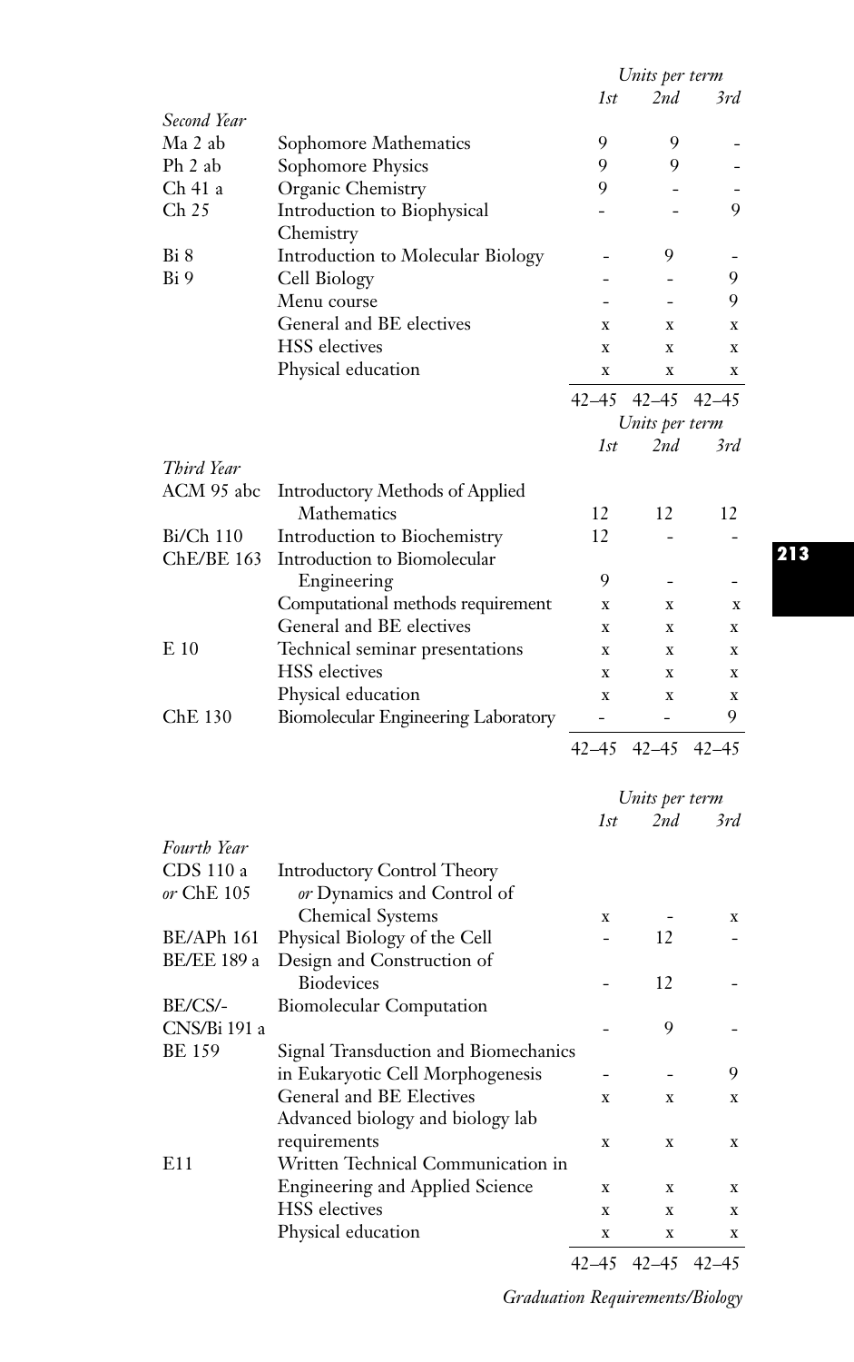| | | Units per term | | |
|---|---|---|---|---|
| | | 1st | 2nd | 3rd |
| *Second Year* | | | | |
| Ma 2 ab | Sophomore Mathematics | 9 | 9 | - |
| Ph 2 ab | Sophomore Physics | 9 | 9 | - |
| Ch 41 a | Organic Chemistry | 9 | - | - |
| Ch 25 | Introduction to Biophysical Chemistry | - | - | 9 |
| Bi 8 | Introduction to Molecular Biology | - | 9 | - |
| Bi 9 | Cell Biology | - | - | 9 |
| | Menu course | - | - | 9 |
| | General and BE electives | x | x | x |
| | HSS electives | x | x | x |
| | Physical education | x | x | x |
| | | 42–45 | 42–45 | 42–45 |

| | | Units per term | | |
|---|---|---|---|---|
| | | 1st | 2nd | 3rd |
| *Third Year* | | | | |
| ACM 95 abc | Introductory Methods of Applied Mathematics | 12 | 12 | 12 |
| Bi/Ch 110 | Introduction to Biochemistry | 12 | - | - |
| ChE/BE 163 | Introduction to Biomolecular Engineering | 9 | - | - |
| | Computational methods requirement | x | x | x |
| | General and BE electives | x | x | x |
| E 10 | Technical seminar presentations | x | x | x |
| | HSS electives | x | x | x |
| | Physical education | x | x | x |
| ChE 130 | Biomolecular Engineering Laboratory | - | - | 9 |
| | | 42–45 | 42–45 | 42–45 |

| | | Units per term | | |
|---|---|---|---|---|
| | | 1st | 2nd | 3rd |
| *Fourth Year* | | | | |
| CDS 110 a *or* ChE 105 | Introductory Control Theory *or* Dynamics and Control of Chemical Systems | x | - | x |
| BE/APh 161 | Physical Biology of the Cell | - | 12 | - |
| BE/EE 189 a | Design and Construction of Biodevices | - | 12 | - |
| BE/CS/-CNS/Bi 191 a | Biomolecular Computation | - | 9 | - |
| BE 159 | Signal Transduction and Biomechanics in Eukaryotic Cell Morphogenesis | - | - | 9 |
| | General and BE Electives | x | x | x |
| | Advanced biology and biology lab requirements | x | x | x |
| E11 | Written Technical Communication in Engineering and Applied Science | x | x | x |
| | HSS electives | x | x | x |
| | Physical education | x | x | x |
| | | 42–45 | 42–45 | 42–45 |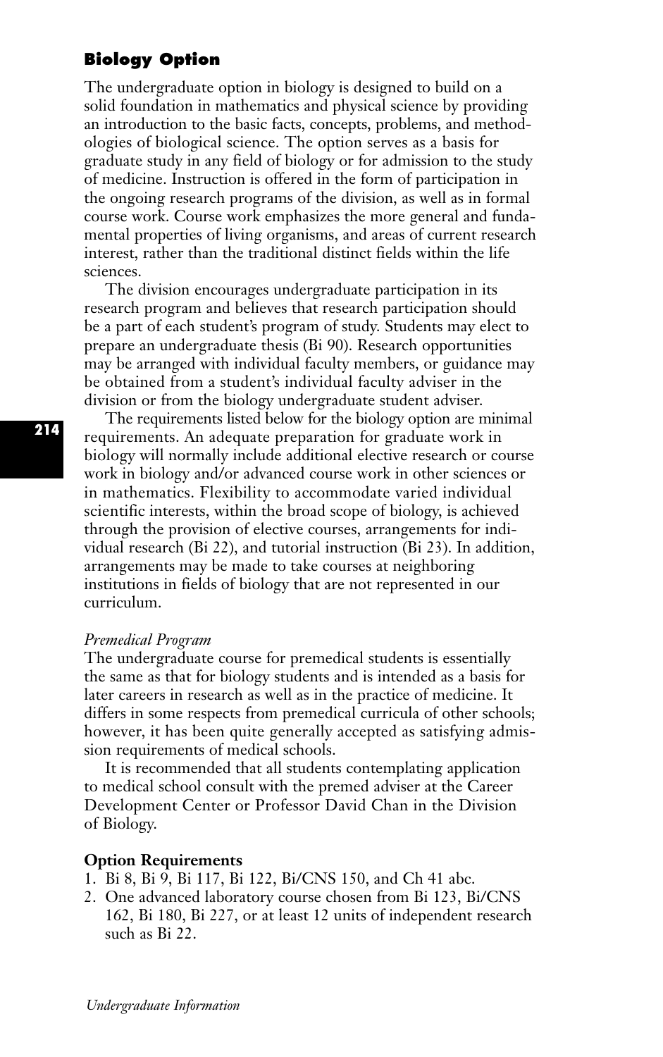## Biology Option

The undergraduate option in biology is designed to build on a solid foundation in mathematics and physical science by providing an introduction to the basic facts, concepts, problems, and methodologies of biological science. The option serves as a basis for graduate study in any field of biology or for admission to the study of medicine. Instruction is offered in the form of participation in the ongoing research programs of the division, as well as in formal course work. Course work emphasizes the more general and fundamental properties of living organisms, and areas of current research interest, rather than the traditional distinct fields within the life sciences.

The division encourages undergraduate participation in its research program and believes that research participation should be a part of each student's program of study. Students may elect to prepare an undergraduate thesis (Bi 90). Research opportunities may be arranged with individual faculty members, or guidance may be obtained from a student's individual faculty adviser in the division or from the biology undergraduate student adviser.

The requirements listed below for the biology option are minimal requirements. An adequate preparation for graduate work in biology will normally include additional elective research or course work in biology and/or advanced course work in other sciences or in mathematics. Flexibility to accommodate varied individual scientific interests, within the broad scope of biology, is achieved through the provision of elective courses, arrangements for individual research (Bi 22), and tutorial instruction (Bi 23). In addition, arrangements may be made to take courses at neighboring institutions in fields of biology that are not represented in our curriculum.

*Premedical Program*

The undergraduate course for premedical students is essentially the same as that for biology students and is intended as a basis for later careers in research as well as in the practice of medicine. It differs in some respects from premedical curricula of other schools; however, it has been quite generally accepted as satisfying admission requirements of medical schools.

It is recommended that all students contemplating application to medical school consult with the premed adviser at the Career Development Center or Professor David Chan in the Division of Biology.

### Option Requirements

1. Bi 8, Bi 9, Bi 117, Bi 122, Bi/CNS 150, and Ch 41 abc.
2. One advanced laboratory course chosen from Bi 123, Bi/CNS 162, Bi 180, Bi 227, or at least 12 units of independent research such as Bi 22.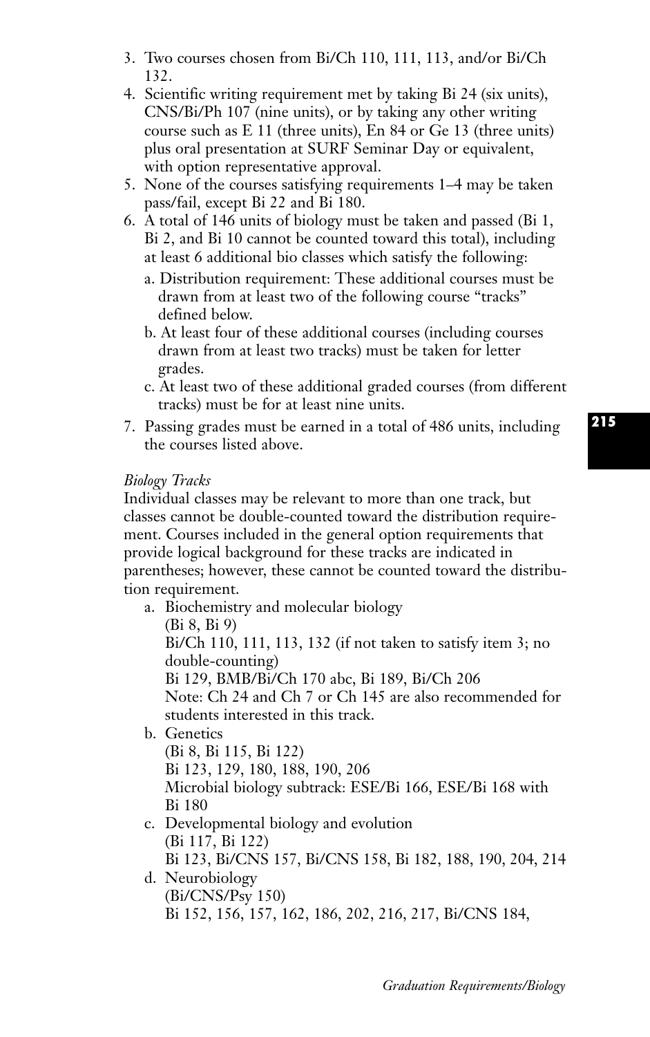3. Two courses chosen from Bi/Ch 110, 111, 113, and/or Bi/Ch 132.
4. Scientific writing requirement met by taking Bi 24 (six units), CNS/Bi/Ph 107 (nine units), or by taking any other writing course such as E 11 (three units), En 84 or Ge 13 (three units) plus oral presentation at SURF Seminar Day or equivalent, with option representative approval.
5. None of the courses satisfying requirements 1–4 may be taken pass/fail, except Bi 22 and Bi 180.
6. A total of 146 units of biology must be taken and passed (Bi 1, Bi 2, and Bi 10 cannot be counted toward this total), including at least 6 additional bio classes which satisfy the following:
   a. Distribution requirement: These additional courses must be drawn from at least two of the following course "tracks" defined below.
   b. At least four of these additional courses (including courses drawn from at least two tracks) must be taken for letter grades.
   c. At least two of these additional graded courses (from different tracks) must be for at least nine units.
7. Passing grades must be earned in a total of 486 units, including the courses listed above.

*Biology Tracks*

Individual classes may be relevant to more than one track, but classes cannot be double-counted toward the distribution requirement. Courses included in the general option requirements that provide logical background for these tracks are indicated in parentheses; however, these cannot be counted toward the distribution requirement.

a. Biochemistry and molecular biology
   (Bi 8, Bi 9)
   Bi/Ch 110, 111, 113, 132 (if not taken to satisfy item 3; no double-counting)
   Bi 129, BMB/Bi/Ch 170 abc, Bi 189, Bi/Ch 206
   Note: Ch 24 and Ch 7 or Ch 145 are also recommended for students interested in this track.
b. Genetics
   (Bi 8, Bi 115, Bi 122)
   Bi 123, 129, 180, 188, 190, 206
   Microbial biology subtrack: ESE/Bi 166, ESE/Bi 168 with Bi 180
c. Developmental biology and evolution
   (Bi 117, Bi 122)
   Bi 123, Bi/CNS 157, Bi/CNS 158, Bi 182, 188, 190, 204, 214
d. Neurobiology
   (Bi/CNS/Psy 150)
   Bi 152, 156, 157, 162, 186, 202, 216, 217, Bi/CNS 184,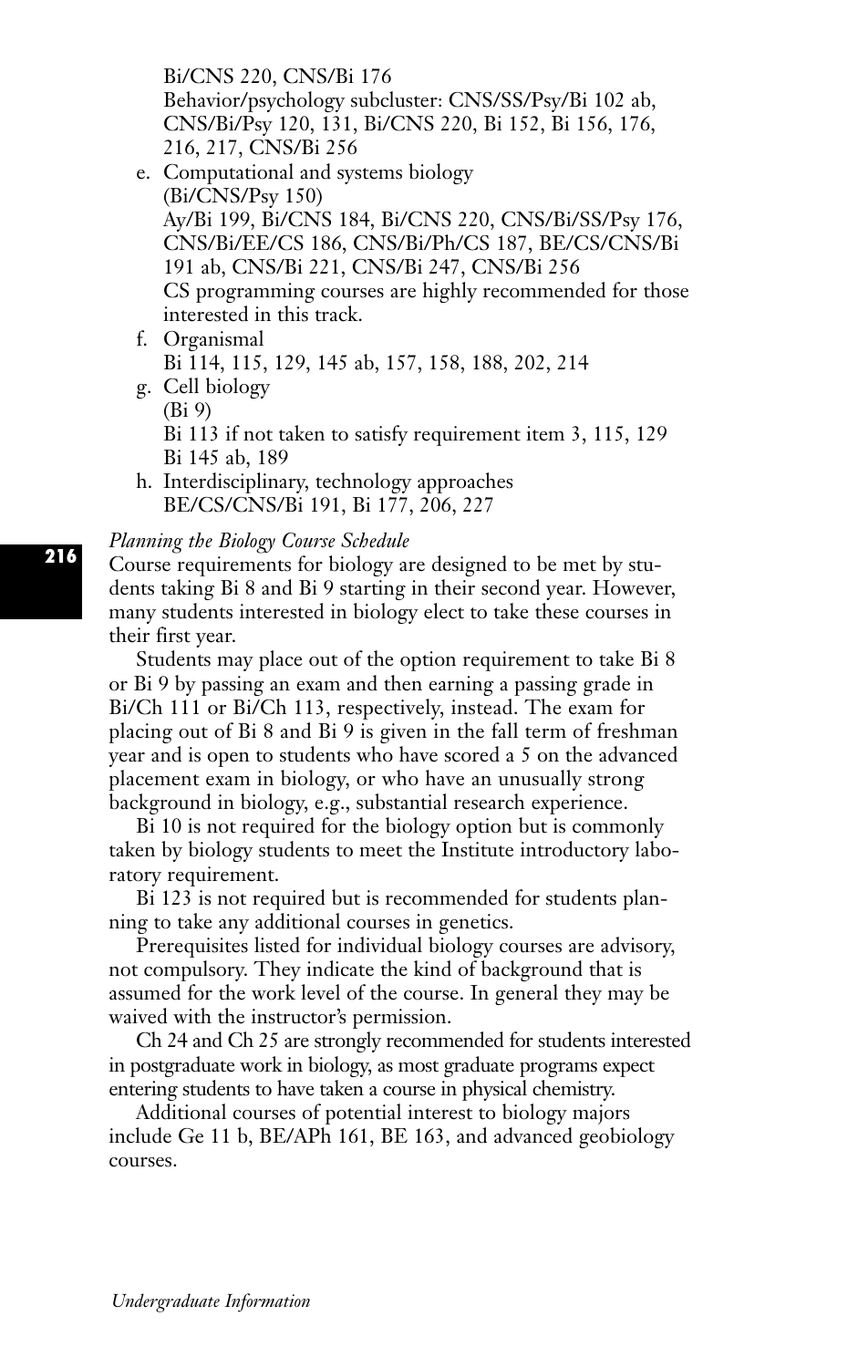Bi/CNS 220, CNS/Bi 176
Behavior/psychology subcluster: CNS/SS/Psy/Bi 102 ab, CNS/Bi/Psy 120, 131, Bi/CNS 220, Bi 152, Bi 156, 176, 216, 217, CNS/Bi 256

e. Computational and systems biology
(Bi/CNS/Psy 150)
Ay/Bi 199, Bi/CNS 184, Bi/CNS 220, CNS/Bi/SS/Psy 176, CNS/Bi/EE/CS 186, CNS/Bi/Ph/CS 187, BE/CS/CNS/Bi 191 ab, CNS/Bi 221, CNS/Bi 247, CNS/Bi 256
CS programming courses are highly recommended for those interested in this track.

f. Organismal
Bi 114, 115, 129, 145 ab, 157, 158, 188, 202, 214

g. Cell biology
(Bi 9)
Bi 113 if not taken to satisfy requirement item 3, 115, 129
Bi 145 ab, 189

h. Interdisciplinary, technology approaches
BE/CS/CNS/Bi 191, Bi 177, 206, 227

*Planning the Biology Course Schedule*

Course requirements for biology are designed to be met by students taking Bi 8 and Bi 9 starting in their second year. However, many students interested in biology elect to take these courses in their first year.

Students may place out of the option requirement to take Bi 8 or Bi 9 by passing an exam and then earning a passing grade in Bi/Ch 111 or Bi/Ch 113, respectively, instead. The exam for placing out of Bi 8 and Bi 9 is given in the fall term of freshman year and is open to students who have scored a 5 on the advanced placement exam in biology, or who have an unusually strong background in biology, e.g., substantial research experience.

Bi 10 is not required for the biology option but is commonly taken by biology students to meet the Institute introductory laboratory requirement.

Bi 123 is not required but is recommended for students planning to take any additional courses in genetics.

Prerequisites listed for individual biology courses are advisory, not compulsory. They indicate the kind of background that is assumed for the work level of the course. In general they may be waived with the instructor's permission.

Ch 24 and Ch 25 are strongly recommended for students interested in postgraduate work in biology, as most graduate programs expect entering students to have taken a course in physical chemistry.

Additional courses of potential interest to biology majors include Ge 11 b, BE/APh 161, BE 163, and advanced geobiology courses.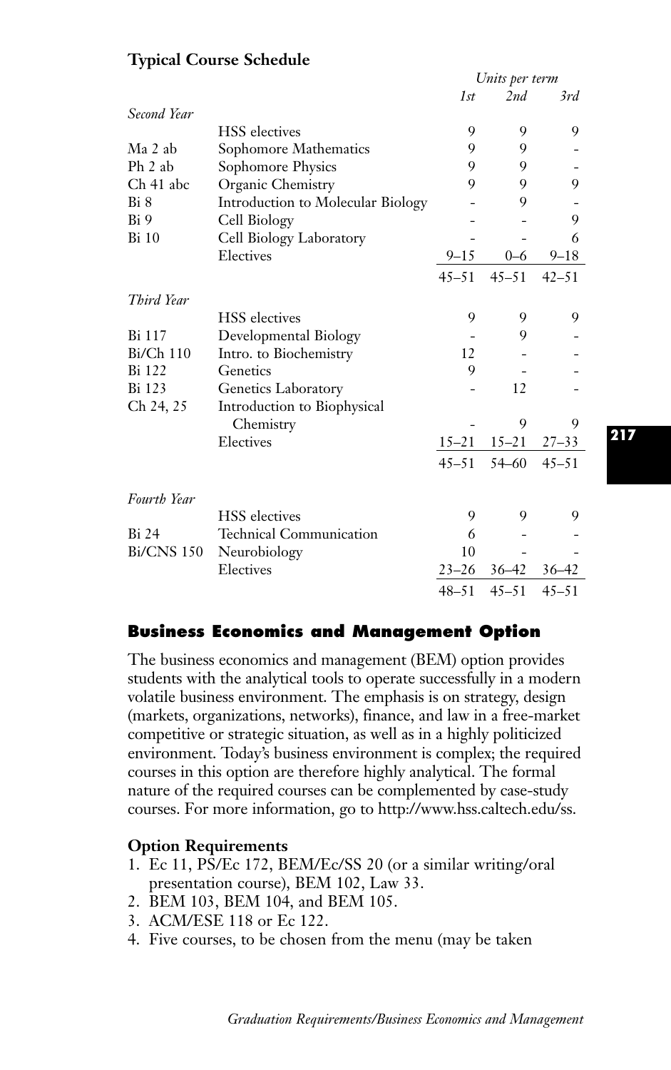**Typical Course Schedule**

| | | Units per term | | |
|---|---|---|---|---|
| | | 1st | 2nd | 3rd |
| *Second Year* | | | | |
| | HSS electives | 9 | 9 | 9 |
| Ma 2 ab | Sophomore Mathematics | 9 | 9 | - |
| Ph 2 ab | Sophomore Physics | 9 | 9 | - |
| Ch 41 abc | Organic Chemistry | 9 | 9 | 9 |
| Bi 8 | Introduction to Molecular Biology | - | 9 | - |
| Bi 9 | Cell Biology | - | - | 9 |
| Bi 10 | Cell Biology Laboratory | - | - | 6 |
| | Electives | 9–15 | 0–6 | 9–18 |
| | | 45–51 | 45–51 | 42–51 |
| *Third Year* | | | | |
| | HSS electives | 9 | 9 | 9 |
| Bi 117 | Developmental Biology | - | 9 | - |
| Bi/Ch 110 | Intro. to Biochemistry | 12 | - | - |
| Bi 122 | Genetics | 9 | - | - |
| Bi 123 | Genetics Laboratory | - | 12 | - |
| Ch 24, 25 | Introduction to Biophysical Chemistry | - | 9 | 9 |
| | Electives | 15–21 | 15–21 | 27–33 |
| | | 45–51 | 54–60 | 45–51 |
| *Fourth Year* | | | | |
| | HSS electives | 9 | 9 | 9 |
| Bi 24 | Technical Communication | 6 | - | - |
| Bi/CNS 150 | Neurobiology | 10 | - | - |
| | Electives | 23–26 | 36–42 | 36–42 |
| | | 48–51 | 45–51 | 45–51 |

## Business Economics and Management Option

The business economics and management (BEM) option provides students with the analytical tools to operate successfully in a modern volatile business environment. The emphasis is on strategy, design (markets, organizations, networks), finance, and law in a free-market competitive or strategic situation, as well as in a highly politicized environment. Today's business environment is complex; the required courses in this option are therefore highly analytical. The formal nature of the required courses can be complemented by case-study courses. For more information, go to http://www.hss.caltech.edu/ss.

**Option Requirements**

1. Ec 11, PS/Ec 172, BEM/Ec/SS 20 (or a similar writing/oral presentation course), BEM 102, Law 33.
2. BEM 103, BEM 104, and BEM 105.
3. ACM/ESE 118 or Ec 122.
4. Five courses, to be chosen from the menu (may be taken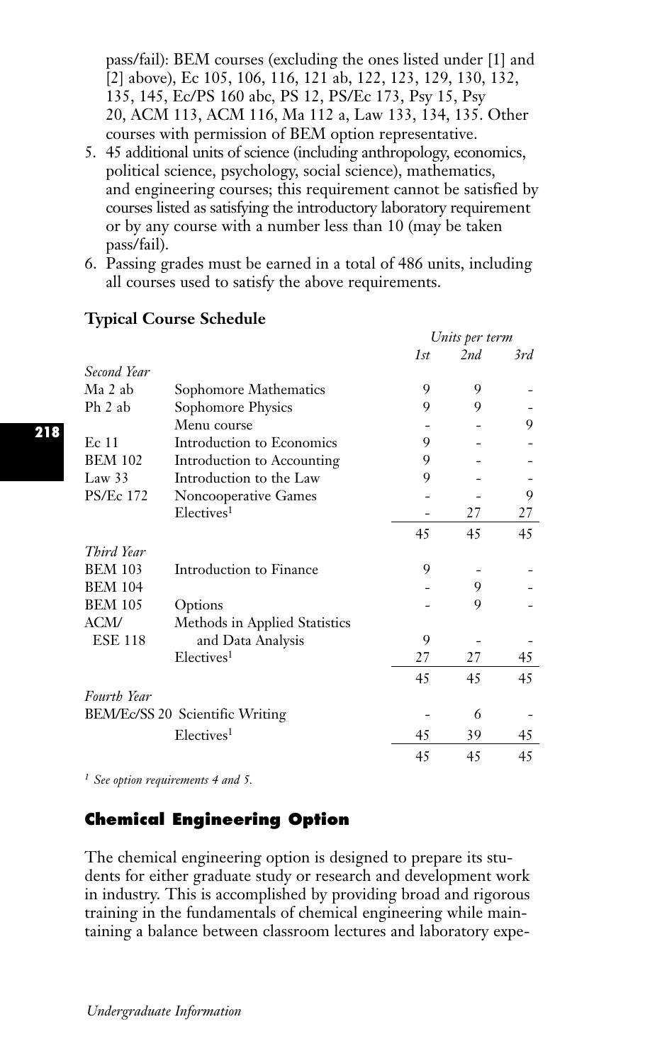pass/fail): BEM courses (excluding the ones listed under [1] and [2] above), Ec 105, 106, 116, 121 ab, 122, 123, 129, 130, 132, 135, 145, Ec/PS 160 abc, PS 12, PS/Ec 173, Psy 15, Psy 20, ACM 113, ACM 116, Ma 112 a, Law 133, 134, 135. Other courses with permission of BEM option representative.

5. 45 additional units of science (including anthropology, economics, political science, psychology, social science), mathematics, and engineering courses; this requirement cannot be satisfied by courses listed as satisfying the introductory laboratory requirement or by any course with a number less than 10 (may be taken pass/fail).
6. Passing grades must be earned in a total of 486 units, including all courses used to satisfy the above requirements.

**Typical Course Schedule**

| | | Units per term | | |
|---|---|---|---|---|
| | | *1st* | *2nd* | *3rd* |
| *Second Year* | | | | |
| Ma 2 ab | Sophomore Mathematics | 9 | 9 | - |
| Ph 2 ab | Sophomore Physics | 9 | 9 | - |
| | Menu course | - | - | 9 |
| Ec 11 | Introduction to Economics | 9 | - | - |
| BEM 102 | Introduction to Accounting | 9 | - | - |
| Law 33 | Introduction to the Law | 9 | - | - |
| PS/Ec 172 | Noncooperative Games | - | - | 9 |
| | Electives[1] | - | 27 | 27 |
| | | 45 | 45 | 45 |
| *Third Year* | | | | |
| BEM 103 | Introduction to Finance | 9 | - | - |
| BEM 104 | | - | 9 | - |
| BEM 105 | Options | - | 9 | - |
| ACM/ESE 118 | Methods in Applied Statistics and Data Analysis | 9 | - | - |
| | Electives[1] | 27 | 27 | 45 |
| | | 45 | 45 | 45 |
| *Fourth Year* | | | | |
| BEM/Ec/SS 20 | Scientific Writing | - | 6 | - |
| | Electives[1] | 45 | 39 | 45 |
| | | 45 | 45 | 45 |

[1] *See option requirements 4 and 5.*

## Chemical Engineering Option

The chemical engineering option is designed to prepare its students for either graduate study or research and development work in industry. This is accomplished by providing broad and rigorous training in the fundamentals of chemical engineering while maintaining a balance between classroom lectures and laboratory expe-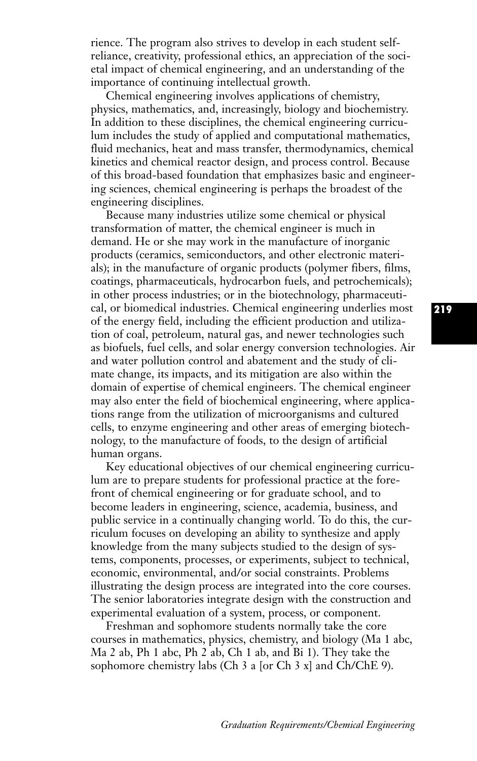rience. The program also strives to develop in each student self-reliance, creativity, professional ethics, an appreciation of the societal impact of chemical engineering, and an understanding of the importance of continuing intellectual growth.

Chemical engineering involves applications of chemistry, physics, mathematics, and, increasingly, biology and biochemistry. In addition to these disciplines, the chemical engineering curriculum includes the study of applied and computational mathematics, fluid mechanics, heat and mass transfer, thermodynamics, chemical kinetics and chemical reactor design, and process control. Because of this broad-based foundation that emphasizes basic and engineering sciences, chemical engineering is perhaps the broadest of the engineering disciplines.

Because many industries utilize some chemical or physical transformation of matter, the chemical engineer is much in demand. He or she may work in the manufacture of inorganic products (ceramics, semiconductors, and other electronic materials); in the manufacture of organic products (polymer fibers, films, coatings, pharmaceuticals, hydrocarbon fuels, and petrochemicals); in other process industries; or in the biotechnology, pharmaceutical, or biomedical industries. Chemical engineering underlies most of the energy field, including the efficient production and utilization of coal, petroleum, natural gas, and newer technologies such as biofuels, fuel cells, and solar energy conversion technologies. Air and water pollution control and abatement and the study of climate change, its impacts, and its mitigation are also within the domain of expertise of chemical engineers. The chemical engineer may also enter the field of biochemical engineering, where applications range from the utilization of microorganisms and cultured cells, to enzyme engineering and other areas of emerging biotechnology, to the manufacture of foods, to the design of artificial human organs.

Key educational objectives of our chemical engineering curriculum are to prepare students for professional practice at the forefront of chemical engineering or for graduate school, and to become leaders in engineering, science, academia, business, and public service in a continually changing world. To do this, the curriculum focuses on developing an ability to synthesize and apply knowledge from the many subjects studied to the design of systems, components, processes, or experiments, subject to technical, economic, environmental, and/or social constraints. Problems illustrating the design process are integrated into the core courses. The senior laboratories integrate design with the construction and experimental evaluation of a system, process, or component.

Freshman and sophomore students normally take the core courses in mathematics, physics, chemistry, and biology (Ma 1 abc, Ma 2 ab, Ph 1 abc, Ph 2 ab, Ch 1 ab, and Bi 1). They take the sophomore chemistry labs (Ch 3 a [or Ch 3 x] and Ch/ChE 9).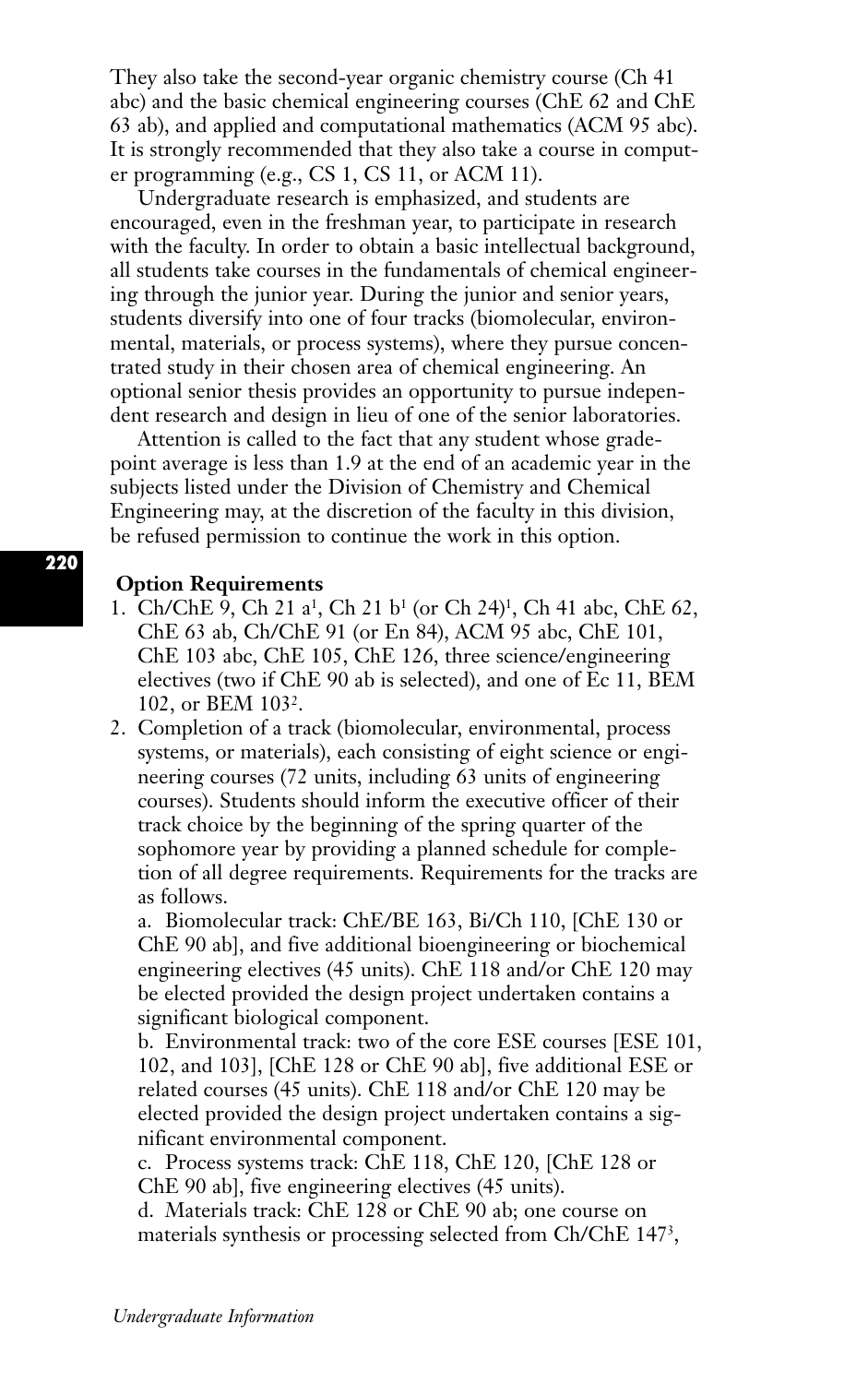They also take the second-year organic chemistry course (Ch 41 abc) and the basic chemical engineering courses (ChE 62 and ChE 63 ab), and applied and computational mathematics (ACM 95 abc). It is strongly recommended that they also take a course in computer programming (e.g., CS 1, CS 11, or ACM 11).

Undergraduate research is emphasized, and students are encouraged, even in the freshman year, to participate in research with the faculty. In order to obtain a basic intellectual background, all students take courses in the fundamentals of chemical engineering through the junior year. During the junior and senior years, students diversify into one of four tracks (biomolecular, environmental, materials, or process systems), where they pursue concentrated study in their chosen area of chemical engineering. An optional senior thesis provides an opportunity to pursue independent research and design in lieu of one of the senior laboratories.

Attention is called to the fact that any student whose grade-point average is less than 1.9 at the end of an academic year in the subjects listed under the Division of Chemistry and Chemical Engineering may, at the discretion of the faculty in this division, be refused permission to continue the work in this option.

### Option Requirements

1. Ch/ChE 9, Ch 21 a[1], Ch 21 b[1] (or Ch 24)[1], Ch 41 abc, ChE 62, ChE 63 ab, Ch/ChE 91 (or En 84), ACM 95 abc, ChE 101, ChE 103 abc, ChE 105, ChE 126, three science/engineering electives (two if ChE 90 ab is selected), and one of Ec 11, BEM 102, or BEM 103[2].
2. Completion of a track (biomolecular, environmental, process systems, or materials), each consisting of eight science or engineering courses (72 units, including 63 units of engineering courses). Students should inform the executive officer of their track choice by the beginning of the spring quarter of the sophomore year by providing a planned schedule for completion of all degree requirements. Requirements for the tracks are as follows.

   a. Biomolecular track: ChE/BE 163, Bi/Ch 110, [ChE 130 or ChE 90 ab], and five additional bioengineering or biochemical engineering electives (45 units). ChE 118 and/or ChE 120 may be elected provided the design project undertaken contains a significant biological component.

   b. Environmental track: two of the core ESE courses [ESE 101, 102, and 103], [ChE 128 or ChE 90 ab], five additional ESE or related courses (45 units). ChE 118 and/or ChE 120 may be elected provided the design project undertaken contains a significant environmental component.

   c. Process systems track: ChE 118, ChE 120, [ChE 128 or ChE 90 ab], five engineering electives (45 units).

   d. Materials track: ChE 128 or ChE 90 ab; one course on materials synthesis or processing selected from Ch/ChE 147[3],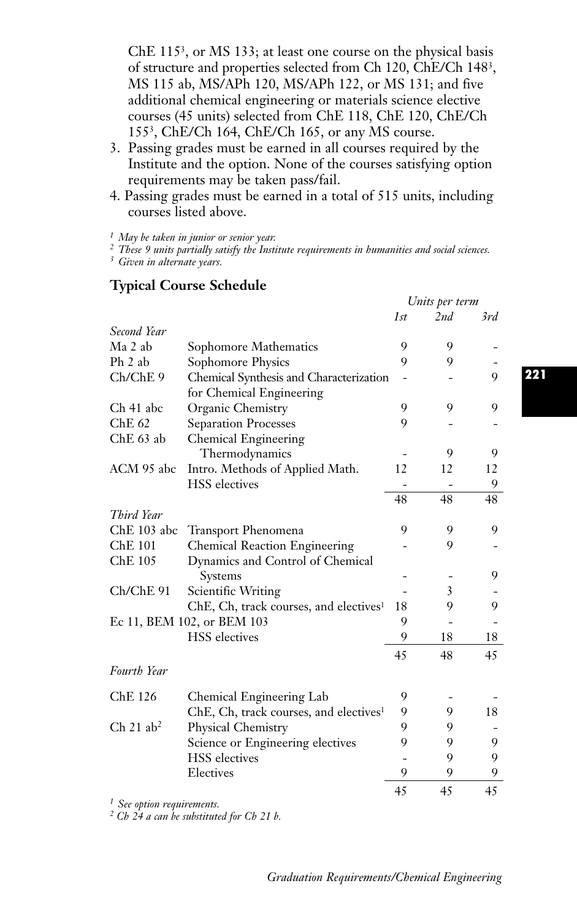ChE 115[3], or MS 133; at least one course on the physical basis of structure and properties selected from Ch 120, ChE/Ch 148[3], MS 115 ab, MS/APh 120, MS/APh 122, or MS 131; and five additional chemical engineering or materials science elective courses (45 units) selected from ChE 118, ChE 120, ChE/Ch 155[3], ChE/Ch 164, ChE/Ch 165, or any MS course.

3. Passing grades must be earned in all courses required by the Institute and the option. None of the courses satisfying option requirements may be taken pass/fail.
4. Passing grades must be earned in a total of 515 units, including courses listed above.

*[1] May be taken in junior or senior year.*
*[2] These 9 units partially satisfy the Institute requirements in humanities and social sciences.*
*[3] Given in alternate years.*

## Typical Course Schedule

| | | Units per term | | |
|---|---|---|---|---|
| | | *1st* | *2nd* | *3rd* |
| *Second Year* | | | | |
| Ma 2 ab | Sophomore Mathematics | 9 | 9 | - |
| Ph 2 ab | Sophomore Physics | 9 | 9 | - |
| Ch/ChE 9 | Chemical Synthesis and Characterization for Chemical Engineering | - | - | 9 |
| Ch 41 abc | Organic Chemistry | 9 | 9 | 9 |
| ChE 62 | Separation Processes | 9 | - | - |
| ChE 63 ab | Chemical Engineering Thermodynamics | - | 9 | 9 |
| ACM 95 abc | Intro. Methods of Applied Math. | 12 | 12 | 12 |
| | HSS electives | - | - | 9 |
| | | 48 | 48 | 48 |
| *Third Year* | | | | |
| ChE 103 abc | Transport Phenomena | 9 | 9 | 9 |
| ChE 101 | Chemical Reaction Engineering | - | 9 | - |
| ChE 105 | Dynamics and Control of Chemical Systems | - | - | 9 |
| Ch/ChE 91 | Scientific Writing | - | 3 | - |
| | ChE, Ch, track courses, and electives[1] | 18 | 9 | 9 |
| Ec 11, BEM 102, or BEM 103 | | 9 | - | - |
| | HSS electives | 9 | 18 | 18 |
| | | 45 | 48 | 45 |
| *Fourth Year* | | | | |
| ChE 126 | Chemical Engineering Lab | 9 | - | - |
| | ChE, Ch, track courses, and electives[1] | 9 | 9 | 18 |
| Ch 21 ab[2] | Physical Chemistry | 9 | 9 | - |
| | Science or Engineering electives | 9 | 9 | 9 |
| | HSS electives | - | 9 | 9 |
| | Electives | 9 | 9 | 9 |
| | | 45 | 45 | 45 |

*[1] See option requirements.*
*[2] Ch 24 a can be substituted for Ch 21 b.*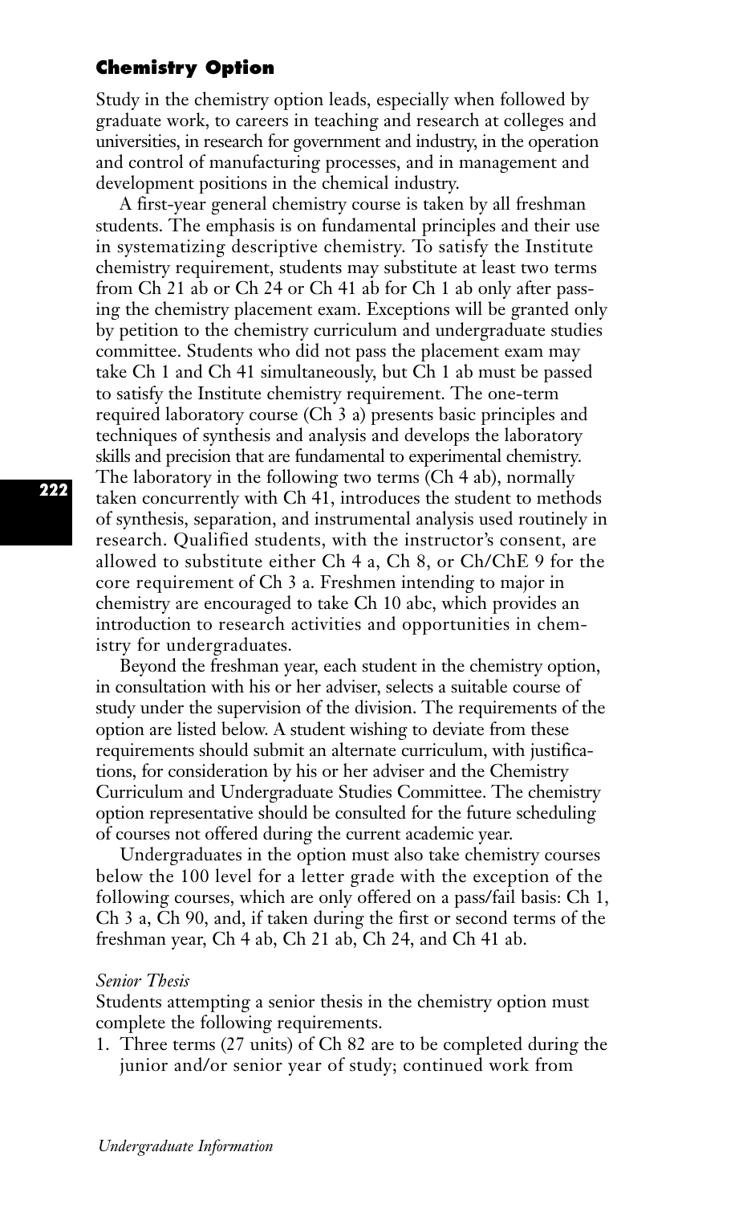## Chemistry Option

Study in the chemistry option leads, especially when followed by graduate work, to careers in teaching and research at colleges and universities, in research for government and industry, in the operation and control of manufacturing processes, and in management and development positions in the chemical industry.

A first-year general chemistry course is taken by all freshman students. The emphasis is on fundamental principles and their use in systematizing descriptive chemistry. To satisfy the Institute chemistry requirement, students may substitute at least two terms from Ch 21 ab or Ch 24 or Ch 41 ab for Ch 1 ab only after passing the chemistry placement exam. Exceptions will be granted only by petition to the chemistry curriculum and undergraduate studies committee. Students who did not pass the placement exam may take Ch 1 and Ch 41 simultaneously, but Ch 1 ab must be passed to satisfy the Institute chemistry requirement. The one-term required laboratory course (Ch 3 a) presents basic principles and techniques of synthesis and analysis and develops the laboratory skills and precision that are fundamental to experimental chemistry. The laboratory in the following two terms (Ch 4 ab), normally taken concurrently with Ch 41, introduces the student to methods of synthesis, separation, and instrumental analysis used routinely in research. Qualified students, with the instructor's consent, are allowed to substitute either Ch 4 a, Ch 8, or Ch/ChE 9 for the core requirement of Ch 3 a. Freshmen intending to major in chemistry are encouraged to take Ch 10 abc, which provides an introduction to research activities and opportunities in chemistry for undergraduates.

Beyond the freshman year, each student in the chemistry option, in consultation with his or her adviser, selects a suitable course of study under the supervision of the division. The requirements of the option are listed below. A student wishing to deviate from these requirements should submit an alternate curriculum, with justifications, for consideration by his or her adviser and the Chemistry Curriculum and Undergraduate Studies Committee. The chemistry option representative should be consulted for the future scheduling of courses not offered during the current academic year.

Undergraduates in the option must also take chemistry courses below the 100 level for a letter grade with the exception of the following courses, which are only offered on a pass/fail basis: Ch 1, Ch 3 a, Ch 90, and, if taken during the first or second terms of the freshman year, Ch 4 ab, Ch 21 ab, Ch 24, and Ch 41 ab.

*Senior Thesis*

Students attempting a senior thesis in the chemistry option must complete the following requirements.

1. Three terms (27 units) of Ch 82 are to be completed during the junior and/or senior year of study; continued work from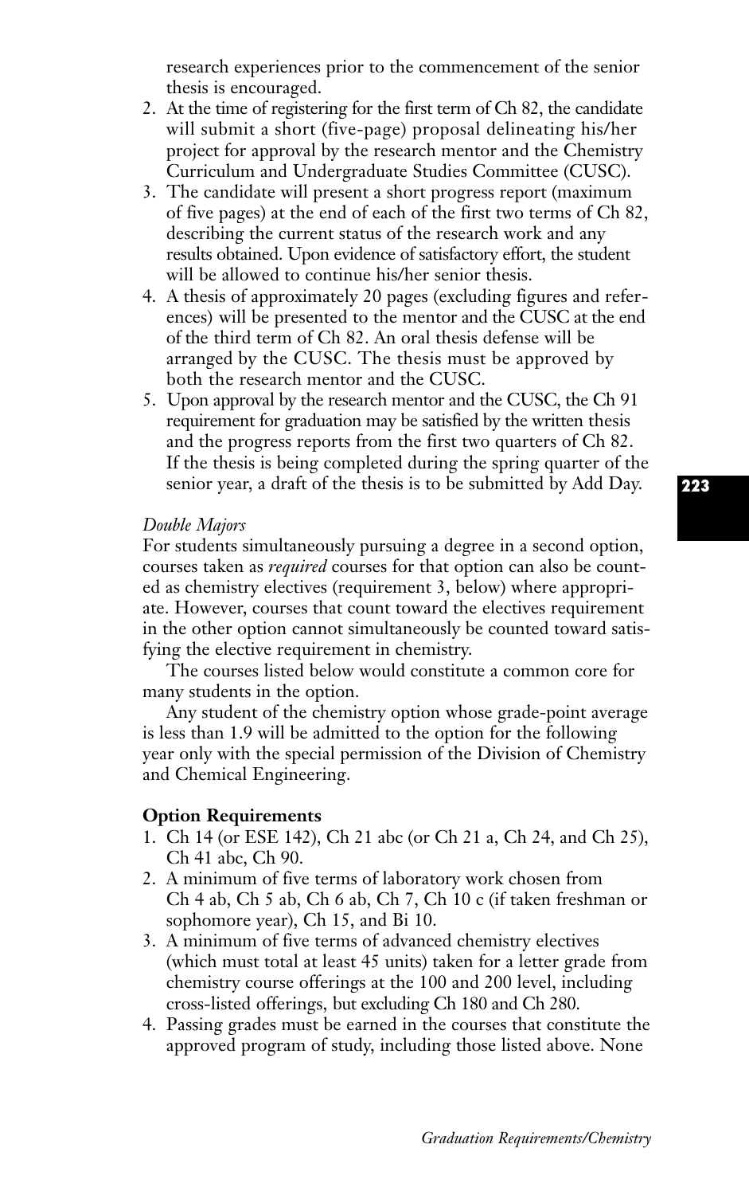research experiences prior to the commencement of the senior thesis is encouraged.

2. At the time of registering for the first term of Ch 82, the candidate will submit a short (five-page) proposal delineating his/her project for approval by the research mentor and the Chemistry Curriculum and Undergraduate Studies Committee (CUSC).
3. The candidate will present a short progress report (maximum of five pages) at the end of each of the first two terms of Ch 82, describing the current status of the research work and any results obtained. Upon evidence of satisfactory effort, the student will be allowed to continue his/her senior thesis.
4. A thesis of approximately 20 pages (excluding figures and references) will be presented to the mentor and the CUSC at the end of the third term of Ch 82. An oral thesis defense will be arranged by the CUSC. The thesis must be approved by both the research mentor and the CUSC.
5. Upon approval by the research mentor and the CUSC, the Ch 91 requirement for graduation may be satisfied by the written thesis and the progress reports from the first two quarters of Ch 82. If the thesis is being completed during the spring quarter of the senior year, a draft of the thesis is to be submitted by Add Day.

*Double Majors*

For students simultaneously pursuing a degree in a second option, courses taken as *required* courses for that option can also be counted as chemistry electives (requirement 3, below) where appropriate. However, courses that count toward the electives requirement in the other option cannot simultaneously be counted toward satisfying the elective requirement in chemistry.

The courses listed below would constitute a common core for many students in the option.

Any student of the chemistry option whose grade-point average is less than 1.9 will be admitted to the option for the following year only with the special permission of the Division of Chemistry and Chemical Engineering.

**Option Requirements**

1. Ch 14 (or ESE 142), Ch 21 abc (or Ch 21 a, Ch 24, and Ch 25), Ch 41 abc, Ch 90.
2. A minimum of five terms of laboratory work chosen from Ch 4 ab, Ch 5 ab, Ch 6 ab, Ch 7, Ch 10 c (if taken freshman or sophomore year), Ch 15, and Bi 10.
3. A minimum of five terms of advanced chemistry electives (which must total at least 45 units) taken for a letter grade from chemistry course offerings at the 100 and 200 level, including cross-listed offerings, but excluding Ch 180 and Ch 280.
4. Passing grades must be earned in the courses that constitute the approved program of study, including those listed above. None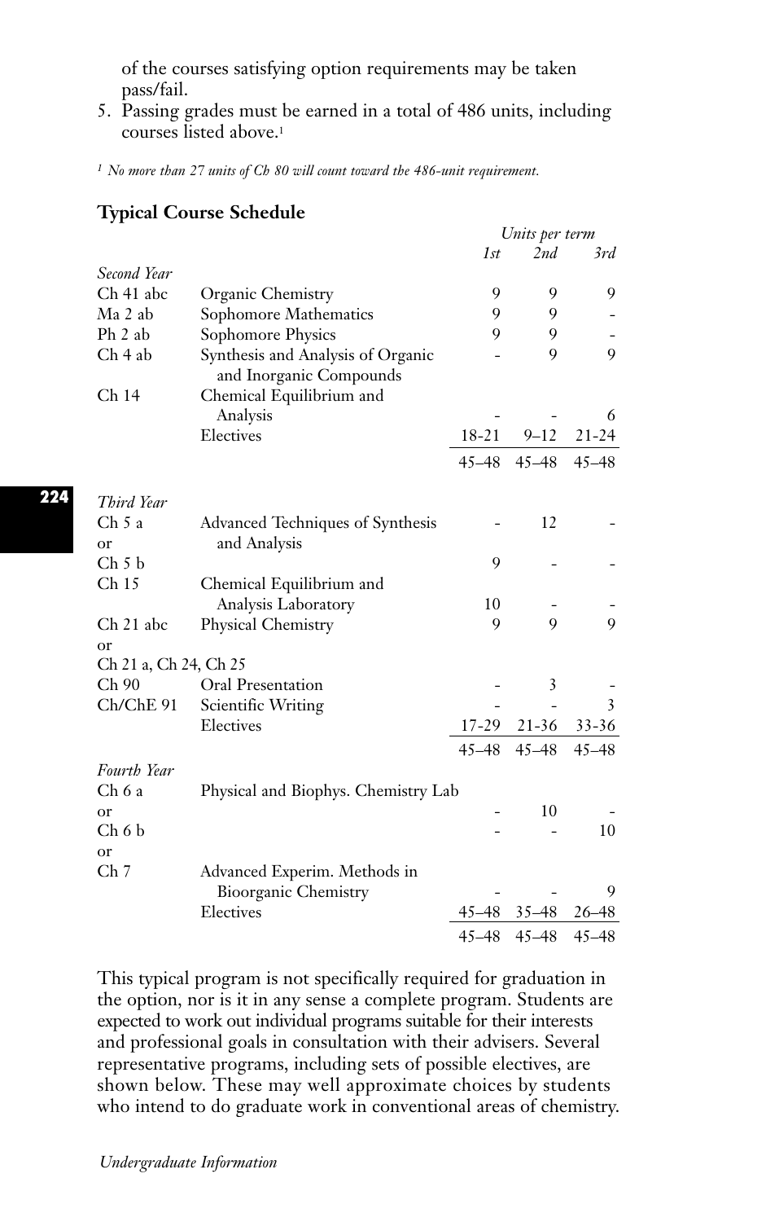of the courses satisfying option requirements may be taken pass/fail.

5. Passing grades must be earned in a total of 486 units, including courses listed above.[1]

[1] *No more than 27 units of Ch 80 will count toward the 486-unit requirement.*

### Typical Course Schedule

| | | *Units per term* | | |
|---|---|---|---|---|
| | | *1st* | *2nd* | *3rd* |
| *Second Year* | | | | |
| Ch 41 abc | Organic Chemistry | 9 | 9 | 9 |
| Ma 2 ab | Sophomore Mathematics | 9 | 9 | - |
| Ph 2 ab | Sophomore Physics | 9 | 9 | - |
| Ch 4 ab | Synthesis and Analysis of Organic and Inorganic Compounds | - | 9 | 9 |
| Ch 14 | Chemical Equilibrium and Analysis | - | - | 6 |
| | Electives | 18-21 | 9–12 | 21-24 |
| | | 45–48 | 45–48 | 45–48 |
| *Third Year* | | | | |
| Ch 5 a or | Advanced Techniques of Synthesis and Analysis | - | 12 | - |
| Ch 5 b | | 9 | - | - |
| Ch 15 | Chemical Equilibrium and Analysis Laboratory | 10 | - | - |
| Ch 21 abc or | Physical Chemistry | 9 | 9 | 9 |
| Ch 21 a, Ch 24, Ch 25 | | | | |
| Ch 90 | Oral Presentation | - | 3 | - |
| Ch/ChE 91 | Scientific Writing | - | - | 3 |
| | Electives | 17-29 | 21-36 | 33-36 |
| | | 45–48 | 45–48 | 45–48 |
| *Fourth Year* | | | | |
| Ch 6 a or | Physical and Biophys. Chemistry Lab | - | 10 | - |
| Ch 6 b or | | - | - | 10 |
| Ch 7 | Advanced Experim. Methods in Bioorganic Chemistry | - | - | 9 |
| | Electives | 45–48 | 35–48 | 26–48 |
| | | 45–48 | 45–48 | 45–48 |

This typical program is not specifically required for graduation in the option, nor is it in any sense a complete program. Students are expected to work out individual programs suitable for their interests and professional goals in consultation with their advisers. Several representative programs, including sets of possible electives, are shown below. These may well approximate choices by students who intend to do graduate work in conventional areas of chemistry.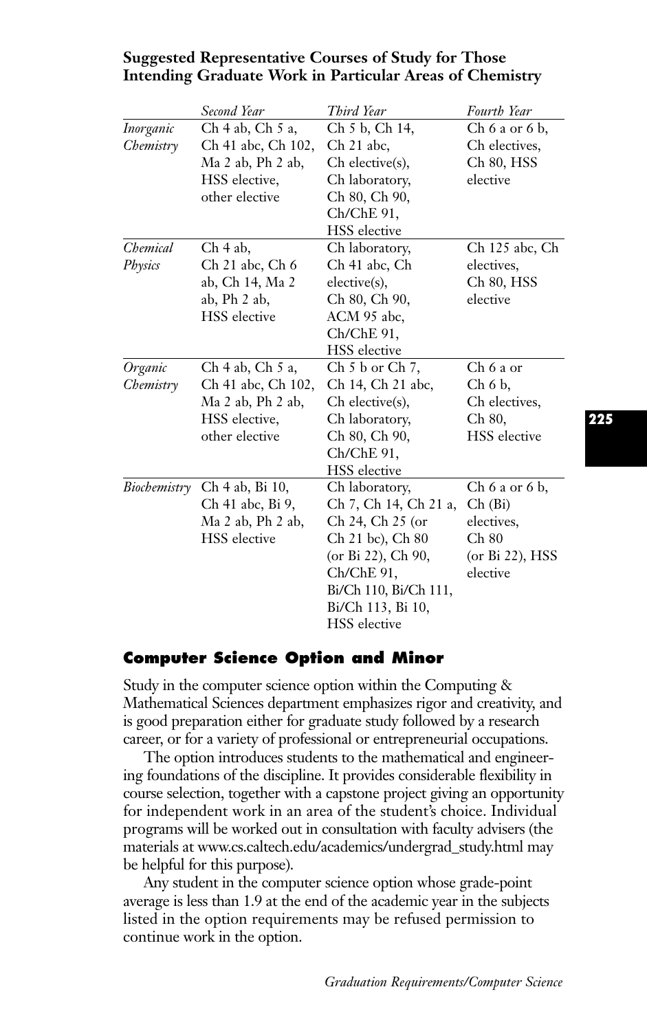**Suggested Representative Courses of Study for Those Intending Graduate Work in Particular Areas of Chemistry**

| | *Second Year* | *Third Year* | *Fourth Year* |
|---|---|---|---|
| *Inorganic Chemistry* | Ch 4 ab, Ch 5 a, Ch 41 abc, Ch 102, Ma 2 ab, Ph 2 ab, HSS elective, other elective | Ch 5 b, Ch 14, Ch 21 abc, Ch elective(s), Ch laboratory, Ch 80, Ch 90, Ch/ChE 91, HSS elective | Ch 6 a or 6 b, Ch electives, Ch 80, HSS elective |
| *Chemical Physics* | Ch 4 ab, Ch 21 abc, Ch 6 ab, Ch 14, Ma 2 ab, Ph 2 ab, HSS elective | Ch laboratory, Ch 41 abc, Ch elective(s), Ch 80, Ch 90, ACM 95 abc, Ch/ChE 91, HSS elective | Ch 125 abc, Ch electives, Ch 80, HSS elective |
| *Organic Chemistry* | Ch 4 ab, Ch 5 a, Ch 41 abc, Ch 102, Ma 2 ab, Ph 2 ab, HSS elective, other elective | Ch 5 b or Ch 7, Ch 14, Ch 21 abc, Ch elective(s), Ch laboratory, Ch 80, Ch 90, Ch/ChE 91, HSS elective | Ch 6 a or Ch 6 b, Ch electives, Ch 80, HSS elective |
| *Biochemistry* | Ch 4 ab, Bi 10, Ch 41 abc, Bi 9, Ma 2 ab, Ph 2 ab, HSS elective | Ch laboratory, Ch 7, Ch 14, Ch 21 a, Ch 24, Ch 25 (or Ch 21 bc), Ch 80 (or Bi 22), Ch 90, Ch/ChE 91, Bi/Ch 110, Bi/Ch 111, Bi/Ch 113, Bi 10, HSS elective | Ch 6 a or 6 b, Ch (Bi) electives, Ch 80 (or Bi 22), HSS elective |

## Computer Science Option and Minor

Study in the computer science option within the Computing & Mathematical Sciences department emphasizes rigor and creativity, and is good preparation either for graduate study followed by a research career, or for a variety of professional or entrepreneurial occupations.

The option introduces students to the mathematical and engineering foundations of the discipline. It provides considerable flexibility in course selection, together with a capstone project giving an opportunity for independent work in an area of the student's choice. Individual programs will be worked out in consultation with faculty advisers (the materials at www.cs.caltech.edu/academics/undergrad_study.html may be helpful for this purpose).

Any student in the computer science option whose grade-point average is less than 1.9 at the end of the academic year in the subjects listed in the option requirements may be refused permission to continue work in the option.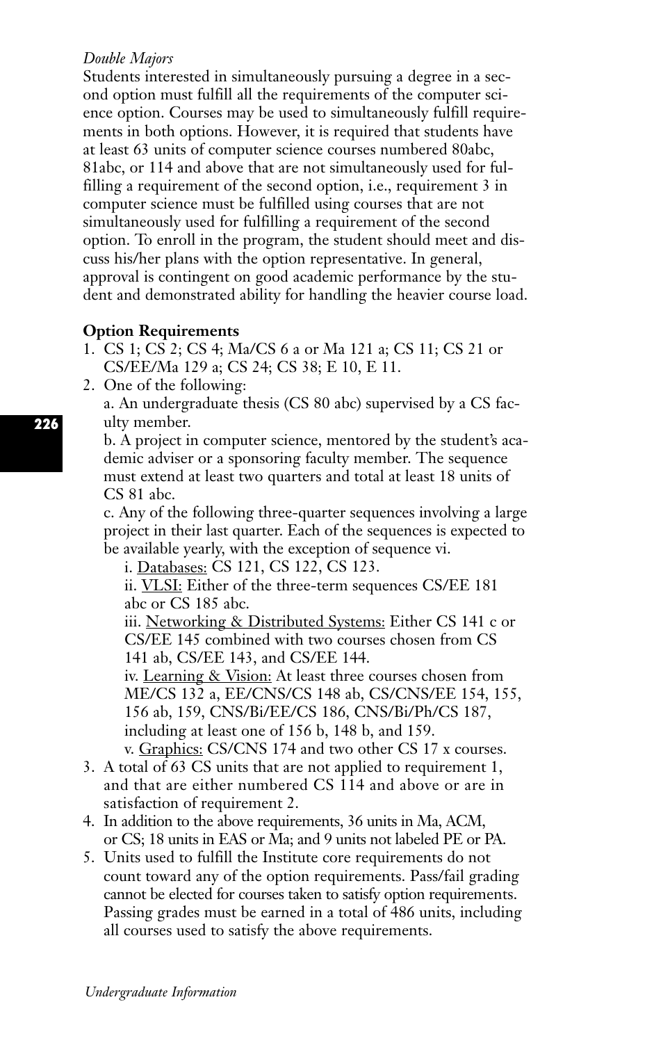*Double Majors*

Students interested in simultaneously pursuing a degree in a second option must fulfill all the requirements of the computer science option. Courses may be used to simultaneously fulfill requirements in both options. However, it is required that students have at least 63 units of computer science courses numbered 80abc, 81abc, or 114 and above that are not simultaneously used for fulfilling a requirement of the second option, i.e., requirement 3 in computer science must be fulfilled using courses that are not simultaneously used for fulfilling a requirement of the second option. To enroll in the program, the student should meet and discuss his/her plans with the option representative. In general, approval is contingent on good academic performance by the student and demonstrated ability for handling the heavier course load.

**Option Requirements**

1. CS 1; CS 2; CS 4; Ma/CS 6 a or Ma 121 a; CS 11; CS 21 or CS/EE/Ma 129 a; CS 24; CS 38; E 10, E 11.
2. One of the following:

   a. An undergraduate thesis (CS 80 abc) supervised by a CS faculty member.

   b. A project in computer science, mentored by the student's academic adviser or a sponsoring faculty member. The sequence must extend at least two quarters and total at least 18 units of CS 81 abc.

   c. Any of the following three-quarter sequences involving a large project in their last quarter. Each of the sequences is expected to be available yearly, with the exception of sequence vi.

      i. Databases: CS 121, CS 122, CS 123.

      ii. VLSI: Either of the three-term sequences CS/EE 181 abc or CS 185 abc.

      iii. Networking & Distributed Systems: Either CS 141 c or CS/EE 145 combined with two courses chosen from CS 141 ab, CS/EE 143, and CS/EE 144.

      iv. Learning & Vision: At least three courses chosen from ME/CS 132 a, EE/CNS/CS 148 ab, CS/CNS/EE 154, 155, 156 ab, 159, CNS/Bi/EE/CS 186, CNS/Bi/Ph/CS 187, including at least one of 156 b, 148 b, and 159.

      v. Graphics: CS/CNS 174 and two other CS 17 x courses.
3. A total of 63 CS units that are not applied to requirement 1, and that are either numbered CS 114 and above or are in satisfaction of requirement 2.
4. In addition to the above requirements, 36 units in Ma, ACM, or CS; 18 units in EAS or Ma; and 9 units not labeled PE or PA.
5. Units used to fulfill the Institute core requirements do not count toward any of the option requirements. Pass/fail grading cannot be elected for courses taken to satisfy option requirements. Passing grades must be earned in a total of 486 units, including all courses used to satisfy the above requirements.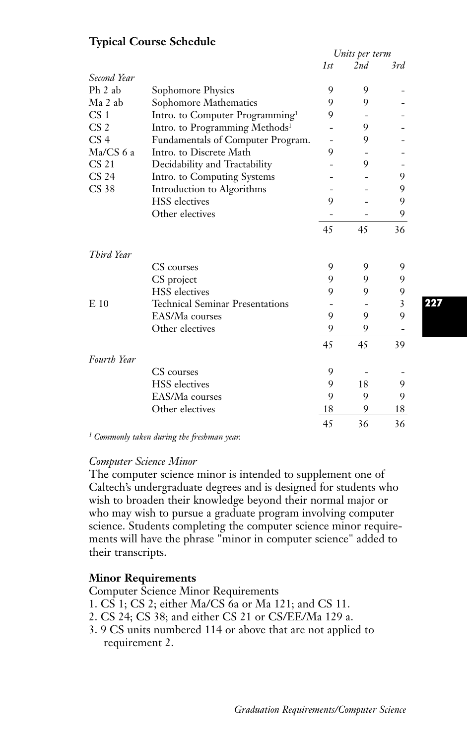### Typical Course Schedule

| | | Units per term | | |
|---|---|---|---|---|
| | | 1st | 2nd | 3rd |
| *Second Year* | | | | |
| Ph 2 ab | Sophomore Physics | 9 | 9 | - |
| Ma 2 ab | Sophomore Mathematics | 9 | 9 | - |
| CS 1 | Intro. to Computer Programming[1] | 9 | - | - |
| CS 2 | Intro. to Programming Methods[1] | - | 9 | - |
| CS 4 | Fundamentals of Computer Program. | - | 9 | - |
| Ma/CS 6 a | Intro. to Discrete Math | 9 | - | - |
| CS 21 | Decidability and Tractability | - | 9 | - |
| CS 24 | Intro. to Computing Systems | - | - | 9 |
| CS 38 | Introduction to Algorithms | - | - | 9 |
| | HSS electives | 9 | - | 9 |
| | Other electives | - | - | 9 |
| | | 45 | 45 | 36 |
| *Third Year* | | | | |
| | CS courses | 9 | 9 | 9 |
| | CS project | 9 | 9 | 9 |
| | HSS electives | 9 | 9 | 9 |
| E 10 | Technical Seminar Presentations | - | - | 3 |
| | EAS/Ma courses | 9 | 9 | 9 |
| | Other electives | 9 | 9 | - |
| | | 45 | 45 | 39 |
| *Fourth Year* | | | | |
| | CS courses | 9 | - | - |
| | HSS electives | 9 | 18 | 9 |
| | EAS/Ma courses | 9 | 9 | 9 |
| | Other electives | 18 | 9 | 18 |
| | | 45 | 36 | 36 |

[1] *Commonly taken during the freshman year.*

*Computer Science Minor*

The computer science minor is intended to supplement one of Caltech's undergraduate degrees and is designed for students who wish to broaden their knowledge beyond their normal major or who may wish to pursue a graduate program involving computer science. Students completing the computer science minor requirements will have the phrase "minor in computer science" added to their transcripts.

### Minor Requirements

Computer Science Minor Requirements

1. CS 1; CS 2; either Ma/CS 6a or Ma 121; and CS 11.
2. CS 24; CS 38; and either CS 21 or CS/EE/Ma 129 a.
3. 9 CS units numbered 114 or above that are not applied to requirement 2.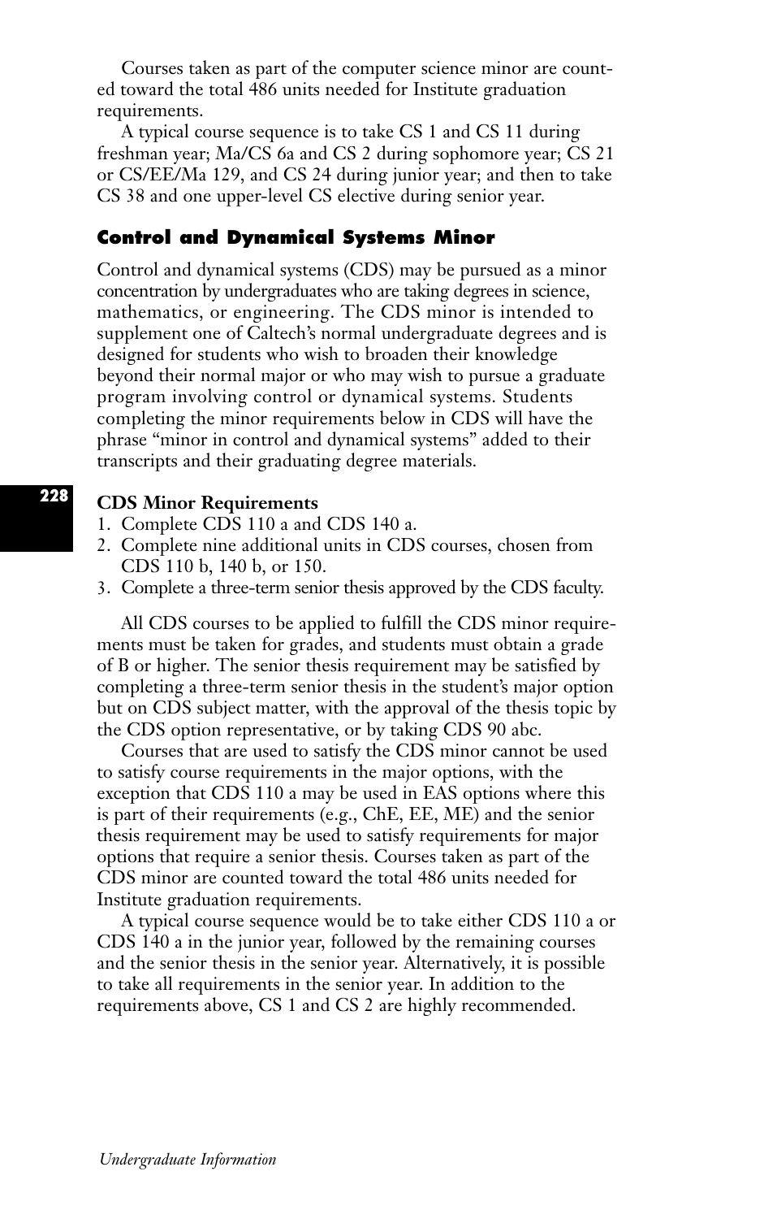Courses taken as part of the computer science minor are counted toward the total 486 units needed for Institute graduation requirements.

A typical course sequence is to take CS 1 and CS 11 during freshman year; Ma/CS 6a and CS 2 during sophomore year; CS 21 or CS/EE/Ma 129, and CS 24 during junior year; and then to take CS 38 and one upper-level CS elective during senior year.

### Control and Dynamical Systems Minor

Control and dynamical systems (CDS) may be pursued as a minor concentration by undergraduates who are taking degrees in science, mathematics, or engineering. The CDS minor is intended to supplement one of Caltech's normal undergraduate degrees and is designed for students who wish to broaden their knowledge beyond their normal major or who may wish to pursue a graduate program involving control or dynamical systems. Students completing the minor requirements below in CDS will have the phrase "minor in control and dynamical systems" added to their transcripts and their graduating degree materials.

**CDS Minor Requirements**

1. Complete CDS 110 a and CDS 140 a.
2. Complete nine additional units in CDS courses, chosen from CDS 110 b, 140 b, or 150.
3. Complete a three-term senior thesis approved by the CDS faculty.

All CDS courses to be applied to fulfill the CDS minor requirements must be taken for grades, and students must obtain a grade of B or higher. The senior thesis requirement may be satisfied by completing a three-term senior thesis in the student's major option but on CDS subject matter, with the approval of the thesis topic by the CDS option representative, or by taking CDS 90 abc.

Courses that are used to satisfy the CDS minor cannot be used to satisfy course requirements in the major options, with the exception that CDS 110 a may be used in EAS options where this is part of their requirements (e.g., ChE, EE, ME) and the senior thesis requirement may be used to satisfy requirements for major options that require a senior thesis. Courses taken as part of the CDS minor are counted toward the total 486 units needed for Institute graduation requirements.

A typical course sequence would be to take either CDS 110 a or CDS 140 a in the junior year, followed by the remaining courses and the senior thesis in the senior year. Alternatively, it is possible to take all requirements in the senior year. In addition to the requirements above, CS 1 and CS 2 are highly recommended.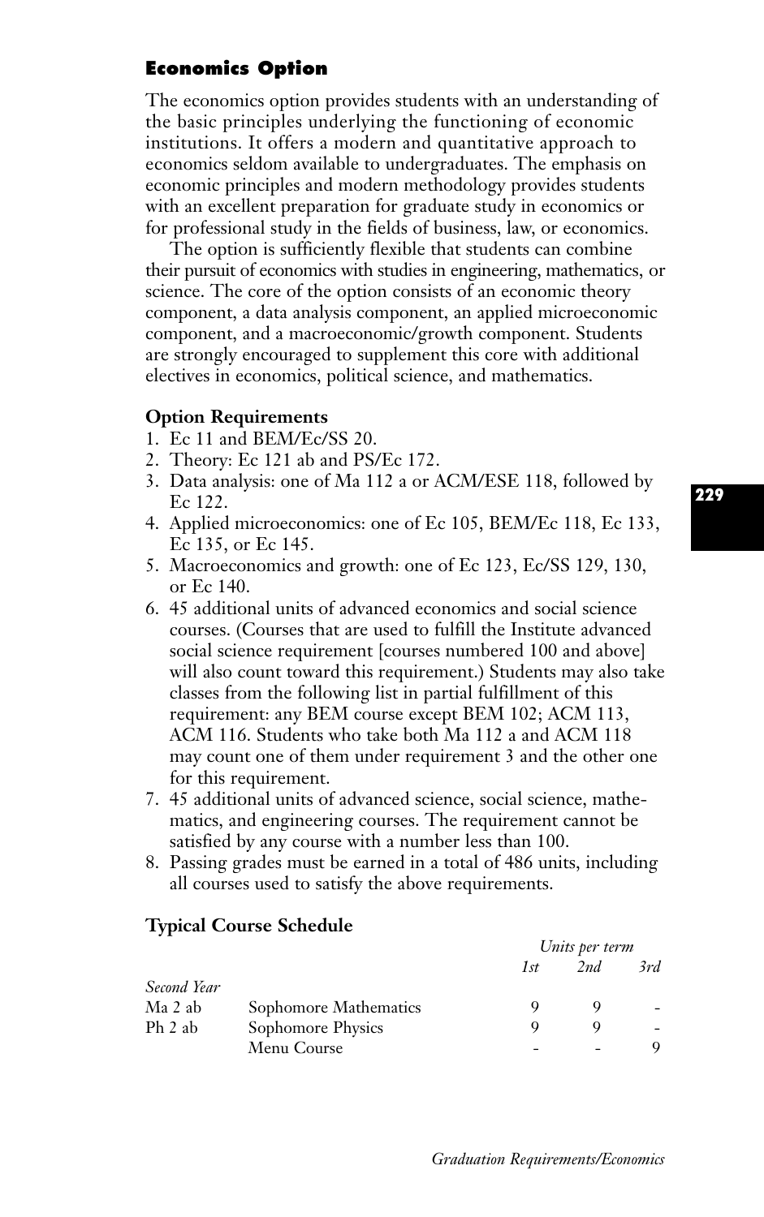## Economics Option

The economics option provides students with an understanding of the basic principles underlying the functioning of economic institutions. It offers a modern and quantitative approach to economics seldom available to undergraduates. The emphasis on economic principles and modern methodology provides students with an excellent preparation for graduate study in economics or for professional study in the fields of business, law, or economics.

The option is sufficiently flexible that students can combine their pursuit of economics with studies in engineering, mathematics, or science. The core of the option consists of an economic theory component, a data analysis component, an applied microeconomic component, and a macroeconomic/growth component. Students are strongly encouraged to supplement this core with additional electives in economics, political science, and mathematics.

### Option Requirements

1. Ec 11 and BEM/Ec/SS 20.
2. Theory: Ec 121 ab and PS/Ec 172.
3. Data analysis: one of Ma 112 a or ACM/ESE 118, followed by Ec 122.
4. Applied microeconomics: one of Ec 105, BEM/Ec 118, Ec 133, Ec 135, or Ec 145.
5. Macroeconomics and growth: one of Ec 123, Ec/SS 129, 130, or Ec 140.
6. 45 additional units of advanced economics and social science courses. (Courses that are used to fulfill the Institute advanced social science requirement [courses numbered 100 and above] will also count toward this requirement.) Students may also take classes from the following list in partial fulfillment of this requirement: any BEM course except BEM 102; ACM 113, ACM 116. Students who take both Ma 112 a and ACM 118 may count one of them under requirement 3 and the other one for this requirement.
7. 45 additional units of advanced science, social science, mathematics, and engineering courses. The requirement cannot be satisfied by any course with a number less than 100.
8. Passing grades must be earned in a total of 486 units, including all courses used to satisfy the above requirements.

### Typical Course Schedule

| | | *Units per term* | | |
|---|---|---|---|---|
| | | *1st* | *2nd* | *3rd* |
| *Second Year* | | | | |
| Ma 2 ab | Sophomore Mathematics | 9 | 9 | - |
| Ph 2 ab | Sophomore Physics | 9 | 9 | - |
| | Menu Course | - | - | 9 |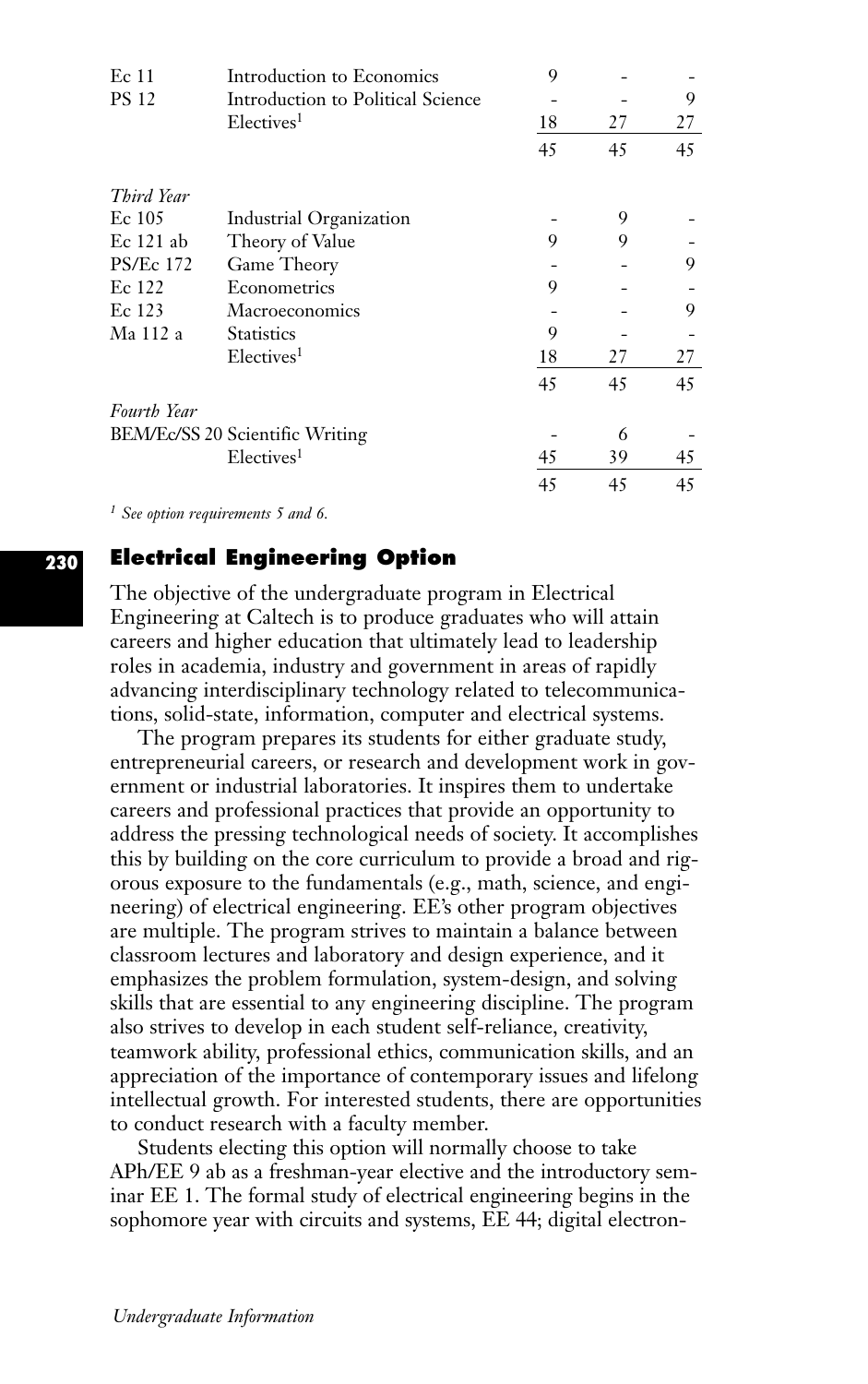| | | | | |
|---|---|---|---|---|
| Ec 11 | Introduction to Economics | 9 | - | - |
| PS 12 | Introduction to Political Science | - | - | 9 |
| | Electives[1] | 18 | 27 | 27 |
| | | 45 | 45 | 45 |
| *Third Year* | | | | |
| Ec 105 | Industrial Organization | - | 9 | - |
| Ec 121 ab | Theory of Value | 9 | 9 | - |
| PS/Ec 172 | Game Theory | - | - | 9 |
| Ec 122 | Econometrics | 9 | - | - |
| Ec 123 | Macroeconomics | - | - | 9 |
| Ma 112 a | Statistics | 9 | - | - |
| | Electives[1] | 18 | 27 | 27 |
| | | 45 | 45 | 45 |
| *Fourth Year* | | | | |
| BEM/Ec/SS 20 | Scientific Writing | - | 6 | - |
| | Electives[1] | 45 | 39 | 45 |
| | | 45 | 45 | 45 |

*[1] See option requirements 5 and 6.*

## Electrical Engineering Option

The objective of the undergraduate program in Electrical Engineering at Caltech is to produce graduates who will attain careers and higher education that ultimately lead to leadership roles in academia, industry and government in areas of rapidly advancing interdisciplinary technology related to telecommunications, solid-state, information, computer and electrical systems.

The program prepares its students for either graduate study, entrepreneurial careers, or research and development work in government or industrial laboratories. It inspires them to undertake careers and professional practices that provide an opportunity to address the pressing technological needs of society. It accomplishes this by building on the core curriculum to provide a broad and rigorous exposure to the fundamentals (e.g., math, science, and engineering) of electrical engineering. EE's other program objectives are multiple. The program strives to maintain a balance between classroom lectures and laboratory and design experience, and it emphasizes the problem formulation, system-design, and solving skills that are essential to any engineering discipline. The program also strives to develop in each student self-reliance, creativity, teamwork ability, professional ethics, communication skills, and an appreciation of the importance of contemporary issues and lifelong intellectual growth. For interested students, there are opportunities to conduct research with a faculty member.

Students electing this option will normally choose to take APh/EE 9 ab as a freshman-year elective and the introductory seminar EE 1. The formal study of electrical engineering begins in the sophomore year with circuits and systems, EE 44; digital electron-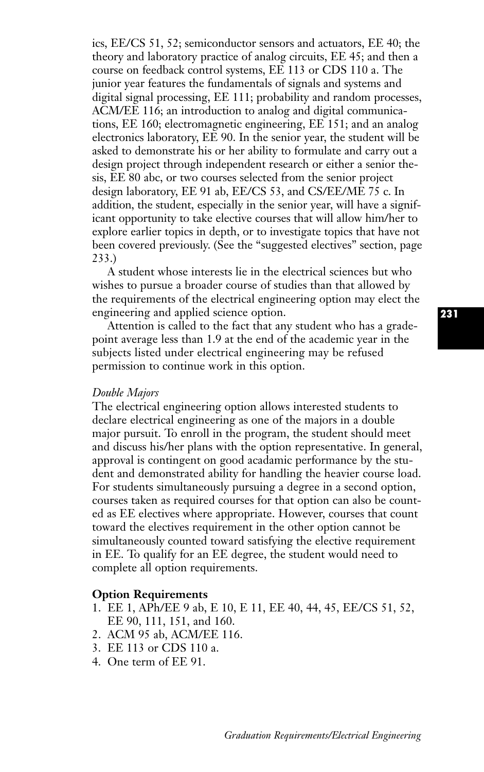ics, EE/CS 51, 52; semiconductor sensors and actuators, EE 40; the theory and laboratory practice of analog circuits, EE 45; and then a course on feedback control systems, EE 113 or CDS 110 a. The junior year features the fundamentals of signals and systems and digital signal processing, EE 111; probability and random processes, ACM/EE 116; an introduction to analog and digital communications, EE 160; electromagnetic engineering, EE 151; and an analog electronics laboratory, EE 90. In the senior year, the student will be asked to demonstrate his or her ability to formulate and carry out a design project through independent research or either a senior thesis, EE 80 abc, or two courses selected from the senior project design laboratory, EE 91 ab, EE/CS 53, and CS/EE/ME 75 c. In addition, the student, especially in the senior year, will have a significant opportunity to take elective courses that will allow him/her to explore earlier topics in depth, or to investigate topics that have not been covered previously. (See the "suggested electives" section, page 233.)

A student whose interests lie in the electrical sciences but who wishes to pursue a broader course of studies than that allowed by the requirements of the electrical engineering option may elect the engineering and applied science option.

Attention is called to the fact that any student who has a grade-point average less than 1.9 at the end of the academic year in the subjects listed under electrical engineering may be refused permission to continue work in this option.

*Double Majors*

The electrical engineering option allows interested students to declare electrical engineering as one of the majors in a double major pursuit. To enroll in the program, the student should meet and discuss his/her plans with the option representative. In general, approval is contingent on good acadamic performance by the student and demonstrated ability for handling the heavier course load. For students simultaneously pursuing a degree in a second option, courses taken as required courses for that option can also be counted as EE electives where appropriate. However, courses that count toward the electives requirement in the other option cannot be simultaneously counted toward satisfying the elective requirement in EE. To qualify for an EE degree, the student would need to complete all option requirements.

**Option Requirements**

1. EE 1, APh/EE 9 ab, E 10, E 11, EE 40, 44, 45, EE/CS 51, 52, EE 90, 111, 151, and 160.
2. ACM 95 ab, ACM/EE 116.
3. EE 113 or CDS 110 a.
4. One term of EE 91.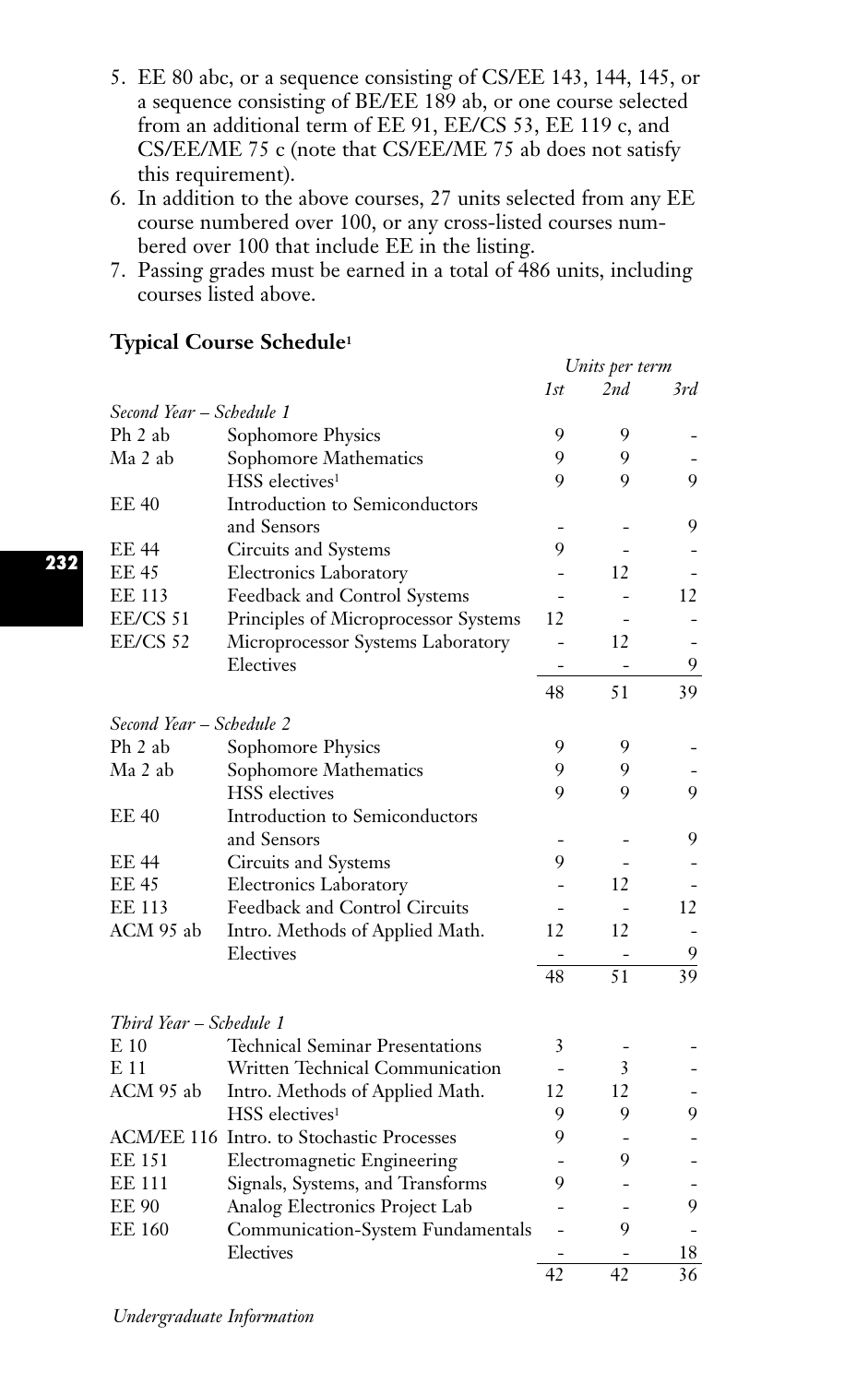5. EE 80 abc, or a sequence consisting of CS/EE 143, 144, 145, or a sequence consisting of BE/EE 189 ab, or one course selected from an additional term of EE 91, EE/CS 53, EE 119 c, and CS/EE/ME 75 c (note that CS/EE/ME 75 ab does not satisfy this requirement).
6. In addition to the above courses, 27 units selected from any EE course numbered over 100, or any cross-listed courses numbered over 100 that include EE in the listing.
7. Passing grades must be earned in a total of 486 units, including courses listed above.

### Typical Course Schedule[1]

| | | *Units per term* | | |
|---|---|---|---|---|
| | | *1st* | *2nd* | *3rd* |
| *Second Year – Schedule 1* | | | | |
| Ph 2 ab | Sophomore Physics | 9 | 9 | - |
| Ma 2 ab | Sophomore Mathematics | 9 | 9 | - |
| | HSS electives[1] | 9 | 9 | 9 |
| EE 40 | Introduction to Semiconductors and Sensors | - | - | 9 |
| EE 44 | Circuits and Systems | 9 | - | - |
| EE 45 | Electronics Laboratory | - | 12 | - |
| EE 113 | Feedback and Control Systems | - | - | 12 |
| EE/CS 51 | Principles of Microprocessor Systems | 12 | - | - |
| EE/CS 52 | Microprocessor Systems Laboratory | - | 12 | - |
| | Electives | - | - | 9 |
| | | 48 | 51 | 39 |
| *Second Year – Schedule 2* | | | | |
| Ph 2 ab | Sophomore Physics | 9 | 9 | - |
| Ma 2 ab | Sophomore Mathematics | 9 | 9 | - |
| | HSS electives | 9 | 9 | 9 |
| EE 40 | Introduction to Semiconductors and Sensors | - | - | 9 |
| EE 44 | Circuits and Systems | 9 | - | - |
| EE 45 | Electronics Laboratory | - | 12 | - |
| EE 113 | Feedback and Control Circuits | - | - | 12 |
| ACM 95 ab | Intro. Methods of Applied Math. | 12 | 12 | - |
| | Electives | - | - | 9 |
| | | 48 | 51 | 39 |
| *Third Year – Schedule 1* | | | | |
| E 10 | Technical Seminar Presentations | 3 | - | - |
| E 11 | Written Technical Communication | - | 3 | - |
| ACM 95 ab | Intro. Methods of Applied Math. | 12 | 12 | - |
| | HSS electives[1] | 9 | 9 | 9 |
| ACM/EE 116 | Intro. to Stochastic Processes | 9 | - | - |
| EE 151 | Electromagnetic Engineering | - | 9 | - |
| EE 111 | Signals, Systems, and Transforms | 9 | - | - |
| EE 90 | Analog Electronics Project Lab | - | - | 9 |
| EE 160 | Communication-System Fundamentals | - | 9 | - |
| | Electives | - | - | 18 |
| | | 42 | 42 | 36 |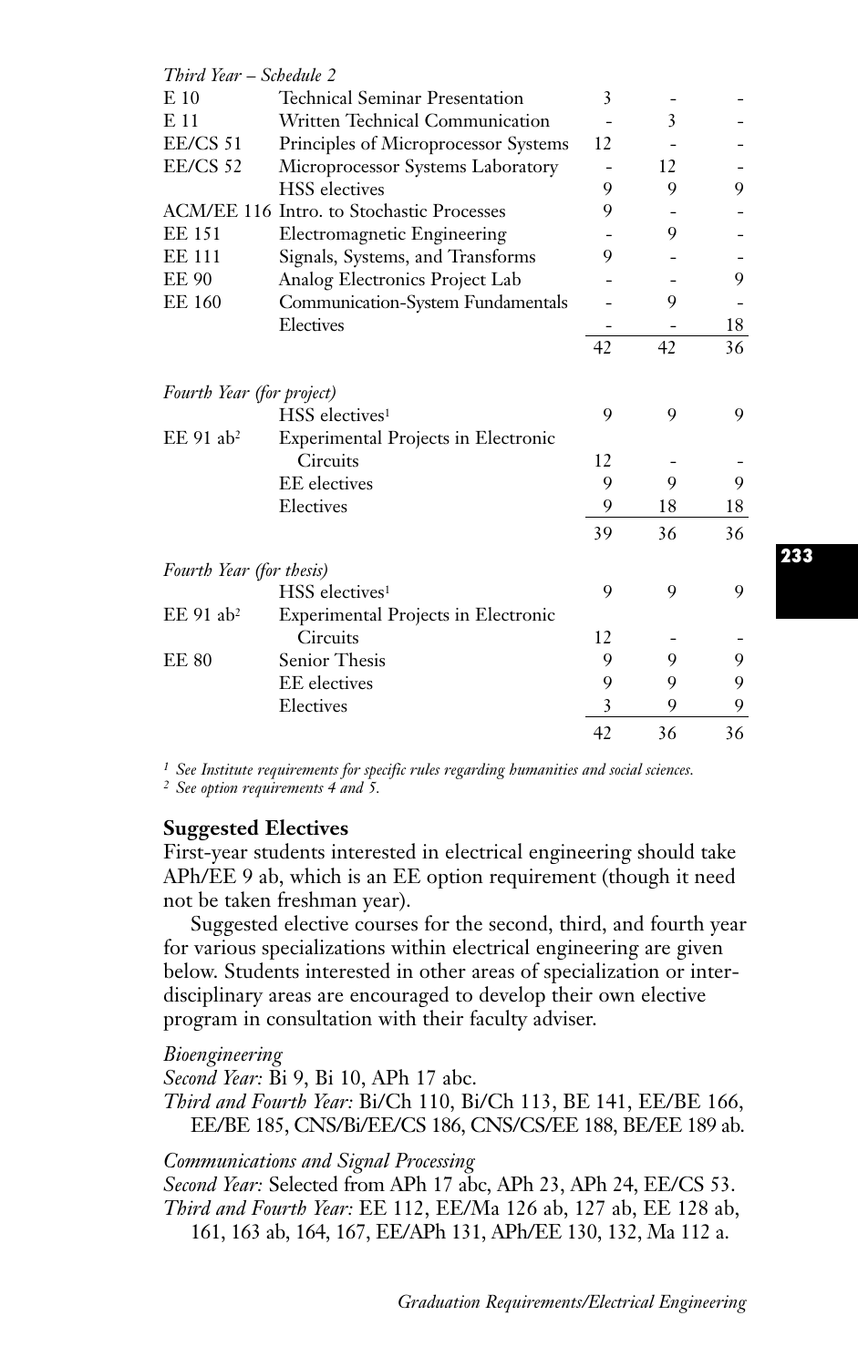*Third Year – Schedule 2*

| | | | | |
|---|---|---|---|---|
| E 10 | Technical Seminar Presentation | 3 | - | - |
| E 11 | Written Technical Communication | - | 3 | - |
| EE/CS 51 | Principles of Microprocessor Systems | 12 | - | - |
| EE/CS 52 | Microprocessor Systems Laboratory | - | 12 | - |
| | HSS electives | 9 | 9 | 9 |
| ACM/EE 116 | Intro. to Stochastic Processes | 9 | - | - |
| EE 151 | Electromagnetic Engineering | - | 9 | - |
| EE 111 | Signals, Systems, and Transforms | 9 | - | - |
| EE 90 | Analog Electronics Project Lab | - | - | 9 |
| EE 160 | Communication-System Fundamentals | - | 9 | - |
| | Electives | - | - | 18 |
| | | 42 | 42 | 36 |

*Fourth Year (for project)*

| | | | | |
|---|---|---|---|---|
| | HSS electives[1] | 9 | 9 | 9 |
| EE 91 ab[2] | Experimental Projects in Electronic Circuits | 12 | - | - |
| | EE electives | 9 | 9 | 9 |
| | Electives | 9 | 18 | 18 |
| | | 39 | 36 | 36 |

*Fourth Year (for thesis)*

| | | | | |
|---|---|---|---|---|
| | HSS electives[1] | 9 | 9 | 9 |
| EE 91 ab[2] | Experimental Projects in Electronic Circuits | 12 | - | - |
| EE 80 | Senior Thesis | 9 | 9 | 9 |
| | EE electives | 9 | 9 | 9 |
| | Electives | 3 | 9 | 9 |
| | | 42 | 36 | 36 |

[1] *See Institute requirements for specific rules regarding humanities and social sciences.*
[2] *See option requirements 4 and 5.*

**Suggested Electives**

First-year students interested in electrical engineering should take APh/EE 9 ab, which is an EE option requirement (though it need not be taken freshman year).

Suggested elective courses for the second, third, and fourth year for various specializations within electrical engineering are given below. Students interested in other areas of specialization or interdisciplinary areas are encouraged to develop their own elective program in consultation with their faculty adviser.

*Bioengineering*
*Second Year:* Bi 9, Bi 10, APh 17 abc.
*Third and Fourth Year:* Bi/Ch 110, Bi/Ch 113, BE 141, EE/BE 166, EE/BE 185, CNS/Bi/EE/CS 186, CNS/CS/EE 188, BE/EE 189 ab.

*Communications and Signal Processing*
*Second Year:* Selected from APh 17 abc, APh 23, APh 24, EE/CS 53.
*Third and Fourth Year:* EE 112, EE/Ma 126 ab, 127 ab, EE 128 ab, 161, 163 ab, 164, 167, EE/APh 131, APh/EE 130, 132, Ma 112 a.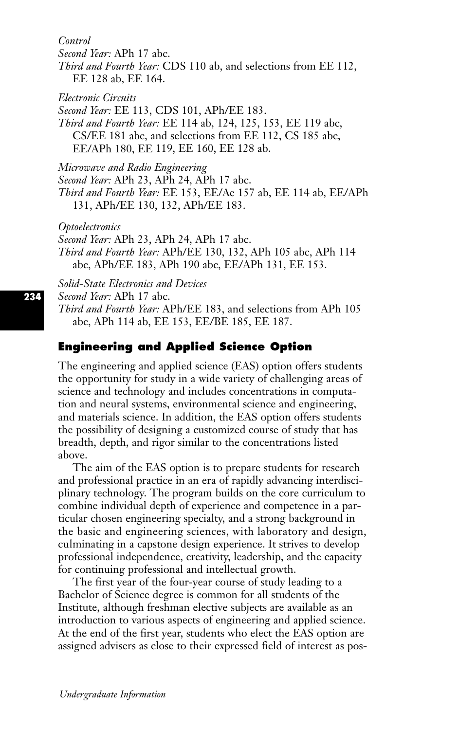*Control*
*Second Year:* APh 17 abc.
*Third and Fourth Year:* CDS 110 ab, and selections from EE 112, EE 128 ab, EE 164.

*Electronic Circuits*
*Second Year:* EE 113, CDS 101, APh/EE 183.
*Third and Fourth Year:* EE 114 ab, 124, 125, 153, EE 119 abc, CS/EE 181 abc, and selections from EE 112, CS 185 abc, EE/APh 180, EE 119, EE 160, EE 128 ab.

*Microwave and Radio Engineering*
*Second Year:* APh 23, APh 24, APh 17 abc.
*Third and Fourth Year:* EE 153, EE/Ae 157 ab, EE 114 ab, EE/APh 131, APh/EE 130, 132, APh/EE 183.

*Optoelectronics*
*Second Year:* APh 23, APh 24, APh 17 abc.
*Third and Fourth Year:* APh/EE 130, 132, APh 105 abc, APh 114 abc, APh/EE 183, APh 190 abc, EE/APh 131, EE 153.

*Solid-State Electronics and Devices*
*Second Year:* APh 17 abc.
*Third and Fourth Year:* APh/EE 183, and selections from APh 105 abc, APh 114 ab, EE 153, EE/BE 185, EE 187.

## Engineering and Applied Science Option

The engineering and applied science (EAS) option offers students the opportunity for study in a wide variety of challenging areas of science and technology and includes concentrations in computation and neural systems, environmental science and engineering, and materials science. In addition, the EAS option offers students the possibility of designing a customized course of study that has breadth, depth, and rigor similar to the concentrations listed above.

The aim of the EAS option is to prepare students for research and professional practice in an era of rapidly advancing interdisciplinary technology. The program builds on the core curriculum to combine individual depth of experience and competence in a particular chosen engineering specialty, and a strong background in the basic and engineering sciences, with laboratory and design, culminating in a capstone design experience. It strives to develop professional independence, creativity, leadership, and the capacity for continuing professional and intellectual growth.

The first year of the four-year course of study leading to a Bachelor of Science degree is common for all students of the Institute, although freshman elective subjects are available as an introduction to various aspects of engineering and applied science. At the end of the first year, students who elect the EAS option are assigned advisers as close to their expressed field of interest as pos-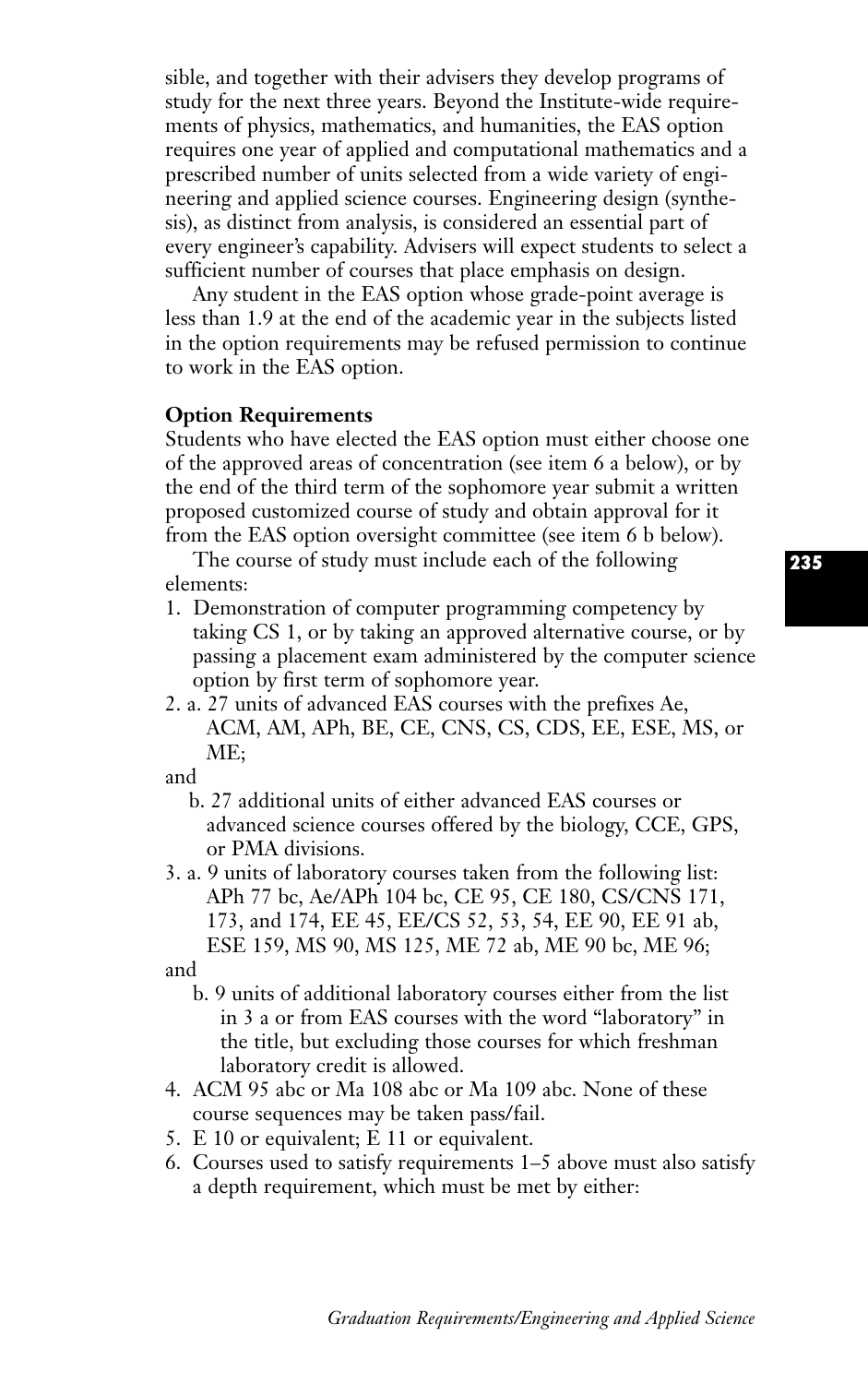sible, and together with their advisers they develop programs of study for the next three years. Beyond the Institute-wide requirements of physics, mathematics, and humanities, the EAS option requires one year of applied and computational mathematics and a prescribed number of units selected from a wide variety of engineering and applied science courses. Engineering design (synthesis), as distinct from analysis, is considered an essential part of every engineer's capability. Advisers will expect students to select a sufficient number of courses that place emphasis on design.

Any student in the EAS option whose grade-point average is less than 1.9 at the end of the academic year in the subjects listed in the option requirements may be refused permission to continue to work in the EAS option.

**Option Requirements**

Students who have elected the EAS option must either choose one of the approved areas of concentration (see item 6 a below), or by the end of the third term of the sophomore year submit a written proposed customized course of study and obtain approval for it from the EAS option oversight committee (see item 6 b below).

The course of study must include each of the following elements:

1. Demonstration of computer programming competency by taking CS 1, or by taking an approved alternative course, or by passing a placement exam administered by the computer science option by first term of sophomore year.
2. a. 27 units of advanced EAS courses with the prefixes Ae, ACM, AM, APh, BE, CE, CNS, CS, CDS, EE, ESE, MS, or ME;

   and

   b. 27 additional units of either advanced EAS courses or advanced science courses offered by the biology, CCE, GPS, or PMA divisions.
3. a. 9 units of laboratory courses taken from the following list: APh 77 bc, Ae/APh 104 bc, CE 95, CE 180, CS/CNS 171, 173, and 174, EE 45, EE/CS 52, 53, 54, EE 90, EE 91 ab, ESE 159, MS 90, MS 125, ME 72 ab, ME 90 bc, ME 96;

   and

   b. 9 units of additional laboratory courses either from the list in 3 a or from EAS courses with the word "laboratory" in the title, but excluding those courses for which freshman laboratory credit is allowed.
4. ACM 95 abc or Ma 108 abc or Ma 109 abc. None of these course sequences may be taken pass/fail.
5. E 10 or equivalent; E 11 or equivalent.
6. Courses used to satisfy requirements 1–5 above must also satisfy a depth requirement, which must be met by either: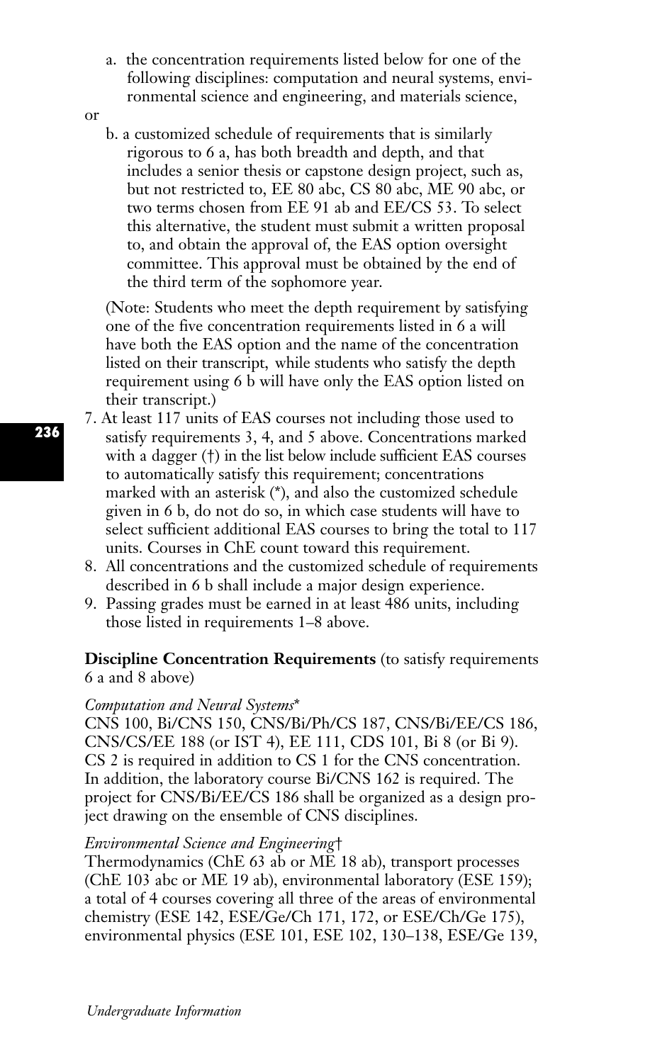a. the concentration requirements listed below for one of the following disciplines: computation and neural systems, environmental science and engineering, and materials science,

or

b. a customized schedule of requirements that is similarly rigorous to 6 a, has both breadth and depth, and that includes a senior thesis or capstone design project, such as, but not restricted to, EE 80 abc, CS 80 abc, ME 90 abc, or two terms chosen from EE 91 ab and EE/CS 53. To select this alternative, the student must submit a written proposal to, and obtain the approval of, the EAS option oversight committee. This approval must be obtained by the end of the third term of the sophomore year.

(Note: Students who meet the depth requirement by satisfying one of the five concentration requirements listed in 6 a will have both the EAS option and the name of the concentration listed on their transcript, while students who satisfy the depth requirement using 6 b will have only the EAS option listed on their transcript.)

7. At least 117 units of EAS courses not including those used to satisfy requirements 3, 4, and 5 above. Concentrations marked with a dagger (†) in the list below include sufficient EAS courses to automatically satisfy this requirement; concentrations marked with an asterisk (*), and also the customized schedule given in 6 b, do not do so, in which case students will have to select sufficient additional EAS courses to bring the total to 117 units. Courses in ChE count toward this requirement.
8. All concentrations and the customized schedule of requirements described in 6 b shall include a major design experience.
9. Passing grades must be earned in at least 486 units, including those listed in requirements 1–8 above.

**Discipline Concentration Requirements** (to satisfy requirements 6 a and 8 above)

*Computation and Neural Systems**
CNS 100, Bi/CNS 150, CNS/Bi/Ph/CS 187, CNS/Bi/EE/CS 186, CNS/CS/EE 188 (or IST 4), EE 111, CDS 101, Bi 8 (or Bi 9). CS 2 is required in addition to CS 1 for the CNS concentration. In addition, the laboratory course Bi/CNS 162 is required. The project for CNS/Bi/EE/CS 186 shall be organized as a design project drawing on the ensemble of CNS disciplines.

*Environmental Science and Engineering*†
Thermodynamics (ChE 63 ab or ME 18 ab), transport processes (ChE 103 abc or ME 19 ab), environmental laboratory (ESE 159); a total of 4 courses covering all three of the areas of environmental chemistry (ESE 142, ESE/Ge/Ch 171, 172, or ESE/Ch/Ge 175), environmental physics (ESE 101, ESE 102, 130–138, ESE/Ge 139,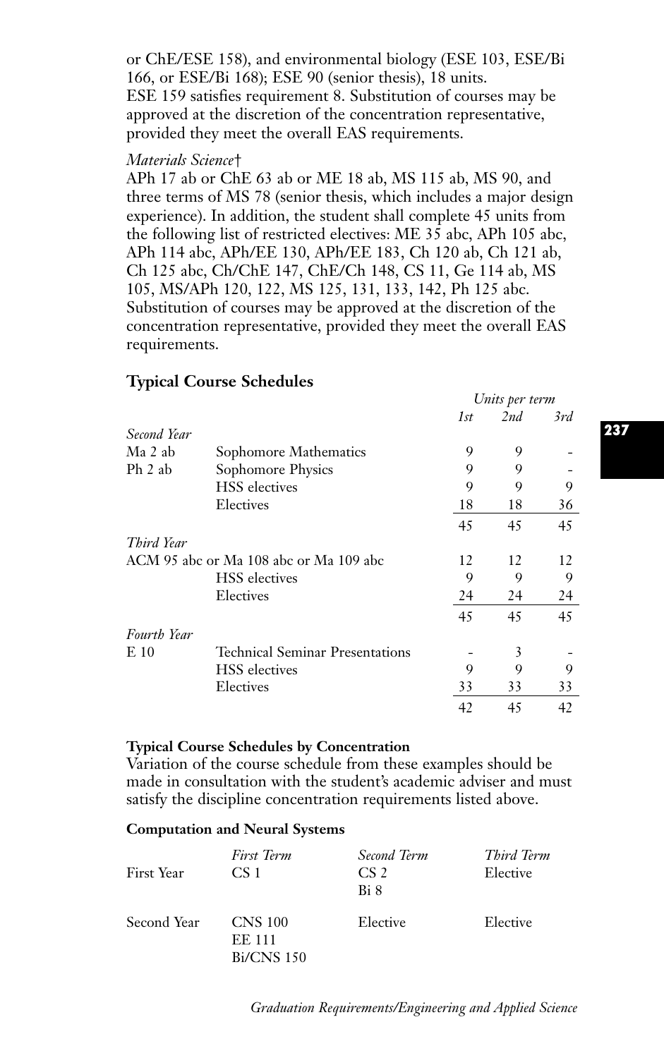or ChE/ESE 158), and environmental biology (ESE 103, ESE/Bi 166, or ESE/Bi 168); ESE 90 (senior thesis), 18 units. ESE 159 satisfies requirement 8. Substitution of courses may be approved at the discretion of the concentration representative, provided they meet the overall EAS requirements.

*Materials Science*†

APh 17 ab or ChE 63 ab or ME 18 ab, MS 115 ab, MS 90, and three terms of MS 78 (senior thesis, which includes a major design experience). In addition, the student shall complete 45 units from the following list of restricted electives: ME 35 abc, APh 105 abc, APh 114 abc, APh/EE 130, APh/EE 183, Ch 120 ab, Ch 121 ab, Ch 125 abc, Ch/ChE 147, ChE/Ch 148, CS 11, Ge 114 ab, MS 105, MS/APh 120, 122, MS 125, 131, 133, 142, Ph 125 abc. Substitution of courses may be approved at the discretion of the concentration representative, provided they meet the overall EAS requirements.

## Typical Course Schedules

| | | *Units per term* | | |
|---|---|---|---|---|
| | | *1st* | *2nd* | *3rd* |
| *Second Year* | | | | |
| Ma 2 ab | Sophomore Mathematics | 9 | 9 | - |
| Ph 2 ab | Sophomore Physics | 9 | 9 | - |
| | HSS electives | 9 | 9 | 9 |
| | Electives | 18 | 18 | 36 |
| | | 45 | 45 | 45 |
| *Third Year* | | | | |
| ACM 95 abc or Ma 108 abc or Ma 109 abc | | 12 | 12 | 12 |
| | HSS electives | 9 | 9 | 9 |
| | Electives | 24 | 24 | 24 |
| | | 45 | 45 | 45 |
| *Fourth Year* | | | | |
| E 10 | Technical Seminar Presentations | - | 3 | - |
| | HSS electives | 9 | 9 | 9 |
| | Electives | 33 | 33 | 33 |
| | | 42 | 45 | 42 |

**Typical Course Schedules by Concentration**

Variation of the course schedule from these examples should be made in consultation with the student's academic adviser and must satisfy the discipline concentration requirements listed above.

**Computation and Neural Systems**

| | *First Term* | *Second Term* | *Third Term* |
|---|---|---|---|
| First Year | CS 1 | CS 2<br>Bi 8 | Elective |
| Second Year | CNS 100<br>EE 111<br>Bi/CNS 150 | Elective | Elective |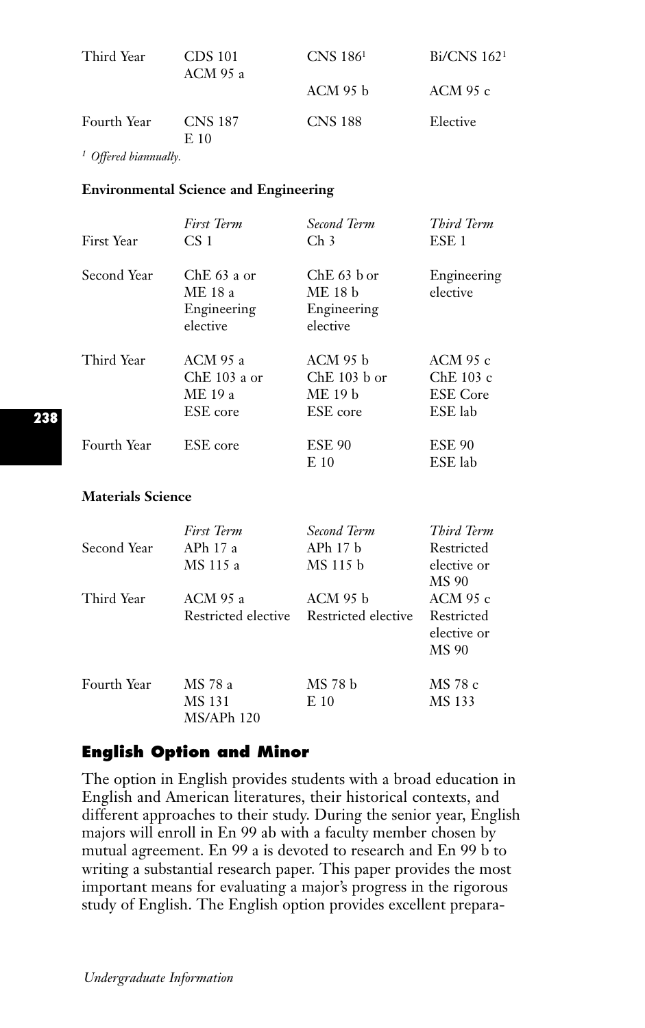| | | | |
|---|---|---|---|
| Third Year | CDS 101<br>ACM 95 a | CNS 186[1]<br>ACM 95 b | Bi/CNS 162[1]<br>ACM 95 c |
| Fourth Year | CNS 187<br>E 10 | CNS 188 | Elective |

[1] *Offered biannually.*

**Environmental Science and Engineering**

| | *First Term* | *Second Term* | *Third Term* |
|---|---|---|---|
| First Year | CS 1 | Ch 3 | ESE 1 |
| Second Year | ChE 63 a or<br>ME 18 a<br>Engineering elective | ChE 63 b or<br>ME 18 b<br>Engineering elective | Engineering elective |
| Third Year | ACM 95 a<br>ChE 103 a or<br>ME 19 a<br>ESE core | ACM 95 b<br>ChE 103 b or<br>ME 19 b<br>ESE core | ACM 95 c<br>ChE 103 c<br>ESE Core<br>ESE lab |
| Fourth Year | ESE core | ESE 90<br>E 10 | ESE 90<br>ESE lab |

**Materials Science**

| | *First Term* | *Second Term* | *Third Term* |
|---|---|---|---|
| Second Year | APh 17 a<br>MS 115 a | APh 17 b<br>MS 115 b | Restricted elective or<br>MS 90 |
| Third Year | ACM 95 a<br>Restricted elective | ACM 95 b<br>Restricted elective | ACM 95 c<br>Restricted elective or<br>MS 90 |
| Fourth Year | MS 78 a<br>MS 131<br>MS/APh 120 | MS 78 b<br>E 10 | MS 78 c<br>MS 133 |

## English Option and Minor

The option in English provides students with a broad education in English and American literatures, their historical contexts, and different approaches to their study. During the senior year, English majors will enroll in En 99 ab with a faculty member chosen by mutual agreement. En 99 a is devoted to research and En 99 b to writing a substantial research paper. This paper provides the most important means for evaluating a major's progress in the rigorous study of English. The English option provides excellent prepara-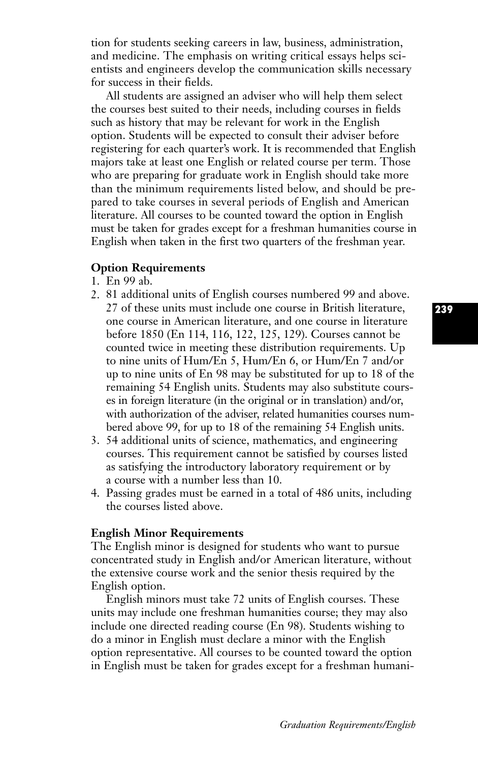tion for students seeking careers in law, business, administration, and medicine. The emphasis on writing critical essays helps scientists and engineers develop the communication skills necessary for success in their fields.

All students are assigned an adviser who will help them select the courses best suited to their needs, including courses in fields such as history that may be relevant for work in the English option. Students will be expected to consult their adviser before registering for each quarter's work. It is recommended that English majors take at least one English or related course per term. Those who are preparing for graduate work in English should take more than the minimum requirements listed below, and should be prepared to take courses in several periods of English and American literature. All courses to be counted toward the option in English must be taken for grades except for a freshman humanities course in English when taken in the first two quarters of the freshman year.

**Option Requirements**

1. En 99 ab.
2. 81 additional units of English courses numbered 99 and above. 27 of these units must include one course in British literature, one course in American literature, and one course in literature before 1850 (En 114, 116, 122, 125, 129). Courses cannot be counted twice in meeting these distribution requirements. Up to nine units of Hum/En 5, Hum/En 6, or Hum/En 7 and/or up to nine units of En 98 may be substituted for up to 18 of the remaining 54 English units. Students may also substitute courses in foreign literature (in the original or in translation) and/or, with authorization of the adviser, related humanities courses numbered above 99, for up to 18 of the remaining 54 English units.
3. 54 additional units of science, mathematics, and engineering courses. This requirement cannot be satisfied by courses listed as satisfying the introductory laboratory requirement or by a course with a number less than 10.
4. Passing grades must be earned in a total of 486 units, including the courses listed above.

**English Minor Requirements**

The English minor is designed for students who want to pursue concentrated study in English and/or American literature, without the extensive course work and the senior thesis required by the English option.

English minors must take 72 units of English courses. These units may include one freshman humanities course; they may also include one directed reading course (En 98). Students wishing to do a minor in English must declare a minor with the English option representative. All courses to be counted toward the option in English must be taken for grades except for a freshman humani-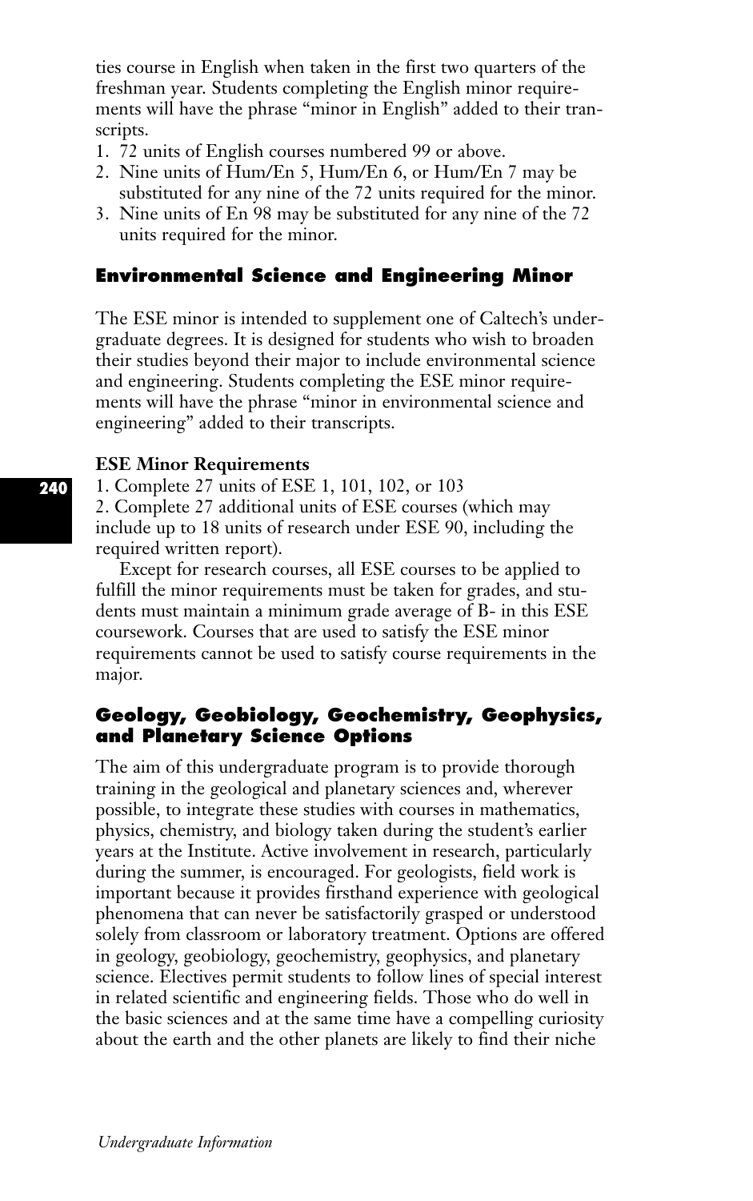ties course in English when taken in the first two quarters of the freshman year. Students completing the English minor requirements will have the phrase "minor in English" added to their transcripts.

1. 72 units of English courses numbered 99 or above.
2. Nine units of Hum/En 5, Hum/En 6, or Hum/En 7 may be substituted for any nine of the 72 units required for the minor.
3. Nine units of En 98 may be substituted for any nine of the 72 units required for the minor.

## Environmental Science and Engineering Minor

The ESE minor is intended to supplement one of Caltech's undergraduate degrees. It is designed for students who wish to broaden their studies beyond their major to include environmental science and engineering. Students completing the ESE minor requirements will have the phrase "minor in environmental science and engineering" added to their transcripts.

### ESE Minor Requirements

1. Complete 27 units of ESE 1, 101, 102, or 103
2. Complete 27 additional units of ESE courses (which may include up to 18 units of research under ESE 90, including the required written report).

Except for research courses, all ESE courses to be applied to fulfill the minor requirements must be taken for grades, and students must maintain a minimum grade average of B- in this ESE coursework. Courses that are used to satisfy the ESE minor requirements cannot be used to satisfy course requirements in the major.

## Geology, Geobiology, Geochemistry, Geophysics, and Planetary Science Options

The aim of this undergraduate program is to provide thorough training in the geological and planetary sciences and, wherever possible, to integrate these studies with courses in mathematics, physics, chemistry, and biology taken during the student's earlier years at the Institute. Active involvement in research, particularly during the summer, is encouraged. For geologists, field work is important because it provides firsthand experience with geological phenomena that can never be satisfactorily grasped or understood solely from classroom or laboratory treatment. Options are offered in geology, geobiology, geochemistry, geophysics, and planetary science. Electives permit students to follow lines of special interest in related scientific and engineering fields. Those who do well in the basic sciences and at the same time have a compelling curiosity about the earth and the other planets are likely to find their niche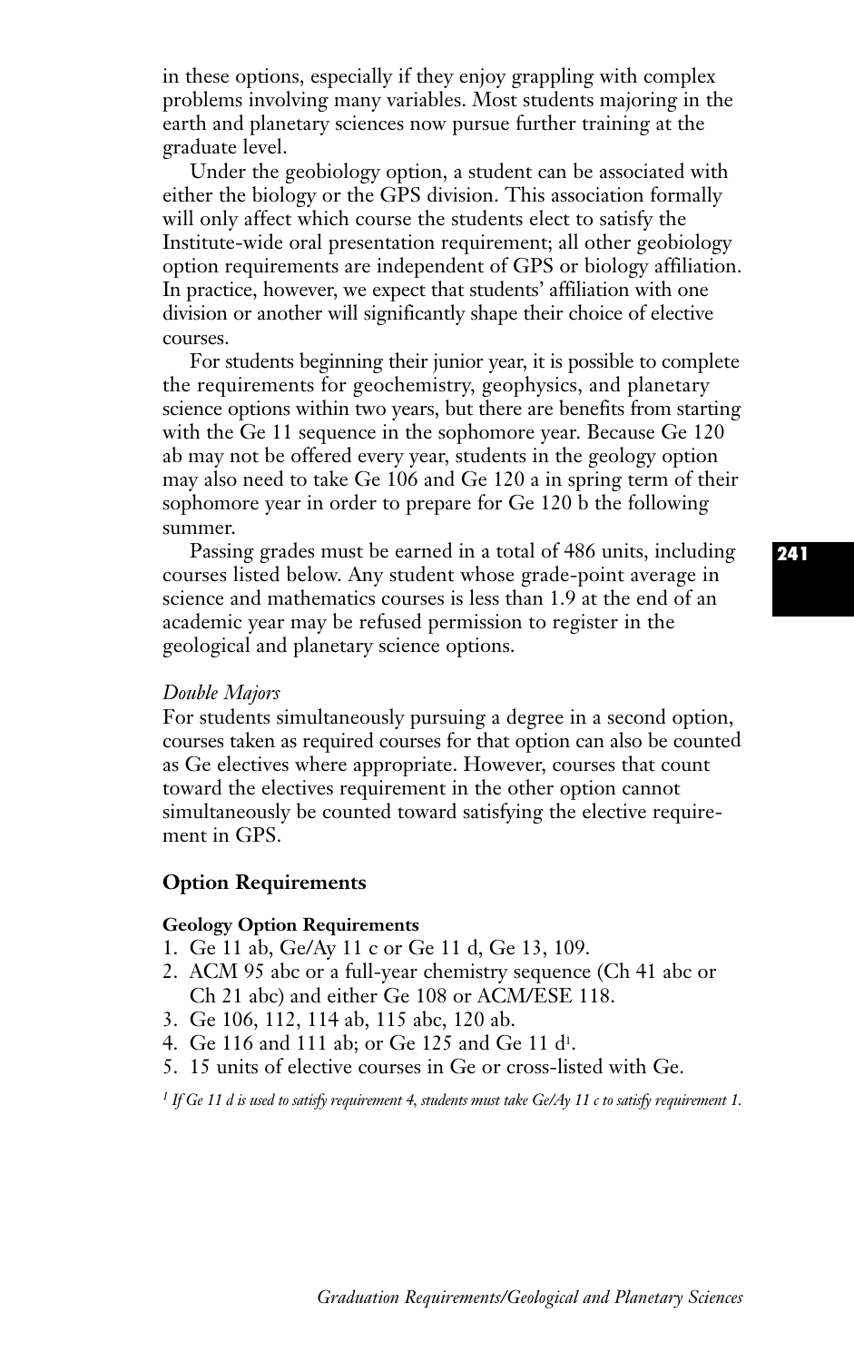in these options, especially if they enjoy grappling with complex problems involving many variables. Most students majoring in the earth and planetary sciences now pursue further training at the graduate level.

Under the geobiology option, a student can be associated with either the biology or the GPS division. This association formally will only affect which course the students elect to satisfy the Institute-wide oral presentation requirement; all other geobiology option requirements are independent of GPS or biology affiliation. In practice, however, we expect that students' affiliation with one division or another will significantly shape their choice of elective courses.

For students beginning their junior year, it is possible to complete the requirements for geochemistry, geophysics, and planetary science options within two years, but there are benefits from starting with the Ge 11 sequence in the sophomore year. Because Ge 120 ab may not be offered every year, students in the geology option may also need to take Ge 106 and Ge 120 a in spring term of their sophomore year in order to prepare for Ge 120 b the following summer.

Passing grades must be earned in a total of 486 units, including courses listed below. Any student whose grade-point average in science and mathematics courses is less than 1.9 at the end of an academic year may be refused permission to register in the geological and planetary science options.

*Double Majors*

For students simultaneously pursuing a degree in a second option, courses taken as required courses for that option can also be counted as Ge electives where appropriate. However, courses that count toward the electives requirement in the other option cannot simultaneously be counted toward satisfying the elective requirement in GPS.

## Option Requirements

### Geology Option Requirements

1. Ge 11 ab, Ge/Ay 11 c or Ge 11 d, Ge 13, 109.
2. ACM 95 abc or a full-year chemistry sequence (Ch 41 abc or Ch 21 abc) and either Ge 108 or ACM/ESE 118.
3. Ge 106, 112, 114 ab, 115 abc, 120 ab.
4. Ge 116 and 111 ab; or Ge 125 and Ge 11 d[1].
5. 15 units of elective courses in Ge or cross-listed with Ge.

*[1] If Ge 11 d is used to satisfy requirement 4, students must take Ge/Ay 11 c to satisfy requirement 1.*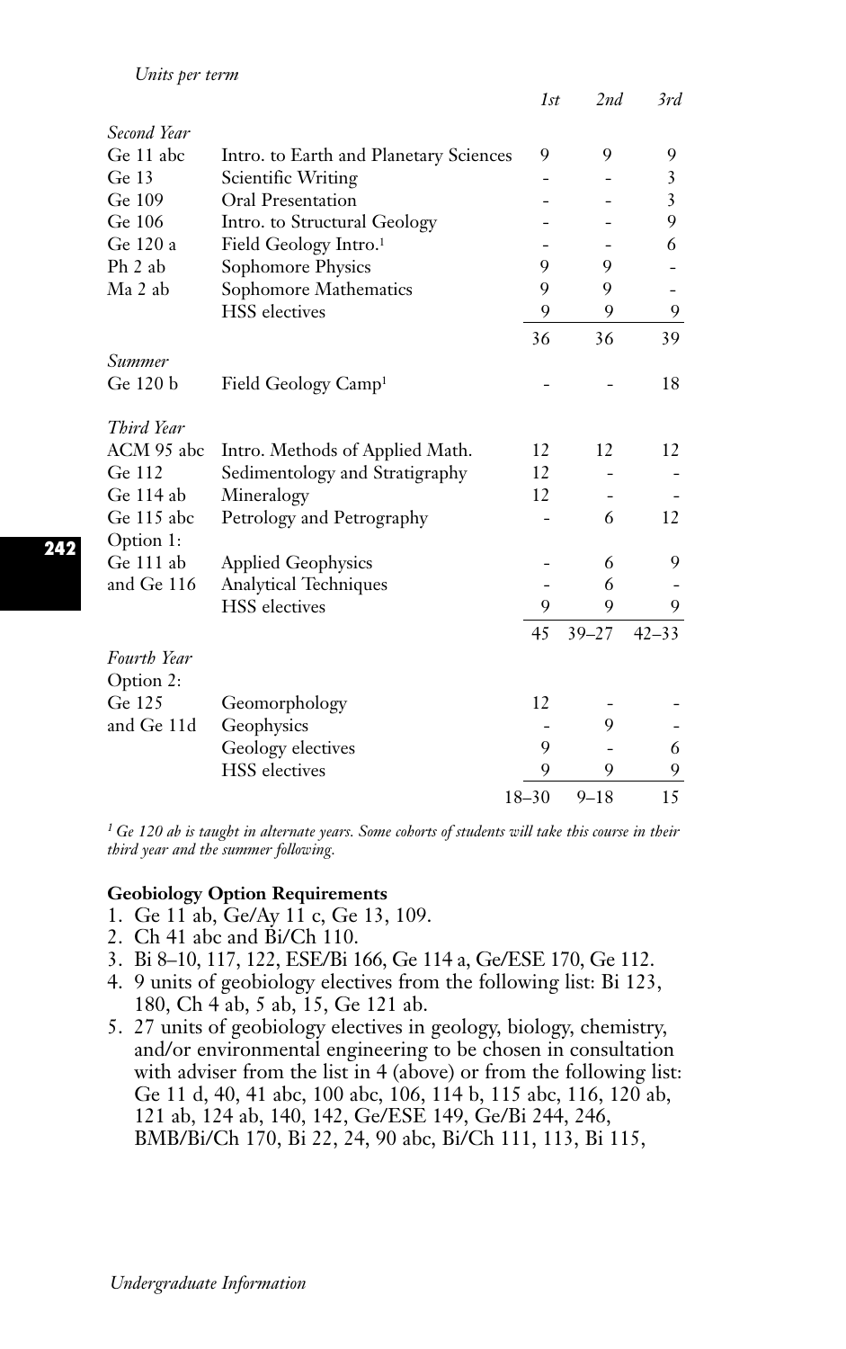| | *Units per term* | *1st* | *2nd* | *3rd* |
|---|---|---|---|---|
| *Second Year* | | | | |
| Ge 11 abc | Intro. to Earth and Planetary Sciences | 9 | 9 | 9 |
| Ge 13 | Scientific Writing | - | - | 3 |
| Ge 109 | Oral Presentation | - | - | 3 |
| Ge 106 | Intro. to Structural Geology | - | - | 9 |
| Ge 120 a | Field Geology Intro.[1] | - | - | 6 |
| Ph 2 ab | Sophomore Physics | 9 | 9 | - |
| Ma 2 ab | Sophomore Mathematics | 9 | 9 | - |
| | HSS electives | 9 | 9 | 9 |
| | | 36 | 36 | 39 |
| *Summer* | | | | |
| Ge 120 b | Field Geology Camp[1] | - | - | 18 |
| *Third Year* | | | | |
| ACM 95 abc | Intro. Methods of Applied Math. | 12 | 12 | 12 |
| Ge 112 | Sedimentology and Stratigraphy | 12 | - | - |
| Ge 114 ab | Mineralogy | 12 | - | - |
| Ge 115 abc | Petrology and Petrography | - | 6 | 12 |
| Option 1: | | | | |
| Ge 111 ab | Applied Geophysics | - | 6 | 9 |
| and Ge 116 | Analytical Techniques | - | 6 | - |
| | HSS electives | 9 | 9 | 9 |
| | | 45 | 39–27 | 42–33 |
| *Fourth Year* | | | | |
| Option 2: | | | | |
| Ge 125 | Geomorphology | 12 | - | - |
| and Ge 11d | Geophysics | - | 9 | - |
| | Geology electives | 9 | - | 6 |
| | HSS electives | 9 | 9 | 9 |
| | | 18–30 | 9–18 | 15 |

*[1] Ge 120 ab is taught in alternate years. Some cohorts of students will take this course in their third year and the summer following.*

**Geobiology Option Requirements**

1. Ge 11 ab, Ge/Ay 11 c, Ge 13, 109.
2. Ch 41 abc and Bi/Ch 110.
3. Bi 8–10, 117, 122, ESE/Bi 166, Ge 114 a, Ge/ESE 170, Ge 112.
4. 9 units of geobiology electives from the following list: Bi 123, 180, Ch 4 ab, 5 ab, 15, Ge 121 ab.
5. 27 units of geobiology electives in geology, biology, chemistry, and/or environmental engineering to be chosen in consultation with adviser from the list in 4 (above) or from the following list: Ge 11 d, 40, 41 abc, 100 abc, 106, 114 b, 115 abc, 116, 120 ab, 121 ab, 124 ab, 140, 142, Ge/ESE 149, Ge/Bi 244, 246, BMB/Bi/Ch 170, Bi 22, 24, 90 abc, Bi/Ch 111, 113, Bi 115,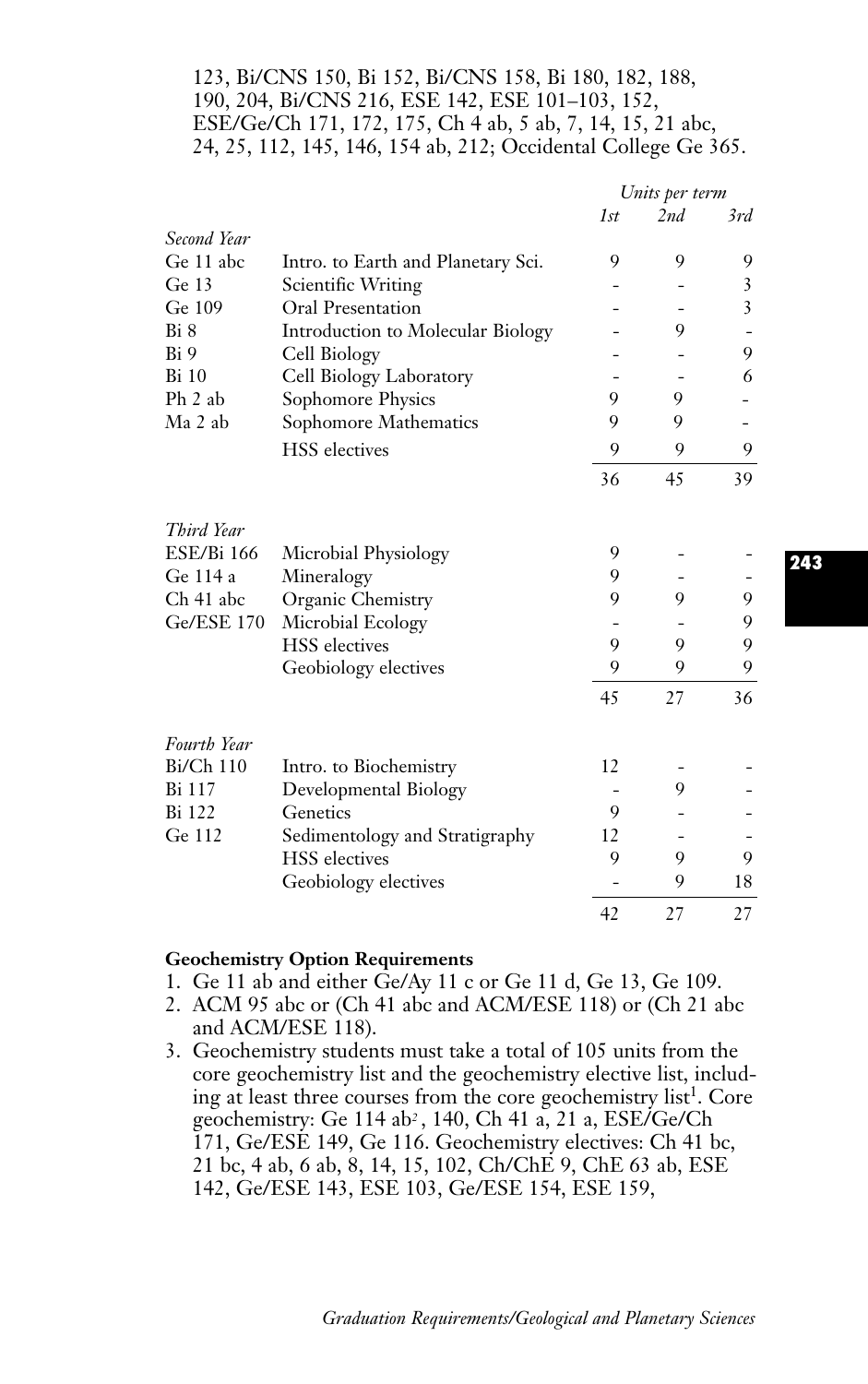123, Bi/CNS 150, Bi 152, Bi/CNS 158, Bi 180, 182, 188, 190, 204, Bi/CNS 216, ESE 142, ESE 101–103, 152, ESE/Ge/Ch 171, 172, 175, Ch 4 ab, 5 ab, 7, 14, 15, 21 abc, 24, 25, 112, 145, 146, 154 ab, 212; Occidental College Ge 365.

| | | Units per term | | |
|---|---|---|---|---|
| | | *1st* | *2nd* | *3rd* |
| *Second Year* | | | | |
| Ge 11 abc | Intro. to Earth and Planetary Sci. | 9 | 9 | 9 |
| Ge 13 | Scientific Writing | - | - | 3 |
| Ge 109 | Oral Presentation | - | - | 3 |
| Bi 8 | Introduction to Molecular Biology | - | 9 | - |
| Bi 9 | Cell Biology | - | - | 9 |
| Bi 10 | Cell Biology Laboratory | - | - | 6 |
| Ph 2 ab | Sophomore Physics | 9 | 9 | - |
| Ma 2 ab | Sophomore Mathematics | 9 | 9 | - |
| | HSS electives | 9 | 9 | 9 |
| | | 36 | 45 | 39 |
| *Third Year* | | | | |
| ESE/Bi 166 | Microbial Physiology | 9 | - | - |
| Ge 114 a | Mineralogy | 9 | - | - |
| Ch 41 abc | Organic Chemistry | 9 | 9 | 9 |
| Ge/ESE 170 | Microbial Ecology | - | - | 9 |
| | HSS electives | 9 | 9 | 9 |
| | Geobiology electives | 9 | 9 | 9 |
| | | 45 | 27 | 36 |
| *Fourth Year* | | | | |
| Bi/Ch 110 | Intro. to Biochemistry | 12 | - | - |
| Bi 117 | Developmental Biology | - | 9 | - |
| Bi 122 | Genetics | 9 | - | - |
| Ge 112 | Sedimentology and Stratigraphy | 12 | - | - |
| | HSS electives | 9 | 9 | 9 |
| | Geobiology electives | - | 9 | 18 |
| | | 42 | 27 | 27 |

**Geochemistry Option Requirements**

1. Ge 11 ab and either Ge/Ay 11 c or Ge 11 d, Ge 13, Ge 109.
2. ACM 95 abc or (Ch 41 abc and ACM/ESE 118) or (Ch 21 abc and ACM/ESE 118).
3. Geochemistry students must take a total of 105 units from the core geochemistry list and the geochemistry elective list, including at least three courses from the core geochemistry list[1]. Core geochemistry: Ge 114 ab[2], 140, Ch 41 a, 21 a, ESE/Ge/Ch 171, Ge/ESE 149, Ge 116. Geochemistry electives: Ch 41 bc, 21 bc, 4 ab, 6 ab, 8, 14, 15, 102, Ch/ChE 9, ChE 63 ab, ESE 142, Ge/ESE 143, ESE 103, Ge/ESE 154, ESE 159,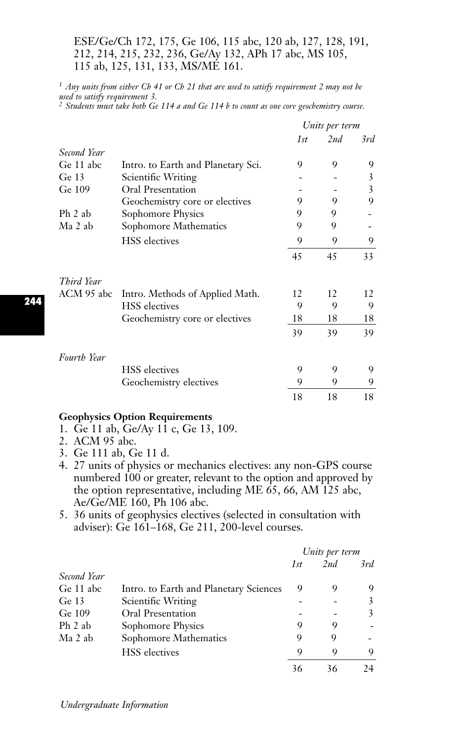ESE/Ge/Ch 172, 175, Ge 106, 115 abc, 120 ab, 127, 128, 191, 212, 214, 215, 232, 236, Ge/Ay 132, APh 17 abc, MS 105, 115 ab, 125, 131, 133, MS/ME 161.

*[1] Any units from either Ch 41 or Ch 21 that are used to satisfy requirement 2 may not be used to satisfy requirement 3.*
*[2] Students must take both Ge 114 a and Ge 114 b to count as one core geochemistry course.*

| | | Units per term | | |
|---|---|---|---|---|
| | | 1st | 2nd | 3rd |
| *Second Year* | | | | |
| Ge 11 abc | Intro. to Earth and Planetary Sci. | 9 | 9 | 9 |
| Ge 13 | Scientific Writing | - | - | 3 |
| Ge 109 | Oral Presentation | - | - | 3 |
| | Geochemistry core or electives | 9 | 9 | 9 |
| Ph 2 ab | Sophomore Physics | 9 | 9 | - |
| Ma 2 ab | Sophomore Mathematics | 9 | 9 | - |
| | HSS electives | 9 | 9 | 9 |
| | | 45 | 45 | 33 |
| *Third Year* | | | | |
| ACM 95 abc | Intro. Methods of Applied Math. | 12 | 12 | 12 |
| | HSS electives | 9 | 9 | 9 |
| | Geochemistry core or electives | 18 | 18 | 18 |
| | | 39 | 39 | 39 |
| *Fourth Year* | | | | |
| | HSS electives | 9 | 9 | 9 |
| | Geochemistry electives | 9 | 9 | 9 |
| | | 18 | 18 | 18 |

**Geophysics Option Requirements**

1. Ge 11 ab, Ge/Ay 11 c, Ge 13, 109.
2. ACM 95 abc.
3. Ge 111 ab, Ge 11 d.
4. 27 units of physics or mechanics electives: any non-GPS course numbered 100 or greater, relevant to the option and approved by the option representative, including ME 65, 66, AM 125 abc, Ae/Ge/ME 160, Ph 106 abc.
5. 36 units of geophysics electives (selected in consultation with adviser): Ge 161–168, Ge 211, 200-level courses.

| | | Units per term | | |
|---|---|---|---|---|
| | | 1st | 2nd | 3rd |
| *Second Year* | | | | |
| Ge 11 abc | Intro. to Earth and Planetary Sciences | 9 | 9 | 9 |
| Ge 13 | Scientific Writing | - | - | 3 |
| Ge 109 | Oral Presentation | - | - | 3 |
| Ph 2 ab | Sophomore Physics | 9 | 9 | - |
| Ma 2 ab | Sophomore Mathematics | 9 | 9 | - |
| | HSS electives | 9 | 9 | 9 |
| | | 36 | 36 | 24 |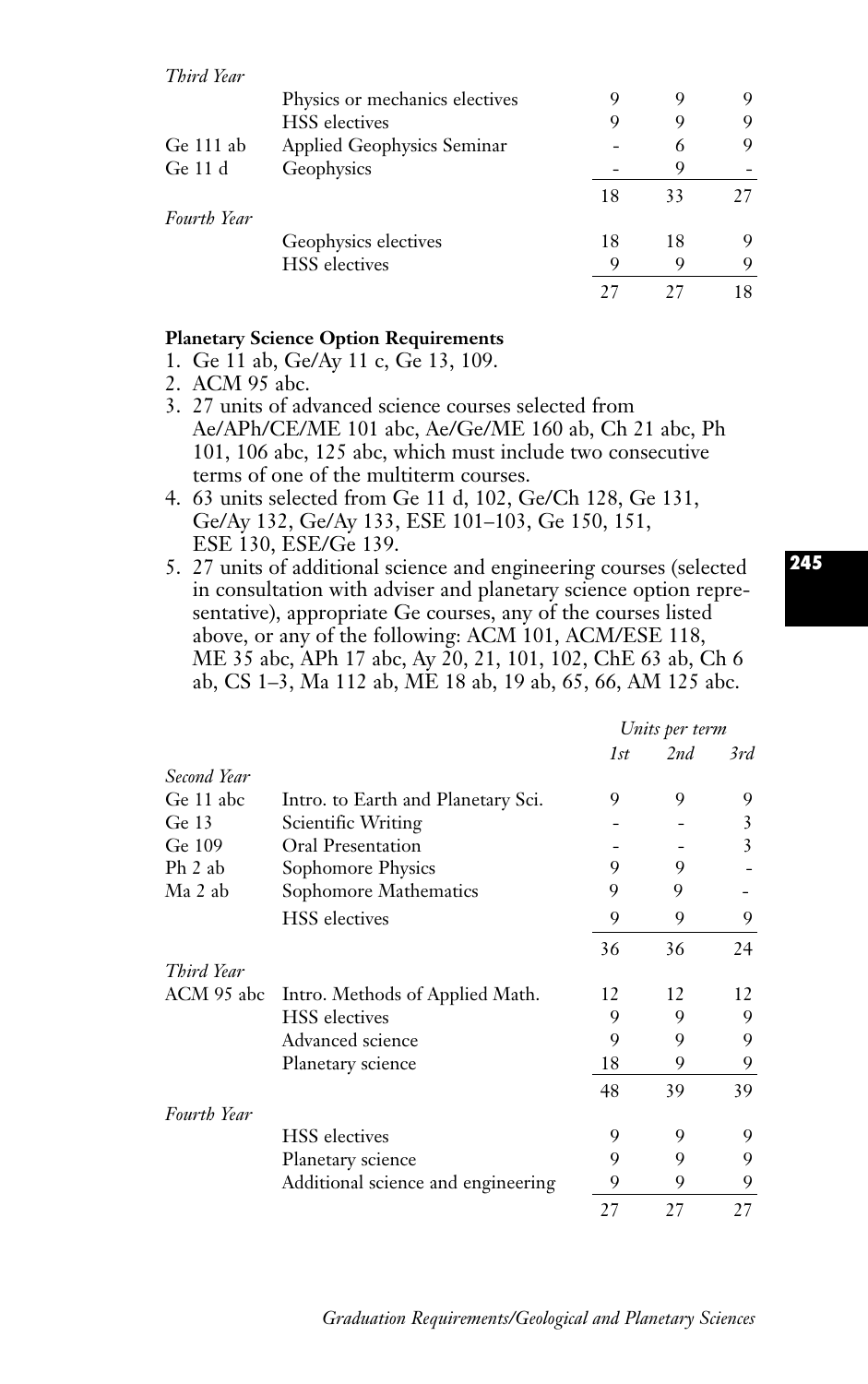| | | | | |
|---|---|---|---|---|
| *Third Year* | | | | |
| | Physics or mechanics electives | 9 | 9 | 9 |
| | HSS electives | 9 | 9 | 9 |
| Ge 111 ab | Applied Geophysics Seminar | - | 6 | 9 |
| Ge 11 d | Geophysics | - | 9 | - |
| | | 18 | 33 | 27 |
| *Fourth Year* | | | | |
| | Geophysics electives | 18 | 18 | 9 |
| | HSS electives | 9 | 9 | 9 |
| | | 27 | 27 | 18 |

**Planetary Science Option Requirements**

1. Ge 11 ab, Ge/Ay 11 c, Ge 13, 109.
2. ACM 95 abc.
3. 27 units of advanced science courses selected from Ae/APh/CE/ME 101 abc, Ae/Ge/ME 160 ab, Ch 21 abc, Ph 101, 106 abc, 125 abc, which must include two consecutive terms of one of the multiterm courses.
4. 63 units selected from Ge 11 d, 102, Ge/Ch 128, Ge 131, Ge/Ay 132, Ge/Ay 133, ESE 101–103, Ge 150, 151, ESE 130, ESE/Ge 139.
5. 27 units of additional science and engineering courses (selected in consultation with adviser and planetary science option representative), appropriate Ge courses, any of the courses listed above, or any of the following: ACM 101, ACM/ESE 118, ME 35 abc, APh 17 abc, Ay 20, 21, 101, 102, ChE 63 ab, Ch 6 ab, CS 1–3, Ma 112 ab, ME 18 ab, 19 ab, 65, 66, AM 125 abc.

| | | *Units per term* | | |
|---|---|---|---|---|
| | | *1st* | *2nd* | *3rd* |
| *Second Year* | | | | |
| Ge 11 abc | Intro. to Earth and Planetary Sci. | 9 | 9 | 9 |
| Ge 13 | Scientific Writing | - | - | 3 |
| Ge 109 | Oral Presentation | - | - | 3 |
| Ph 2 ab | Sophomore Physics | 9 | 9 | - |
| Ma 2 ab | Sophomore Mathematics | 9 | 9 | - |
| | HSS electives | 9 | 9 | 9 |
| | | 36 | 36 | 24 |
| *Third Year* | | | | |
| ACM 95 abc | Intro. Methods of Applied Math. | 12 | 12 | 12 |
| | HSS electives | 9 | 9 | 9 |
| | Advanced science | 9 | 9 | 9 |
| | Planetary science | 18 | 9 | 9 |
| | | 48 | 39 | 39 |
| *Fourth Year* | | | | |
| | HSS electives | 9 | 9 | 9 |
| | Planetary science | 9 | 9 | 9 |
| | Additional science and engineering | 9 | 9 | 9 |
| | | 27 | 27 | 27 |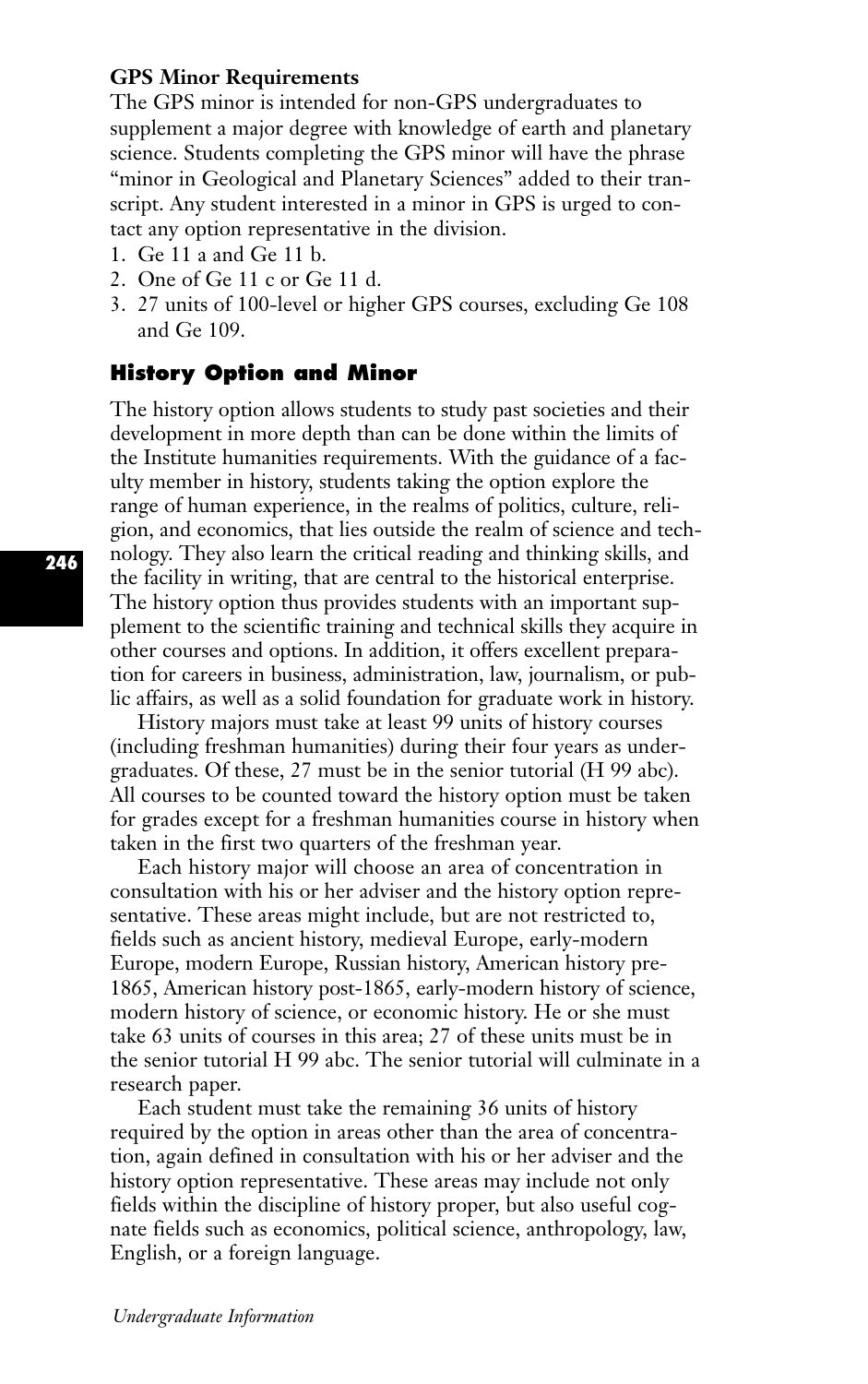**GPS Minor Requirements**

The GPS minor is intended for non-GPS undergraduates to supplement a major degree with knowledge of earth and planetary science. Students completing the GPS minor will have the phrase "minor in Geological and Planetary Sciences" added to their transcript. Any student interested in a minor in GPS is urged to contact any option representative in the division.

1. Ge 11 a and Ge 11 b.
2. One of Ge 11 c or Ge 11 d.
3. 27 units of 100-level or higher GPS courses, excluding Ge 108 and Ge 109.

## History Option and Minor

The history option allows students to study past societies and their development in more depth than can be done within the limits of the Institute humanities requirements. With the guidance of a faculty member in history, students taking the option explore the range of human experience, in the realms of politics, culture, religion, and economics, that lies outside the realm of science and technology. They also learn the critical reading and thinking skills, and the facility in writing, that are central to the historical enterprise. The history option thus provides students with an important supplement to the scientific training and technical skills they acquire in other courses and options. In addition, it offers excellent preparation for careers in business, administration, law, journalism, or public affairs, as well as a solid foundation for graduate work in history.

History majors must take at least 99 units of history courses (including freshman humanities) during their four years as undergraduates. Of these, 27 must be in the senior tutorial (H 99 abc). All courses to be counted toward the history option must be taken for grades except for a freshman humanities course in history when taken in the first two quarters of the freshman year.

Each history major will choose an area of concentration in consultation with his or her adviser and the history option representative. These areas might include, but are not restricted to, fields such as ancient history, medieval Europe, early-modern Europe, modern Europe, Russian history, American history pre-1865, American history post-1865, early-modern history of science, modern history of science, or economic history. He or she must take 63 units of courses in this area; 27 of these units must be in the senior tutorial H 99 abc. The senior tutorial will culminate in a research paper.

Each student must take the remaining 36 units of history required by the option in areas other than the area of concentration, again defined in consultation with his or her adviser and the history option representative. These areas may include not only fields within the discipline of history proper, but also useful cognate fields such as economics, political science, anthropology, law, English, or a foreign language.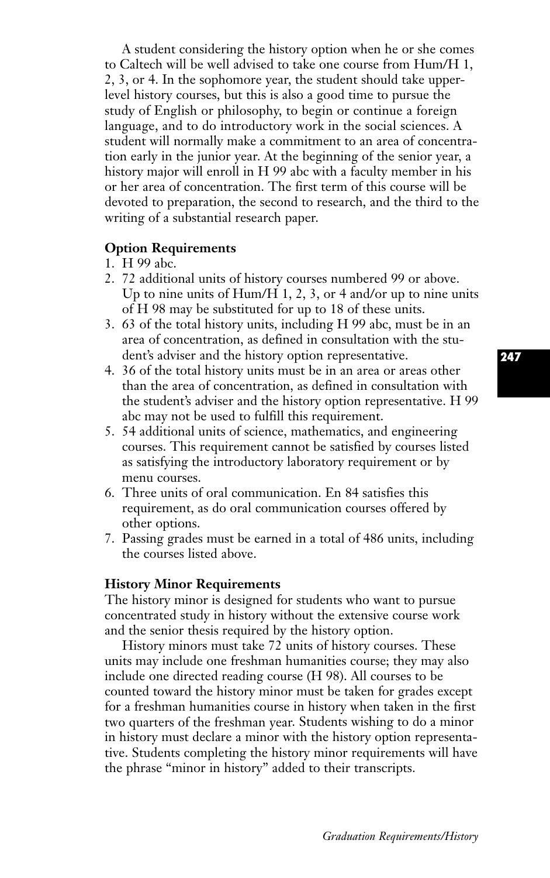A student considering the history option when he or she comes to Caltech will be well advised to take one course from Hum/H 1, 2, 3, or 4. In the sophomore year, the student should take upper-level history courses, but this is also a good time to pursue the study of English or philosophy, to begin or continue a foreign language, and to do introductory work in the social sciences. A student will normally make a commitment to an area of concentration early in the junior year. At the beginning of the senior year, a history major will enroll in H 99 abc with a faculty member in his or her area of concentration. The first term of this course will be devoted to preparation, the second to research, and the third to the writing of a substantial research paper.

**Option Requirements**

1. H 99 abc.
2. 72 additional units of history courses numbered 99 or above. Up to nine units of Hum/H 1, 2, 3, or 4 and/or up to nine units of H 98 may be substituted for up to 18 of these units.
3. 63 of the total history units, including H 99 abc, must be in an area of concentration, as defined in consultation with the student's adviser and the history option representative.
4. 36 of the total history units must be in an area or areas other than the area of concentration, as defined in consultation with the student's adviser and the history option representative. H 99 abc may not be used to fulfill this requirement.
5. 54 additional units of science, mathematics, and engineering courses. This requirement cannot be satisfied by courses listed as satisfying the introductory laboratory requirement or by menu courses.
6. Three units of oral communication. En 84 satisfies this requirement, as do oral communication courses offered by other options.
7. Passing grades must be earned in a total of 486 units, including the courses listed above.

**History Minor Requirements**

The history minor is designed for students who want to pursue concentrated study in history without the extensive course work and the senior thesis required by the history option.

History minors must take 72 units of history courses. These units may include one freshman humanities course; they may also include one directed reading course (H 98). All courses to be counted toward the history minor must be taken for grades except for a freshman humanities course in history when taken in the first two quarters of the freshman year. Students wishing to do a minor in history must declare a minor with the history option representative. Students completing the history minor requirements will have the phrase "minor in history" added to their transcripts.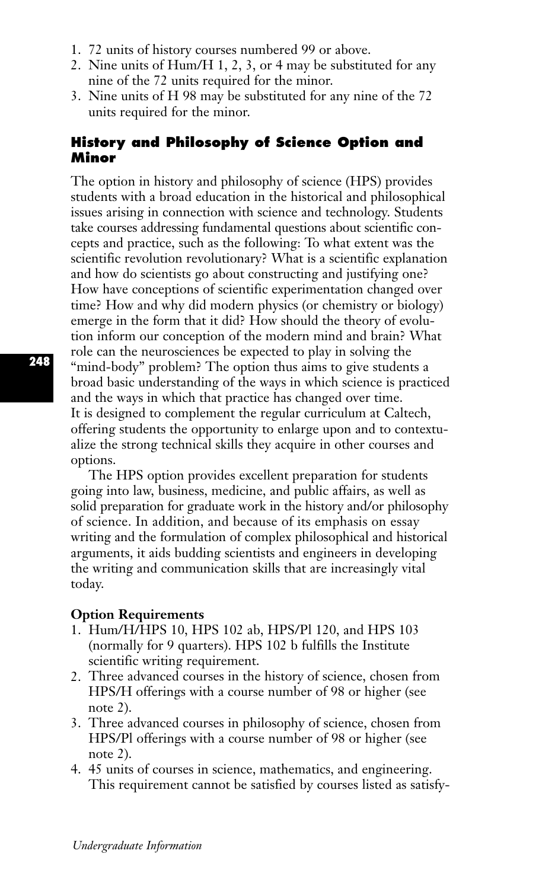1. 72 units of history courses numbered 99 or above.
2. Nine units of Hum/H 1, 2, 3, or 4 may be substituted for any nine of the 72 units required for the minor.
3. Nine units of H 98 may be substituted for any nine of the 72 units required for the minor.

### History and Philosophy of Science Option and Minor

The option in history and philosophy of science (HPS) provides students with a broad education in the historical and philosophical issues arising in connection with science and technology. Students take courses addressing fundamental questions about scientific concepts and practice, such as the following: To what extent was the scientific revolution revolutionary? What is a scientific explanation and how do scientists go about constructing and justifying one? How have conceptions of scientific experimentation changed over time? How and why did modern physics (or chemistry or biology) emerge in the form that it did? How should the theory of evolution inform our conception of the modern mind and brain? What role can the neurosciences be expected to play in solving the "mind-body" problem? The option thus aims to give students a broad basic understanding of the ways in which science is practiced and the ways in which that practice has changed over time. It is designed to complement the regular curriculum at Caltech, offering students the opportunity to enlarge upon and to contextualize the strong technical skills they acquire in other courses and options.

The HPS option provides excellent preparation for students going into law, business, medicine, and public affairs, as well as solid preparation for graduate work in the history and/or philosophy of science. In addition, and because of its emphasis on essay writing and the formulation of complex philosophical and historical arguments, it aids budding scientists and engineers in developing the writing and communication skills that are increasingly vital today.

**Option Requirements**

1. Hum/H/HPS 10, HPS 102 ab, HPS/Pl 120, and HPS 103 (normally for 9 quarters). HPS 102 b fulfills the Institute scientific writing requirement.
2. Three advanced courses in the history of science, chosen from HPS/H offerings with a course number of 98 or higher (see note 2).
3. Three advanced courses in philosophy of science, chosen from HPS/Pl offerings with a course number of 98 or higher (see note 2).
4. 45 units of courses in science, mathematics, and engineering. This requirement cannot be satisfied by courses listed as satisfy-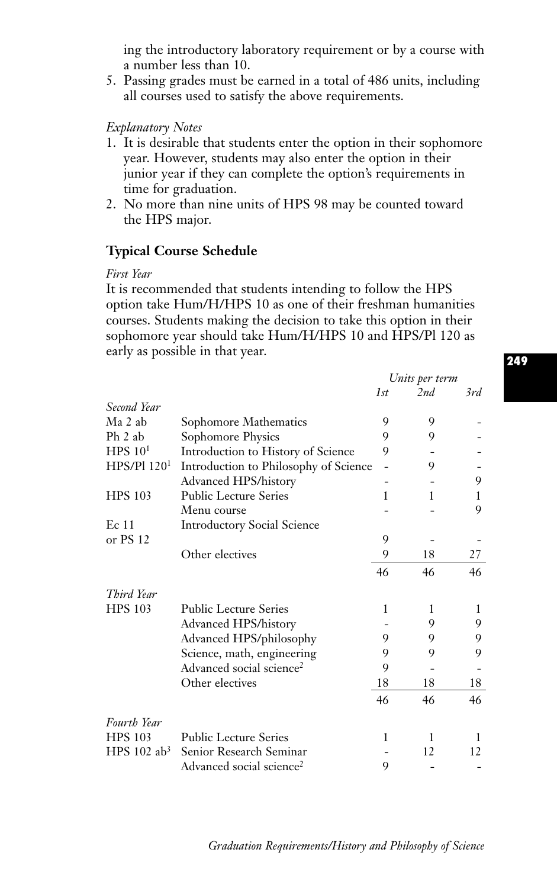ing the introductory laboratory requirement or by a course with a number less than 10.

5. Passing grades must be earned in a total of 486 units, including all courses used to satisfy the above requirements.

*Explanatory Notes*

1. It is desirable that students enter the option in their sophomore year. However, students may also enter the option in their junior year if they can complete the option's requirements in time for graduation.
2. No more than nine units of HPS 98 may be counted toward the HPS major.

**Typical Course Schedule**

*First Year*

It is recommended that students intending to follow the HPS option take Hum/H/HPS 10 as one of their freshman humanities courses. Students making the decision to take this option in their sophomore year should take Hum/H/HPS 10 and HPS/Pl 120 as early as possible in that year.

| | | *Units per term* | | |
|---|---|---|---|---|
| | | *1st* | *2nd* | *3rd* |
| *Second Year* | | | | |
| Ma 2 ab | Sophomore Mathematics | 9 | 9 | - |
| Ph 2 ab | Sophomore Physics | 9 | 9 | - |
| HPS 10[1] | Introduction to History of Science | 9 | - | - |
| HPS/Pl 120[1] | Introduction to Philosophy of Science | - | 9 | - |
| | Advanced HPS/history | - | - | 9 |
| HPS 103 | Public Lecture Series | 1 | 1 | 1 |
| | Menu course | - | - | 9 |
| Ec 11 or PS 12 | Introductory Social Science | 9 | - | - |
| | Other electives | 9 | 18 | 27 |
| | | 46 | 46 | 46 |
| *Third Year* | | | | |
| HPS 103 | Public Lecture Series | 1 | 1 | 1 |
| | Advanced HPS/history | - | 9 | 9 |
| | Advanced HPS/philosophy | 9 | 9 | 9 |
| | Science, math, engineering | 9 | 9 | 9 |
| | Advanced social science[2] | 9 | - | - |
| | Other electives | 18 | 18 | 18 |
| | | 46 | 46 | 46 |
| *Fourth Year* | | | | |
| HPS 103 | Public Lecture Series | 1 | 1 | 1 |
| HPS 102 ab[3] | Senior Research Seminar | - | 12 | 12 |
| | Advanced social science[2] | 9 | - | - |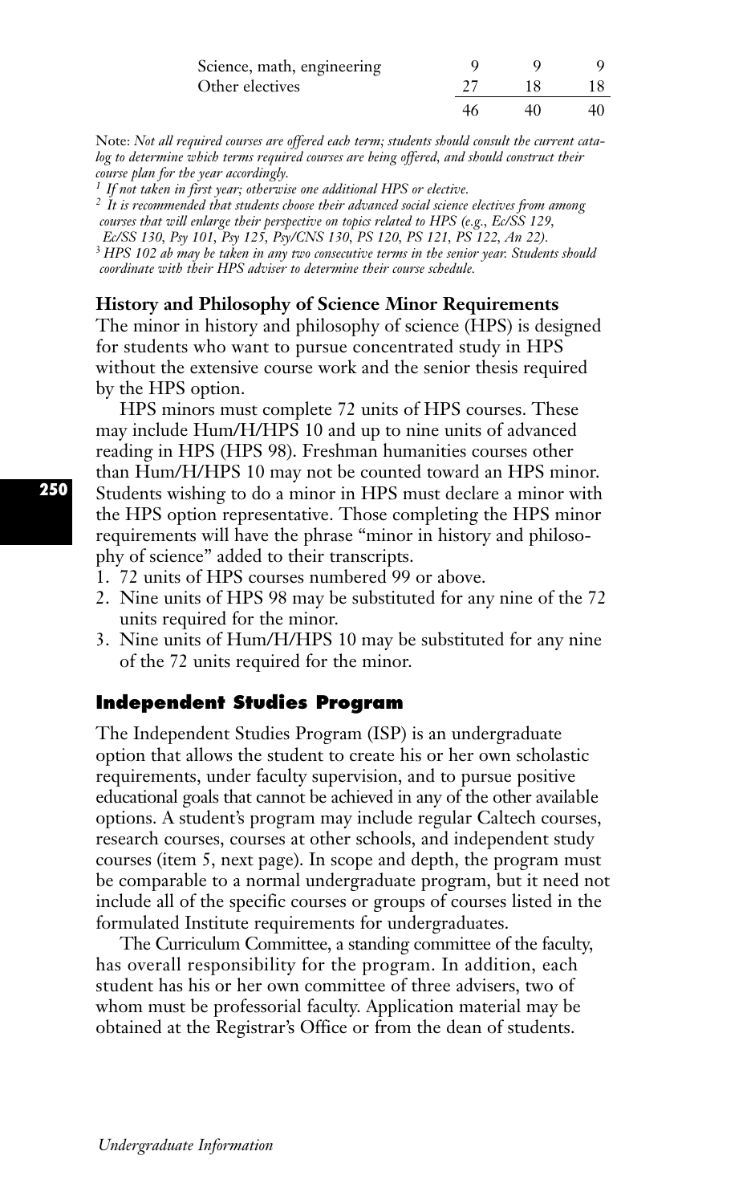| | | | |
|---|---|---|---|
| Science, math, engineering | 9 | 9 | 9 |
| Other electives | 27 | 18 | 18 |
| | 46 | 40 | 40 |

Note: *Not all required courses are offered each term; students should consult the current catalog to determine which terms required courses are being offered, and should construct their course plan for the year accordingly.*

[1] *If not taken in first year; otherwise one additional HPS or elective.*

[2] *It is recommended that students choose their advanced social science electives from among courses that will enlarge their perspective on topics related to HPS (e.g., Ec/SS 129, Ec/SS 130, Psy 101, Psy 125, Psy/CNS 130, PS 120, PS 121, PS 122, An 22).*

[3] *HPS 102 ab may be taken in any two consecutive terms in the senior year. Students should coordinate with their HPS adviser to determine their course schedule.*

**History and Philosophy of Science Minor Requirements**

The minor in history and philosophy of science (HPS) is designed for students who want to pursue concentrated study in HPS without the extensive course work and the senior thesis required by the HPS option.

HPS minors must complete 72 units of HPS courses. These may include Hum/H/HPS 10 and up to nine units of advanced reading in HPS (HPS 98). Freshman humanities courses other than Hum/H/HPS 10 may not be counted toward an HPS minor. Students wishing to do a minor in HPS must declare a minor with the HPS option representative. Those completing the HPS minor requirements will have the phrase "minor in history and philosophy of science" added to their transcripts.

1. 72 units of HPS courses numbered 99 or above.
2. Nine units of HPS 98 may be substituted for any nine of the 72 units required for the minor.
3. Nine units of Hum/H/HPS 10 may be substituted for any nine of the 72 units required for the minor.

## Independent Studies Program

The Independent Studies Program (ISP) is an undergraduate option that allows the student to create his or her own scholastic requirements, under faculty supervision, and to pursue positive educational goals that cannot be achieved in any of the other available options. A student's program may include regular Caltech courses, research courses, courses at other schools, and independent study courses (item 5, next page). In scope and depth, the program must be comparable to a normal undergraduate program, but it need not include all of the specific courses or groups of courses listed in the formulated Institute requirements for undergraduates.

The Curriculum Committee, a standing committee of the faculty, has overall responsibility for the program. In addition, each student has his or her own committee of three advisers, two of whom must be professorial faculty. Application material may be obtained at the Registrar's Office or from the dean of students.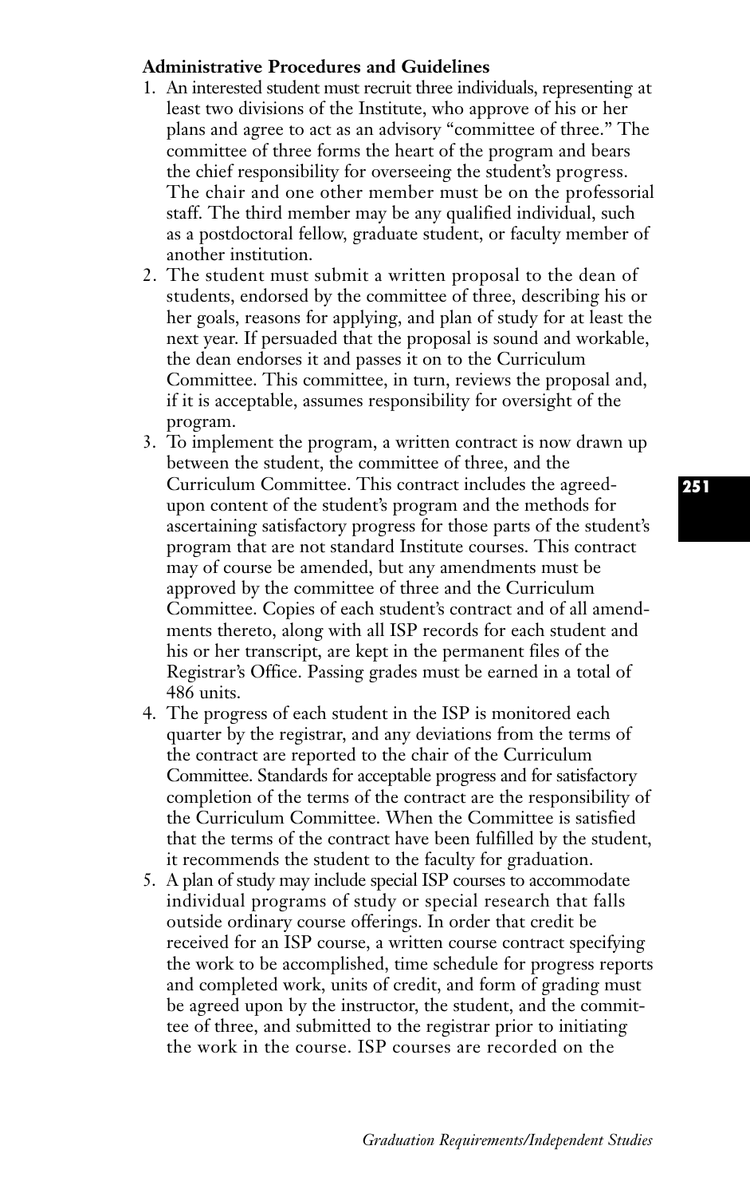**Administrative Procedures and Guidelines**

1. An interested student must recruit three individuals, representing at least two divisions of the Institute, who approve of his or her plans and agree to act as an advisory "committee of three." The committee of three forms the heart of the program and bears the chief responsibility for overseeing the student's progress. The chair and one other member must be on the professorial staff. The third member may be any qualified individual, such as a postdoctoral fellow, graduate student, or faculty member of another institution.
2. The student must submit a written proposal to the dean of students, endorsed by the committee of three, describing his or her goals, reasons for applying, and plan of study for at least the next year. If persuaded that the proposal is sound and workable, the dean endorses it and passes it on to the Curriculum Committee. This committee, in turn, reviews the proposal and, if it is acceptable, assumes responsibility for oversight of the program.
3. To implement the program, a written contract is now drawn up between the student, the committee of three, and the Curriculum Committee. This contract includes the agreed-upon content of the student's program and the methods for ascertaining satisfactory progress for those parts of the student's program that are not standard Institute courses. This contract may of course be amended, but any amendments must be approved by the committee of three and the Curriculum Committee. Copies of each student's contract and of all amendments thereto, along with all ISP records for each student and his or her transcript, are kept in the permanent files of the Registrar's Office. Passing grades must be earned in a total of 486 units.
4. The progress of each student in the ISP is monitored each quarter by the registrar, and any deviations from the terms of the contract are reported to the chair of the Curriculum Committee. Standards for acceptable progress and for satisfactory completion of the terms of the contract are the responsibility of the Curriculum Committee. When the Committee is satisfied that the terms of the contract have been fulfilled by the student, it recommends the student to the faculty for graduation.
5. A plan of study may include special ISP courses to accommodate individual programs of study or special research that falls outside ordinary course offerings. In order that credit be received for an ISP course, a written course contract specifying the work to be accomplished, time schedule for progress reports and completed work, units of credit, and form of grading must be agreed upon by the instructor, the student, and the committee of three, and submitted to the registrar prior to initiating the work in the course. ISP courses are recorded on the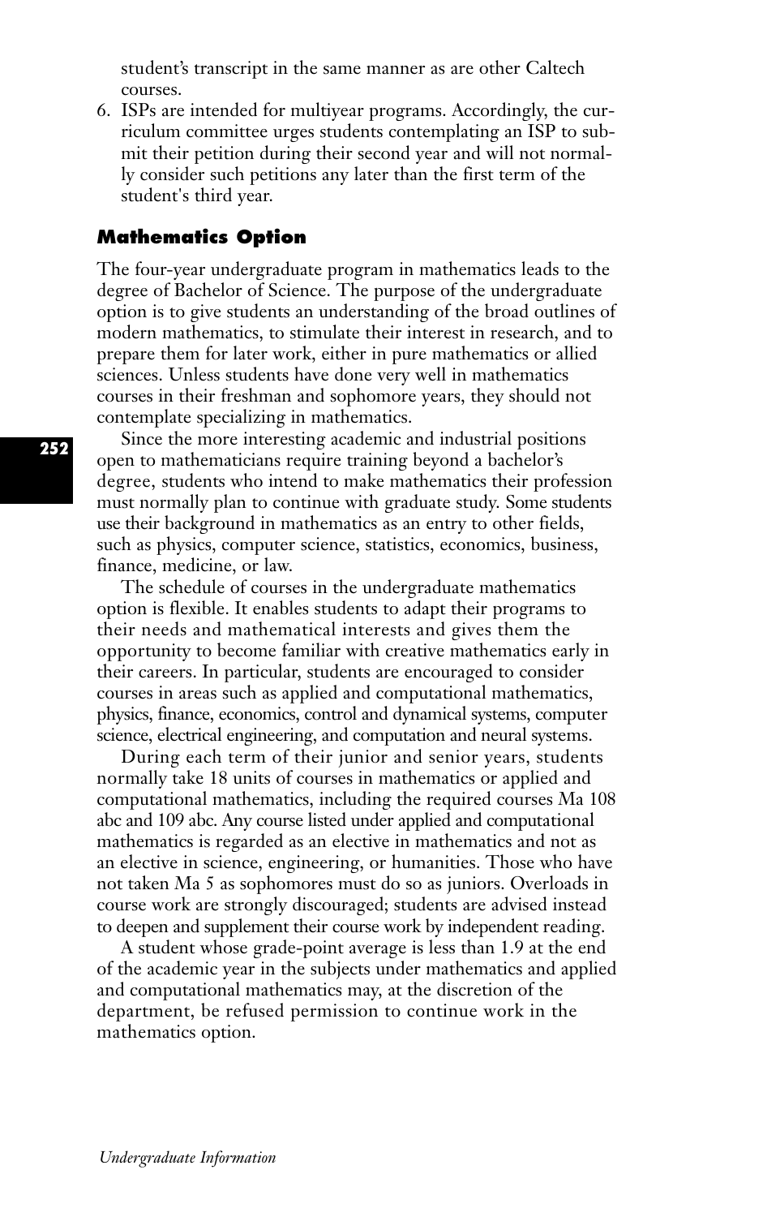student's transcript in the same manner as are other Caltech courses.

6. ISPs are intended for multiyear programs. Accordingly, the curriculum committee urges students contemplating an ISP to submit their petition during their second year and will not normally consider such petitions any later than the first term of the student's third year.

## Mathematics Option

The four-year undergraduate program in mathematics leads to the degree of Bachelor of Science. The purpose of the undergraduate option is to give students an understanding of the broad outlines of modern mathematics, to stimulate their interest in research, and to prepare them for later work, either in pure mathematics or allied sciences. Unless students have done very well in mathematics courses in their freshman and sophomore years, they should not contemplate specializing in mathematics.

Since the more interesting academic and industrial positions open to mathematicians require training beyond a bachelor's degree, students who intend to make mathematics their profession must normally plan to continue with graduate study. Some students use their background in mathematics as an entry to other fields, such as physics, computer science, statistics, economics, business, finance, medicine, or law.

The schedule of courses in the undergraduate mathematics option is flexible. It enables students to adapt their programs to their needs and mathematical interests and gives them the opportunity to become familiar with creative mathematics early in their careers. In particular, students are encouraged to consider courses in areas such as applied and computational mathematics, physics, finance, economics, control and dynamical systems, computer science, electrical engineering, and computation and neural systems.

During each term of their junior and senior years, students normally take 18 units of courses in mathematics or applied and computational mathematics, including the required courses Ma 108 abc and 109 abc. Any course listed under applied and computational mathematics is regarded as an elective in mathematics and not as an elective in science, engineering, or humanities. Those who have not taken Ma 5 as sophomores must do so as juniors. Overloads in course work are strongly discouraged; students are advised instead to deepen and supplement their course work by independent reading.

A student whose grade-point average is less than 1.9 at the end of the academic year in the subjects under mathematics and applied and computational mathematics may, at the discretion of the department, be refused permission to continue work in the mathematics option.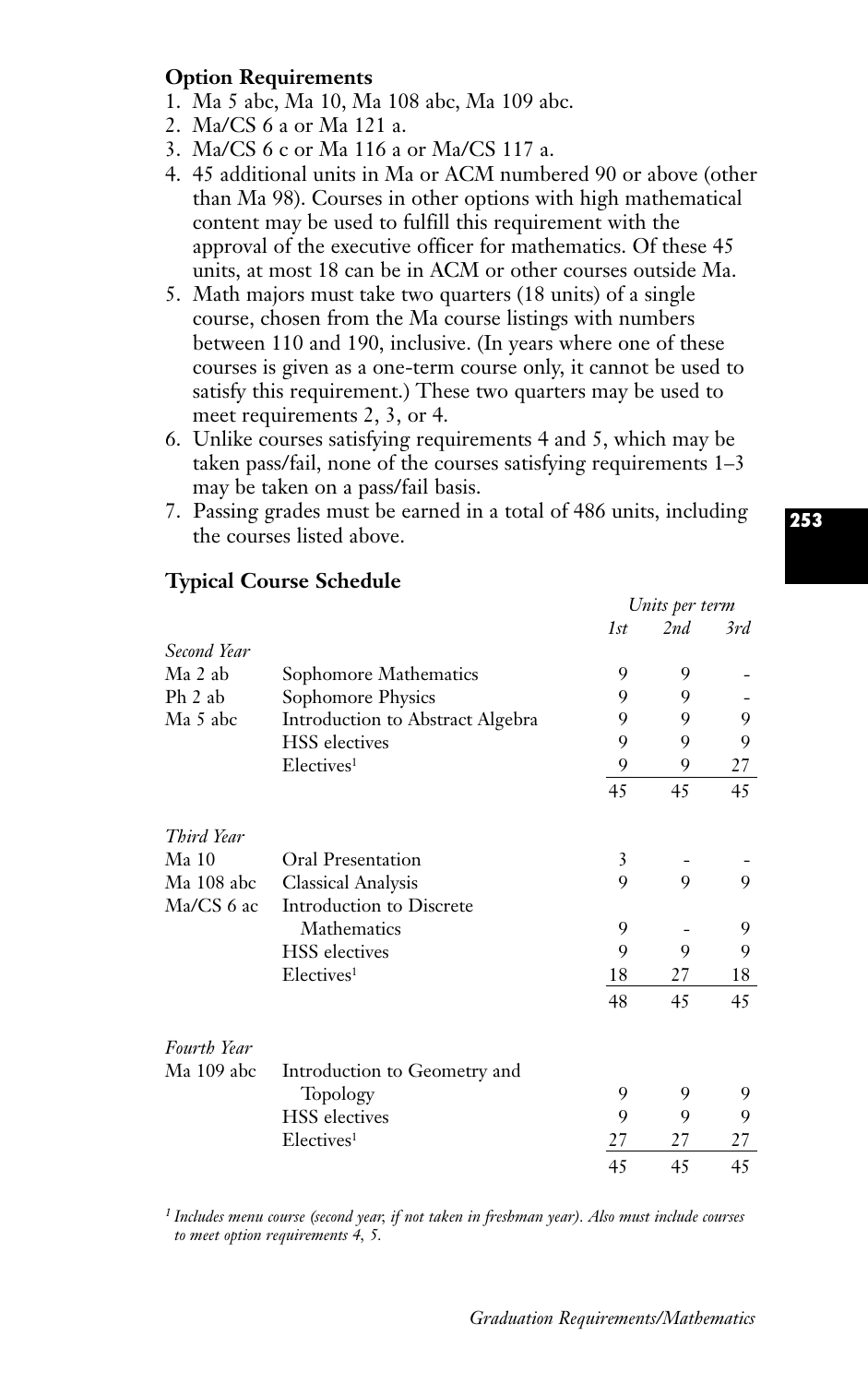### Option Requirements

1. Ma 5 abc, Ma 10, Ma 108 abc, Ma 109 abc.
2. Ma/CS 6 a or Ma 121 a.
3. Ma/CS 6 c or Ma 116 a or Ma/CS 117 a.
4. 45 additional units in Ma or ACM numbered 90 or above (other than Ma 98). Courses in other options with high mathematical content may be used to fulfill this requirement with the approval of the executive officer for mathematics. Of these 45 units, at most 18 can be in ACM or other courses outside Ma.
5. Math majors must take two quarters (18 units) of a single course, chosen from the Ma course listings with numbers between 110 and 190, inclusive. (In years where one of these courses is given as a one-term course only, it cannot be used to satisfy this requirement.) These two quarters may be used to meet requirements 2, 3, or 4.
6. Unlike courses satisfying requirements 4 and 5, which may be taken pass/fail, none of the courses satisfying requirements 1–3 may be taken on a pass/fail basis.
7. Passing grades must be earned in a total of 486 units, including the courses listed above.

### Typical Course Schedule

| | | *Units per term* | | |
|---|---|---|---|---|
| | | *1st* | *2nd* | *3rd* |
| *Second Year* | | | | |
| Ma 2 ab | Sophomore Mathematics | 9 | 9 | - |
| Ph 2 ab | Sophomore Physics | 9 | 9 | - |
| Ma 5 abc | Introduction to Abstract Algebra | 9 | 9 | 9 |
| | HSS electives | 9 | 9 | 9 |
| | Electives[1] | 9 | 9 | 27 |
| | | 45 | 45 | 45 |
| *Third Year* | | | | |
| Ma 10 | Oral Presentation | 3 | - | - |
| Ma 108 abc | Classical Analysis | 9 | 9 | 9 |
| Ma/CS 6 ac | Introduction to Discrete Mathematics | 9 | - | 9 |
| | HSS electives | 9 | 9 | 9 |
| | Electives[1] | 18 | 27 | 18 |
| | | 48 | 45 | 45 |
| *Fourth Year* | | | | |
| Ma 109 abc | Introduction to Geometry and Topology | 9 | 9 | 9 |
| | HSS electives | 9 | 9 | 9 |
| | Electives[1] | 27 | 27 | 27 |
| | | 45 | 45 | 45 |

*[1] Includes menu course (second year, if not taken in freshman year). Also must include courses to meet option requirements 4, 5.*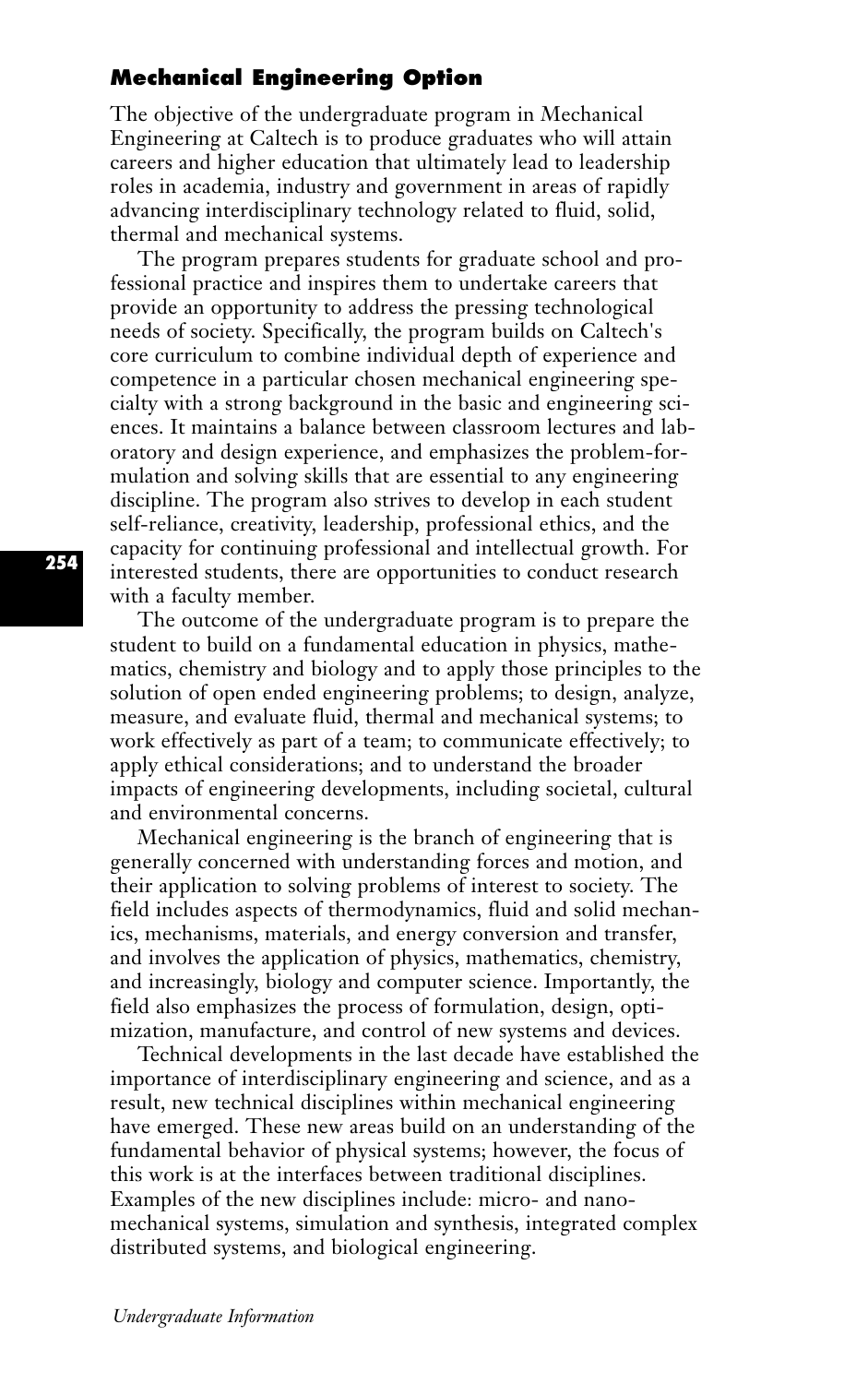## Mechanical Engineering Option

The objective of the undergraduate program in Mechanical Engineering at Caltech is to produce graduates who will attain careers and higher education that ultimately lead to leadership roles in academia, industry and government in areas of rapidly advancing interdisciplinary technology related to fluid, solid, thermal and mechanical systems.

The program prepares students for graduate school and professional practice and inspires them to undertake careers that provide an opportunity to address the pressing technological needs of society. Specifically, the program builds on Caltech's core curriculum to combine individual depth of experience and competence in a particular chosen mechanical engineering specialty with a strong background in the basic and engineering sciences. It maintains a balance between classroom lectures and laboratory and design experience, and emphasizes the problem-formulation and solving skills that are essential to any engineering discipline. The program also strives to develop in each student self-reliance, creativity, leadership, professional ethics, and the capacity for continuing professional and intellectual growth. For interested students, there are opportunities to conduct research with a faculty member.

The outcome of the undergraduate program is to prepare the student to build on a fundamental education in physics, mathematics, chemistry and biology and to apply those principles to the solution of open ended engineering problems; to design, analyze, measure, and evaluate fluid, thermal and mechanical systems; to work effectively as part of a team; to communicate effectively; to apply ethical considerations; and to understand the broader impacts of engineering developments, including societal, cultural and environmental concerns.

Mechanical engineering is the branch of engineering that is generally concerned with understanding forces and motion, and their application to solving problems of interest to society. The field includes aspects of thermodynamics, fluid and solid mechanics, mechanisms, materials, and energy conversion and transfer, and involves the application of physics, mathematics, chemistry, and increasingly, biology and computer science. Importantly, the field also emphasizes the process of formulation, design, optimization, manufacture, and control of new systems and devices.

Technical developments in the last decade have established the importance of interdisciplinary engineering and science, and as a result, new technical disciplines within mechanical engineering have emerged. These new areas build on an understanding of the fundamental behavior of physical systems; however, the focus of this work is at the interfaces between traditional disciplines. Examples of the new disciplines include: micro- and nano-mechanical systems, simulation and synthesis, integrated complex distributed systems, and biological engineering.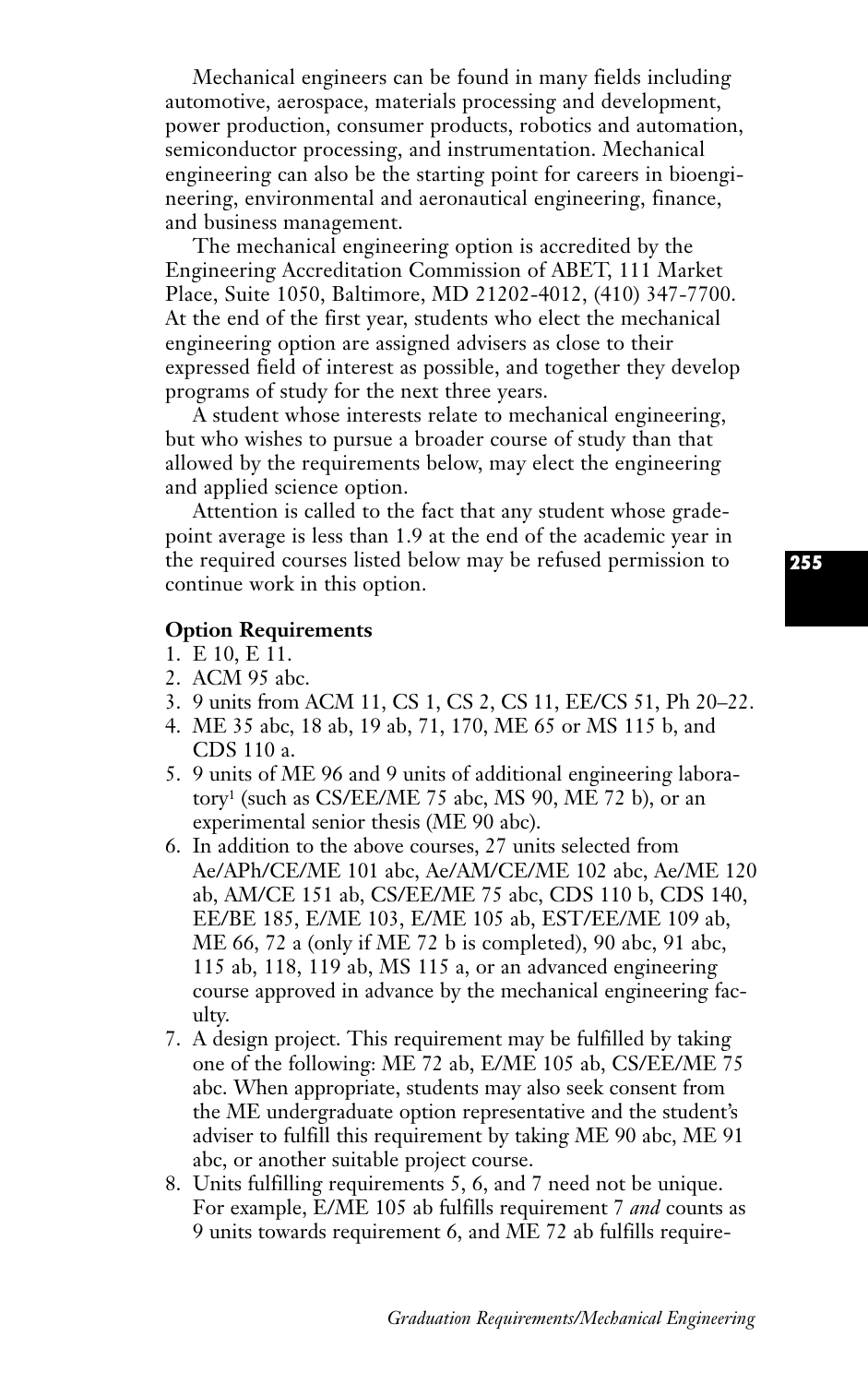Mechanical engineers can be found in many fields including automotive, aerospace, materials processing and development, power production, consumer products, robotics and automation, semiconductor processing, and instrumentation. Mechanical engineering can also be the starting point for careers in bioengineering, environmental and aeronautical engineering, finance, and business management.

The mechanical engineering option is accredited by the Engineering Accreditation Commission of ABET, 111 Market Place, Suite 1050, Baltimore, MD 21202-4012, (410) 347-7700. At the end of the first year, students who elect the mechanical engineering option are assigned advisers as close to their expressed field of interest as possible, and together they develop programs of study for the next three years.

A student whose interests relate to mechanical engineering, but who wishes to pursue a broader course of study than that allowed by the requirements below, may elect the engineering and applied science option.

Attention is called to the fact that any student whose grade-point average is less than 1.9 at the end of the academic year in the required courses listed below may be refused permission to continue work in this option.

**Option Requirements**

1. E 10, E 11.
2. ACM 95 abc.
3. 9 units from ACM 11, CS 1, CS 2, CS 11, EE/CS 51, Ph 20–22.
4. ME 35 abc, 18 ab, 19 ab, 71, 170, ME 65 or MS 115 b, and CDS 110 a.
5. 9 units of ME 96 and 9 units of additional engineering laboratory[1] (such as CS/EE/ME 75 abc, MS 90, ME 72 b), or an experimental senior thesis (ME 90 abc).
6. In addition to the above courses, 27 units selected from Ae/APh/CE/ME 101 abc, Ae/AM/CE/ME 102 abc, Ae/ME 120 ab, AM/CE 151 ab, CS/EE/ME 75 abc, CDS 110 b, CDS 140, EE/BE 185, E/ME 103, E/ME 105 ab, EST/EE/ME 109 ab, ME 66, 72 a (only if ME 72 b is completed), 90 abc, 91 abc, 115 ab, 118, 119 ab, MS 115 a, or an advanced engineering course approved in advance by the mechanical engineering faculty.
7. A design project. This requirement may be fulfilled by taking one of the following: ME 72 ab, E/ME 105 ab, CS/EE/ME 75 abc. When appropriate, students may also seek consent from the ME undergraduate option representative and the student's adviser to fulfill this requirement by taking ME 90 abc, ME 91 abc, or another suitable project course.
8. Units fulfilling requirements 5, 6, and 7 need not be unique. For example, E/ME 105 ab fulfills requirement 7 *and* counts as 9 units towards requirement 6, and ME 72 ab fulfills require-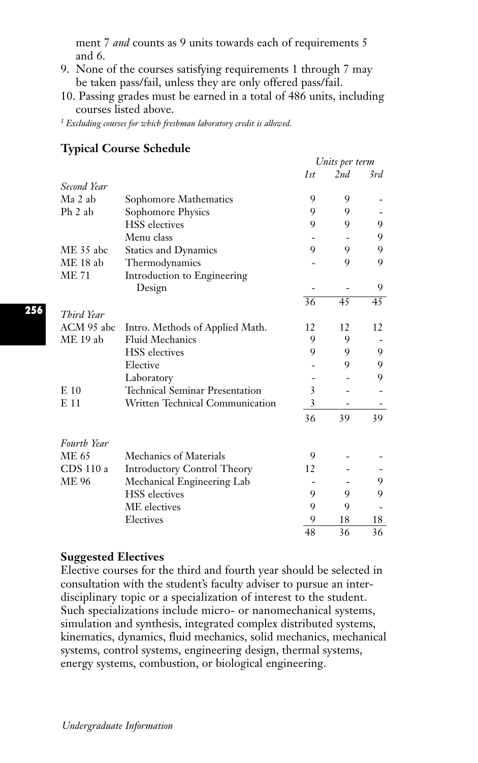ment 7 *and* counts as 9 units towards each of requirements 5 and 6.

9. None of the courses satisfying requirements 1 through 7 may be taken pass/fail, unless they are only offered pass/fail.
10. Passing grades must be earned in a total of 486 units, including courses listed above.

[1] *Excluding courses for which freshman laboratory credit is allowed.*

## Typical Course Schedule

| | | Units per term | | |
|---|---|---|---|---|
| | | 1st | 2nd | 3rd |
| *Second Year* | | | | |
| Ma 2 ab | Sophomore Mathematics | 9 | 9 | - |
| Ph 2 ab | Sophomore Physics | 9 | 9 | - |
| | HSS electives | 9 | 9 | 9 |
| | Menu class | - | - | 9 |
| ME 35 abc | Statics and Dynamics | 9 | 9 | 9 |
| ME 18 ab | Thermodynamics | - | 9 | 9 |
| ME 71 | Introduction to Engineering Design | - | - | 9 |
| | | 36 | 45 | 45 |
| *Third Year* | | | | |
| ACM 95 abc | Intro. Methods of Applied Math. | 12 | 12 | 12 |
| ME 19 ab | Fluid Mechanics | 9 | 9 | - |
| | HSS electives | 9 | 9 | 9 |
| | Elective | - | 9 | 9 |
| | Laboratory | - | - | 9 |
| E 10 | Technical Seminar Presentation | 3 | - | - |
| E 11 | Written Technical Communication | 3 | - | - |
| | | 36 | 39 | 39 |
| *Fourth Year* | | | | |
| ME 65 | Mechanics of Materials | 9 | - | - |
| CDS 110 a | Introductory Control Theory | 12 | - | - |
| ME 96 | Mechanical Engineering Lab | - | - | 9 |
| | HSS electives | 9 | 9 | 9 |
| | ME electives | 9 | 9 | - |
| | Electives | 9 | 18 | 18 |
| | | 48 | 36 | 36 |

## Suggested Electives

Elective courses for the third and fourth year should be selected in consultation with the student's faculty adviser to pursue an interdisciplinary topic or a specialization of interest to the student. Such specializations include micro- or nanomechanical systems, simulation and synthesis, integrated complex distributed systems, kinematics, dynamics, fluid mechanics, solid mechanics, mechanical systems, control systems, engineering design, thermal systems, energy systems, combustion, or biological engineering.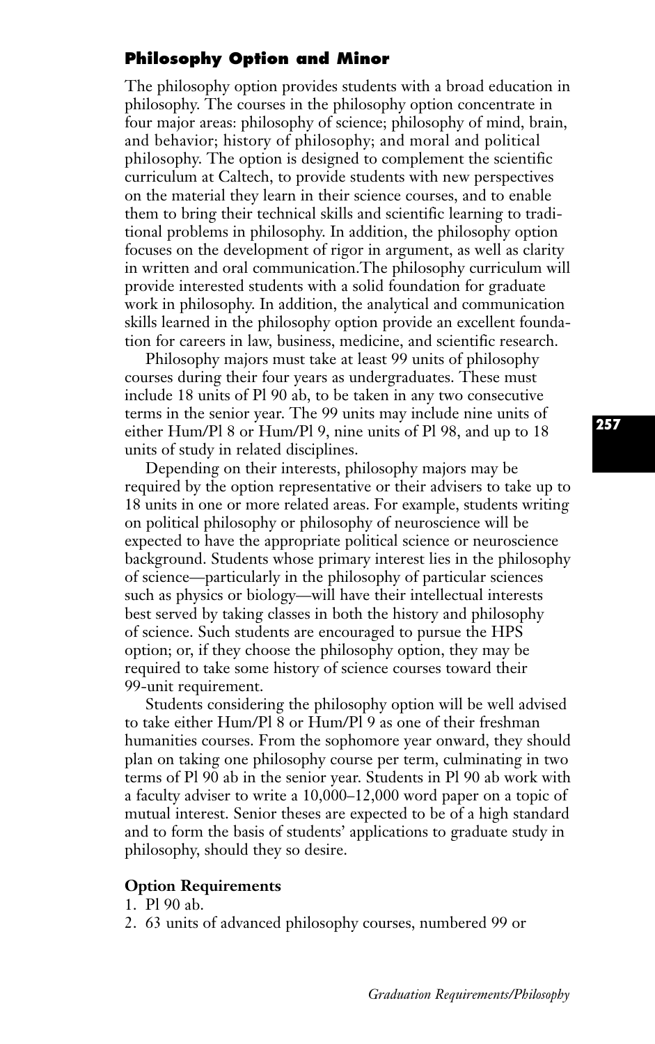## Philosophy Option and Minor

The philosophy option provides students with a broad education in philosophy. The courses in the philosophy option concentrate in four major areas: philosophy of science; philosophy of mind, brain, and behavior; history of philosophy; and moral and political philosophy. The option is designed to complement the scientific curriculum at Caltech, to provide students with new perspectives on the material they learn in their science courses, and to enable them to bring their technical skills and scientific learning to traditional problems in philosophy. In addition, the philosophy option focuses on the development of rigor in argument, as well as clarity in written and oral communication.The philosophy curriculum will provide interested students with a solid foundation for graduate work in philosophy. In addition, the analytical and communication skills learned in the philosophy option provide an excellent foundation for careers in law, business, medicine, and scientific research.

Philosophy majors must take at least 99 units of philosophy courses during their four years as undergraduates. These must include 18 units of Pl 90 ab, to be taken in any two consecutive terms in the senior year. The 99 units may include nine units of either Hum/Pl 8 or Hum/Pl 9, nine units of Pl 98, and up to 18 units of study in related disciplines.

Depending on their interests, philosophy majors may be required by the option representative or their advisers to take up to 18 units in one or more related areas. For example, students writing on political philosophy or philosophy of neuroscience will be expected to have the appropriate political science or neuroscience background. Students whose primary interest lies in the philosophy of science—particularly in the philosophy of particular sciences such as physics or biology—will have their intellectual interests best served by taking classes in both the history and philosophy of science. Such students are encouraged to pursue the HPS option; or, if they choose the philosophy option, they may be required to take some history of science courses toward their 99-unit requirement.

Students considering the philosophy option will be well advised to take either Hum/Pl 8 or Hum/Pl 9 as one of their freshman humanities courses. From the sophomore year onward, they should plan on taking one philosophy course per term, culminating in two terms of Pl 90 ab in the senior year. Students in Pl 90 ab work with a faculty adviser to write a 10,000–12,000 word paper on a topic of mutual interest. Senior theses are expected to be of a high standard and to form the basis of students' applications to graduate study in philosophy, should they so desire.

### Option Requirements

1. Pl 90 ab.
2. 63 units of advanced philosophy courses, numbered 99 or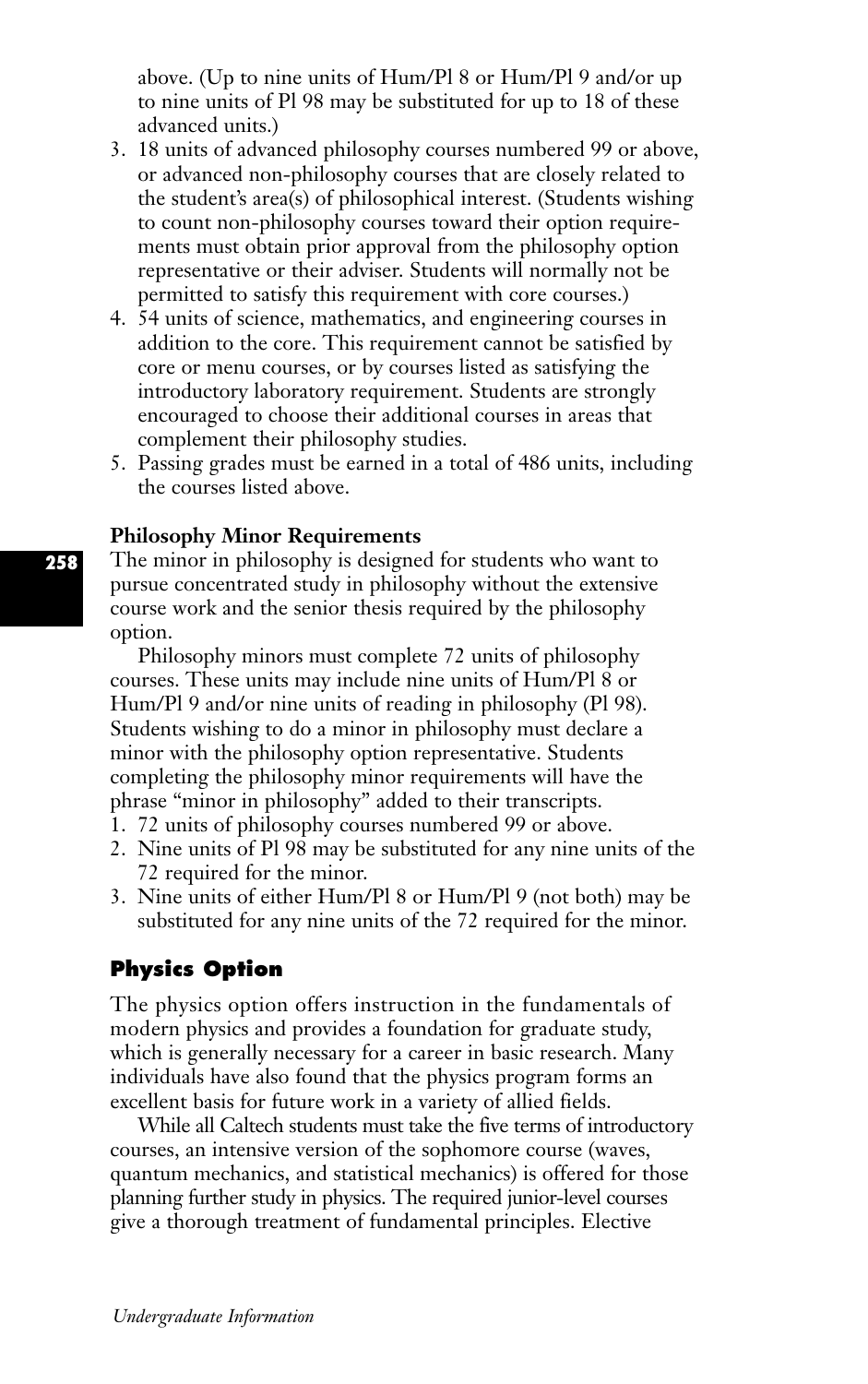above. (Up to nine units of Hum/Pl 8 or Hum/Pl 9 and/or up to nine units of Pl 98 may be substituted for up to 18 of these advanced units.)

3. 18 units of advanced philosophy courses numbered 99 or above, or advanced non-philosophy courses that are closely related to the student's area(s) of philosophical interest. (Students wishing to count non-philosophy courses toward their option requirements must obtain prior approval from the philosophy option representative or their adviser. Students will normally not be permitted to satisfy this requirement with core courses.)
4. 54 units of science, mathematics, and engineering courses in addition to the core. This requirement cannot be satisfied by core or menu courses, or by courses listed as satisfying the introductory laboratory requirement. Students are strongly encouraged to choose their additional courses in areas that complement their philosophy studies.
5. Passing grades must be earned in a total of 486 units, including the courses listed above.

### Philosophy Minor Requirements

The minor in philosophy is designed for students who want to pursue concentrated study in philosophy without the extensive course work and the senior thesis required by the philosophy option.

Philosophy minors must complete 72 units of philosophy courses. These units may include nine units of Hum/Pl 8 or Hum/Pl 9 and/or nine units of reading in philosophy (Pl 98). Students wishing to do a minor in philosophy must declare a minor with the philosophy option representative. Students completing the philosophy minor requirements will have the phrase "minor in philosophy" added to their transcripts.

1. 72 units of philosophy courses numbered 99 or above.
2. Nine units of Pl 98 may be substituted for any nine units of the 72 required for the minor.
3. Nine units of either Hum/Pl 8 or Hum/Pl 9 (not both) may be substituted for any nine units of the 72 required for the minor.

## Physics Option

The physics option offers instruction in the fundamentals of modern physics and provides a foundation for graduate study, which is generally necessary for a career in basic research. Many individuals have also found that the physics program forms an excellent basis for future work in a variety of allied fields.

While all Caltech students must take the five terms of introductory courses, an intensive version of the sophomore course (waves, quantum mechanics, and statistical mechanics) is offered for those planning further study in physics. The required junior-level courses give a thorough treatment of fundamental principles. Elective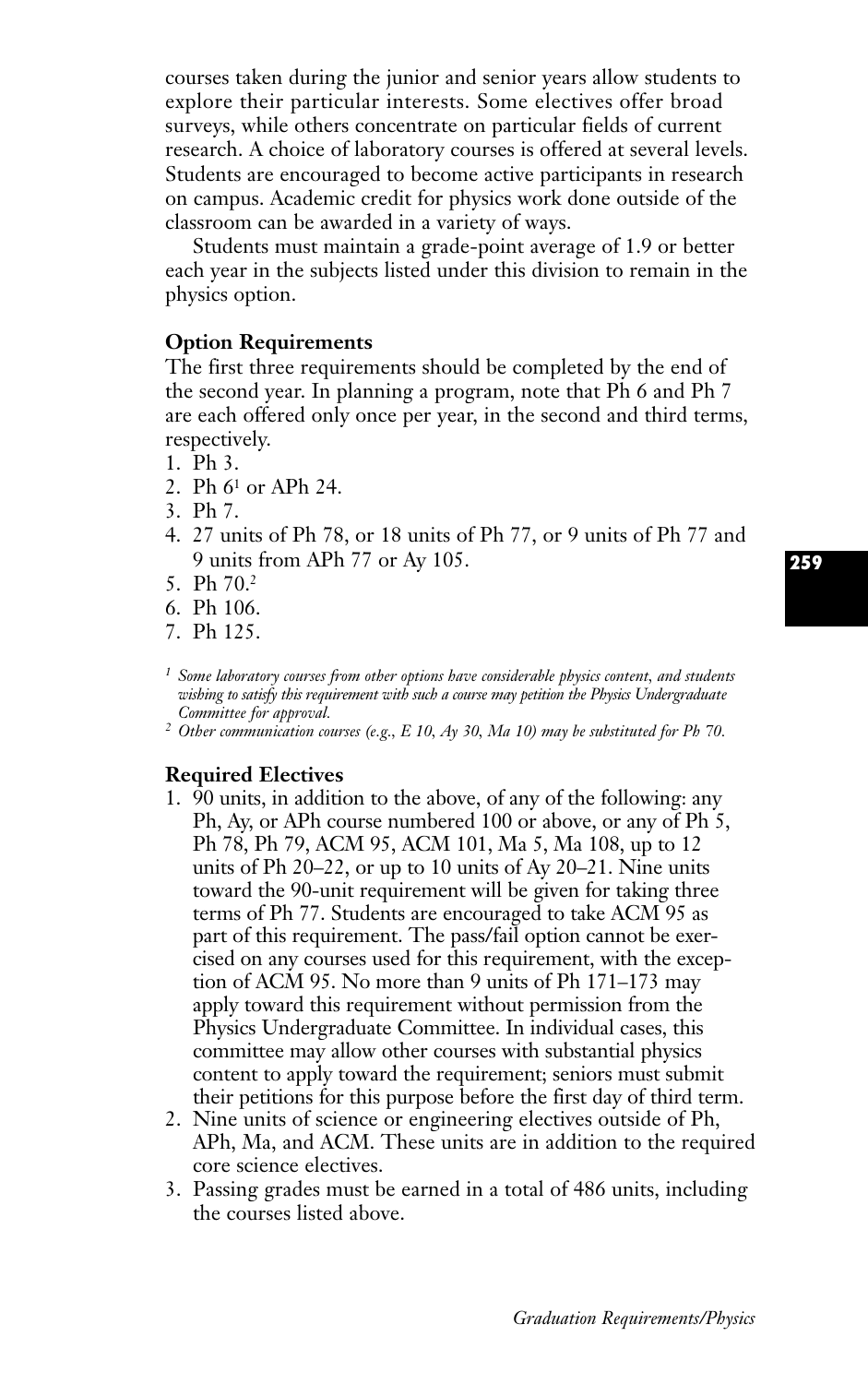courses taken during the junior and senior years allow students to explore their particular interests. Some electives offer broad surveys, while others concentrate on particular fields of current research. A choice of laboratory courses is offered at several levels. Students are encouraged to become active participants in research on campus. Academic credit for physics work done outside of the classroom can be awarded in a variety of ways.

Students must maintain a grade-point average of 1.9 or better each year in the subjects listed under this division to remain in the physics option.

**Option Requirements**

The first three requirements should be completed by the end of the second year. In planning a program, note that Ph 6 and Ph 7 are each offered only once per year, in the second and third terms, respectively.

1. Ph 3.
2. Ph 6[1] or APh 24.
3. Ph 7.
4. 27 units of Ph 78, or 18 units of Ph 77, or 9 units of Ph 77 and 9 units from APh 77 or Ay 105.
5. Ph 70.[2]
6. Ph 106.
7. Ph 125.

[1] *Some laboratory courses from other options have considerable physics content, and students wishing to satisfy this requirement with such a course may petition the Physics Undergraduate Committee for approval.*

[2] *Other communication courses (e.g., E 10, Ay 30, Ma 10) may be substituted for Ph 70.*

**Required Electives**

1. 90 units, in addition to the above, of any of the following: any Ph, Ay, or APh course numbered 100 or above, or any of Ph 5, Ph 78, Ph 79, ACM 95, ACM 101, Ma 5, Ma 108, up to 12 units of Ph 20–22, or up to 10 units of Ay 20–21. Nine units toward the 90-unit requirement will be given for taking three terms of Ph 77. Students are encouraged to take ACM 95 as part of this requirement. The pass/fail option cannot be exercised on any courses used for this requirement, with the exception of ACM 95. No more than 9 units of Ph 171–173 may apply toward this requirement without permission from the Physics Undergraduate Committee. In individual cases, this committee may allow other courses with substantial physics content to apply toward the requirement; seniors must submit their petitions for this purpose before the first day of third term.
2. Nine units of science or engineering electives outside of Ph, APh, Ma, and ACM. These units are in addition to the required core science electives.
3. Passing grades must be earned in a total of 486 units, including the courses listed above.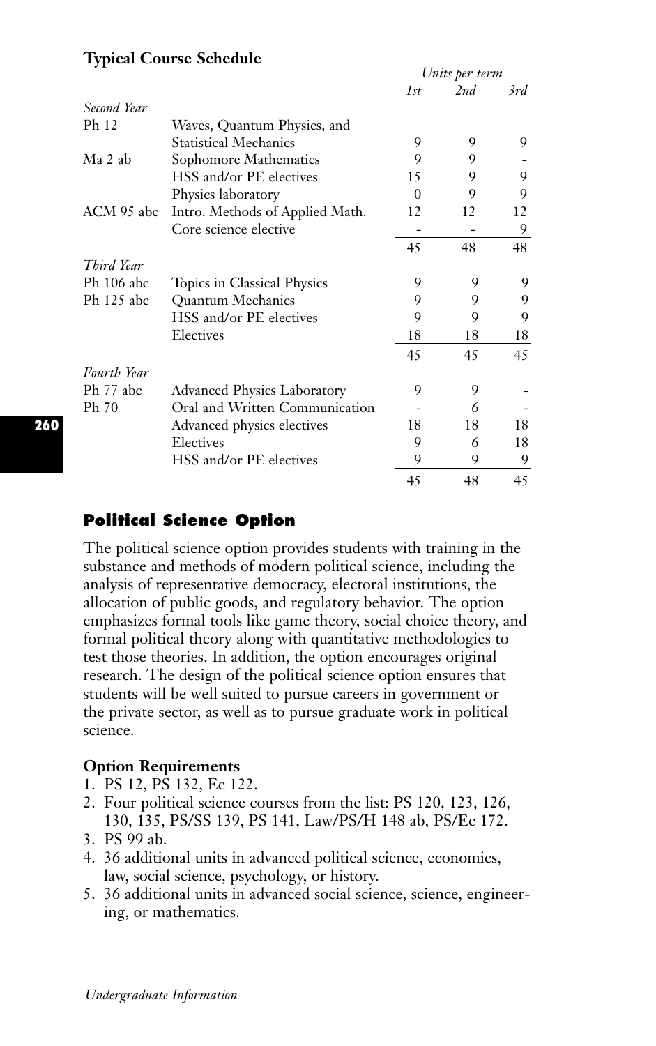**Typical Course Schedule**

| | | Units per term | | |
|---|---|---|---|---|
| | | 1st | 2nd | 3rd |
| *Second Year* | | | | |
| Ph 12 | Waves, Quantum Physics, and Statistical Mechanics | 9 | 9 | 9 |
| Ma 2 ab | Sophomore Mathematics | 9 | 9 | - |
| | HSS and/or PE electives | 15 | 9 | 9 |
| | Physics laboratory | 0 | 9 | 9 |
| ACM 95 abc | Intro. Methods of Applied Math. | 12 | 12 | 12 |
| | Core science elective | - | - | 9 |
| | | 45 | 48 | 48 |
| *Third Year* | | | | |
| Ph 106 abc | Topics in Classical Physics | 9 | 9 | 9 |
| Ph 125 abc | Quantum Mechanics | 9 | 9 | 9 |
| | HSS and/or PE electives | 9 | 9 | 9 |
| | Electives | 18 | 18 | 18 |
| | | 45 | 45 | 45 |
| *Fourth Year* | | | | |
| Ph 77 abc | Advanced Physics Laboratory | 9 | 9 | - |
| Ph 70 | Oral and Written Communication | - | 6 | - |
| | Advanced physics electives | 18 | 18 | 18 |
| | Electives | 9 | 6 | 18 |
| | HSS and/or PE electives | 9 | 9 | 9 |
| | | 45 | 48 | 45 |

## Political Science Option

The political science option provides students with training in the substance and methods of modern political science, including the analysis of representative democracy, electoral institutions, the allocation of public goods, and regulatory behavior. The option emphasizes formal tools like game theory, social choice theory, and formal political theory along with quantitative methodologies to test those theories. In addition, the option encourages original research. The design of the political science option ensures that students will be well suited to pursue careers in government or the private sector, as well as to pursue graduate work in political science.

### Option Requirements

1. PS 12, PS 132, Ec 122.
2. Four political science courses from the list: PS 120, 123, 126, 130, 135, PS/SS 139, PS 141, Law/PS/H 148 ab, PS/Ec 172.
3. PS 99 ab.
4. 36 additional units in advanced political science, economics, law, social science, psychology, or history.
5. 36 additional units in advanced social science, science, engineering, or mathematics.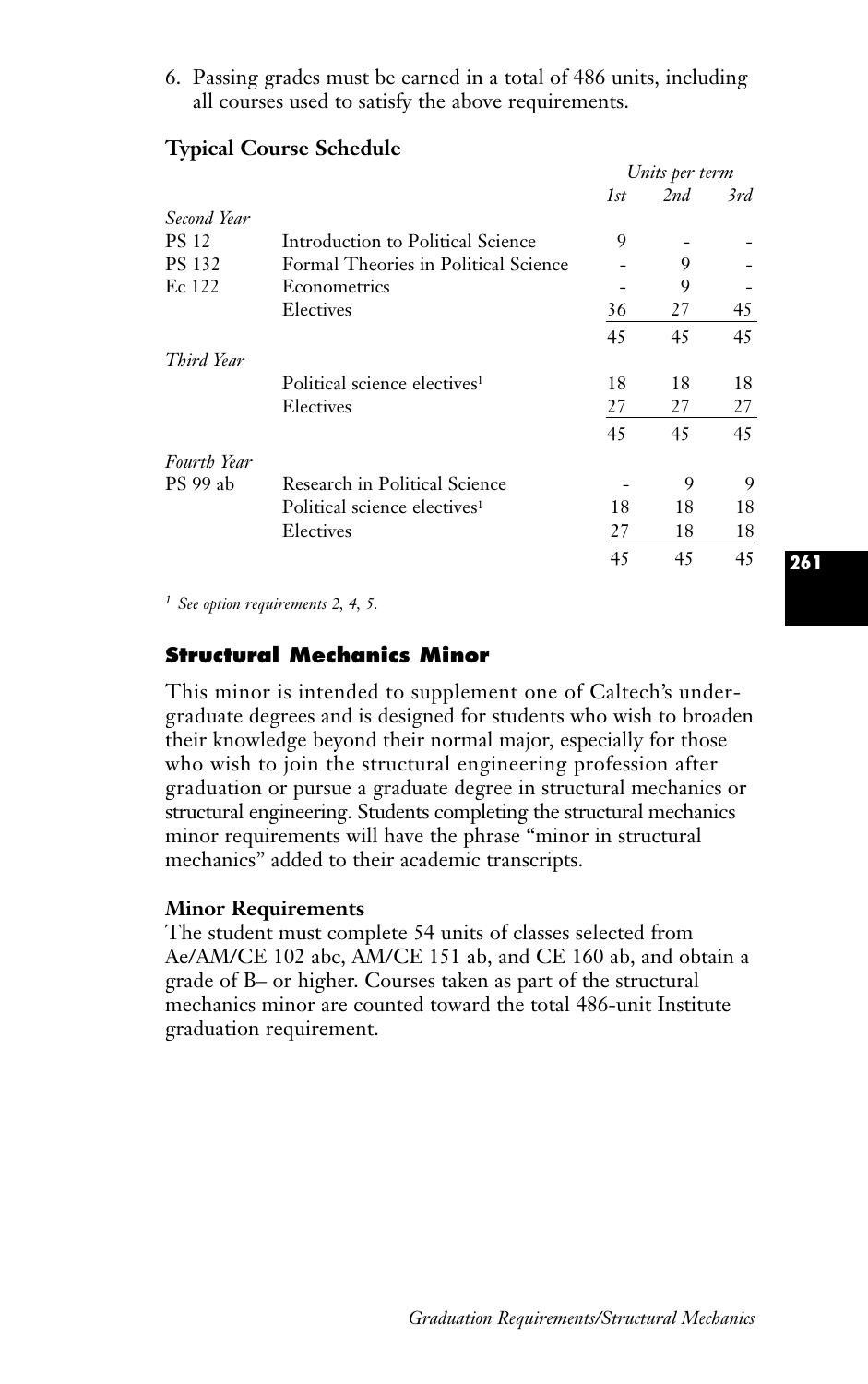6. Passing grades must be earned in a total of 486 units, including all courses used to satisfy the above requirements.

**Typical Course Schedule**

| | | Units per term | | |
|---|---|---|---|---|
| | | *1st* | *2nd* | *3rd* |
| *Second Year* | | | | |
| PS 12 | Introduction to Political Science | 9 | - | - |
| PS 132 | Formal Theories in Political Science | - | 9 | - |
| Ec 122 | Econometrics | - | 9 | - |
| | Electives | 36 | 27 | 45 |
| | | 45 | 45 | 45 |
| *Third Year* | | | | |
| | Political science electives[1] | 18 | 18 | 18 |
| | Electives | 27 | 27 | 27 |
| | | 45 | 45 | 45 |
| *Fourth Year* | | | | |
| PS 99 ab | Research in Political Science | - | 9 | 9 |
| | Political science electives[1] | 18 | 18 | 18 |
| | Electives | 27 | 18 | 18 |
| | | 45 | 45 | 45 |

[1] *See option requirements 2, 4, 5.*

## Structural Mechanics Minor

This minor is intended to supplement one of Caltech's undergraduate degrees and is designed for students who wish to broaden their knowledge beyond their normal major, especially for those who wish to join the structural engineering profession after graduation or pursue a graduate degree in structural mechanics or structural engineering. Students completing the structural mechanics minor requirements will have the phrase "minor in structural mechanics" added to their academic transcripts.

**Minor Requirements**

The student must complete 54 units of classes selected from Ae/AM/CE 102 abc, AM/CE 151 ab, and CE 160 ab, and obtain a grade of B– or higher. Courses taken as part of the structural mechanics minor are counted toward the total 486-unit Institute graduation requirement.